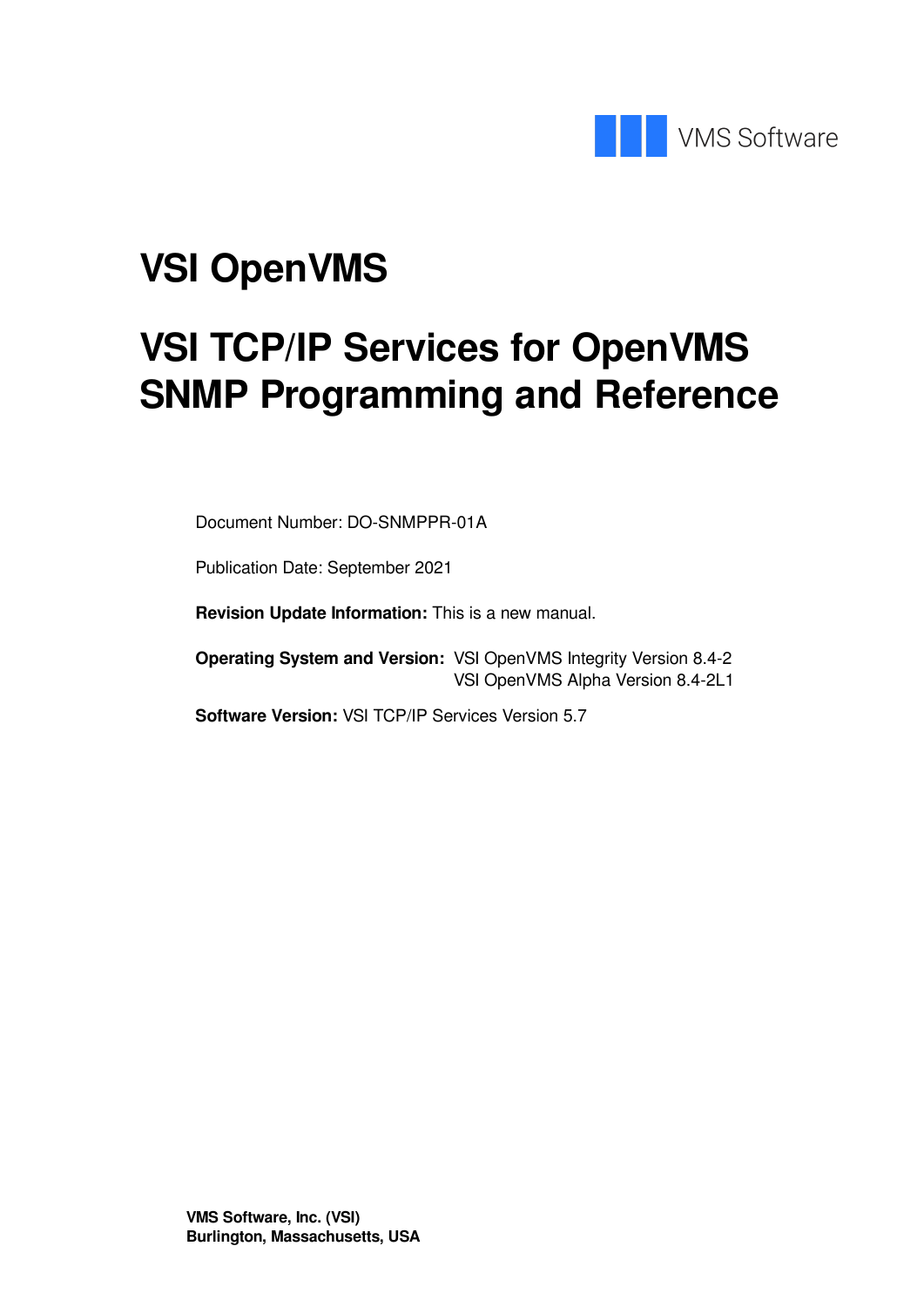VMS Software

# VSI OpenVMS

# VSI TCP/IP Services for OpenVMS SNMP Programming and Reference

Document Number: DO-SNMPPR-01A

Publication Date: September 2021

**Revision Update Information:** This is a new manual.

**Operating System and Version:** VSI OpenVMS Integrity Version 8.4-2
VSI OpenVMS Alpha Version 8.4-2L1

**Software Version:** VSI TCP/IP Services Version 5.7

**VMS Software, Inc. (VSI)**
**Burlington, Massachusetts, USA**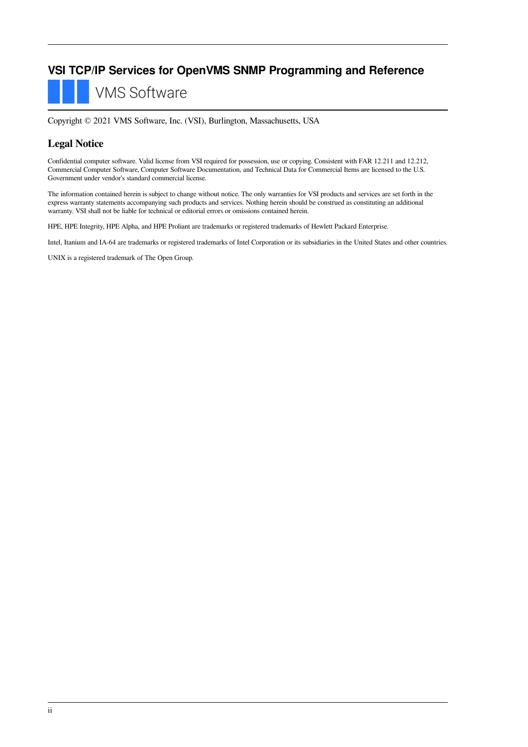# VSI TCP/IP Services for OpenVMS SNMP Programming and Reference

VMS Software

Copyright © 2021 VMS Software, Inc. (VSI), Burlington, Massachusetts, USA

## Legal Notice

Confidential computer software. Valid license from VSI required for possession, use or copying. Consistent with FAR 12.211 and 12.212, Commercial Computer Software, Computer Software Documentation, and Technical Data for Commercial Items are licensed to the U.S. Government under vendor's standard commercial license.

The information contained herein is subject to change without notice. The only warranties for VSI products and services are set forth in the express warranty statements accompanying such products and services. Nothing herein should be construed as constituting an additional warranty. VSI shall not be liable for technical or editorial errors or omissions contained herein.

HPE, HPE Integrity, HPE Alpha, and HPE Proliant are trademarks or registered trademarks of Hewlett Packard Enterprise.

Intel, Itanium and IA-64 are trademarks or registered trademarks of Intel Corporation or its subsidiaries in the United States and other countries.

UNIX is a registered trademark of The Open Group.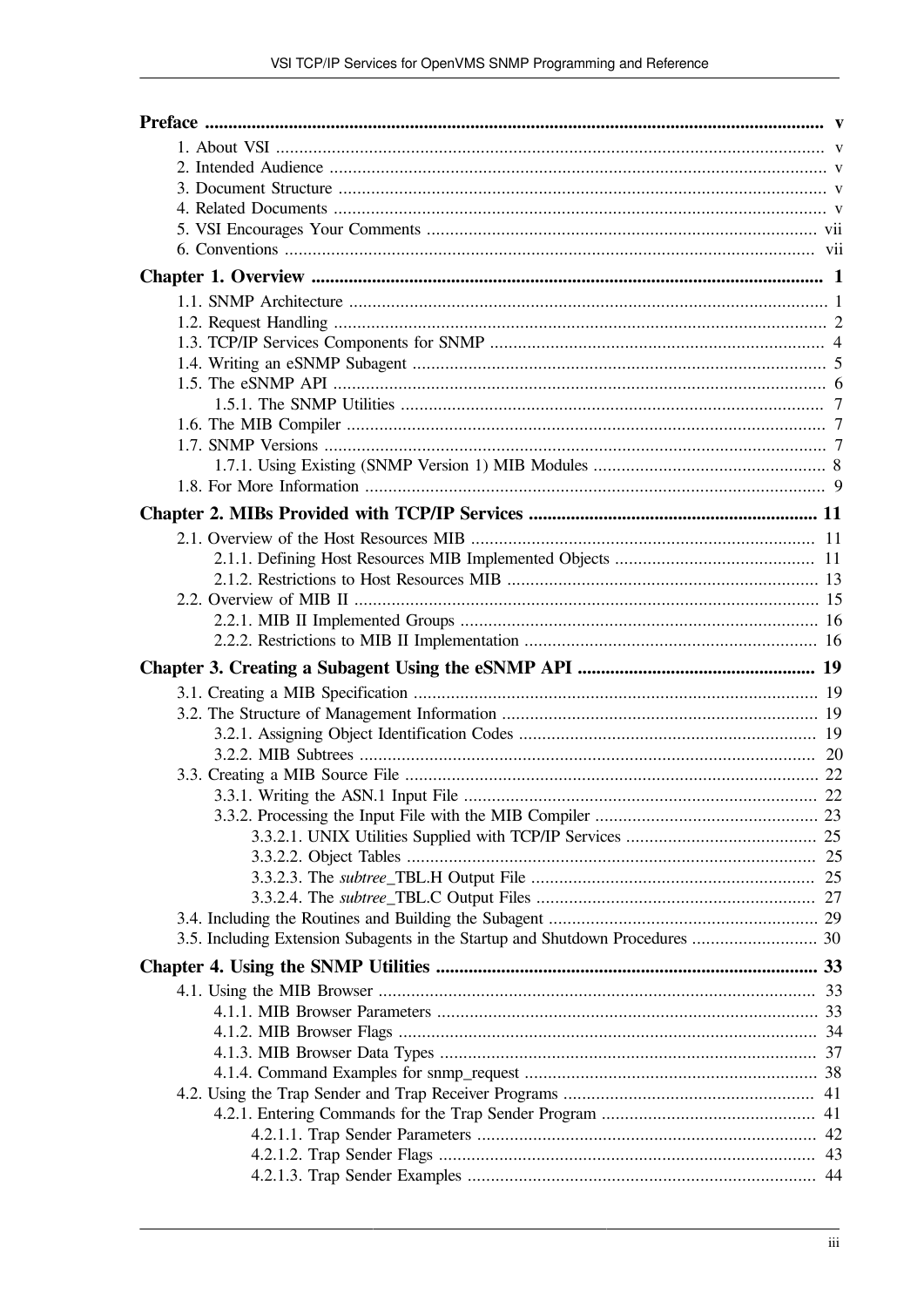**Preface** ..... v

- 1. About VSI ..... v
- 2. Intended Audience ..... v
- 3. Document Structure ..... v
- 4. Related Documents ..... v
- 5. VSI Encourages Your Comments ..... vii
- 6. Conventions ..... vii

**Chapter 1. Overview** ..... 1

- 1.1. SNMP Architecture ..... 1
- 1.2. Request Handling ..... 2
- 1.3. TCP/IP Services Components for SNMP ..... 4
- 1.4. Writing an eSNMP Subagent ..... 5
- 1.5. The eSNMP API ..... 6
  - 1.5.1. The SNMP Utilities ..... 7
- 1.6. The MIB Compiler ..... 7
- 1.7. SNMP Versions ..... 7
  - 1.7.1. Using Existing (SNMP Version 1) MIB Modules ..... 8
- 1.8. For More Information ..... 9

**Chapter 2. MIBs Provided with TCP/IP Services** ..... 11

- 2.1. Overview of the Host Resources MIB ..... 11
  - 2.1.1. Defining Host Resources MIB Implemented Objects ..... 11
  - 2.1.2. Restrictions to Host Resources MIB ..... 13
- 2.2. Overview of MIB II ..... 15
  - 2.2.1. MIB II Implemented Groups ..... 16
  - 2.2.2. Restrictions to MIB II Implementation ..... 16

**Chapter 3. Creating a Subagent Using the eSNMP API** ..... 19

- 3.1. Creating a MIB Specification ..... 19
- 3.2. The Structure of Management Information ..... 19
  - 3.2.1. Assigning Object Identification Codes ..... 19
  - 3.2.2. MIB Subtrees ..... 20
- 3.3. Creating a MIB Source File ..... 22
  - 3.3.1. Writing the ASN.1 Input File ..... 22
  - 3.3.2. Processing the Input File with the MIB Compiler ..... 23
    - 3.3.2.1. UNIX Utilities Supplied with TCP/IP Services ..... 25
    - 3.3.2.2. Object Tables ..... 25
    - 3.3.2.3. The *subtree*_TBL.H Output File ..... 25
    - 3.3.2.4. The *subtree*_TBL.C Output Files ..... 27
- 3.4. Including the Routines and Building the Subagent ..... 29
- 3.5. Including Extension Subagents in the Startup and Shutdown Procedures ..... 30

**Chapter 4. Using the SNMP Utilities** ..... 33

- 4.1. Using the MIB Browser ..... 33
  - 4.1.1. MIB Browser Parameters ..... 33
  - 4.1.2. MIB Browser Flags ..... 34
  - 4.1.3. MIB Browser Data Types ..... 37
  - 4.1.4. Command Examples for snmp_request ..... 38
- 4.2. Using the Trap Sender and Trap Receiver Programs ..... 41
  - 4.2.1. Entering Commands for the Trap Sender Program ..... 41
    - 4.2.1.1. Trap Sender Parameters ..... 42
    - 4.2.1.2. Trap Sender Flags ..... 43
    - 4.2.1.3. Trap Sender Examples ..... 44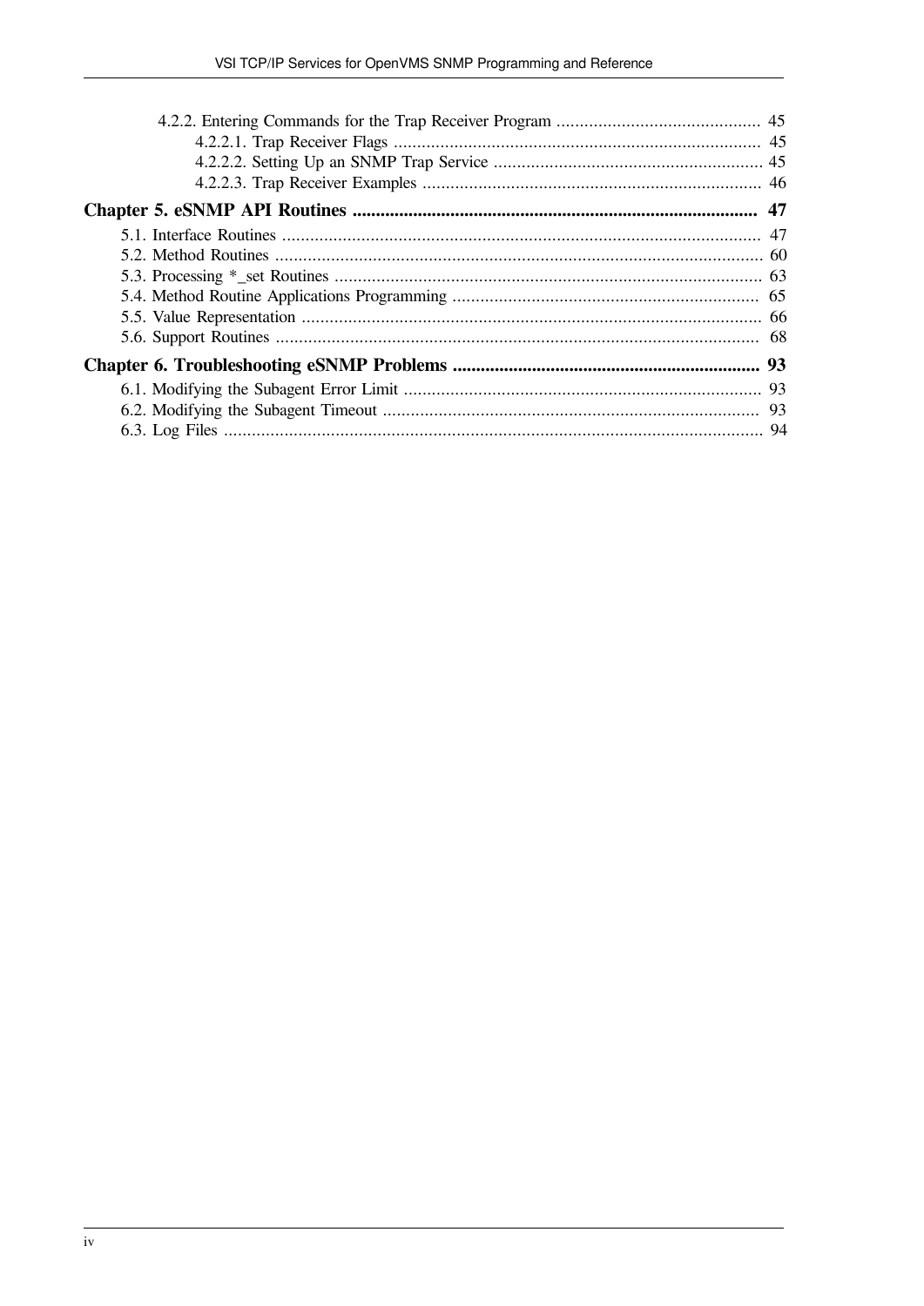4.2.2. Entering Commands for the Trap Receiver Program ............................................ 45

4.2.2.1. Trap Receiver Flags ............................................................................... 45

4.2.2.2. Setting Up an SNMP Trap Service .......................................................... 45

4.2.2.3. Trap Receiver Examples ......................................................................... 46

**Chapter 5. eSNMP API Routines ...................................................................................... 47**

5.1. Interface Routines ....................................................................................................... 47

5.2. Method Routines ......................................................................................................... 60

5.3. Processing *_set Routines ............................................................................................ 63

5.4. Method Routine Applications Programming .................................................................. 65

5.5. Value Representation ................................................................................................... 66

5.6. Support Routines ........................................................................................................ 68

**Chapter 6. Troubleshooting eSNMP Problems ................................................................. 93**

6.1. Modifying the Subagent Error Limit ............................................................................. 93

6.2. Modifying the Subagent Timeout ................................................................................. 93

6.3. Log Files .................................................................................................................... 94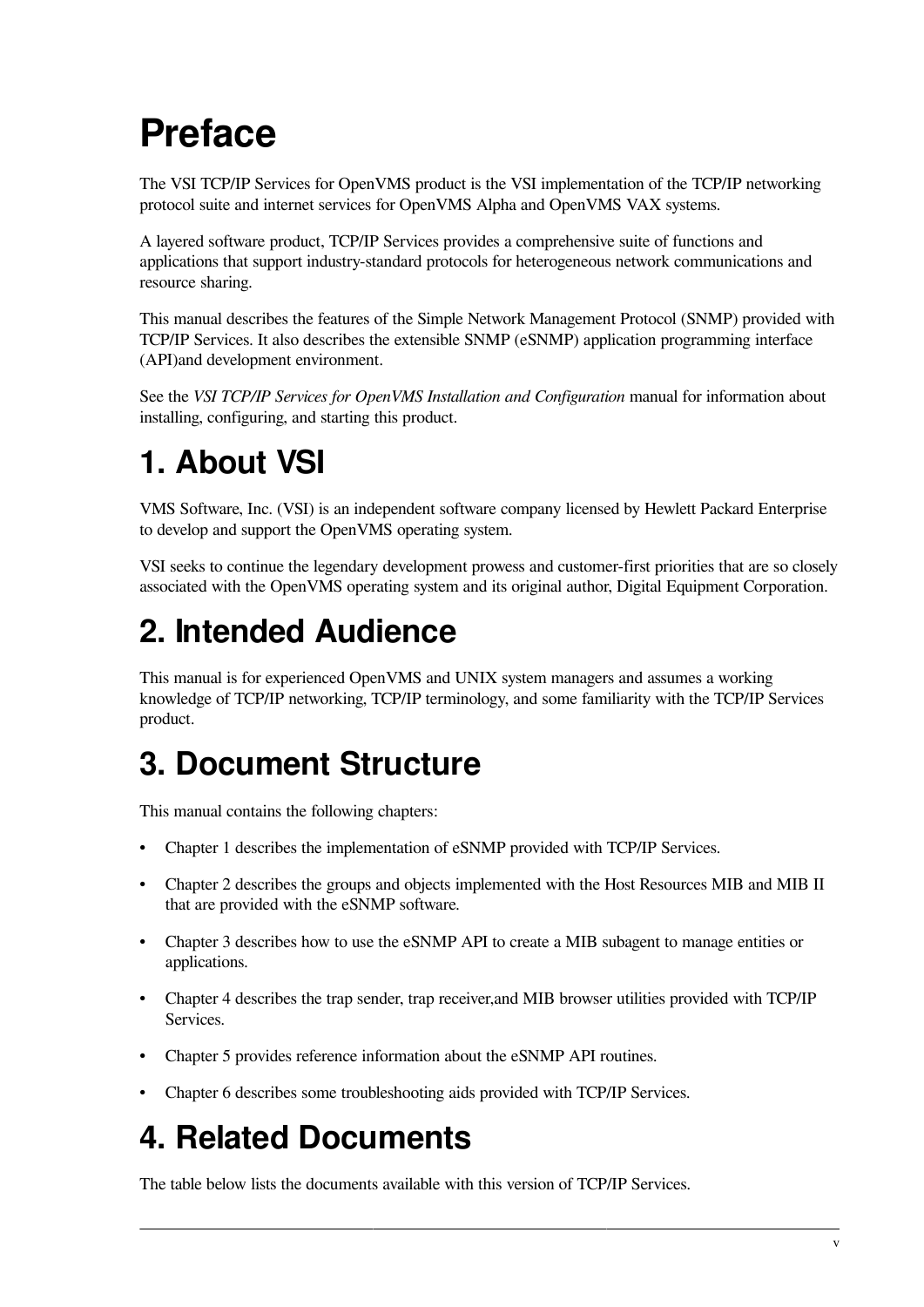# Preface

The VSI TCP/IP Services for OpenVMS product is the VSI implementation of the TCP/IP networking protocol suite and internet services for OpenVMS Alpha and OpenVMS VAX systems.

A layered software product, TCP/IP Services provides a comprehensive suite of functions and applications that support industry-standard protocols for heterogeneous network communications and resource sharing.

This manual describes the features of the Simple Network Management Protocol (SNMP) provided with TCP/IP Services. It also describes the extensible SNMP (eSNMP) application programming interface (API)and development environment.

See the *VSI TCP/IP Services for OpenVMS Installation and Configuration* manual for information about installing, configuring, and starting this product.

# 1. About VSI

VMS Software, Inc. (VSI) is an independent software company licensed by Hewlett Packard Enterprise to develop and support the OpenVMS operating system.

VSI seeks to continue the legendary development prowess and customer-first priorities that are so closely associated with the OpenVMS operating system and its original author, Digital Equipment Corporation.

# 2. Intended Audience

This manual is for experienced OpenVMS and UNIX system managers and assumes a working knowledge of TCP/IP networking, TCP/IP terminology, and some familiarity with the TCP/IP Services product.

# 3. Document Structure

This manual contains the following chapters:

- Chapter 1 describes the implementation of eSNMP provided with TCP/IP Services.
- Chapter 2 describes the groups and objects implemented with the Host Resources MIB and MIB II that are provided with the eSNMP software.
- Chapter 3 describes how to use the eSNMP API to create a MIB subagent to manage entities or applications.
- Chapter 4 describes the trap sender, trap receiver,and MIB browser utilities provided with TCP/IP Services.
- Chapter 5 provides reference information about the eSNMP API routines.
- Chapter 6 describes some troubleshooting aids provided with TCP/IP Services.

# 4. Related Documents

The table below lists the documents available with this version of TCP/IP Services.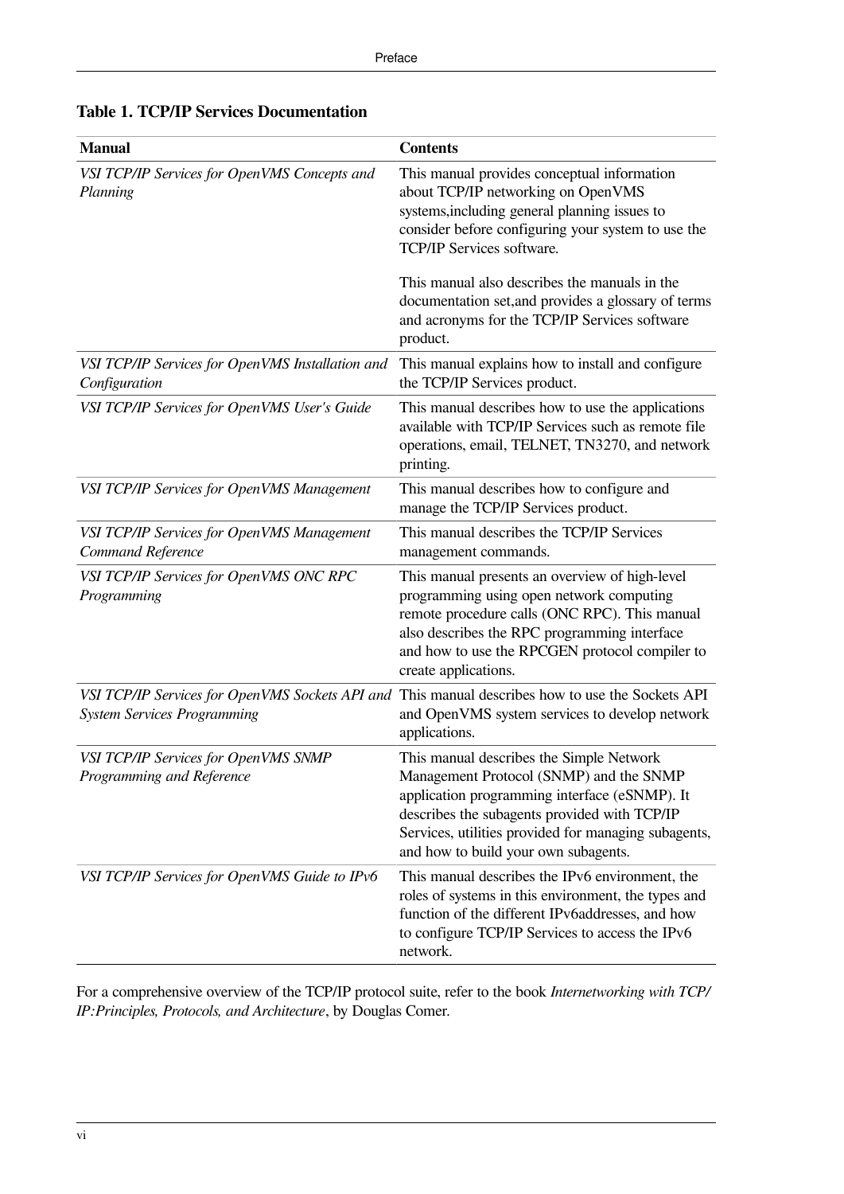**Table 1. TCP/IP Services Documentation**

| Manual | Contents |
|---|---|
| *VSI TCP/IP Services for OpenVMS Concepts and Planning* | This manual provides conceptual information about TCP/IP networking on OpenVMS systems,including general planning issues to consider before configuring your system to use the TCP/IP Services software.<br><br>This manual also describes the manuals in the documentation set,and provides a glossary of terms and acronyms for the TCP/IP Services software product. |
| *VSI TCP/IP Services for OpenVMS Installation and Configuration* | This manual explains how to install and configure the TCP/IP Services product. |
| *VSI TCP/IP Services for OpenVMS User's Guide* | This manual describes how to use the applications available with TCP/IP Services such as remote file operations, email, TELNET, TN3270, and network printing. |
| *VSI TCP/IP Services for OpenVMS Management* | This manual describes how to configure and manage the TCP/IP Services product. |
| *VSI TCP/IP Services for OpenVMS Management Command Reference* | This manual describes the TCP/IP Services management commands. |
| *VSI TCP/IP Services for OpenVMS ONC RPC Programming* | This manual presents an overview of high-level programming using open network computing remote procedure calls (ONC RPC). This manual also describes the RPC programming interface and how to use the RPCGEN protocol compiler to create applications. |
| *VSI TCP/IP Services for OpenVMS Sockets API and System Services Programming* | This manual describes how to use the Sockets API and OpenVMS system services to develop network applications. |
| *VSI TCP/IP Services for OpenVMS SNMP Programming and Reference* | This manual describes the Simple Network Management Protocol (SNMP) and the SNMP application programming interface (eSNMP). It describes the subagents provided with TCP/IP Services, utilities provided for managing subagents, and how to build your own subagents. |
| *VSI TCP/IP Services for OpenVMS Guide to IPv6* | This manual describes the IPv6 environment, the roles of systems in this environment, the types and function of the different IPv6addresses, and how to configure TCP/IP Services to access the IPv6 network. |

For a comprehensive overview of the TCP/IP protocol suite, refer to the book *Internetworking with TCP/IP:Principles, Protocols, and Architecture*, by Douglas Comer.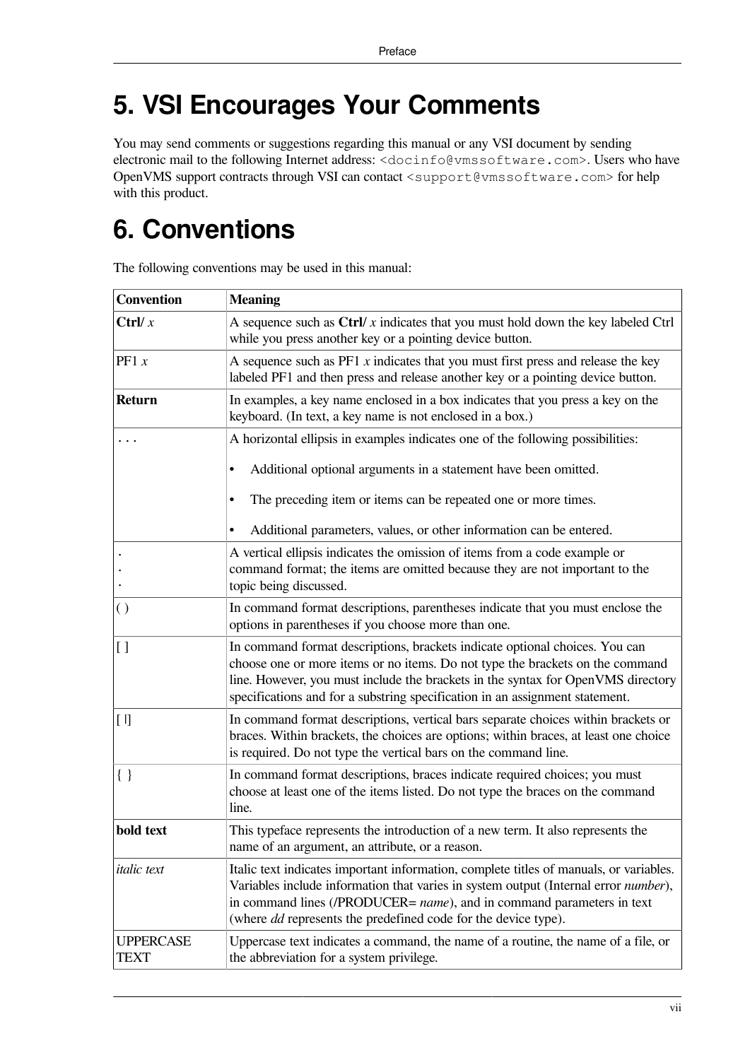# 5. VSI Encourages Your Comments

You may send comments or suggestions regarding this manual or any VSI document by sending electronic mail to the following Internet address: `<docinfo@vmssoftware.com>`. Users who have OpenVMS support contracts through VSI can contact `<support@vmssoftware.com>` for help with this product.

# 6. Conventions

The following conventions may be used in this manual:

| Convention | Meaning |
|---|---|
| **Ctrl/** *x* | A sequence such as **Ctrl/** *x* indicates that you must hold down the key labeled Ctrl while you press another key or a pointing device button. |
| PF1 *x* | A sequence such as PF1 *x* indicates that you must first press and release the key labeled PF1 and then press and release another key or a pointing device button. |
| **Return** | In examples, a key name enclosed in a box indicates that you press a key on the keyboard. (In text, a key name is not enclosed in a box.) |
| . . . | A horizontal ellipsis in examples indicates one of the following possibilities: <br>• Additional optional arguments in a statement have been omitted. <br>• The preceding item or items can be repeated one or more times. <br>• Additional parameters, values, or other information can be entered. |
| .<br>.<br>. | A vertical ellipsis indicates the omission of items from a code example or command format; the items are omitted because they are not important to the topic being discussed. |
| ( ) | In command format descriptions, parentheses indicate that you must enclose the options in parentheses if you choose more than one. |
| [ ] | In command format descriptions, brackets indicate optional choices. You can choose one or more items or no items. Do not type the brackets on the command line. However, you must include the brackets in the syntax for OpenVMS directory specifications and for a substring specification in an assignment statement. |
| [ \|] | In command format descriptions, vertical bars separate choices within brackets or braces. Within brackets, the choices are options; within braces, at least one choice is required. Do not type the vertical bars on the command line. |
| { } | In command format descriptions, braces indicate required choices; you must choose at least one of the items listed. Do not type the braces on the command line. |
| **bold text** | This typeface represents the introduction of a new term. It also represents the name of an argument, an attribute, or a reason. |
| *italic text* | Italic text indicates important information, complete titles of manuals, or variables. Variables include information that varies in system output (Internal error *number*), in command lines (/PRODUCER= *name*), and in command parameters in text (where *dd* represents the predefined code for the device type). |
| UPPERCASE TEXT | Uppercase text indicates a command, the name of a routine, the name of a file, or the abbreviation for a system privilege. |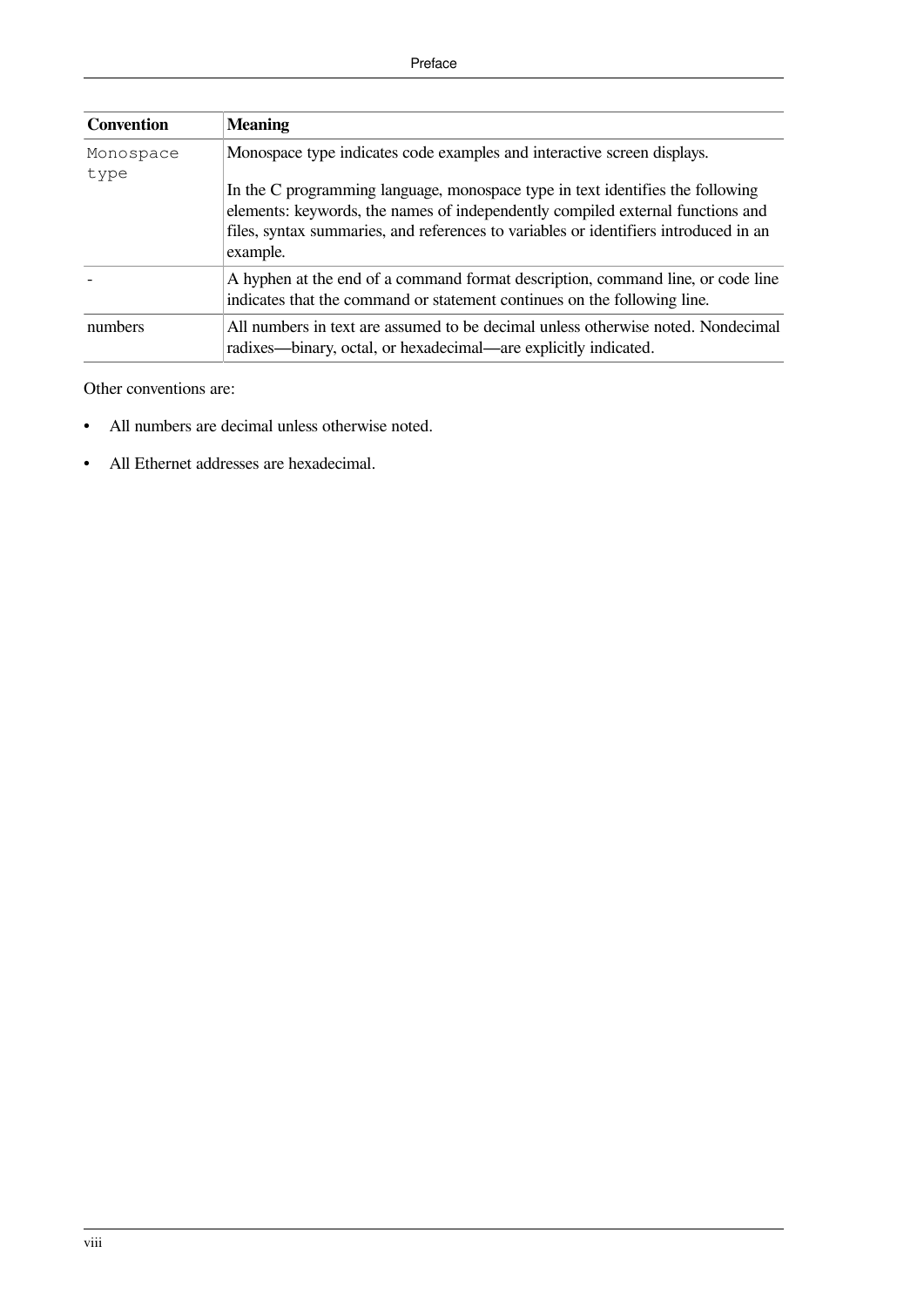| Convention | Meaning |
| --- | --- |
| `Monospace type` | Monospace type indicates code examples and interactive screen displays.<br><br>In the C programming language, monospace type in text identifies the following elements: keywords, the names of independently compiled external functions and files, syntax summaries, and references to variables or identifiers introduced in an example. |
| - | A hyphen at the end of a command format description, command line, or code line indicates that the command or statement continues on the following line. |
| numbers | All numbers in text are assumed to be decimal unless otherwise noted. Nondecimal radixes—binary, octal, or hexadecimal—are explicitly indicated. |

Other conventions are:

- All numbers are decimal unless otherwise noted.
- All Ethernet addresses are hexadecimal.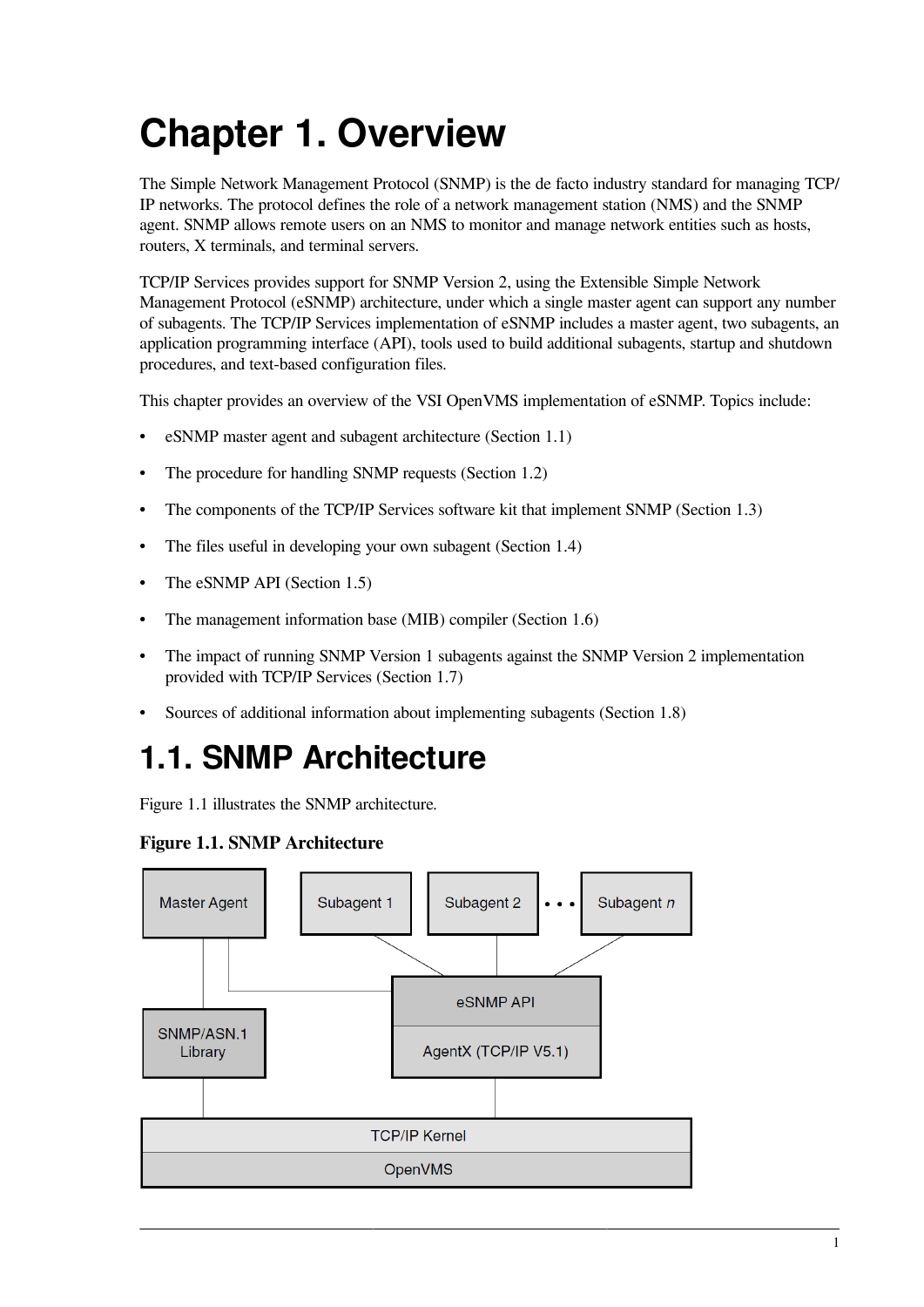# Chapter 1. Overview

The Simple Network Management Protocol (SNMP) is the de facto industry standard for managing TCP/IP networks. The protocol defines the role of a network management station (NMS) and the SNMP agent. SNMP allows remote users on an NMS to monitor and manage network entities such as hosts, routers, X terminals, and terminal servers.

TCP/IP Services provides support for SNMP Version 2, using the Extensible Simple Network Management Protocol (eSNMP) architecture, under which a single master agent can support any number of subagents. The TCP/IP Services implementation of eSNMP includes a master agent, two subagents, an application programming interface (API), tools used to build additional subagents, startup and shutdown procedures, and text-based configuration files.

This chapter provides an overview of the VSI OpenVMS implementation of eSNMP. Topics include:

- eSNMP master agent and subagent architecture (Section 1.1)
- The procedure for handling SNMP requests (Section 1.2)
- The components of the TCP/IP Services software kit that implement SNMP (Section 1.3)
- The files useful in developing your own subagent (Section 1.4)
- The eSNMP API (Section 1.5)
- The management information base (MIB) compiler (Section 1.6)
- The impact of running SNMP Version 1 subagents against the SNMP Version 2 implementation provided with TCP/IP Services (Section 1.7)
- Sources of additional information about implementing subagents (Section 1.8)

# 1.1. SNMP Architecture

Figure 1.1 illustrates the SNMP architecture.

**Figure 1.1. SNMP Architecture**

Master Agent | Subagent 1 | Subagent 2 | • • • | Subagent *n*

SNMP/ASN.1 Library

eSNMP API

AgentX (TCP/IP V5.1)

TCP/IP Kernel

OpenVMS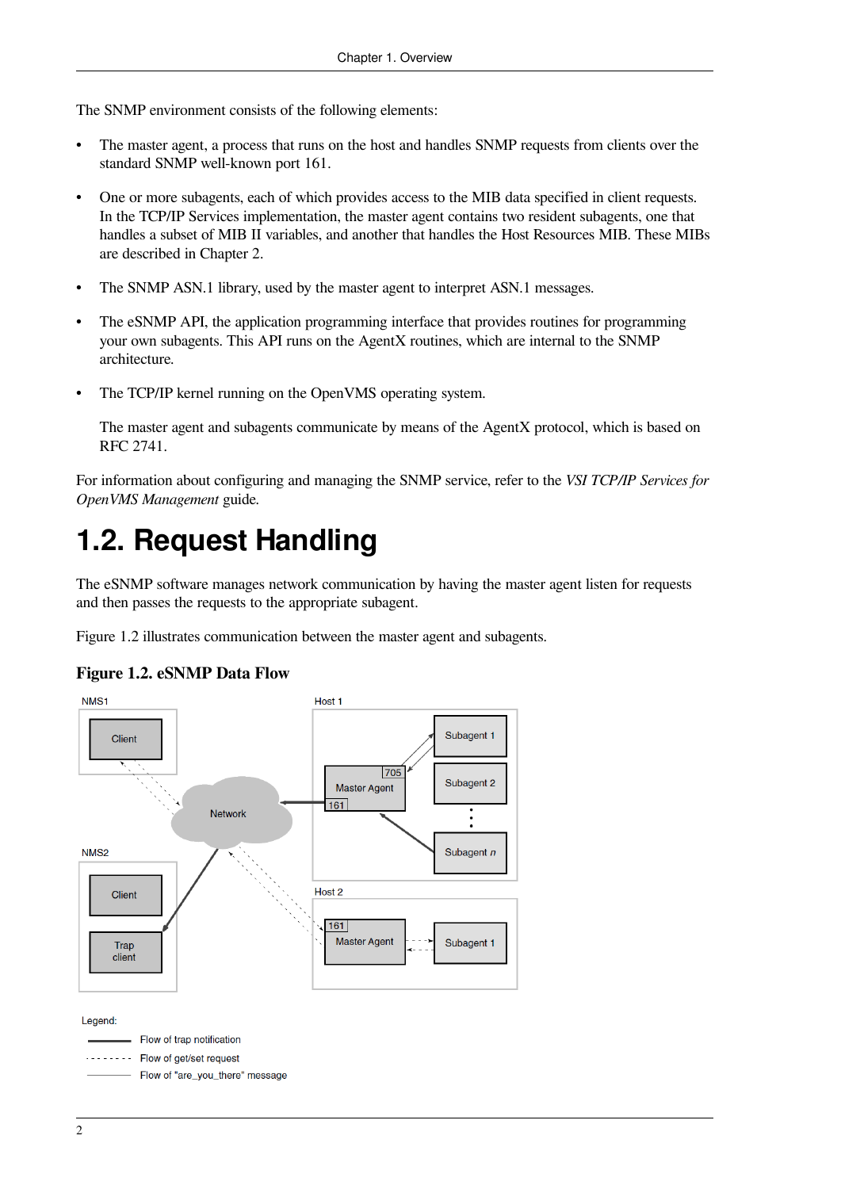The SNMP environment consists of the following elements:

- The master agent, a process that runs on the host and handles SNMP requests from clients over the standard SNMP well-known port 161.
- One or more subagents, each of which provides access to the MIB data specified in client requests. In the TCP/IP Services implementation, the master agent contains two resident subagents, one that handles a subset of MIB II variables, and another that handles the Host Resources MIB. These MIBs are described in Chapter 2.
- The SNMP ASN.1 library, used by the master agent to interpret ASN.1 messages.
- The eSNMP API, the application programming interface that provides routines for programming your own subagents. This API runs on the AgentX routines, which are internal to the SNMP architecture.
- The TCP/IP kernel running on the OpenVMS operating system.

  The master agent and subagents communicate by means of the AgentX protocol, which is based on RFC 2741.

For information about configuring and managing the SNMP service, refer to the *VSI TCP/IP Services for OpenVMS Management* guide.

# 1.2. Request Handling

The eSNMP software manages network communication by having the master agent listen for requests and then passes the requests to the appropriate subagent.

Figure 1.2 illustrates communication between the master agent and subagents.

**Figure 1.2. eSNMP Data Flow**

NMS1
Client
Network
NMS2
Client
Trap client
Host 1
705
Master Agent
161
Subagent 1
Subagent 2
Subagent *n*
Host 2
161
Master Agent
Subagent 1

Legend:
Flow of trap notification
Flow of get/set request
Flow of "are_you_there" message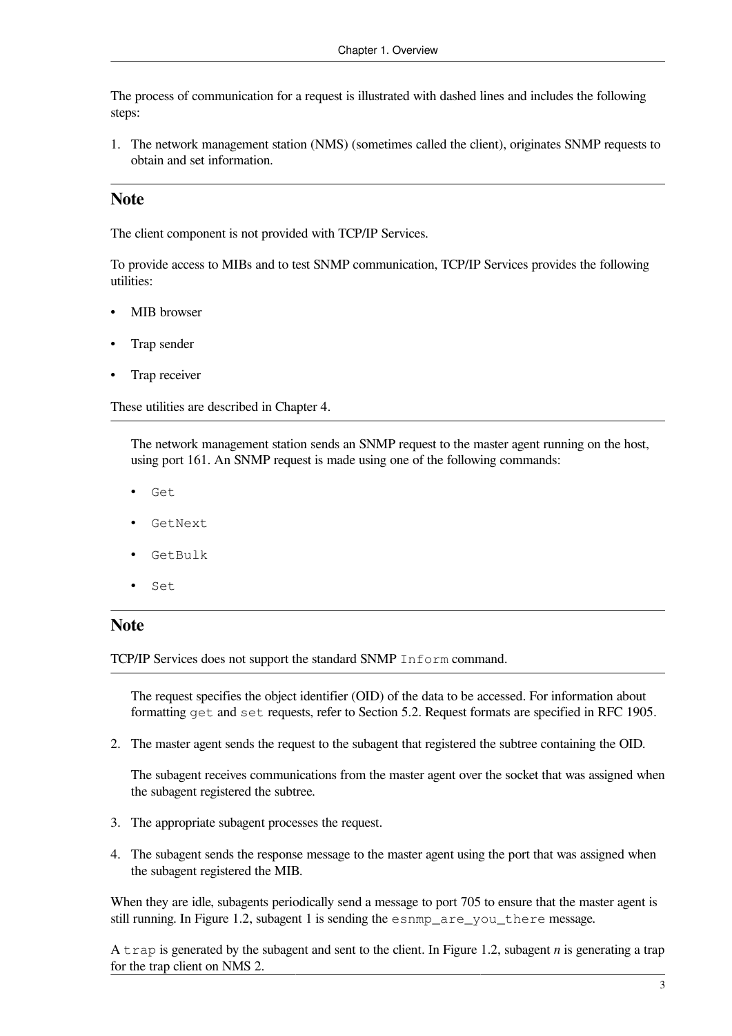The process of communication for a request is illustrated with dashed lines and includes the following steps:

1. The network management station (NMS) (sometimes called the client), originates SNMP requests to obtain and set information.

## Note

The client component is not provided with TCP/IP Services.

To provide access to MIBs and to test SNMP communication, TCP/IP Services provides the following utilities:

- MIB browser
- Trap sender
- Trap receiver

These utilities are described in Chapter 4.

---

The network management station sends an SNMP request to the master agent running on the host, using port 161. An SNMP request is made using one of the following commands:

- `Get`
- `GetNext`
- `GetBulk`
- `Set`

## Note

TCP/IP Services does not support the standard SNMP `Inform` command.

---

The request specifies the object identifier (OID) of the data to be accessed. For information about formatting `get` and `set` requests, refer to Section 5.2. Request formats are specified in RFC 1905.

2. The master agent sends the request to the subagent that registered the subtree containing the OID.

   The subagent receives communications from the master agent over the socket that was assigned when the subagent registered the subtree.

3. The appropriate subagent processes the request.

4. The subagent sends the response message to the master agent using the port that was assigned when the subagent registered the MIB.

When they are idle, subagents periodically send a message to port 705 to ensure that the master agent is still running. In Figure 1.2, subagent 1 is sending the `esnmp_are_you_there` message.

A `trap` is generated by the subagent and sent to the client. In Figure 1.2, subagent *n* is generating a trap for the trap client on NMS 2.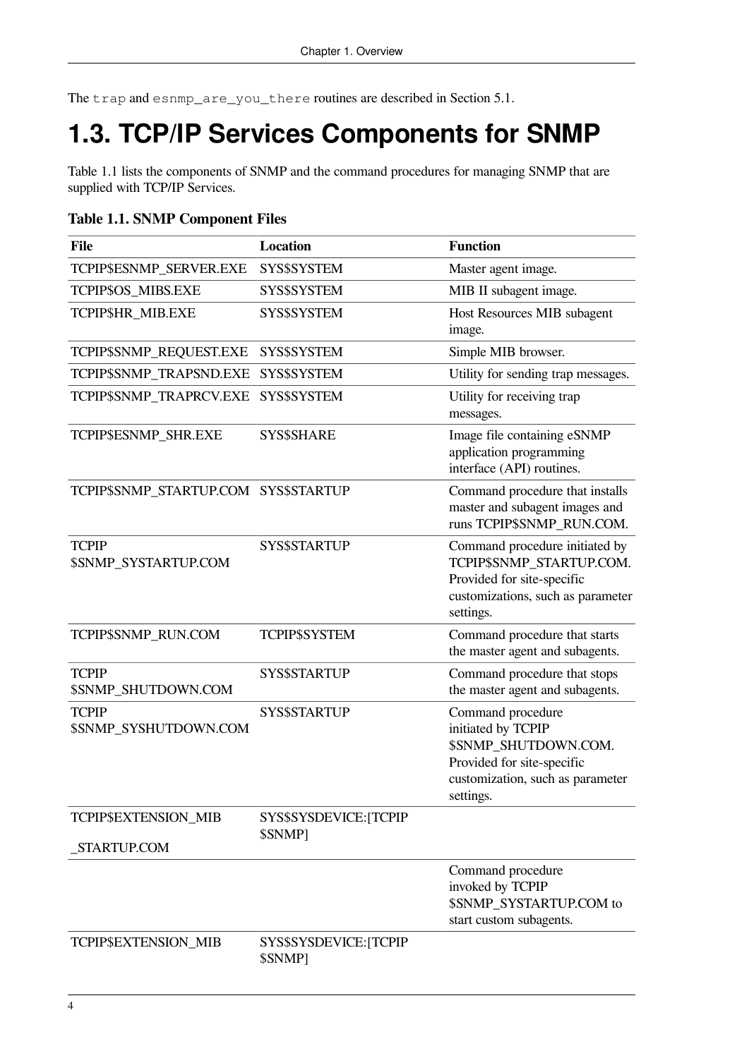The `trap` and `esnmp_are_you_there` routines are described in Section 5.1.

# 1.3. TCP/IP Services Components for SNMP

Table 1.1 lists the components of SNMP and the command procedures for managing SNMP that are supplied with TCP/IP Services.

**Table 1.1. SNMP Component Files**

| File | Location | Function |
|---|---|---|
| TCPIP$ESNMP_SERVER.EXE | SYS$SYSTEM | Master agent image. |
| TCPIP$OS_MIBS.EXE | SYS$SYSTEM | MIB II subagent image. |
| TCPIP$HR_MIB.EXE | SYS$SYSTEM | Host Resources MIB subagent image. |
| TCPIP$SNMP_REQUEST.EXE | SYS$SYSTEM | Simple MIB browser. |
| TCPIP$SNMP_TRAPSND.EXE | SYS$SYSTEM | Utility for sending trap messages. |
| TCPIP$SNMP_TRAPRCV.EXE | SYS$SYSTEM | Utility for receiving trap messages. |
| TCPIP$ESNMP_SHR.EXE | SYS$SHARE | Image file containing eSNMP application programming interface (API) routines. |
| TCPIP$SNMP_STARTUP.COM | SYS$STARTUP | Command procedure that installs master and subagent images and runs TCPIP$SNMP_RUN.COM. |
| TCPIP $SNMP_SYSTARTUP.COM | SYS$STARTUP | Command procedure initiated by TCPIP$SNMP_STARTUP.COM. Provided for site-specific customizations, such as parameter settings. |
| TCPIP$SNMP_RUN.COM | TCPIP$SYSTEM | Command procedure that starts the master agent and subagents. |
| TCPIP $SNMP_SHUTDOWN.COM | SYS$STARTUP | Command procedure that stops the master agent and subagents. |
| TCPIP $SNMP_SYSHUTDOWN.COM | SYS$STARTUP | Command procedure initiated by TCPIP $SNMP_SHUTDOWN.COM. Provided for site-specific customization, such as parameter settings. |
| TCPIP$EXTENSION_MIB _STARTUP.COM | SYS$SYSDEVICE:[TCPIP $SNMP] | |
| | | Command procedure invoked by TCPIP $SNMP_SYSTARTUP.COM to start custom subagents. |
| TCPIP$EXTENSION_MIB | SYS$SYSDEVICE:[TCPIP $SNMP] | |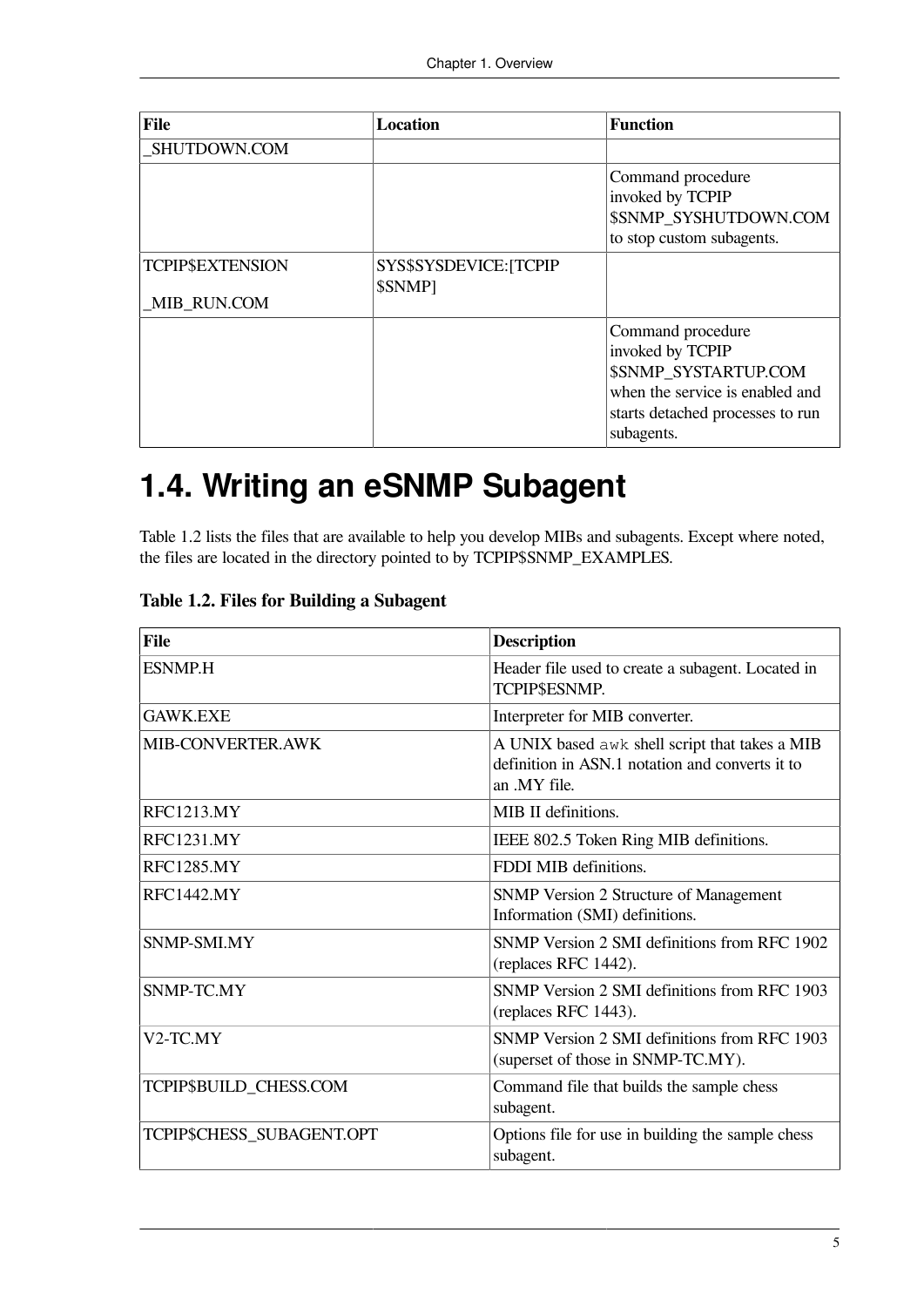| File | Location | Function |
| --- | --- | --- |
| _SHUTDOWN.COM | | |
| | | Command procedure invoked by TCPIP $SNMP_SYSHUTDOWN.COM to stop custom subagents. |
| TCPIP$EXTENSION _MIB_RUN.COM | SYS$SYSDEVICE:[TCPIP $SNMP] | |
| | | Command procedure invoked by TCPIP $SNMP_SYSTARTUP.COM when the service is enabled and starts detached processes to run subagents. |

# 1.4. Writing an eSNMP Subagent

Table 1.2 lists the files that are available to help you develop MIBs and subagents. Except where noted, the files are located in the directory pointed to by TCPIP$SNMP_EXAMPLES.

**Table 1.2. Files for Building a Subagent**

| File | Description |
| --- | --- |
| ESNMP.H | Header file used to create a subagent. Located in TCPIP$ESNMP. |
| GAWK.EXE | Interpreter for MIB converter. |
| MIB-CONVERTER.AWK | A UNIX based `awk` shell script that takes a MIB definition in ASN.1 notation and converts it to an .MY file. |
| RFC1213.MY | MIB II definitions. |
| RFC1231.MY | IEEE 802.5 Token Ring MIB definitions. |
| RFC1285.MY | FDDI MIB definitions. |
| RFC1442.MY | SNMP Version 2 Structure of Management Information (SMI) definitions. |
| SNMP-SMI.MY | SNMP Version 2 SMI definitions from RFC 1902 (replaces RFC 1442). |
| SNMP-TC.MY | SNMP Version 2 SMI definitions from RFC 1903 (replaces RFC 1443). |
| V2-TC.MY | SNMP Version 2 SMI definitions from RFC 1903 (superset of those in SNMP-TC.MY). |
| TCPIP$BUILD_CHESS.COM | Command file that builds the sample chess subagent. |
| TCPIP$CHESS_SUBAGENT.OPT | Options file for use in building the sample chess subagent. |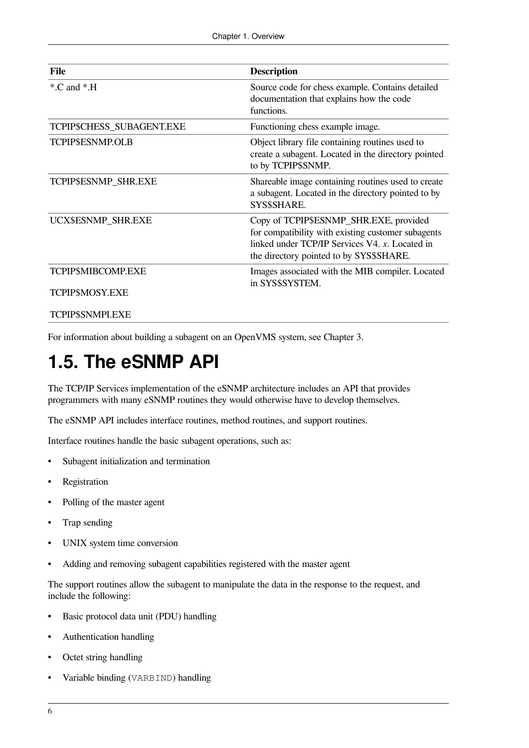| File | Description |
| --- | --- |
| *.C and *.H | Source code for chess example. Contains detailed documentation that explains how the code functions. |
| TCPIP$CHESS_SUBAGENT.EXE | Functioning chess example image. |
| TCPIP$ESNMP.OLB | Object library file containing routines used to create a subagent. Located in the directory pointed to by TCPIP$SNMP. |
| TCPIP$ESNMP_SHR.EXE | Shareable image containing routines used to create a subagent. Located in the directory pointed to by SYS$SHARE. |
| UCX$ESNMP_SHR.EXE | Copy of TCPIP$ESNMP_SHR.EXE, provided for compatibility with existing customer subagents linked under TCP/IP Services V4. *x*. Located in the directory pointed to by SYS$SHARE. |
| TCPIP$MIBCOMP.EXE<br>TCPIP$MOSY.EXE<br>TCPIP$SNMPI.EXE | Images associated with the MIB compiler. Located in SYS$SYSTEM. |

For information about building a subagent on an OpenVMS system, see Chapter 3.

# 1.5. The eSNMP API

The TCP/IP Services implementation of the eSNMP architecture includes an API that provides programmers with many eSNMP routines they would otherwise have to develop themselves.

The eSNMP API includes interface routines, method routines, and support routines.

Interface routines handle the basic subagent operations, such as:

- Subagent initialization and termination
- Registration
- Polling of the master agent
- Trap sending
- UNIX system time conversion
- Adding and removing subagent capabilities registered with the master agent

The support routines allow the subagent to manipulate the data in the response to the request, and include the following:

- Basic protocol data unit (PDU) handling
- Authentication handling
- Octet string handling
- Variable binding (`VARBIND`) handling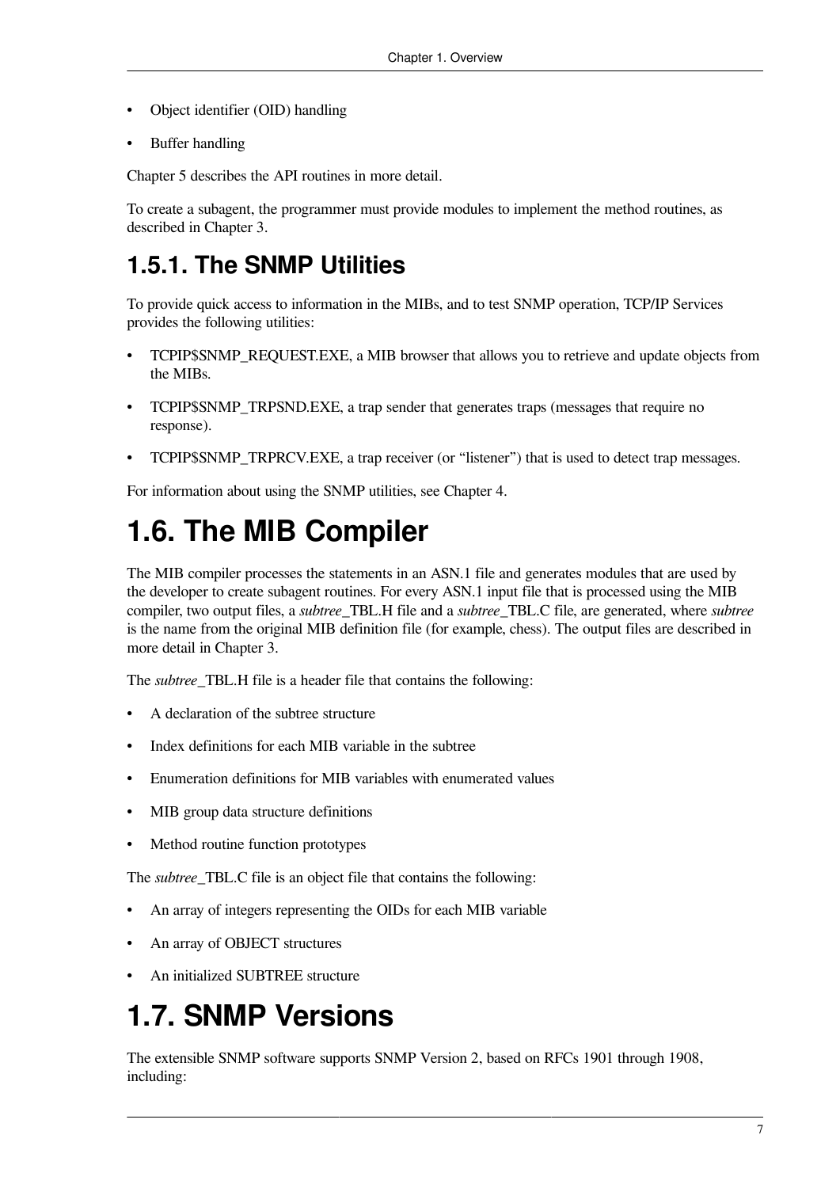- Object identifier (OID) handling
- Buffer handling

Chapter 5 describes the API routines in more detail.

To create a subagent, the programmer must provide modules to implement the method routines, as described in Chapter 3.

### 1.5.1. The SNMP Utilities

To provide quick access to information in the MIBs, and to test SNMP operation, TCP/IP Services provides the following utilities:

- TCPIP$SNMP_REQUEST.EXE, a MIB browser that allows you to retrieve and update objects from the MIBs.
- TCPIP$SNMP_TRPSND.EXE, a trap sender that generates traps (messages that require no response).
- TCPIP$SNMP_TRPRCV.EXE, a trap receiver (or “listener”) that is used to detect trap messages.

For information about using the SNMP utilities, see Chapter 4.

## 1.6. The MIB Compiler

The MIB compiler processes the statements in an ASN.1 file and generates modules that are used by the developer to create subagent routines. For every ASN.1 input file that is processed using the MIB compiler, two output files, a *subtree*_TBL.H file and a *subtree*_TBL.C file, are generated, where *subtree* is the name from the original MIB definition file (for example, chess). The output files are described in more detail in Chapter 3.

The *subtree*_TBL.H file is a header file that contains the following:

- A declaration of the subtree structure
- Index definitions for each MIB variable in the subtree
- Enumeration definitions for MIB variables with enumerated values
- MIB group data structure definitions
- Method routine function prototypes

The *subtree*_TBL.C file is an object file that contains the following:

- An array of integers representing the OIDs for each MIB variable
- An array of OBJECT structures
- An initialized SUBTREE structure

## 1.7. SNMP Versions

The extensible SNMP software supports SNMP Version 2, based on RFCs 1901 through 1908, including: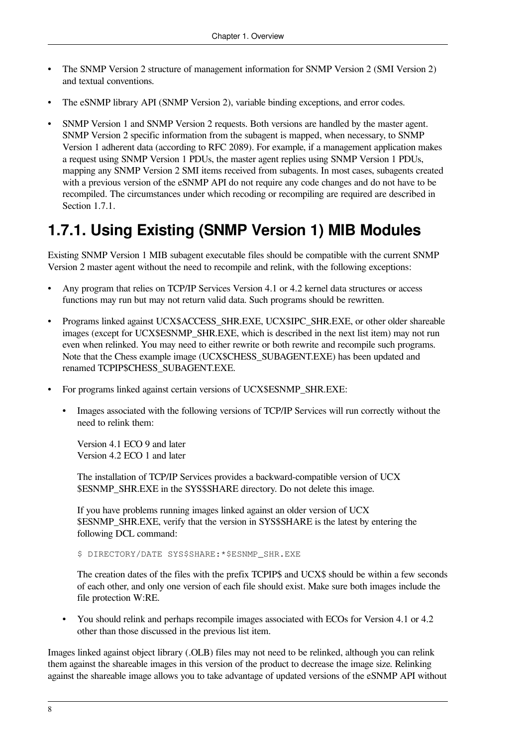- The SNMP Version 2 structure of management information for SNMP Version 2 (SMI Version 2) and textual conventions.
- The eSNMP library API (SNMP Version 2), variable binding exceptions, and error codes.
- SNMP Version 1 and SNMP Version 2 requests. Both versions are handled by the master agent. SNMP Version 2 specific information from the subagent is mapped, when necessary, to SNMP Version 1 adherent data (according to RFC 2089). For example, if a management application makes a request using SNMP Version 1 PDUs, the master agent replies using SNMP Version 1 PDUs, mapping any SNMP Version 2 SMI items received from subagents. In most cases, subagents created with a previous version of the eSNMP API do not require any code changes and do not have to be recompiled. The circumstances under which recoding or recompiling are required are described in Section 1.7.1.

## 1.7.1. Using Existing (SNMP Version 1) MIB Modules

Existing SNMP Version 1 MIB subagent executable files should be compatible with the current SNMP Version 2 master agent without the need to recompile and relink, with the following exceptions:

- Any program that relies on TCP/IP Services Version 4.1 or 4.2 kernel data structures or access functions may run but may not return valid data. Such programs should be rewritten.
- Programs linked against UCX$ACCESS_SHR.EXE, UCX$IPC_SHR.EXE, or other older shareable images (except for UCX$ESNMP_SHR.EXE, which is described in the next list item) may not run even when relinked. You may need to either rewrite or both rewrite and recompile such programs. Note that the Chess example image (UCX$CHESS_SUBAGENT.EXE) has been updated and renamed TCPIP$CHESS_SUBAGENT.EXE.
- For programs linked against certain versions of UCX$ESNMP_SHR.EXE:
  - Images associated with the following versions of TCP/IP Services will run correctly without the need to relink them:

    Version 4.1 ECO 9 and later
    Version 4.2 ECO 1 and later

    The installation of TCP/IP Services provides a backward-compatible version of UCX$ESNMP_SHR.EXE in the SYS$SHARE directory. Do not delete this image.

    If you have problems running images linked against an older version of UCX$ESNMP_SHR.EXE, verify that the version in SYS$SHARE is the latest by entering the following DCL command:

    ```
    $ DIRECTORY/DATE SYS$SHARE:*$ESNMP_SHR.EXE
    ```

    The creation dates of the files with the prefix TCPIP$ and UCX$ should be within a few seconds of each other, and only one version of each file should exist. Make sure both images include the file protection W:RE.

  - You should relink and perhaps recompile images associated with ECOs for Version 4.1 or 4.2 other than those discussed in the previous list item.

Images linked against object library (.OLB) files may not need to be relinked, although you can relink them against the shareable images in this version of the product to decrease the image size. Relinking against the shareable image allows you to take advantage of updated versions of the eSNMP API without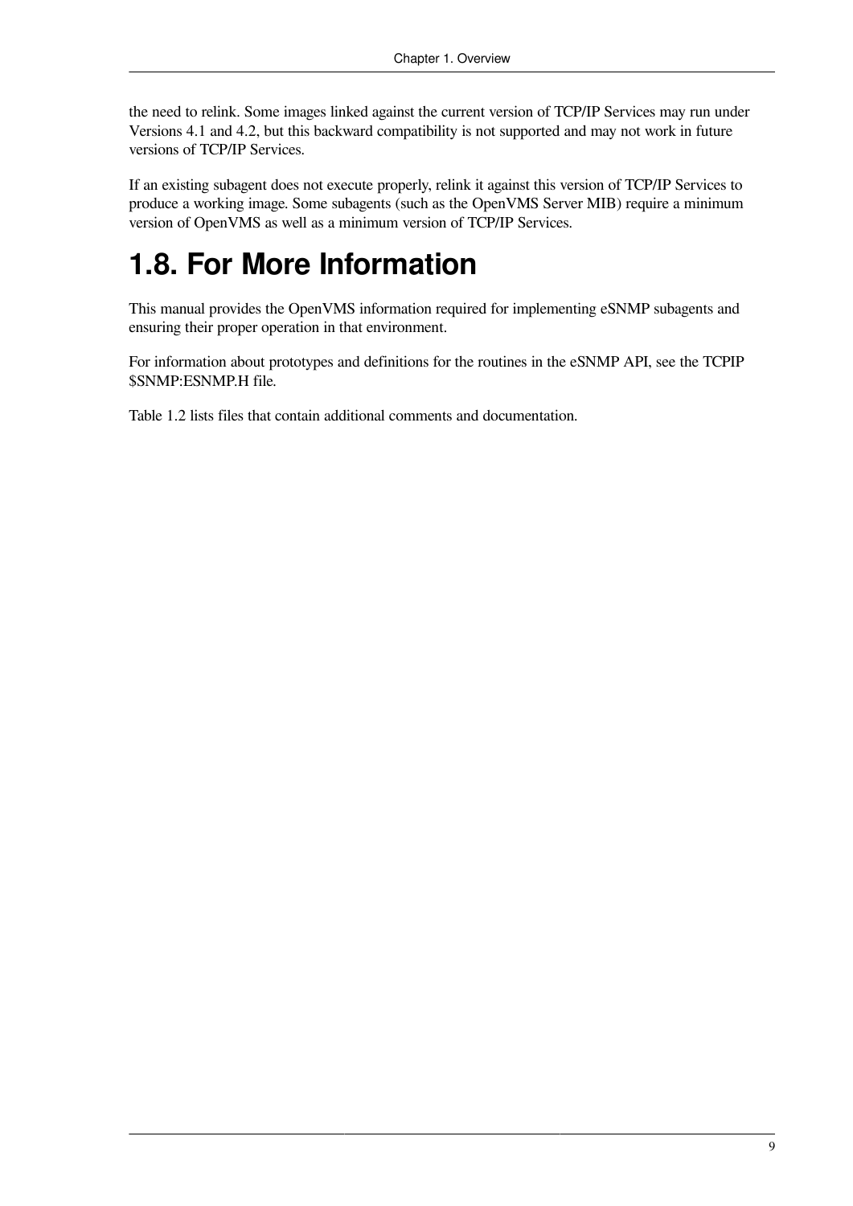the need to relink. Some images linked against the current version of TCP/IP Services may run under Versions 4.1 and 4.2, but this backward compatibility is not supported and may not work in future versions of TCP/IP Services.

If an existing subagent does not execute properly, relink it against this version of TCP/IP Services to produce a working image. Some subagents (such as the OpenVMS Server MIB) require a minimum version of OpenVMS as well as a minimum version of TCP/IP Services.

# 1.8. For More Information

This manual provides the OpenVMS information required for implementing eSNMP subagents and ensuring their proper operation in that environment.

For information about prototypes and definitions for the routines in the eSNMP API, see the TCPIP $SNMP:ESNMP.H file.

Table 1.2 lists files that contain additional comments and documentation.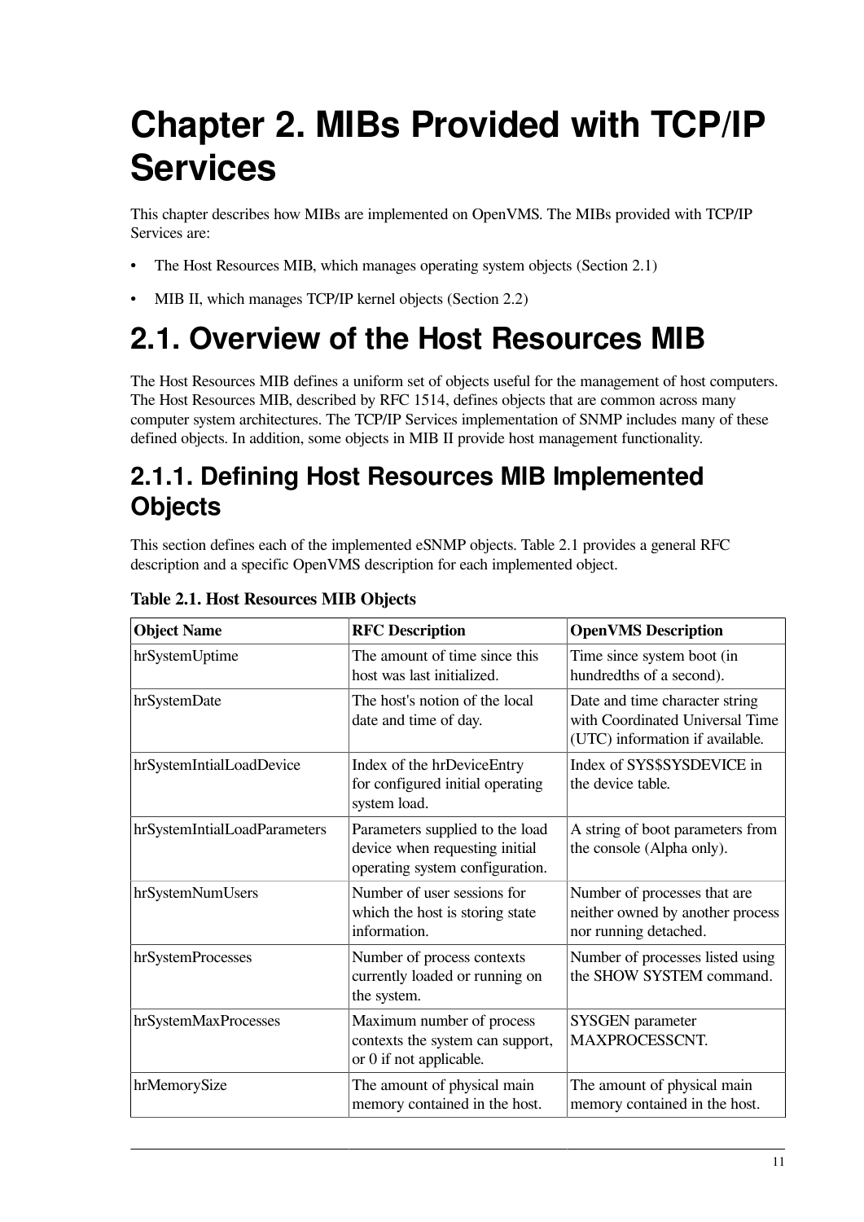# Chapter 2. MIBs Provided with TCP/IP Services

This chapter describes how MIBs are implemented on OpenVMS. The MIBs provided with TCP/IP Services are:

- The Host Resources MIB, which manages operating system objects (Section 2.1)
- MIB II, which manages TCP/IP kernel objects (Section 2.2)

## 2.1. Overview of the Host Resources MIB

The Host Resources MIB defines a uniform set of objects useful for the management of host computers. The Host Resources MIB, described by RFC 1514, defines objects that are common across many computer system architectures. The TCP/IP Services implementation of SNMP includes many of these defined objects. In addition, some objects in MIB II provide host management functionality.

### 2.1.1. Defining Host Resources MIB Implemented Objects

This section defines each of the implemented eSNMP objects. Table 2.1 provides a general RFC description and a specific OpenVMS description for each implemented object.

**Table 2.1. Host Resources MIB Objects**

| Object Name | RFC Description | OpenVMS Description |
|---|---|---|
| hrSystemUptime | The amount of time since this host was last initialized. | Time since system boot (in hundredths of a second). |
| hrSystemDate | The host's notion of the local date and time of day. | Date and time character string with Coordinated Universal Time (UTC) information if available. |
| hrSystemIntialLoadDevice | Index of the hrDeviceEntry for configured initial operating system load. | Index of SYS$SYSDEVICE in the device table. |
| hrSystemIntialLoadParameters | Parameters supplied to the load device when requesting initial operating system configuration. | A string of boot parameters from the console (Alpha only). |
| hrSystemNumUsers | Number of user sessions for which the host is storing state information. | Number of processes that are neither owned by another process nor running detached. |
| hrSystemProcesses | Number of process contexts currently loaded or running on the system. | Number of processes listed using the SHOW SYSTEM command. |
| hrSystemMaxProcesses | Maximum number of process contexts the system can support, or 0 if not applicable. | SYSGEN parameter MAXPROCESSCNT. |
| hrMemorySize | The amount of physical main memory contained in the host. | The amount of physical main memory contained in the host. |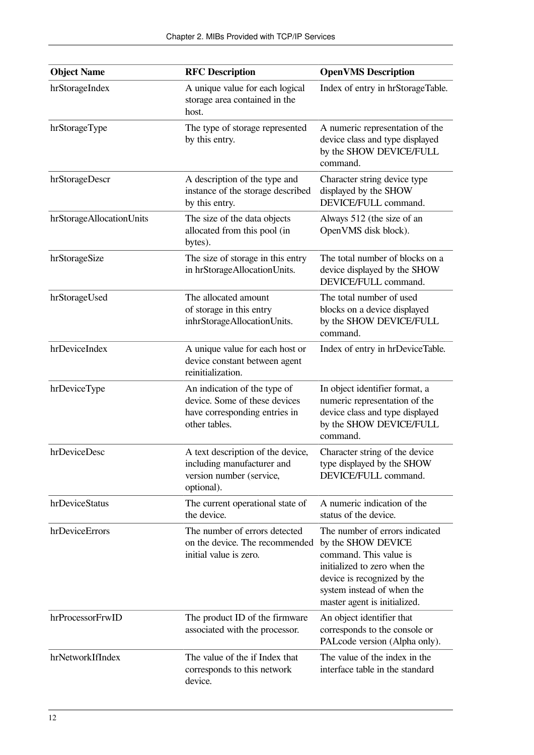| Object Name | RFC Description | OpenVMS Description |
|---|---|---|
| hrStorageIndex | A unique value for each logical storage area contained in the host. | Index of entry in hrStorageTable. |
| hrStorageType | The type of storage represented by this entry. | A numeric representation of the device class and type displayed by the SHOW DEVICE/FULL command. |
| hrStorageDescr | A description of the type and instance of the storage described by this entry. | Character string device type displayed by the SHOW DEVICE/FULL command. |
| hrStorageAllocationUnits | The size of the data objects allocated from this pool (in bytes). | Always 512 (the size of an OpenVMS disk block). |
| hrStorageSize | The size of storage in this entry in hrStorageAllocationUnits. | The total number of blocks on a device displayed by the SHOW DEVICE/FULL command. |
| hrStorageUsed | The allocated amount of storage in this entry inhrStorageAllocationUnits. | The total number of used blocks on a device displayed by the SHOW DEVICE/FULL command. |
| hrDeviceIndex | A unique value for each host or device constant between agent reinitialization. | Index of entry in hrDeviceTable. |
| hrDeviceType | An indication of the type of device. Some of these devices have corresponding entries in other tables. | In object identifier format, a numeric representation of the device class and type displayed by the SHOW DEVICE/FULL command. |
| hrDeviceDesc | A text description of the device, including manufacturer and version number (service, optional). | Character string of the device type displayed by the SHOW DEVICE/FULL command. |
| hrDeviceStatus | The current operational state of the device. | A numeric indication of the status of the device. |
| hrDeviceErrors | The number of errors detected on the device. The recommended initial value is zero. | The number of errors indicated by the SHOW DEVICE command. This value is initialized to zero when the device is recognized by the system instead of when the master agent is initialized. |
| hrProcessorFrwID | The product ID of the firmware associated with the processor. | An object identifier that corresponds to the console or PALcode version (Alpha only). |
| hrNetworkIfIndex | The value of the if Index that corresponds to this network device. | The value of the index in the interface table in the standard |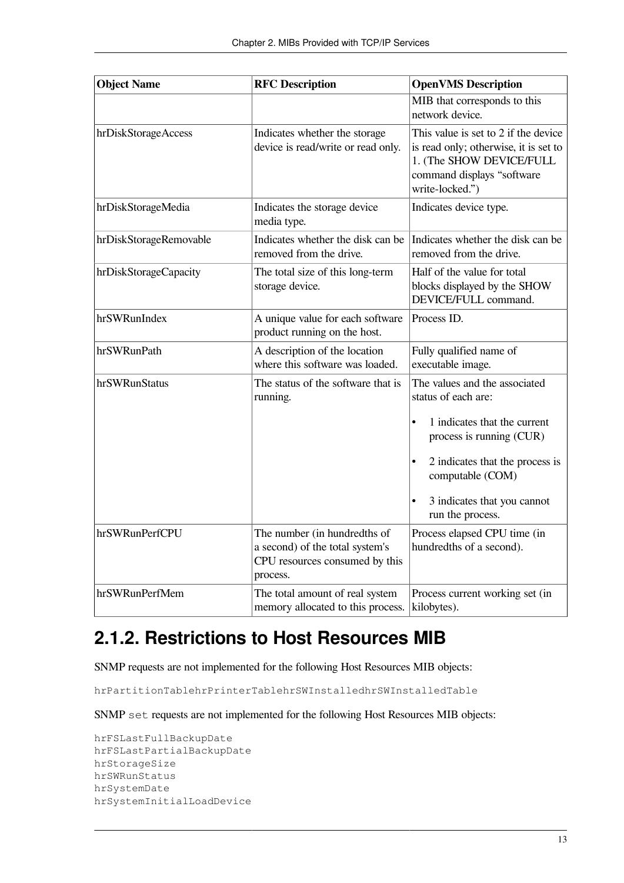| Object Name | RFC Description | OpenVMS Description |
|---|---|---|
| | | MIB that corresponds to this network device. |
| hrDiskStorageAccess | Indicates whether the storage device is read/write or read only. | This value is set to 2 if the device is read only; otherwise, it is set to 1. (The SHOW DEVICE/FULL command displays “software write-locked.”) |
| hrDiskStorageMedia | Indicates the storage device media type. | Indicates device type. |
| hrDiskStorageRemovable | Indicates whether the disk can be removed from the drive. | Indicates whether the disk can be removed from the drive. |
| hrDiskStorageCapacity | The total size of this long-term storage device. | Half of the value for total blocks displayed by the SHOW DEVICE/FULL command. |
| hrSWRunIndex | A unique value for each software product running on the host. | Process ID. |
| hrSWRunPath | A description of the location where this software was loaded. | Fully qualified name of executable image. |
| hrSWRunStatus | The status of the software that is running. | The values and the associated status of each are: <br>• 1 indicates that the current process is running (CUR) <br>• 2 indicates that the process is computable (COM) <br>• 3 indicates that you cannot run the process. |
| hrSWRunPerfCPU | The number (in hundredths of a second) of the total system's CPU resources consumed by this process. | Process elapsed CPU time (in hundredths of a second). |
| hrSWRunPerfMem | The total amount of real system memory allocated to this process. | Process current working set (in kilobytes). |

### 2.1.2. Restrictions to Host Resources MIB

SNMP requests are not implemented for the following Host Resources MIB objects:

```
hrPartitionTablehrPrinterTablehrSWInstalledhrSWInstalledTable
```

SNMP `set` requests are not implemented for the following Host Resources MIB objects:

```
hrFSLastFullBackupDate
hrFSLastPartialBackupDate
hrStorageSize
hrSWRunStatus
hrSystemDate
hrSystemInitialLoadDevice
```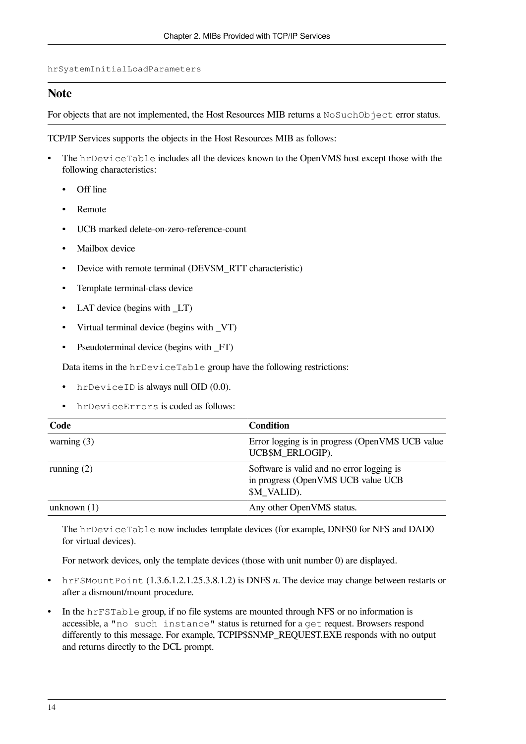`hrSystemInitialLoadParameters`

## Note

For objects that are not implemented, the Host Resources MIB returns a `NoSuchObject` error status.

TCP/IP Services supports the objects in the Host Resources MIB as follows:

- The `hrDeviceTable` includes all the devices known to the OpenVMS host except those with the following characteristics:
  - Off line
  - Remote
  - UCB marked delete-on-zero-reference-count
  - Mailbox device
  - Device with remote terminal (DEV$M_RTT characteristic)
  - Template terminal-class device
  - LAT device (begins with _LT)
  - Virtual terminal device (begins with _VT)
  - Pseudoterminal device (begins with _FT)

  Data items in the `hrDeviceTable` group have the following restrictions:

  - `hrDeviceID` is always null OID (0.0).
  - `hrDeviceErrors` is coded as follows:

| Code | Condition |
| --- | --- |
| warning (3) | Error logging is in progress (OpenVMS UCB value UCB$M_ERLOGIP). |
| running (2) | Software is valid and no error logging is in progress (OpenVMS UCB value UCB $M_VALID). |
| unknown (1) | Any other OpenVMS status. |

  The `hrDeviceTable` now includes template devices (for example, DNFS0 for NFS and DAD0 for virtual devices).

  For network devices, only the template devices (those with unit number 0) are displayed.

- `hrFSMountPoint` (1.3.6.1.2.1.25.3.8.1.2) is DNFS *n*. The device may change between restarts or after a dismount/mount procedure.
- In the `hrFSTable` group, if no file systems are mounted through NFS or no information is accessible, a `"no such instance"` status is returned for a `get` request. Browsers respond differently to this message. For example, TCPIP$SNMP_REQUEST.EXE responds with no output and returns directly to the DCL prompt.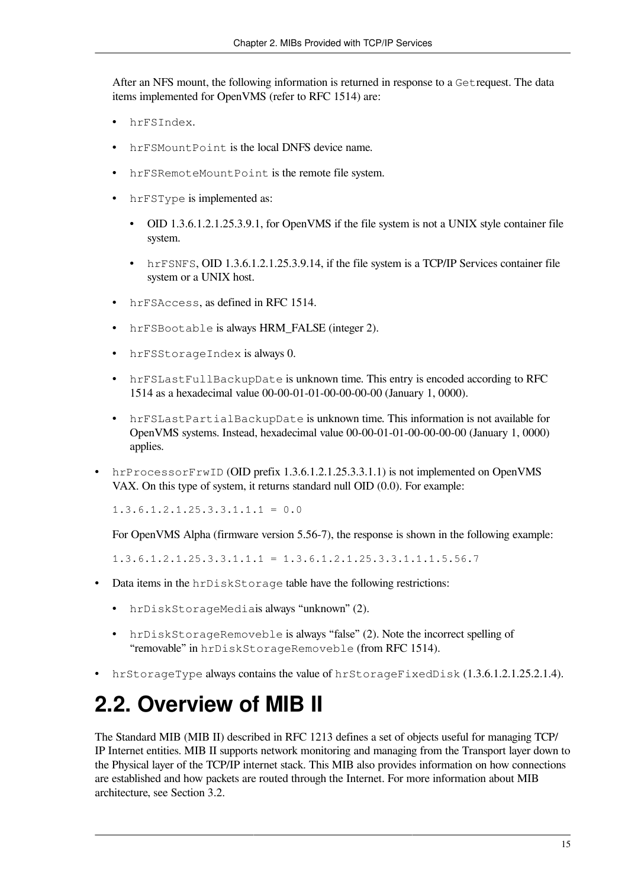After an NFS mount, the following information is returned in response to a `Get`request. The data items implemented for OpenVMS (refer to RFC 1514) are:

- `hrFSIndex`.
- `hrFSMountPoint` is the local DNFS device name.
- `hrFSRemoteMountPoint` is the remote file system.
- `hrFSType` is implemented as:
  - OID 1.3.6.1.2.1.25.3.9.1, for OpenVMS if the file system is not a UNIX style container file system.
  - `hrFSNFS`, OID 1.3.6.1.2.1.25.3.9.14, if the file system is a TCP/IP Services container file system or a UNIX host.
- `hrFSAccess`, as defined in RFC 1514.
- `hrFSBootable` is always HRM_FALSE (integer 2).
- `hrFSStorageIndex` is always 0.
- `hrFSLastFullBackupDate` is unknown time. This entry is encoded according to RFC 1514 as a hexadecimal value 00-00-01-01-00-00-00-00 (January 1, 0000).
- `hrFSLastPartialBackupDate` is unknown time. This information is not available for OpenVMS systems. Instead, hexadecimal value 00-00-01-01-00-00-00-00 (January 1, 0000) applies.

- `hrProcessorFrwID` (OID prefix 1.3.6.1.2.1.25.3.3.1.1) is not implemented on OpenVMS VAX. On this type of system, it returns standard null OID (0.0). For example:

  ```
  1.3.6.1.2.1.25.3.3.1.1.1 = 0.0
  ```

  For OpenVMS Alpha (firmware version 5.56-7), the response is shown in the following example:

  ```
  1.3.6.1.2.1.25.3.3.1.1.1 = 1.3.6.1.2.1.25.3.3.1.1.1.5.56.7
  ```

- Data items in the `hrDiskStorage` table have the following restrictions:
  - `hrDiskStorageMedia`is always “unknown” (2).
  - `hrDiskStorageRemoveble` is always “false” (2). Note the incorrect spelling of “removable” in `hrDiskStorageRemoveble` (from RFC 1514).
- `hrStorageType` always contains the value of `hrStorageFixedDisk` (1.3.6.1.2.1.25.2.1.4).

## 2.2. Overview of MIB II

The Standard MIB (MIB II) described in RFC 1213 defines a set of objects useful for managing TCP/IP Internet entities. MIB II supports network monitoring and managing from the Transport layer down to the Physical layer of the TCP/IP internet stack. This MIB also provides information on how connections are established and how packets are routed through the Internet. For more information about MIB architecture, see Section 3.2.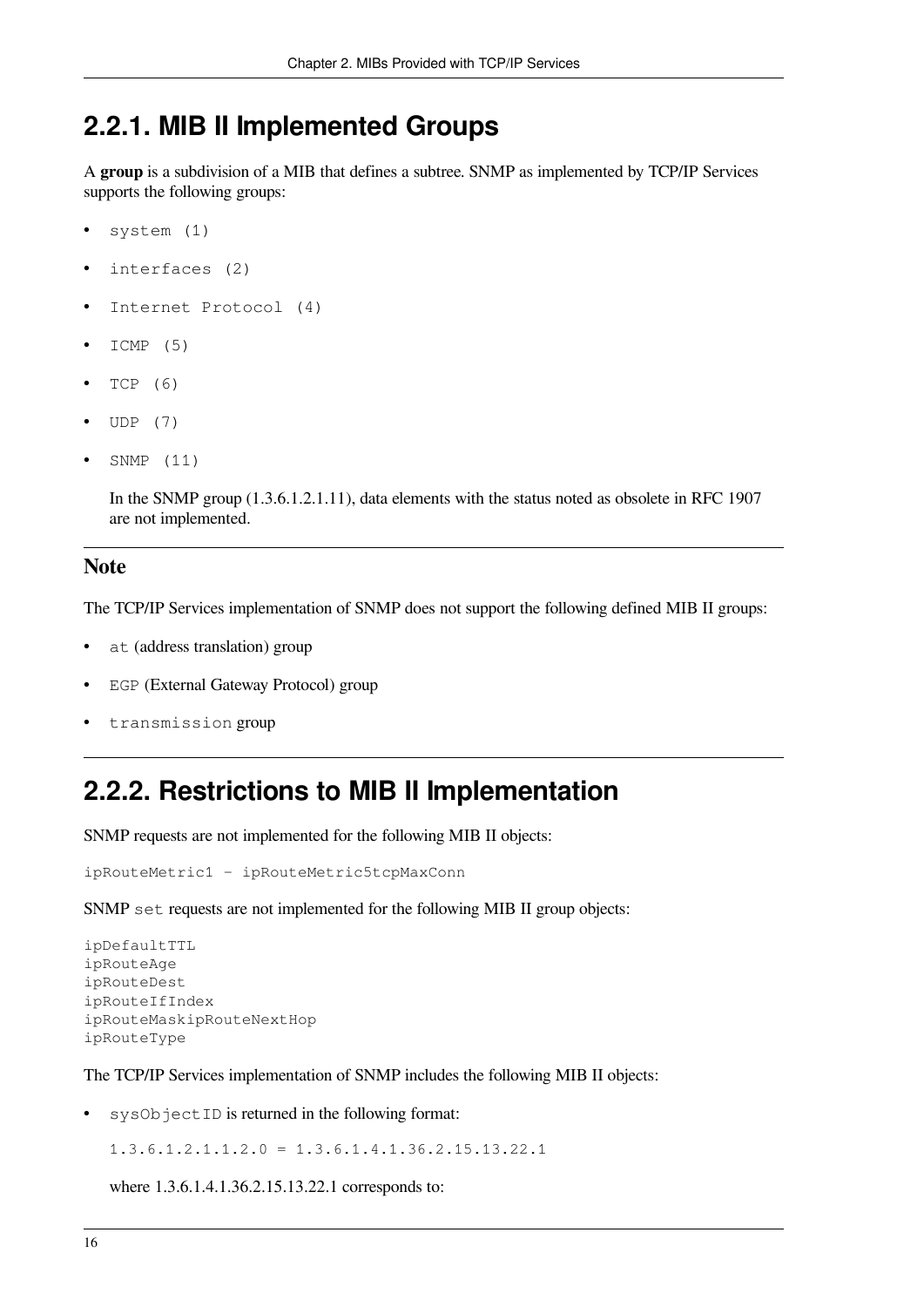## 2.2.1. MIB II Implemented Groups

A **group** is a subdivision of a MIB that defines a subtree. SNMP as implemented by TCP/IP Services supports the following groups:

- `system (1)`
- `interfaces (2)`
- `Internet Protocol (4)`
- `ICMP (5)`
- `TCP (6)`
- `UDP (7)`
- `SNMP (11)`

  In the SNMP group (1.3.6.1.2.1.11), data elements with the status noted as obsolete in RFC 1907 are not implemented.

### Note

The TCP/IP Services implementation of SNMP does not support the following defined MIB II groups:

- `at` (address translation) group
- `EGP` (External Gateway Protocol) group
- `transmission` group

## 2.2.2. Restrictions to MIB II Implementation

SNMP requests are not implemented for the following MIB II objects:

```
ipRouteMetric1 - ipRouteMetric5tcpMaxConn
```

SNMP `set` requests are not implemented for the following MIB II group objects:

```
ipDefaultTTL
ipRouteAge
ipRouteDest
ipRouteIfIndex
ipRouteMaskipRouteNextHop
ipRouteType
```

The TCP/IP Services implementation of SNMP includes the following MIB II objects:

- `sysObjectID` is returned in the following format:

  ```
  1.3.6.1.2.1.1.2.0 = 1.3.6.1.4.1.36.2.15.13.22.1
  ```

  where 1.3.6.1.4.1.36.2.15.13.22.1 corresponds to: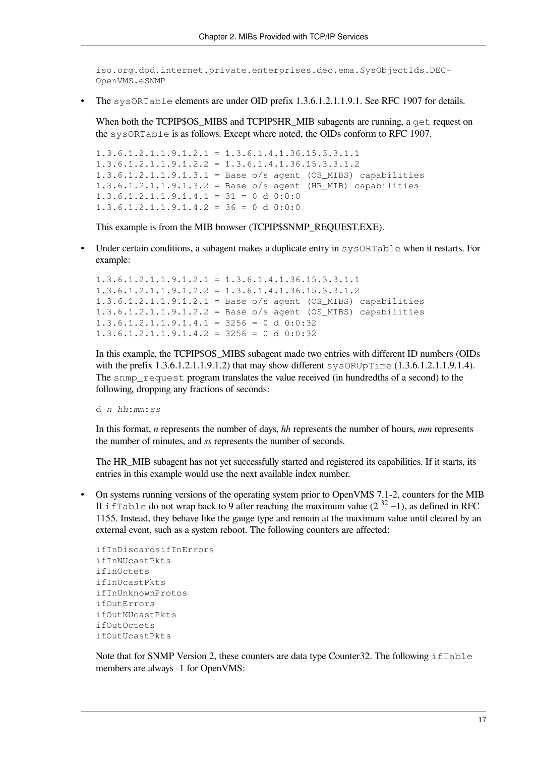```
iso.org.dod.internet.private.enterprises.dec.ema.SysObjectIds.DEC-
OpenVMS.eSNMP
```

- The `sysORTable` elements are under OID prefix 1.3.6.1.2.1.1.9.1. See RFC 1907 for details.

  When both the TCPIP$OS_MIBS and TCPIP$HR_MIB subagents are running, a `get` request on the `sysORTable` is as follows. Except where noted, the OIDs conform to RFC 1907.

  ```
  1.3.6.1.2.1.1.9.1.2.1 = 1.3.6.1.4.1.36.15.3.3.1.1
  1.3.6.1.2.1.1.9.1.2.2 = 1.3.6.1.4.1.36.15.3.3.1.2
  1.3.6.1.2.1.1.9.1.3.1 = Base o/s agent (OS_MIBS) capabilities
  1.3.6.1.2.1.1.9.1.3.2 = Base o/s agent (HR_MIB) capabilities
  1.3.6.1.2.1.1.9.1.4.1 = 31 = 0 d 0:0:0
  1.3.6.1.2.1.1.9.1.4.2 = 36 = 0 d 0:0:0
  ```

  This example is from the MIB browser (TCPIP$SNMP_REQUEST.EXE).

- Under certain conditions, a subagent makes a duplicate entry in `sysORTable` when it restarts. For example:

  ```
  1.3.6.1.2.1.1.9.1.2.1 = 1.3.6.1.4.1.36.15.3.3.1.1
  1.3.6.1.2.1.1.9.1.2.2 = 1.3.6.1.4.1.36.15.3.3.1.2
  1.3.6.1.2.1.1.9.1.2.1 = Base o/s agent (OS_MIBS) capabilities
  1.3.6.1.2.1.1.9.1.2.2 = Base o/s agent (OS_MIBS) capabilities
  1.3.6.1.2.1.1.9.1.4.1 = 3256 = 0 d 0:0:32
  1.3.6.1.2.1.1.9.1.4.2 = 3256 = 0 d 0:0:32
  ```

  In this example, the TCPIP$OS_MIBS subagent made two entries with different ID numbers (OIDs with the prefix 1.3.6.1.2.1.1.9.1.2) that may show different `sysORUpTime` (1.3.6.1.2.1.1.9.1.4). The `snmp_request` program translates the value received (in hundredths of a second) to the following, dropping any fractions of seconds:

  d *n* *hh*:*mm*:*ss*

  In this format, *n* represents the number of days, *hh* represents the number of hours, *mm* represents the number of minutes, and *ss* represents the number of seconds.

  The HR_MIB subagent has not yet successfully started and registered its capabilities. If it starts, its entries in this example would use the next available index number.

- On systems running versions of the operating system prior to OpenVMS 7.1-2, counters for the MIB II `ifTable` do not wrap back to 9 after reaching the maximum value ($2^{32}-1$), as defined in RFC 1155. Instead, they behave like the gauge type and remain at the maximum value until cleared by an external event, such as a system reboot. The following counters are affected:

  ```
  ifInDiscardsifInErrors
  ifInNUcastPkts
  ifInOctets
  ifInUcastPkts
  ifInUnknownProtos
  ifOutErrors
  ifOutNUcastPkts
  ifOutOctets
  ifOutUcastPkts
  ```

  Note that for SNMP Version 2, these counters are data type Counter32. The following `ifTable` members are always -1 for OpenVMS: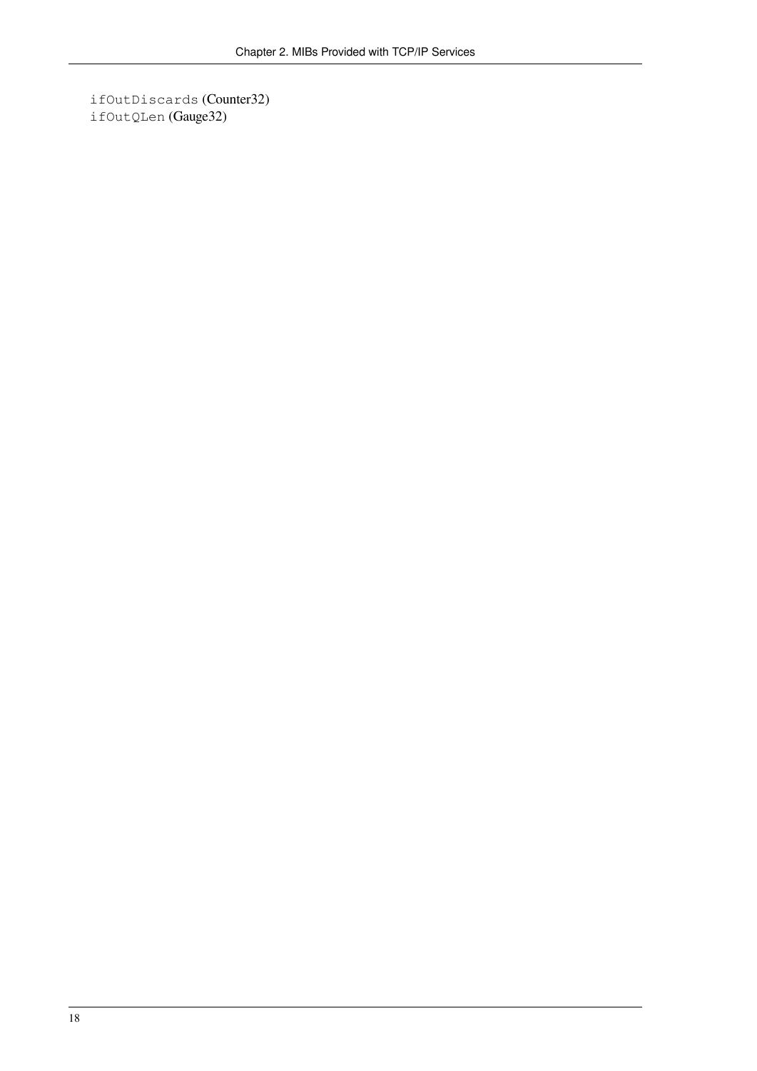`ifOutDiscards` (Counter32)
`ifOutQLen` (Gauge32)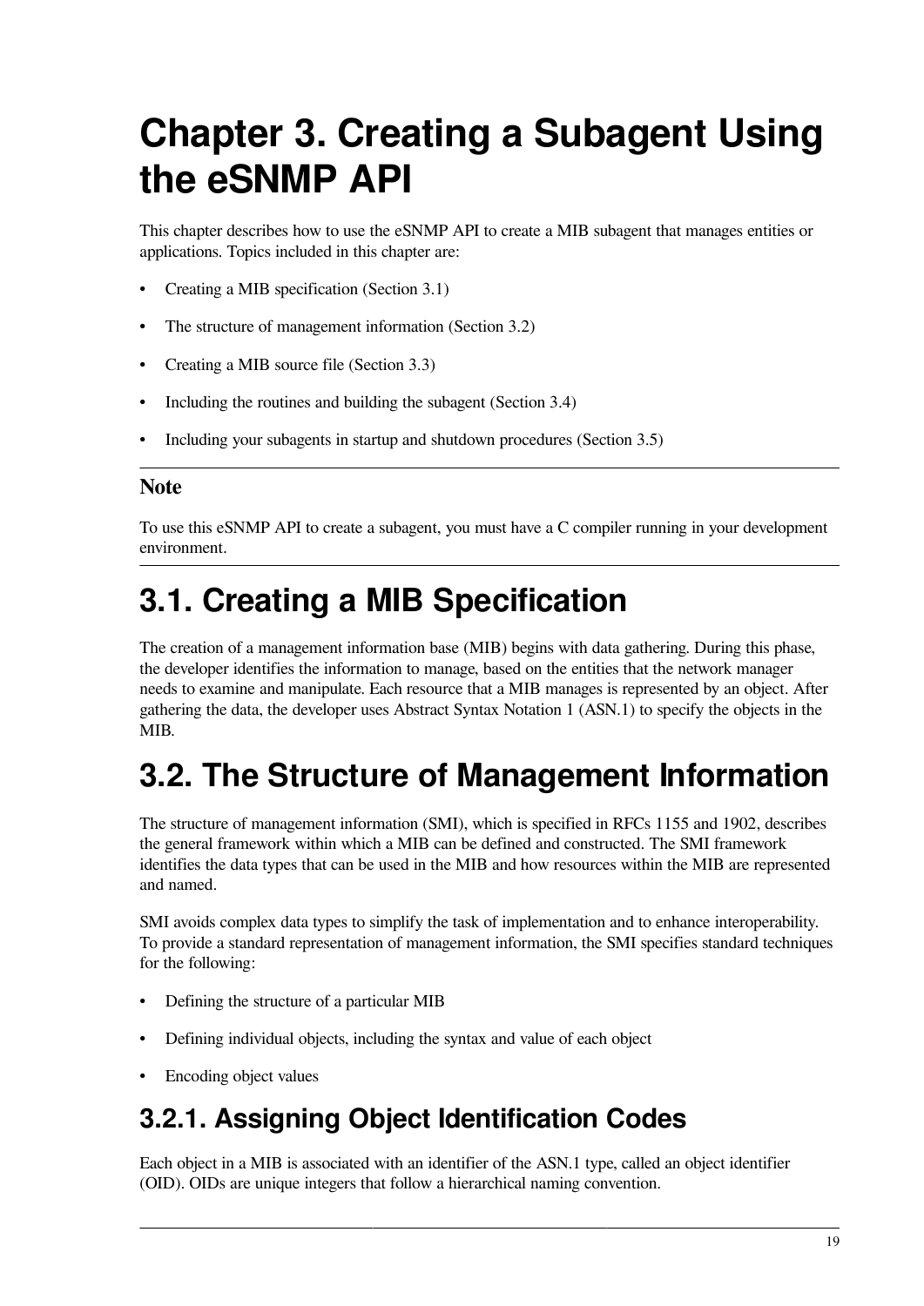# Chapter 3. Creating a Subagent Using the eSNMP API

This chapter describes how to use the eSNMP API to create a MIB subagent that manages entities or applications. Topics included in this chapter are:

- Creating a MIB specification (Section 3.1)
- The structure of management information (Section 3.2)
- Creating a MIB source file (Section 3.3)
- Including the routines and building the subagent (Section 3.4)
- Including your subagents in startup and shutdown procedures (Section 3.5)

---

**Note**

To use this eSNMP API to create a subagent, you must have a C compiler running in your development environment.

---

## 3.1. Creating a MIB Specification

The creation of a management information base (MIB) begins with data gathering. During this phase, the developer identifies the information to manage, based on the entities that the network manager needs to examine and manipulate. Each resource that a MIB manages is represented by an object. After gathering the data, the developer uses Abstract Syntax Notation 1 (ASN.1) to specify the objects in the MIB.

## 3.2. The Structure of Management Information

The structure of management information (SMI), which is specified in RFCs 1155 and 1902, describes the general framework within which a MIB can be defined and constructed. The SMI framework identifies the data types that can be used in the MIB and how resources within the MIB are represented and named.

SMI avoids complex data types to simplify the task of implementation and to enhance interoperability. To provide a standard representation of management information, the SMI specifies standard techniques for the following:

- Defining the structure of a particular MIB
- Defining individual objects, including the syntax and value of each object
- Encoding object values

### 3.2.1. Assigning Object Identification Codes

Each object in a MIB is associated with an identifier of the ASN.1 type, called an object identifier (OID). OIDs are unique integers that follow a hierarchical naming convention.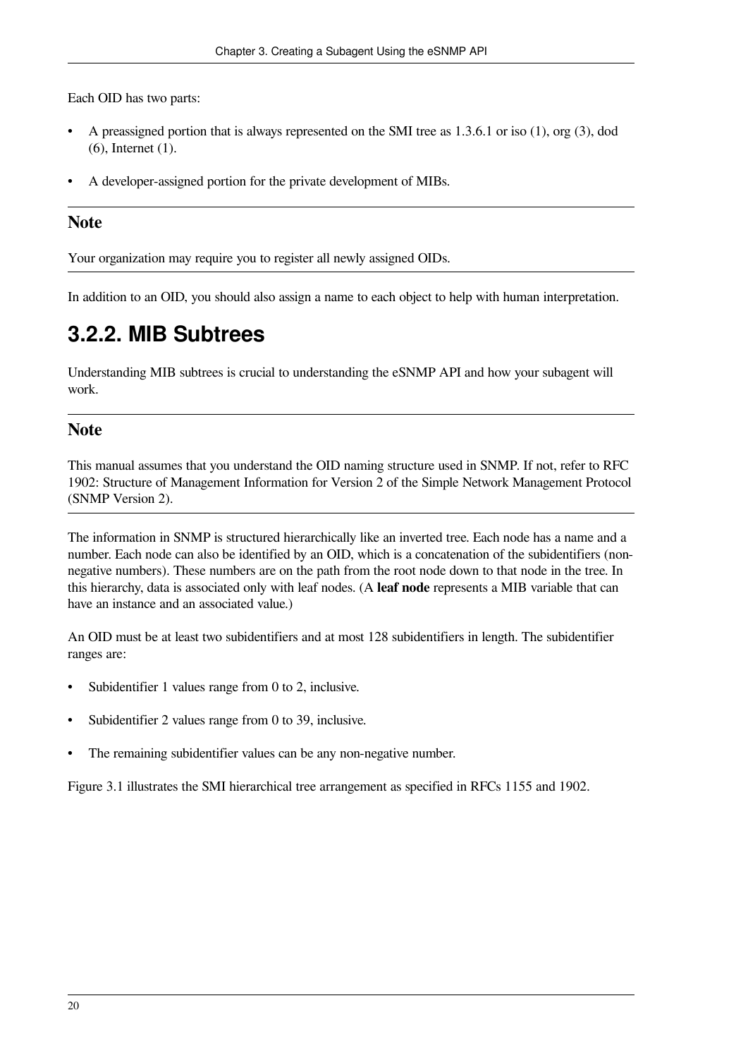Each OID has two parts:

- A preassigned portion that is always represented on the SMI tree as 1.3.6.1 or iso (1), org (3), dod (6), Internet (1).
- A developer-assigned portion for the private development of MIBs.

---

**Note**

Your organization may require you to register all newly assigned OIDs.

---

In addition to an OID, you should also assign a name to each object to help with human interpretation.

## 3.2.2. MIB Subtrees

Understanding MIB subtrees is crucial to understanding the eSNMP API and how your subagent will work.

---

**Note**

This manual assumes that you understand the OID naming structure used in SNMP. If not, refer to RFC 1902: Structure of Management Information for Version 2 of the Simple Network Management Protocol (SNMP Version 2).

---

The information in SNMP is structured hierarchically like an inverted tree. Each node has a name and a number. Each node can also be identified by an OID, which is a concatenation of the subidentifiers (non-negative numbers). These numbers are on the path from the root node down to that node in the tree. In this hierarchy, data is associated only with leaf nodes. (A **leaf node** represents a MIB variable that can have an instance and an associated value.)

An OID must be at least two subidentifiers and at most 128 subidentifiers in length. The subidentifier ranges are:

- Subidentifier 1 values range from 0 to 2, inclusive.
- Subidentifier 2 values range from 0 to 39, inclusive.
- The remaining subidentifier values can be any non-negative number.

Figure 3.1 illustrates the SMI hierarchical tree arrangement as specified in RFCs 1155 and 1902.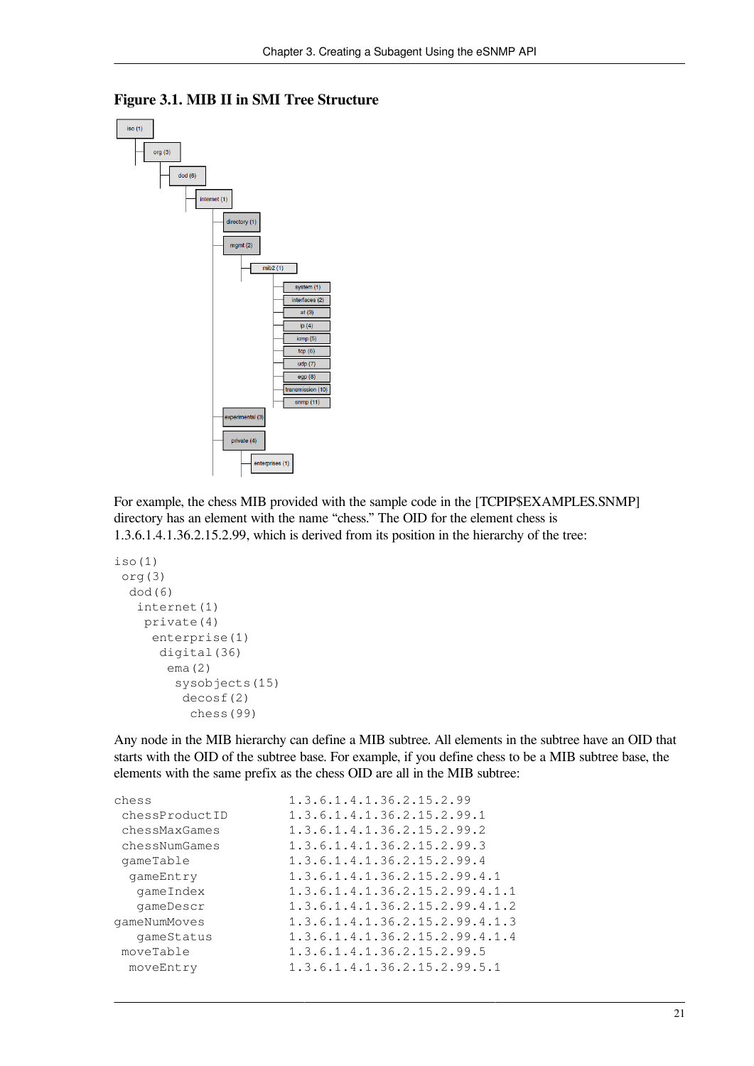**Figure 3.1. MIB II in SMI Tree Structure**

```
iso (1)
 org (3)
  dod (6)
   internet (1)
    directory (1)
    mgmt (2)
     mib2 (1)
      system (1)
      interfaces (2)
      at (3)
      ip (4)
      icmp (5)
      tcp (6)
      udp (7)
      egp (8)
      transmission (10)
      snmp (11)
    experimental (3)
    private (4)
     enterprises (1)
```

For example, the chess MIB provided with the sample code in the [TCPIP$EXAMPLES.SNMP] directory has an element with the name "chess." The OID for the element chess is 1.3.6.1.4.1.36.2.15.2.99, which is derived from its position in the hierarchy of the tree:

```
iso(1)
 org(3)
  dod(6)
   internet(1)
    private(4)
     enterprise(1)
      digital(36)
       ema(2)
        sysobjects(15)
         decosf(2)
          chess(99)
```

Any node in the MIB hierarchy can define a MIB subtree. All elements in the subtree have an OID that starts with the OID of the subtree base. For example, if you define chess to be a MIB subtree base, the elements with the same prefix as the chess OID are all in the MIB subtree:

```
chess                   1.3.6.1.4.1.36.2.15.2.99
 chessProductID         1.3.6.1.4.1.36.2.15.2.99.1
 chessMaxGames          1.3.6.1.4.1.36.2.15.2.99.2
 chessNumGames          1.3.6.1.4.1.36.2.15.2.99.3
 gameTable              1.3.6.1.4.1.36.2.15.2.99.4
  gameEntry             1.3.6.1.4.1.36.2.15.2.99.4.1
   gameIndex            1.3.6.1.4.1.36.2.15.2.99.4.1.1
   gameDescr            1.3.6.1.4.1.36.2.15.2.99.4.1.2
gameNumMoves            1.3.6.1.4.1.36.2.15.2.99.4.1.3
   gameStatus           1.3.6.1.4.1.36.2.15.2.99.4.1.4
 moveTable              1.3.6.1.4.1.36.2.15.2.99.5
  moveEntry             1.3.6.1.4.1.36.2.15.2.99.5.1
```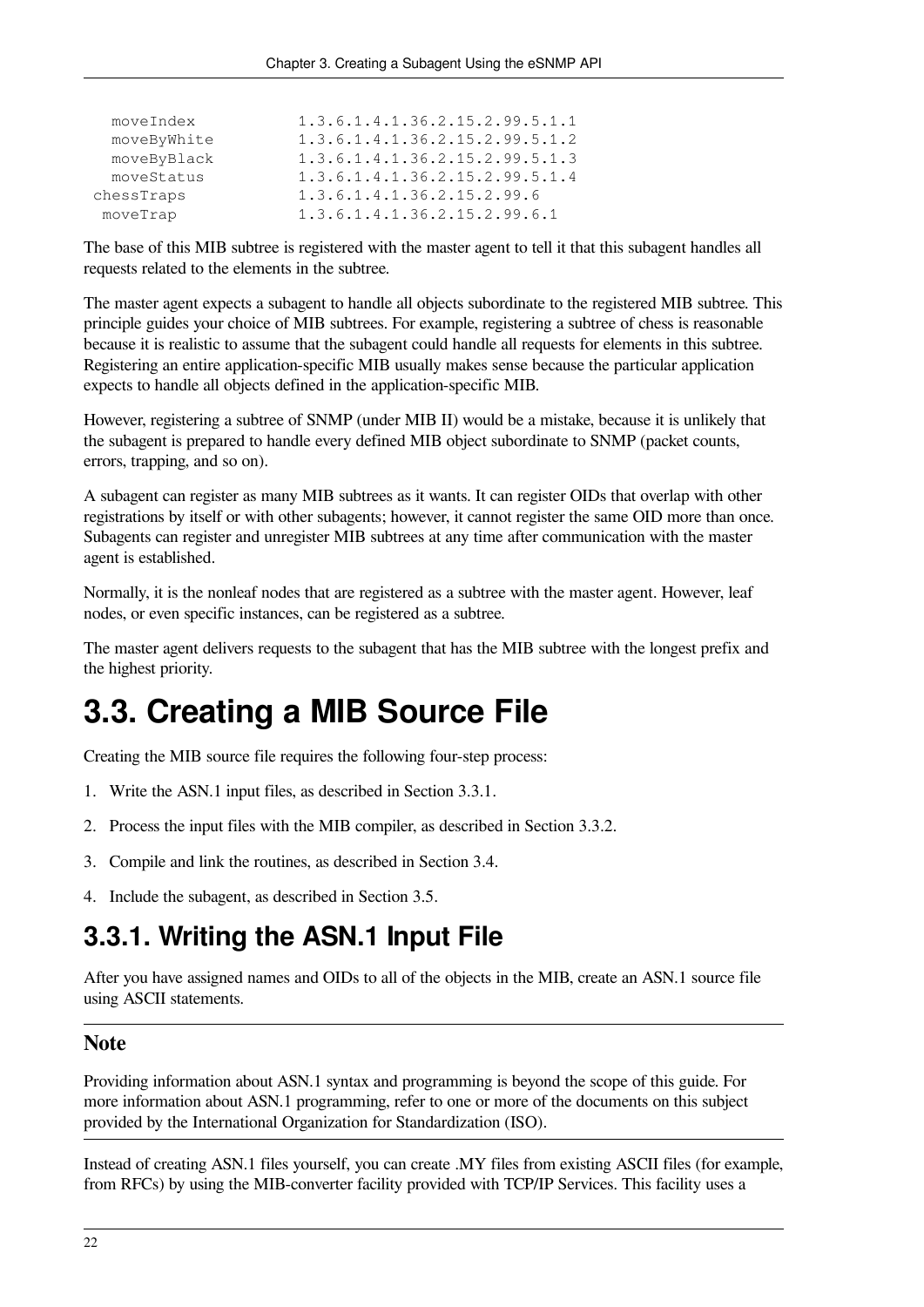```
   moveIndex           1.3.6.1.4.1.36.2.15.2.99.5.1.1
   moveByWhite         1.3.6.1.4.1.36.2.15.2.99.5.1.2
   moveByBlack         1.3.6.1.4.1.36.2.15.2.99.5.1.3
   moveStatus          1.3.6.1.4.1.36.2.15.2.99.5.1.4
 chessTraps            1.3.6.1.4.1.36.2.15.2.99.6
  moveTrap             1.3.6.1.4.1.36.2.15.2.99.6.1
```

The base of this MIB subtree is registered with the master agent to tell it that this subagent handles all requests related to the elements in the subtree.

The master agent expects a subagent to handle all objects subordinate to the registered MIB subtree. This principle guides your choice of MIB subtrees. For example, registering a subtree of chess is reasonable because it is realistic to assume that the subagent could handle all requests for elements in this subtree. Registering an entire application-specific MIB usually makes sense because the particular application expects to handle all objects defined in the application-specific MIB.

However, registering a subtree of SNMP (under MIB II) would be a mistake, because it is unlikely that the subagent is prepared to handle every defined MIB object subordinate to SNMP (packet counts, errors, trapping, and so on).

A subagent can register as many MIB subtrees as it wants. It can register OIDs that overlap with other registrations by itself or with other subagents; however, it cannot register the same OID more than once. Subagents can register and unregister MIB subtrees at any time after communication with the master agent is established.

Normally, it is the nonleaf nodes that are registered as a subtree with the master agent. However, leaf nodes, or even specific instances, can be registered as a subtree.

The master agent delivers requests to the subagent that has the MIB subtree with the longest prefix and the highest priority.

# 3.3. Creating a MIB Source File

Creating the MIB source file requires the following four-step process:

1. Write the ASN.1 input files, as described in Section 3.3.1.
2. Process the input files with the MIB compiler, as described in Section 3.3.2.
3. Compile and link the routines, as described in Section 3.4.
4. Include the subagent, as described in Section 3.5.

## 3.3.1. Writing the ASN.1 Input File

After you have assigned names and OIDs to all of the objects in the MIB, create an ASN.1 source file using ASCII statements.

### Note

Providing information about ASN.1 syntax and programming is beyond the scope of this guide. For more information about ASN.1 programming, refer to one or more of the documents on this subject provided by the International Organization for Standardization (ISO).

Instead of creating ASN.1 files yourself, you can create .MY files from existing ASCII files (for example, from RFCs) by using the MIB-converter facility provided with TCP/IP Services. This facility uses a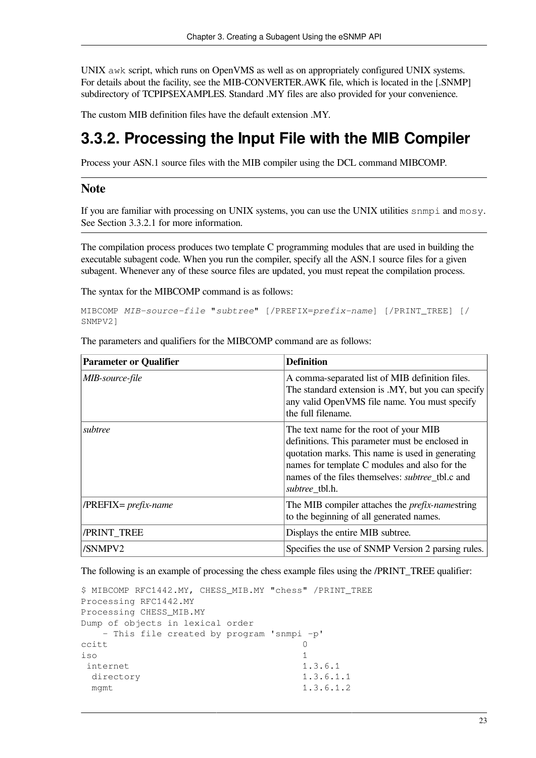UNIX `awk` script, which runs on OpenVMS as well as on appropriately configured UNIX systems. For details about the facility, see the MIB-CONVERTER.AWK file, which is located in the [.SNMP] subdirectory of TCPIP$EXAMPLES. Standard .MY files are also provided for your convenience.

The custom MIB definition files have the default extension .MY.

## 3.3.2. Processing the Input File with the MIB Compiler

Process your ASN.1 source files with the MIB compiler using the DCL command MIBCOMP.

### Note

If you are familiar with processing on UNIX systems, you can use the UNIX utilities `snmpi` and `mosy`. See Section 3.3.2.1 for more information.

The compilation process produces two template C programming modules that are used in building the executable subagent code. When you run the compiler, specify all the ASN.1 source files for a given subagent. Whenever any of these source files are updated, you must repeat the compilation process.

The syntax for the MIBCOMP command is as follows:

```
MIBCOMP MIB-source-file "subtree" [/PREFIX=prefix-name] [/PRINT_TREE] [/
SNMPV2]
```

The parameters and qualifiers for the MIBCOMP command are as follows:

| Parameter or Qualifier | Definition |
|---|---|
| *MIB-source-file* | A comma-separated list of MIB definition files. The standard extension is .MY, but you can specify any valid OpenVMS file name. You must specify the full filename. |
| *subtree* | The text name for the root of your MIB definitions. This parameter must be enclosed in quotation marks. This name is used in generating names for template C modules and also for the names of the files themselves: *subtree*_tbl.c and *subtree*_tbl.h. |
| /PREFIX= *prefix-name* | The MIB compiler attaches the *prefix-name*string to the beginning of all generated names. |
| /PRINT_TREE | Displays the entire MIB subtree. |
| /SNMPV2 | Specifies the use of SNMP Version 2 parsing rules. |

The following is an example of processing the chess example files using the /PRINT_TREE qualifier:

```
$ MIBCOMP RFC1442.MY, CHESS_MIB.MY "chess" /PRINT_TREE
Processing RFC1442.MY
Processing CHESS_MIB.MY
Dump of objects in lexical order
    - This file created by program 'snmpi -p'
ccitt                                   0
iso                                     1
 internet                               1.3.6.1
  directory                             1.3.6.1.1
  mgmt                                  1.3.6.1.2
```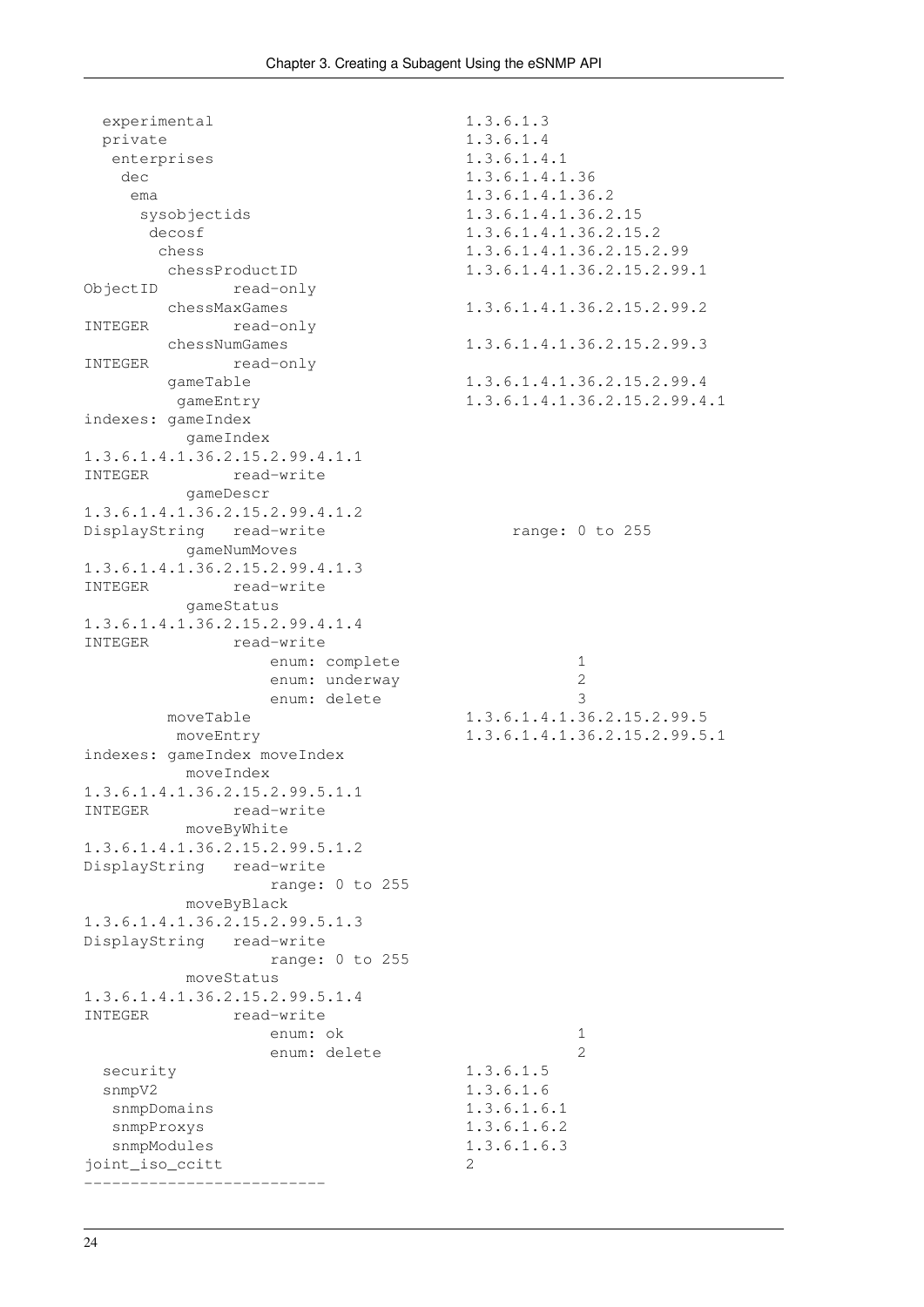```
  experimental                          1.3.6.1.3
  private                               1.3.6.1.4
   enterprises                          1.3.6.1.4.1
    dec                                 1.3.6.1.4.1.36
     ema                                1.3.6.1.4.1.36.2
      sysobjectids                      1.3.6.1.4.1.36.2.15
       decosf                           1.3.6.1.4.1.36.2.15.2
        chess                           1.3.6.1.4.1.36.2.15.2.99
         chessProductID                 1.3.6.1.4.1.36.2.15.2.99.1
ObjectID        read-only
         chessMaxGames                  1.3.6.1.4.1.36.2.15.2.99.2
INTEGER         read-only
         chessNumGames                  1.3.6.1.4.1.36.2.15.2.99.3
INTEGER         read-only
         gameTable                      1.3.6.1.4.1.36.2.15.2.99.4
          gameEntry                     1.3.6.1.4.1.36.2.15.2.99.4.1
indexes: gameIndex
           gameIndex
1.3.6.1.4.1.36.2.15.2.99.4.1.1
INTEGER         read-write
           gameDescr
1.3.6.1.4.1.36.2.15.2.99.4.1.2
DisplayString   read-write                   range: 0 to 255
           gameNumMoves
1.3.6.1.4.1.36.2.15.2.99.4.1.3
INTEGER         read-write
           gameStatus
1.3.6.1.4.1.36.2.15.2.99.4.1.4
INTEGER         read-write
                    enum: complete                1
                    enum: underway                2
                    enum: delete                  3
         moveTable                      1.3.6.1.4.1.36.2.15.2.99.5
          moveEntry                     1.3.6.1.4.1.36.2.15.2.99.5.1
indexes: gameIndex moveIndex
           moveIndex
1.3.6.1.4.1.36.2.15.2.99.5.1.1
INTEGER         read-write
           moveByWhite
1.3.6.1.4.1.36.2.15.2.99.5.1.2
DisplayString   read-write
                    range: 0 to 255
           moveByBlack
1.3.6.1.4.1.36.2.15.2.99.5.1.3
DisplayString   read-write
                    range: 0 to 255
           moveStatus
1.3.6.1.4.1.36.2.15.2.99.5.1.4
INTEGER         read-write
                    enum: ok                      1
                    enum: delete                  2
  security                              1.3.6.1.5
  snmpV2                                1.3.6.1.6
   snmpDomains                          1.3.6.1.6.1
   snmpProxys                           1.3.6.1.6.2
   snmpModules                          1.3.6.1.6.3
joint_iso_ccitt                         2
--------------------------
```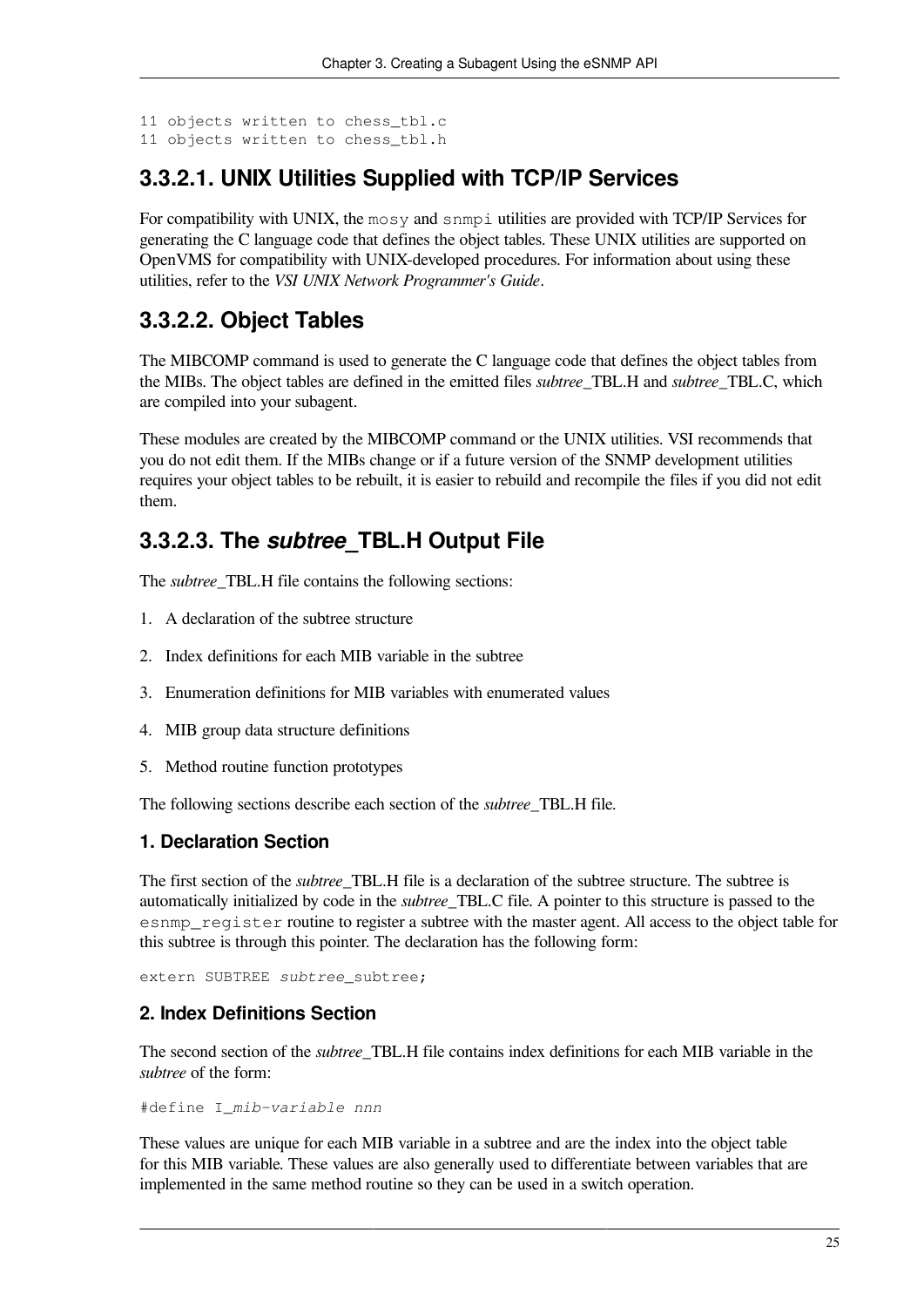```
11 objects written to chess_tbl.c
11 objects written to chess_tbl.h
```

### 3.3.2.1. UNIX Utilities Supplied with TCP/IP Services

For compatibility with UNIX, the `mosy` and `snmpi` utilities are provided with TCP/IP Services for generating the C language code that defines the object tables. These UNIX utilities are supported on OpenVMS for compatibility with UNIX-developed procedures. For information about using these utilities, refer to the *VSI UNIX Network Programmer's Guide*.

### 3.3.2.2. Object Tables

The MIBCOMP command is used to generate the C language code that defines the object tables from the MIBs. The object tables are defined in the emitted files *subtree*_TBL.H and *subtree*_TBL.C, which are compiled into your subagent.

These modules are created by the MIBCOMP command or the UNIX utilities. VSI recommends that you do not edit them. If the MIBs change or if a future version of the SNMP development utilities requires your object tables to be rebuilt, it is easier to rebuild and recompile the files if you did not edit them.

### 3.3.2.3. The *subtree*_TBL.H Output File

The *subtree*_TBL.H file contains the following sections:

1. A declaration of the subtree structure
2. Index definitions for each MIB variable in the subtree
3. Enumeration definitions for MIB variables with enumerated values
4. MIB group data structure definitions
5. Method routine function prototypes

The following sections describe each section of the *subtree*_TBL.H file.

#### 1. Declaration Section

The first section of the *subtree*_TBL.H file is a declaration of the subtree structure. The subtree is automatically initialized by code in the *subtree*_TBL.C file. A pointer to this structure is passed to the `esnmp_register` routine to register a subtree with the master agent. All access to the object table for this subtree is through this pointer. The declaration has the following form:

```
extern SUBTREE subtree_subtree;
```

#### 2. Index Definitions Section

The second section of the *subtree*_TBL.H file contains index definitions for each MIB variable in the *subtree* of the form:

```
#define I_mib-variable nnn
```

These values are unique for each MIB variable in a subtree and are the index into the object table for this MIB variable. These values are also generally used to differentiate between variables that are implemented in the same method routine so they can be used in a switch operation.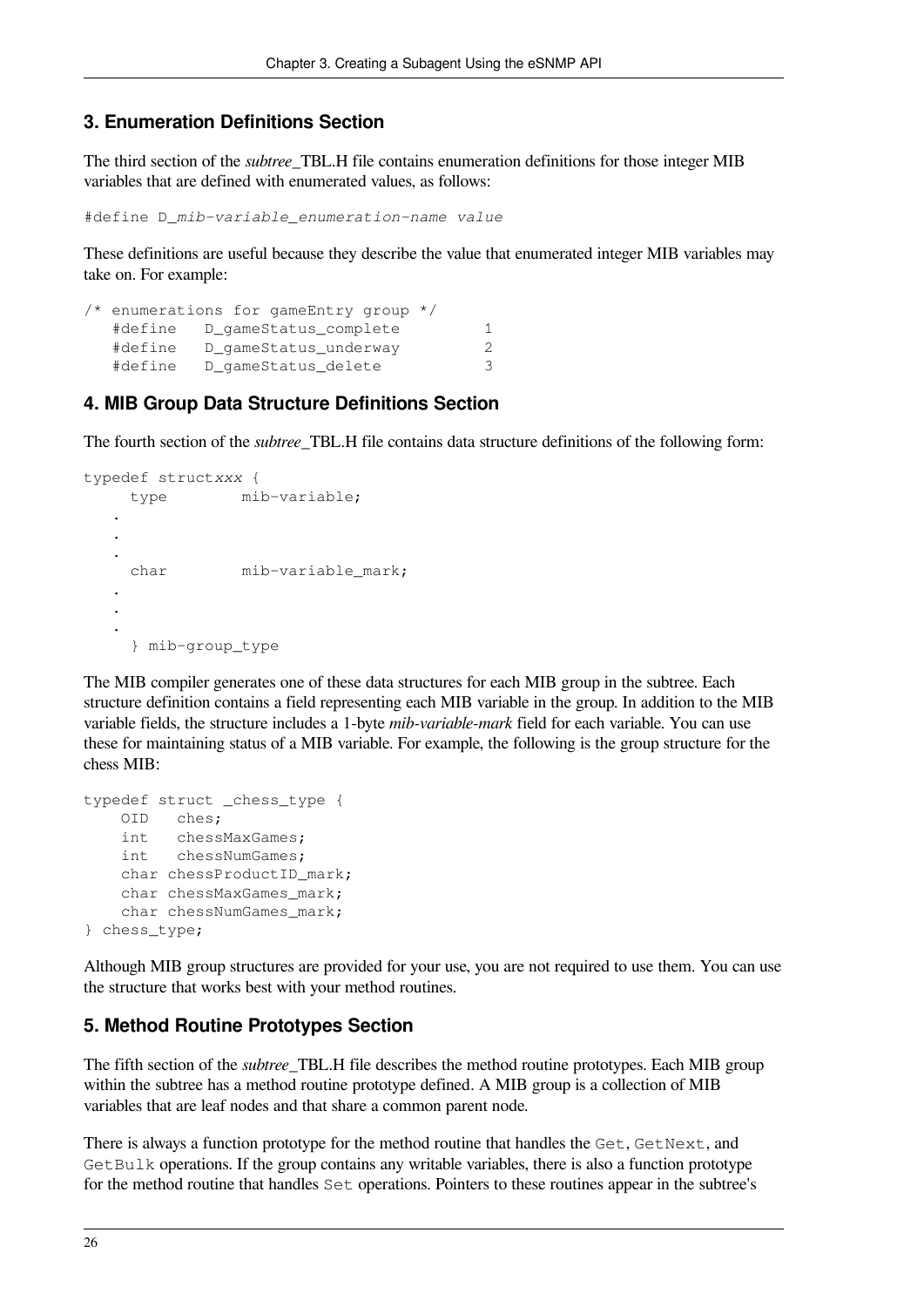## 3. Enumeration Definitions Section

The third section of the *subtree*_TBL.H file contains enumeration definitions for those integer MIB variables that are defined with enumerated values, as follows:

```
#define D_mib-variable_enumeration-name value
```

These definitions are useful because they describe the value that enumerated integer MIB variables may take on. For example:

```
/* enumerations for gameEntry group */
   #define   D_gameStatus_complete         1
   #define   D_gameStatus_underway         2
   #define   D_gameStatus_delete           3
```

## 4. MIB Group Data Structure Definitions Section

The fourth section of the *subtree*_TBL.H file contains data structure definitions of the following form:

```
typedef structxxx {
     type        mib-variable;
   .
   .
   .
     char        mib-variable_mark;
   .
   .
   .
     } mib-group_type
```

The MIB compiler generates one of these data structures for each MIB group in the subtree. Each structure definition contains a field representing each MIB variable in the group. In addition to the MIB variable fields, the structure includes a 1-byte *mib-variable-mark* field for each variable. You can use these for maintaining status of a MIB variable. For example, the following is the group structure for the chess MIB:

```
typedef struct _chess_type {
    OID   ches;
    int   chessMaxGames;
    int   chessNumGames;
    char chessProductID_mark;
    char chessMaxGames_mark;
    char chessNumGames_mark;
} chess_type;
```

Although MIB group structures are provided for your use, you are not required to use them. You can use the structure that works best with your method routines.

## 5. Method Routine Prototypes Section

The fifth section of the *subtree*_TBL.H file describes the method routine prototypes. Each MIB group within the subtree has a method routine prototype defined. A MIB group is a collection of MIB variables that are leaf nodes and that share a common parent node.

There is always a function prototype for the method routine that handles the `Get`, `GetNext`, and `GetBulk` operations. If the group contains any writable variables, there is also a function prototype for the method routine that handles `Set` operations. Pointers to these routines appear in the subtree's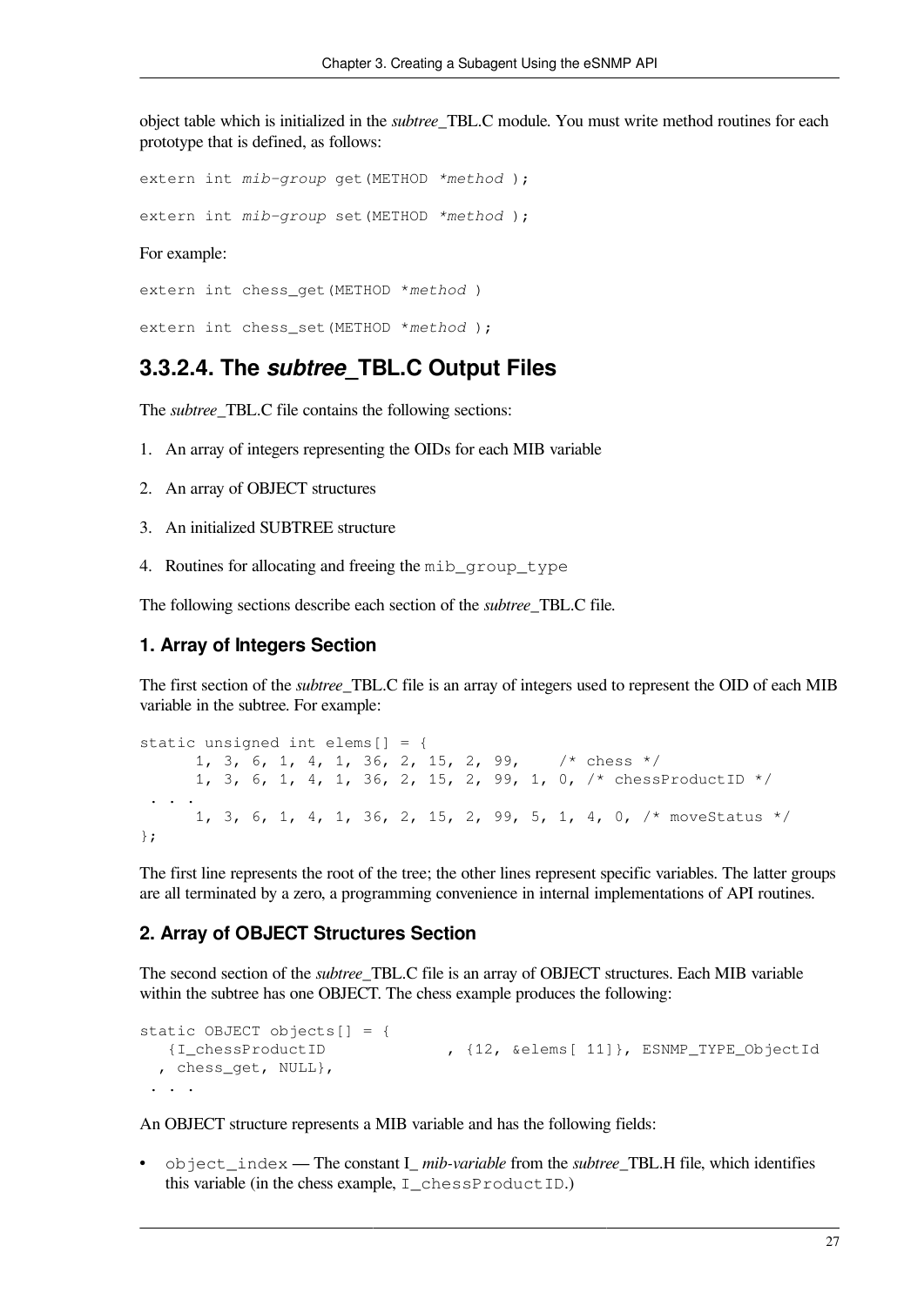object table which is initialized in the *subtree*_TBL.C module. You must write method routines for each prototype that is defined, as follows:

```
extern int mib-group get(METHOD *method );

extern int mib-group set(METHOD *method );
```

For example:

```
extern int chess_get(METHOD *method )

extern int chess_set(METHOD *method );
```

### 3.3.2.4. The *subtree*_TBL.C Output Files

The *subtree*_TBL.C file contains the following sections:

1. An array of integers representing the OIDs for each MIB variable
2. An array of OBJECT structures
3. An initialized SUBTREE structure
4. Routines for allocating and freeing the `mib_group_type`

The following sections describe each section of the *subtree*_TBL.C file.

#### 1. Array of Integers Section

The first section of the *subtree*_TBL.C file is an array of integers used to represent the OID of each MIB variable in the subtree. For example:

```
static unsigned int elems[] = {
      1, 3, 6, 1, 4, 1, 36, 2, 15, 2, 99,    /* chess */
      1, 3, 6, 1, 4, 1, 36, 2, 15, 2, 99, 1, 0, /* chessProductID */
 . . .
      1, 3, 6, 1, 4, 1, 36, 2, 15, 2, 99, 5, 1, 4, 0, /* moveStatus */
};
```

The first line represents the root of the tree; the other lines represent specific variables. The latter groups are all terminated by a zero, a programming convenience in internal implementations of API routines.

#### 2. Array of OBJECT Structures Section

The second section of the *subtree*_TBL.C file is an array of OBJECT structures. Each MIB variable within the subtree has one OBJECT. The chess example produces the following:

```
static OBJECT objects[] = {
   {I_chessProductID             , {12, &elems[ 11]}, ESNMP_TYPE_ObjectId
  , chess_get, NULL},
 . . .
```

An OBJECT structure represents a MIB variable and has the following fields:

- `object_index` — The constant I_ *mib-variable* from the *subtree*_TBL.H file, which identifies this variable (in the chess example, `I_chessProductID`.)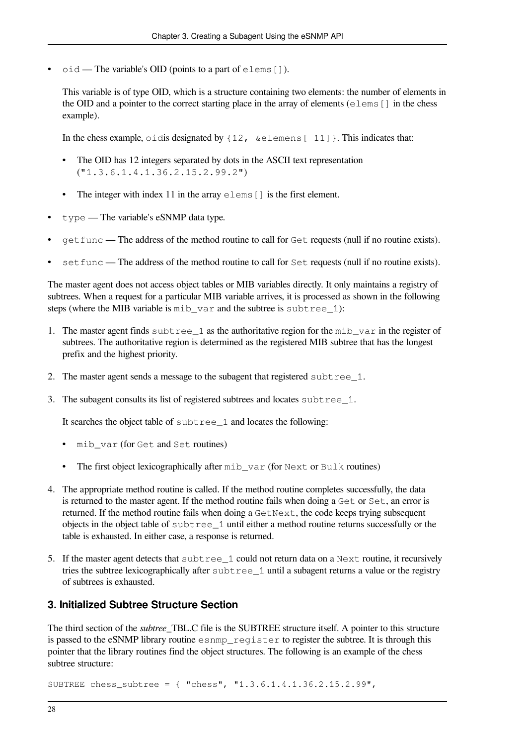- `oid` — The variable's OID (points to a part of `elems[]`).

  This variable is of type OID, which is a structure containing two elements: the number of elements in the OID and a pointer to the correct starting place in the array of elements (`elems[]` in the chess example).

  In the chess example, `oid`is designated by `{12, &elemens[ 11]}`. This indicates that:

  - The OID has 12 integers separated by dots in the ASCII text representation (`"1.3.6.1.4.1.36.2.15.2.99.2"`)
  - The integer with index 11 in the array `elems[]` is the first element.

- `type` — The variable's eSNMP data type.
- `getfunc` — The address of the method routine to call for `Get` requests (null if no routine exists).
- `setfunc` — The address of the method routine to call for `Set` requests (null if no routine exists).

The master agent does not access object tables or MIB variables directly. It only maintains a registry of subtrees. When a request for a particular MIB variable arrives, it is processed as shown in the following steps (where the MIB variable is `mib_var` and the subtree is `subtree_1`):

1. The master agent finds `subtree_1` as the authoritative region for the `mib_var` in the register of subtrees. The authoritative region is determined as the registered MIB subtree that has the longest prefix and the highest priority.
2. The master agent sends a message to the subagent that registered `subtree_1`.
3. The subagent consults its list of registered subtrees and locates `subtree_1`.

   It searches the object table of `subtree_1` and locates the following:

   - `mib_var` (for `Get` and `Set` routines)
   - The first object lexicographically after `mib_var` (for `Next` or `Bulk` routines)

4. The appropriate method routine is called. If the method routine completes successfully, the data is returned to the master agent. If the method routine fails when doing a `Get` or `Set`, an error is returned. If the method routine fails when doing a `GetNext`, the code keeps trying subsequent objects in the object table of `subtree_1` until either a method routine returns successfully or the table is exhausted. In either case, a response is returned.
5. If the master agent detects that `subtree_1` could not return data on a `Next` routine, it recursively tries the subtree lexicographically after `subtree_1` until a subagent returns a value or the registry of subtrees is exhausted.

### 3. Initialized Subtree Structure Section

The third section of the *subtree*_TBL.C file is the SUBTREE structure itself. A pointer to this structure is passed to the eSNMP library routine `esnmp_register` to register the subtree. It is through this pointer that the library routines find the object structures. The following is an example of the chess subtree structure:

```
SUBTREE chess_subtree = { "chess", "1.3.6.1.4.1.36.2.15.2.99",
```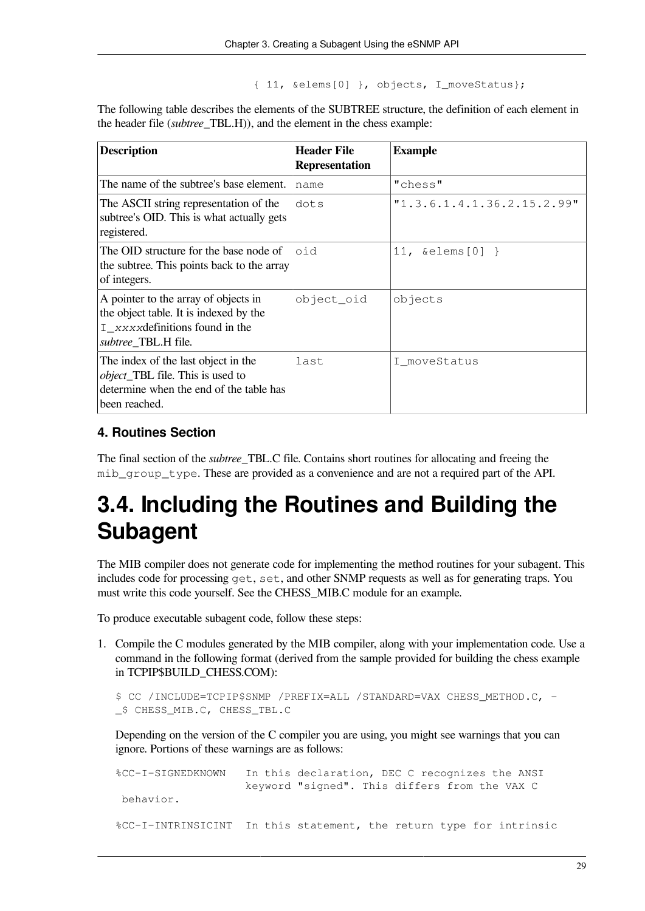```
{ 11, &elems[0] }, objects, I_moveStatus};
```

The following table describes the elements of the SUBTREE structure, the definition of each element in the header file (*subtree*_TBL.H)), and the element in the chess example:

| Description | Header File Representation | Example |
|---|---|---|
| The name of the subtree's base element. | `name` | `"chess"` |
| The ASCII string representation of the subtree's OID. This is what actually gets registered. | `dots` | `"1.3.6.1.4.1.36.2.15.2.99"` |
| The OID structure for the base node of the subtree. This points back to the array of integers. | `oid` | `11, &elems[0] }` |
| A pointer to the array of objects in the object table. It is indexed by the `I_xxxx`definitions found in the *subtree*_TBL.H file. | `object_oid` | `objects` |
| The index of the last object in the *object*_TBL file. This is used to determine when the end of the table has been reached. | `last` | `I_moveStatus` |

### 4. Routines Section

The final section of the *subtree*_TBL.C file. Contains short routines for allocating and freeing the `mib_group_type`. These are provided as a convenience and are not a required part of the API.

# 3.4. Including the Routines and Building the Subagent

The MIB compiler does not generate code for implementing the method routines for your subagent. This includes code for processing `get`, `set`, and other SNMP requests as well as for generating traps. You must write this code yourself. See the CHESS_MIB.C module for an example.

To produce executable subagent code, follow these steps:

1. Compile the C modules generated by the MIB compiler, along with your implementation code. Use a command in the following format (derived from the sample provided for building the chess example in TCPIP$BUILD_CHESS.COM):

   ```
   $ CC /INCLUDE=TCPIP$SNMP /PREFIX=ALL /STANDARD=VAX CHESS_METHOD.C, -
   _$ CHESS_MIB.C, CHESS_TBL.C
   ```

   Depending on the version of the C compiler you are using, you might see warnings that you can ignore. Portions of these warnings are as follows:

   ```
   %CC-I-SIGNEDKNOWN   In this declaration, DEC C recognizes the ANSI
                       keyword "signed". This differs from the VAX C
    behavior.

   %CC-I-INTRINSICINT  In this statement, the return type for intrinsic
   ```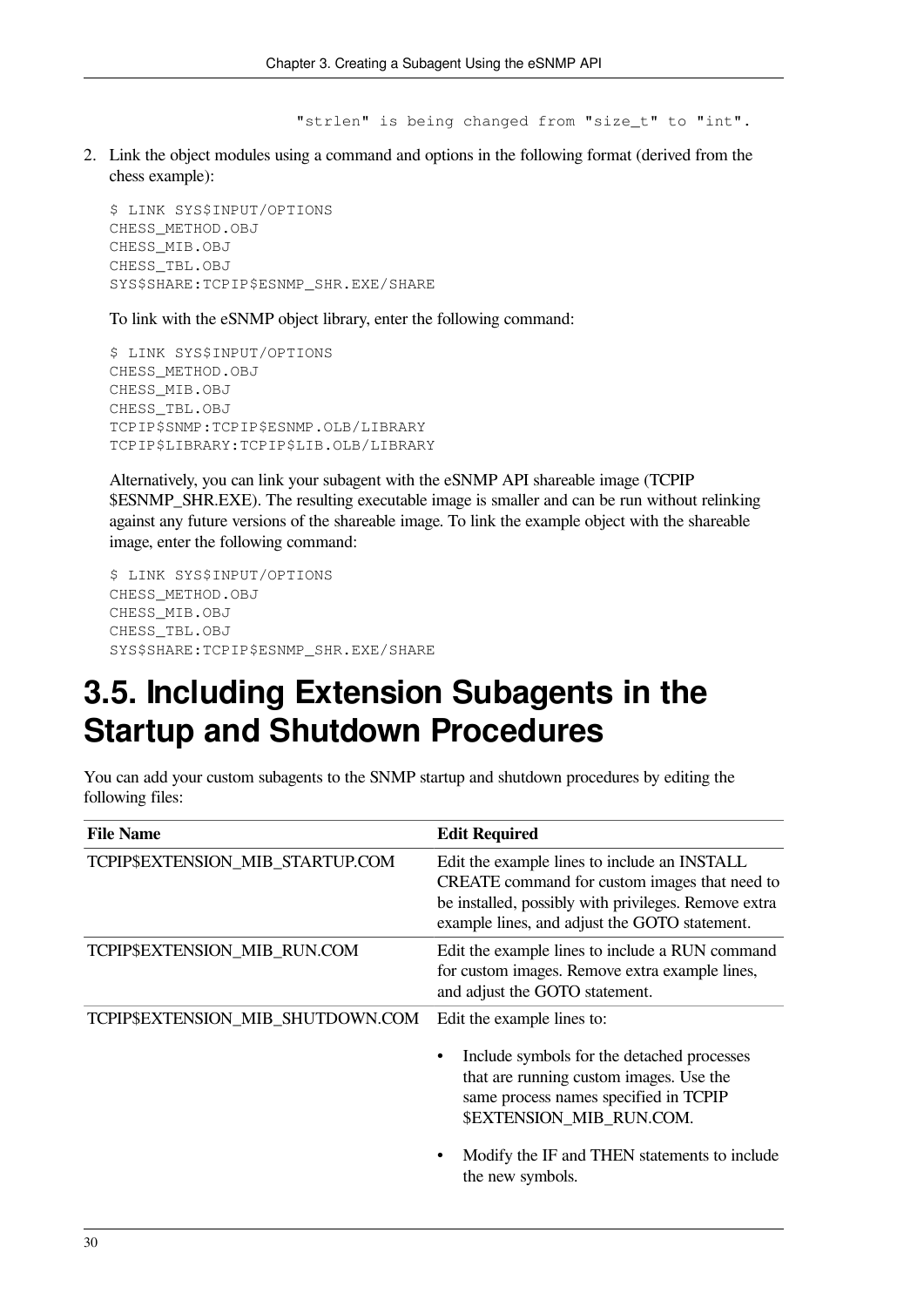```
"strlen" is being changed from "size_t" to "int".
```

2. Link the object modules using a command and options in the following format (derived from the chess example):

   ```
   $ LINK SYS$INPUT/OPTIONS
   CHESS_METHOD.OBJ
   CHESS_MIB.OBJ
   CHESS_TBL.OBJ
   SYS$SHARE:TCPIP$ESNMP_SHR.EXE/SHARE
   ```

   To link with the eSNMP object library, enter the following command:

   ```
   $ LINK SYS$INPUT/OPTIONS
   CHESS_METHOD.OBJ
   CHESS_MIB.OBJ
   CHESS_TBL.OBJ
   TCPIP$SNMP:TCPIP$ESNMP.OLB/LIBRARY
   TCPIP$LIBRARY:TCPIP$LIB.OLB/LIBRARY
   ```

   Alternatively, you can link your subagent with the eSNMP API shareable image (TCPIP $ESNMP_SHR.EXE). The resulting executable image is smaller and can be run without relinking against any future versions of the shareable image. To link the example object with the shareable image, enter the following command:

   ```
   $ LINK SYS$INPUT/OPTIONS
   CHESS_METHOD.OBJ
   CHESS_MIB.OBJ
   CHESS_TBL.OBJ
   SYS$SHARE:TCPIP$ESNMP_SHR.EXE/SHARE
   ```

# 3.5. Including Extension Subagents in the Startup and Shutdown Procedures

You can add your custom subagents to the SNMP startup and shutdown procedures by editing the following files:

| File Name | Edit Required |
|---|---|
| TCPIP$EXTENSION_MIB_STARTUP.COM | Edit the example lines to include an INSTALL CREATE command for custom images that need to be installed, possibly with privileges. Remove extra example lines, and adjust the GOTO statement. |
| TCPIP$EXTENSION_MIB_RUN.COM | Edit the example lines to include a RUN command for custom images. Remove extra example lines, and adjust the GOTO statement. |
| TCPIP$EXTENSION_MIB_SHUTDOWN.COM | Edit the example lines to: <br>• Include symbols for the detached processes that are running custom images. Use the same process names specified in TCPIP $EXTENSION_MIB_RUN.COM. <br>• Modify the IF and THEN statements to include the new symbols. |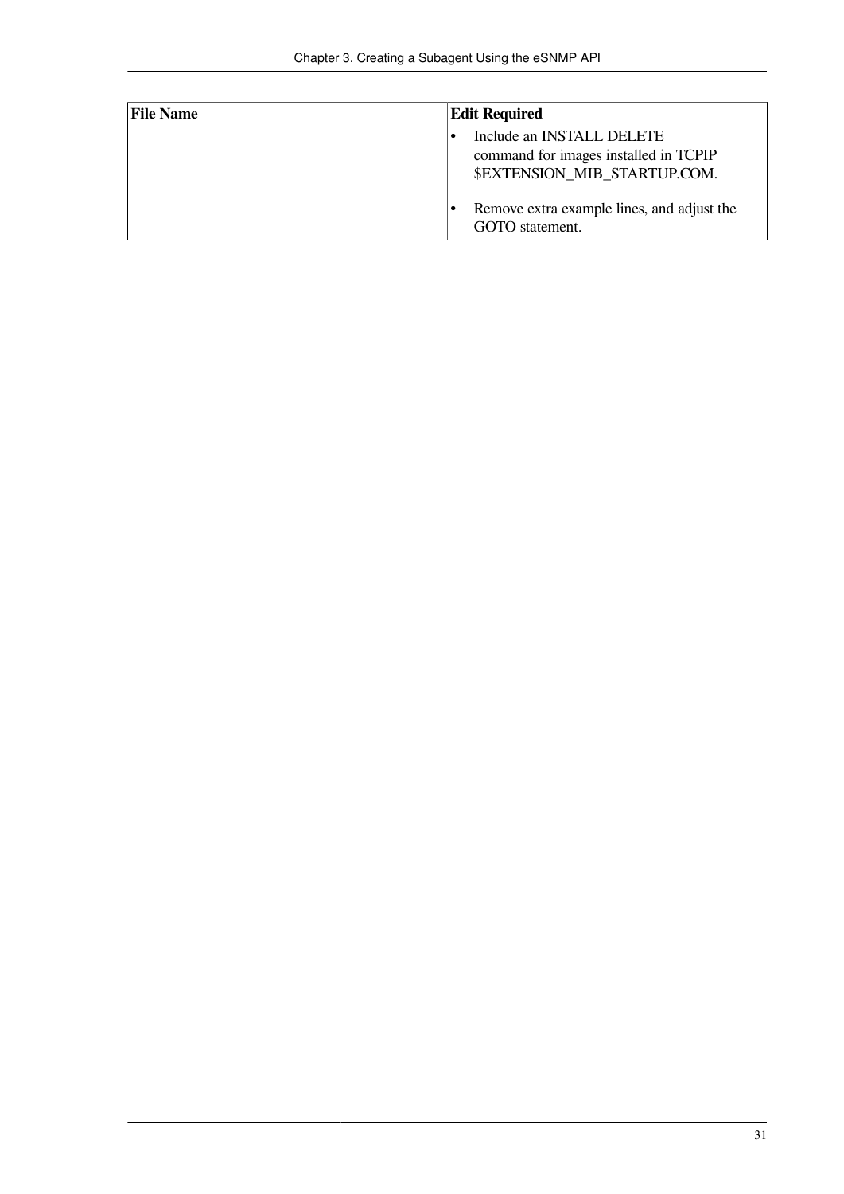| File Name | Edit Required |
| --- | --- |
| | • Include an INSTALL DELETE command for images installed in TCPIP $EXTENSION_MIB_STARTUP.COM.<br><br>• Remove extra example lines, and adjust the GOTO statement. |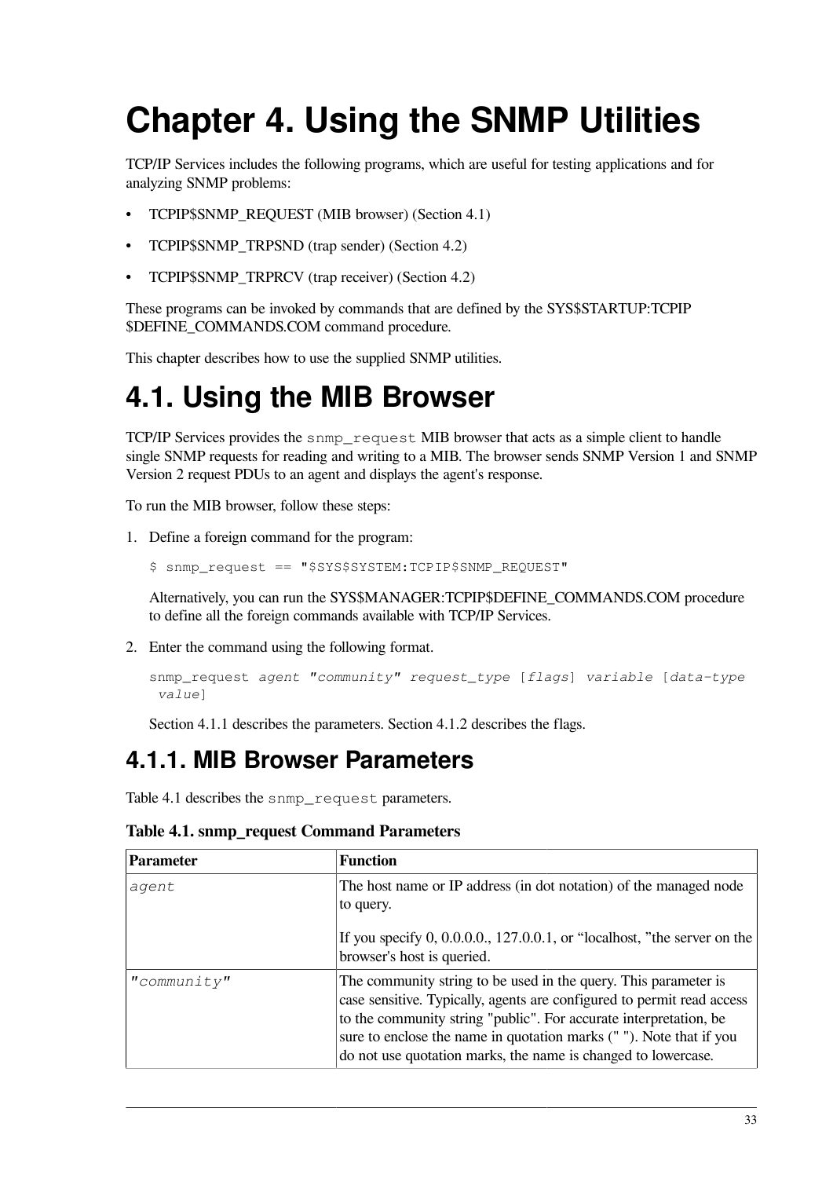# Chapter 4. Using the SNMP Utilities

TCP/IP Services includes the following programs, which are useful for testing applications and for analyzing SNMP problems:

- TCPIP$SNMP_REQUEST (MIB browser) (Section 4.1)
- TCPIP$SNMP_TRPSND (trap sender) (Section 4.2)
- TCPIP$SNMP_TRPRCV (trap receiver) (Section 4.2)

These programs can be invoked by commands that are defined by the SYS$STARTUP:TCPIP$DEFINE_COMMANDS.COM command procedure.

This chapter describes how to use the supplied SNMP utilities.

## 4.1. Using the MIB Browser

TCP/IP Services provides the `snmp_request` MIB browser that acts as a simple client to handle single SNMP requests for reading and writing to a MIB. The browser sends SNMP Version 1 and SNMP Version 2 request PDUs to an agent and displays the agent's response.

To run the MIB browser, follow these steps:

1. Define a foreign command for the program:

   ```
   $ snmp_request == "$SYS$SYSTEM:TCPIP$SNMP_REQUEST"
   ```

   Alternatively, you can run the SYS$MANAGER:TCPIP$DEFINE_COMMANDS.COM procedure to define all the foreign commands available with TCP/IP Services.

2. Enter the command using the following format.

   ```
   snmp_request agent "community" request_type [flags] variable [data-type value]
   ```

   Section 4.1.1 describes the parameters. Section 4.1.2 describes the flags.

### 4.1.1. MIB Browser Parameters

Table 4.1 describes the `snmp_request` parameters.

**Table 4.1. snmp_request Command Parameters**

| Parameter | Function |
|---|---|
| *agent* | The host name or IP address (in dot notation) of the managed node to query.<br><br>If you specify 0, 0.0.0.0., 127.0.0.1, or “localhost, ”the server on the browser's host is queried. |
| *"community"* | The community string to be used in the query. This parameter is case sensitive. Typically, agents are configured to permit read access to the community string "public". For accurate interpretation, be sure to enclose the name in quotation marks (" "). Note that if you do not use quotation marks, the name is changed to lowercase. |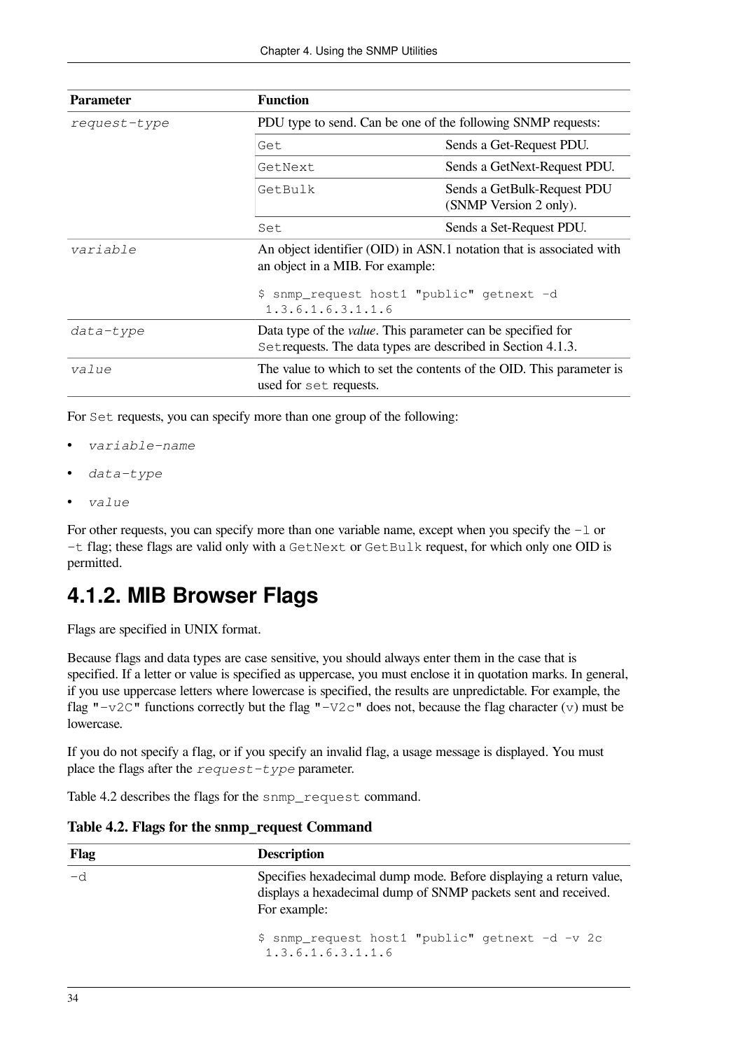| Parameter | Function | |
|---|---|---|
| *request-type* | PDU type to send. Can be one of the following SNMP requests: | |
| | `Get` | Sends a Get-Request PDU. |
| | `GetNext` | Sends a GetNext-Request PDU. |
| | `GetBulk` | Sends a GetBulk-Request PDU (SNMP Version 2 only). |
| | `Set` | Sends a Set-Request PDU. |
| *variable* | An object identifier (OID) in ASN.1 notation that is associated with an object in a MIB. For example:<br><br>`$ snmp_request host1 "public" getnext -d 1.3.6.1.6.3.1.1.6` | |
| *data-type* | Data type of the *value*. This parameter can be specified for `Set`requests. The data types are described in Section 4.1.3. | |
| *value* | The value to which to set the contents of the OID. This parameter is used for `set` requests. | |

For `Set` requests, you can specify more than one group of the following:

- *variable-name*
- *data-type*
- *value*

For other requests, you can specify more than one variable name, except when you specify the `-l` or `-t` flag; these flags are valid only with a `GetNext` or `GetBulk` request, for which only one OID is permitted.

## 4.1.2. MIB Browser Flags

Flags are specified in UNIX format.

Because flags and data types are case sensitive, you should always enter them in the case that is specified. If a letter or value is specified as uppercase, you must enclose it in quotation marks. In general, if you use uppercase letters where lowercase is specified, the results are unpredictable. For example, the flag `"-v2C"` functions correctly but the flag `"-V2c"` does not, because the flag character (`v`) must be lowercase.

If you do not specify a flag, or if you specify an invalid flag, a usage message is displayed. You must place the flags after the *request-type* parameter.

Table 4.2 describes the flags for the `snmp_request` command.

**Table 4.2. Flags for the snmp_request Command**

| Flag | Description |
|---|---|
| `-d` | Specifies hexadecimal dump mode. Before displaying a return value, displays a hexadecimal dump of SNMP packets sent and received. For example:<br><br>`$ snmp_request host1 "public" getnext -d -v 2c 1.3.6.1.6.3.1.1.6` |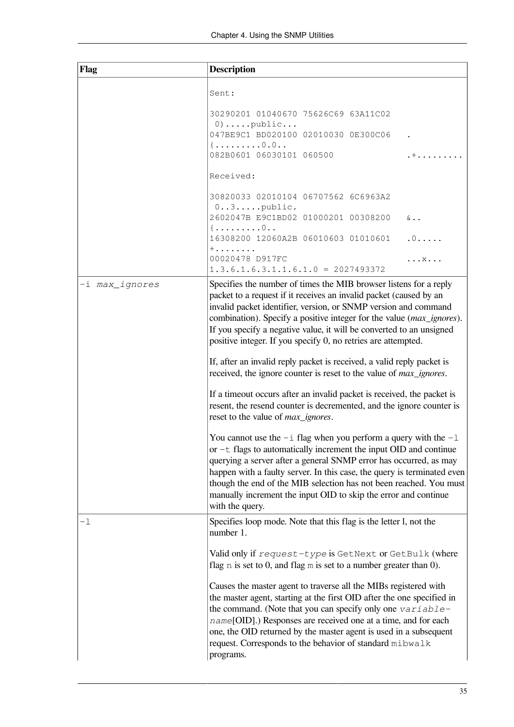| Flag | Description |
|---|---|
| | Sent:<br><br>`30290201 01040670 75626C69 63A11C02  0).....public...`<br>`047BE9C1 BD020100 02010030 0E300C06   .{.........0.0..`<br>`082B0601 06030101 060500              .+.........`<br><br>Received:<br><br>`30820033 02010104 06707562 6C6963A2  0..3.....public.`<br>`2602047B E9C1BD02 01000201 00308200   &..{.........0..`<br>`16308200 12060A2B 06010603 01010601   .0.....+........`<br>`00020478 D917FC                      ...x...`<br>`1.3.6.1.6.3.1.1.6.1.0 = 2027493372` |
| `-i max_ignores` | Specifies the number of times the MIB browser listens for a reply packet to a request if it receives an invalid packet (caused by an invalid packet identifier, version, or SNMP version and command combination). Specify a positive integer for the value (*max_ignores*). If you specify a negative value, it will be converted to an unsigned positive integer. If you specify 0, no retries are attempted.<br><br>If, after an invalid reply packet is received, a valid reply packet is received, the ignore counter is reset to the value of *max_ignores*.<br><br>If a timeout occurs after an invalid packet is received, the packet is resent, the resend counter is decremented, and the ignore counter is reset to the value of *max_ignores*.<br><br>You cannot use the `-i` flag when you perform a query with the `-l` or `-t` flags to automatically increment the input OID and continue querying a server after a general SNMP error has occurred, as may happen with a faulty server. In this case, the query is terminated even though the end of the MIB selection has not been reached. You must manually increment the input OID to skip the error and continue with the query. |
| `-l` | Specifies loop mode. Note that this flag is the letter l, not the number 1.<br><br>Valid only if `request-type` is `GetNext` or `GetBulk` (where flag `n` is set to 0, and flag `m` is set to a number greater than 0).<br><br>Causes the master agent to traverse all the MIBs registered with the master agent, starting at the first OID after the one specified in the command. (Note that you can specify only one `variable-name`[OID].) Responses are received one at a time, and for each one, the OID returned by the master agent is used in a subsequent request. Corresponds to the behavior of standard `mibwalk` programs. |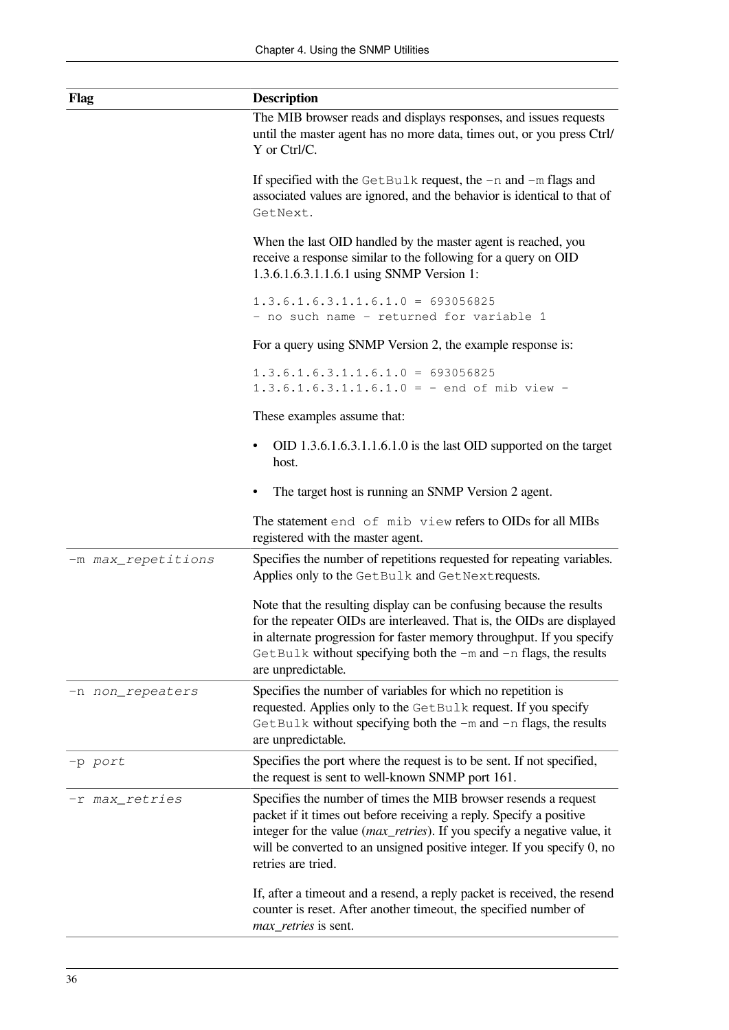| Flag | Description |
|---|---|
| | The MIB browser reads and displays responses, and issues requests until the master agent has no more data, times out, or you press Ctrl/Y or Ctrl/C.<br><br>If specified with the `GetBulk` request, the `-n` and `-m` flags and associated values are ignored, and the behavior is identical to that of `GetNext`.<br><br>When the last OID handled by the master agent is reached, you receive a response similar to the following for a query on OID 1.3.6.1.6.3.1.1.6.1 using SNMP Version 1:<br><br>`1.3.6.1.6.3.1.1.6.1.0 = 693056825`<br>`- no such name - returned for variable 1`<br><br>For a query using SNMP Version 2, the example response is:<br><br>`1.3.6.1.6.3.1.1.6.1.0 = 693056825`<br>`1.3.6.1.6.3.1.1.6.1.0 = - end of mib view -`<br><br>These examples assume that:<br><br>• OID 1.3.6.1.6.3.1.1.6.1.0 is the last OID supported on the target host.<br><br>• The target host is running an SNMP Version 2 agent.<br><br>The statement `end of mib view` refers to OIDs for all MIBs registered with the master agent. |
| `-m` *`max_repetitions`* | Specifies the number of repetitions requested for repeating variables. Applies only to the `GetBulk` and `GetNext`requests.<br><br>Note that the resulting display can be confusing because the results for the repeater OIDs are interleaved. That is, the OIDs are displayed in alternate progression for faster memory throughput. If you specify `GetBulk` without specifying both the `-m` and `-n` flags, the results are unpredictable. |
| `-n` *`non_repeaters`* | Specifies the number of variables for which no repetition is requested. Applies only to the `GetBulk` request. If you specify `GetBulk` without specifying both the `-m` and `-n` flags, the results are unpredictable. |
| `-p` *`port`* | Specifies the port where the request is to be sent. If not specified, the request is sent to well-known SNMP port 161. |
| `-r` *`max_retries`* | Specifies the number of times the MIB browser resends a request packet if it times out before receiving a reply. Specify a positive integer for the value (*max_retries*). If you specify a negative value, it will be converted to an unsigned positive integer. If you specify 0, no retries are tried.<br><br>If, after a timeout and a resend, a reply packet is received, the resend counter is reset. After another timeout, the specified number of *max_retries* is sent. |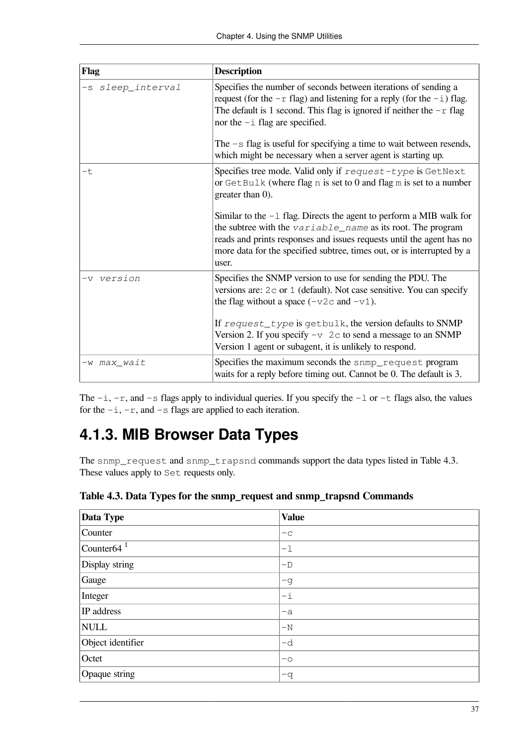| Flag | Description |
|---|---|
| `-s sleep_interval` | Specifies the number of seconds between iterations of sending a request (for the `-r` flag) and listening for a reply (for the `-i`) flag. The default is 1 second. This flag is ignored if neither the `-r` flag nor the `-i` flag are specified.<br><br>The `-s` flag is useful for specifying a time to wait between resends, which might be necessary when a server agent is starting up. |
| `-t` | Specifies tree mode. Valid only if `request-type` is `GetNext` or `GetBulk` (where flag `n` is set to 0 and flag `m` is set to a number greater than 0).<br><br>Similar to the `-l` flag. Directs the agent to perform a MIB walk for the subtree with the `variable_name` as its root. The program reads and prints responses and issues requests until the agent has no more data for the specified subtree, times out, or is interrupted by a user. |
| `-v version` | Specifies the SNMP version to use for sending the PDU. The versions are: `2c` or `1` (default). Not case sensitive. You can specify the flag without a space (`-v2c` and `-v1`).<br><br>If `request_type` is `getbulk`, the version defaults to SNMP Version 2. If you specify `-v 2c` to send a message to an SNMP Version 1 agent or subagent, it is unlikely to respond. |
| `-w max_wait` | Specifies the maximum seconds the `snmp_request` program waits for a reply before timing out. Cannot be 0. The default is 3. |

The `-i`, `-r`, and `-s` flags apply to individual queries. If you specify the `-l` or `-t` flags also, the values for the `-i`, `-r`, and `-s` flags are applied to each iteration.

## 4.1.3. MIB Browser Data Types

The `snmp_request` and `snmp_trapsnd` commands support the data types listed in Table 4.3. These values apply to `Set` requests only.

**Table 4.3. Data Types for the snmp_request and snmp_trapsnd Commands**

| Data Type | Value |
|---|---|
| Counter | `-c` |
| Counter64 [1] | `-l` |
| Display string | `-D` |
| Gauge | `-g` |
| Integer | `-i` |
| IP address | `-a` |
| NULL | `-N` |
| Object identifier | `-d` |
| Octet | `-o` |
| Opaque string | `-q` |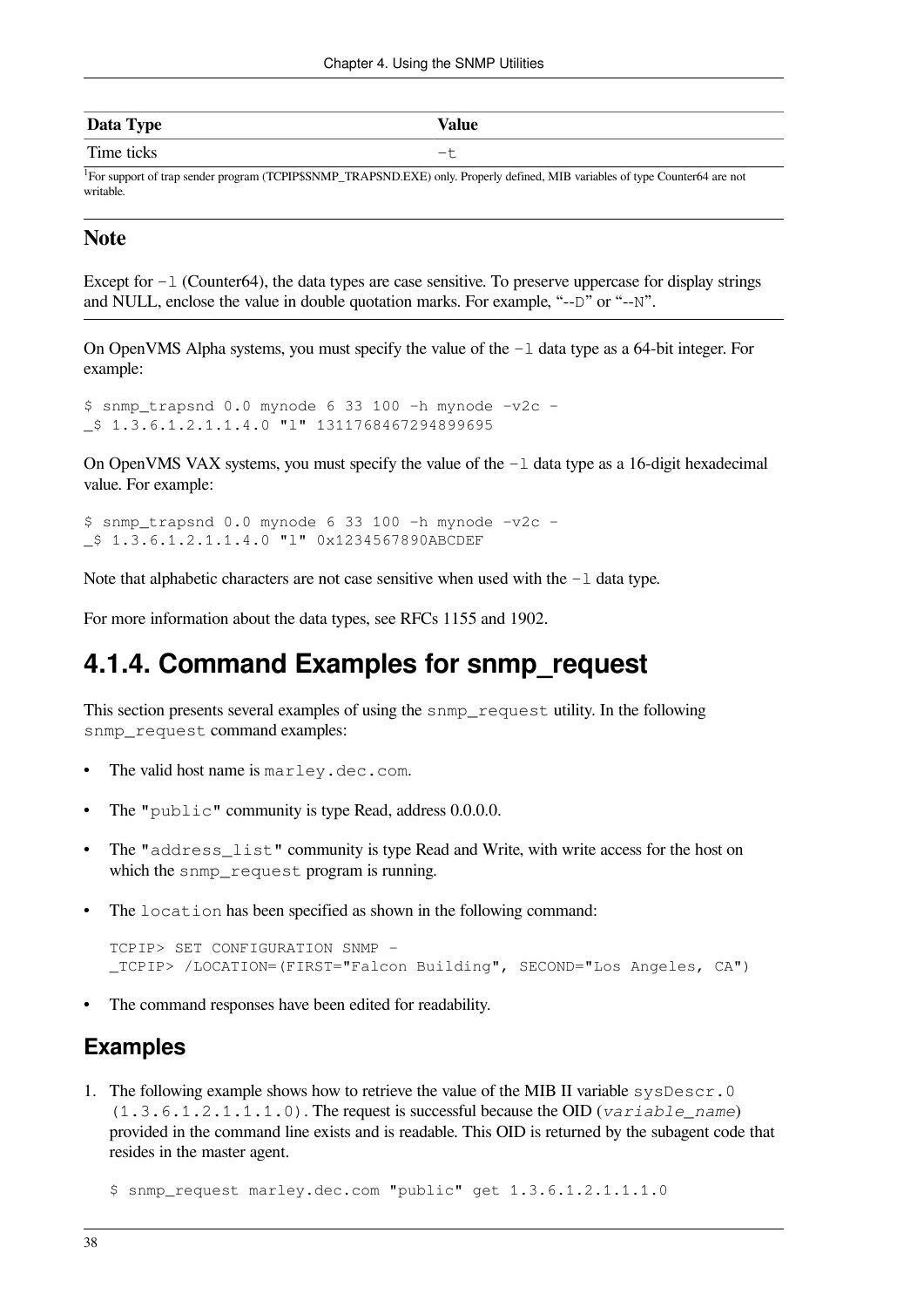| Data Type | Value |
| --- | --- |
| Time ticks | -t |

[1]For support of trap sender program (TCPIP$SNMP_TRAPSND.EXE) only. Properly defined, MIB variables of type Counter64 are not writable.

### Note

Except for `-l` (Counter64), the data types are case sensitive. To preserve uppercase for display strings and NULL, enclose the value in double quotation marks. For example, "`--D`" or "`--N`".

On OpenVMS Alpha systems, you must specify the value of the `-l` data type as a 64-bit integer. For example:

```
$ snmp_trapsnd 0.0 mynode 6 33 100 -h mynode -v2c -
_$ 1.3.6.1.2.1.1.4.0 "l" 1311768467294899695
```

On OpenVMS VAX systems, you must specify the value of the `-l` data type as a 16-digit hexadecimal value. For example:

```
$ snmp_trapsnd 0.0 mynode 6 33 100 -h mynode -v2c -
_$ 1.3.6.1.2.1.1.4.0 "l" 0x1234567890ABCDEF
```

Note that alphabetic characters are not case sensitive when used with the `-l` data type.

For more information about the data types, see RFCs 1155 and 1902.

## 4.1.4. Command Examples for snmp_request

This section presents several examples of using the `snmp_request` utility. In the following `snmp_request` command examples:

- The valid host name is `marley.dec.com`.
- The "`public`" community is type Read, address 0.0.0.0.
- The "`address_list`" community is type Read and Write, with write access for the host on which the `snmp_request` program is running.
- The `location` has been specified as shown in the following command:

  ```
  TCPIP> SET CONFIGURATION SNMP -
  _TCPIP> /LOCATION=(FIRST="Falcon Building", SECOND="Los Angeles, CA")
  ```

- The command responses have been edited for readability.

### Examples

1. The following example shows how to retrieve the value of the MIB II variable `sysDescr.0` `(1.3.6.1.2.1.1.1.0)`. The request is successful because the OID (*`variable_name`*) provided in the command line exists and is readable. This OID is returned by the subagent code that resides in the master agent.

   ```
   $ snmp_request marley.dec.com "public" get 1.3.6.1.2.1.1.1.0
   ```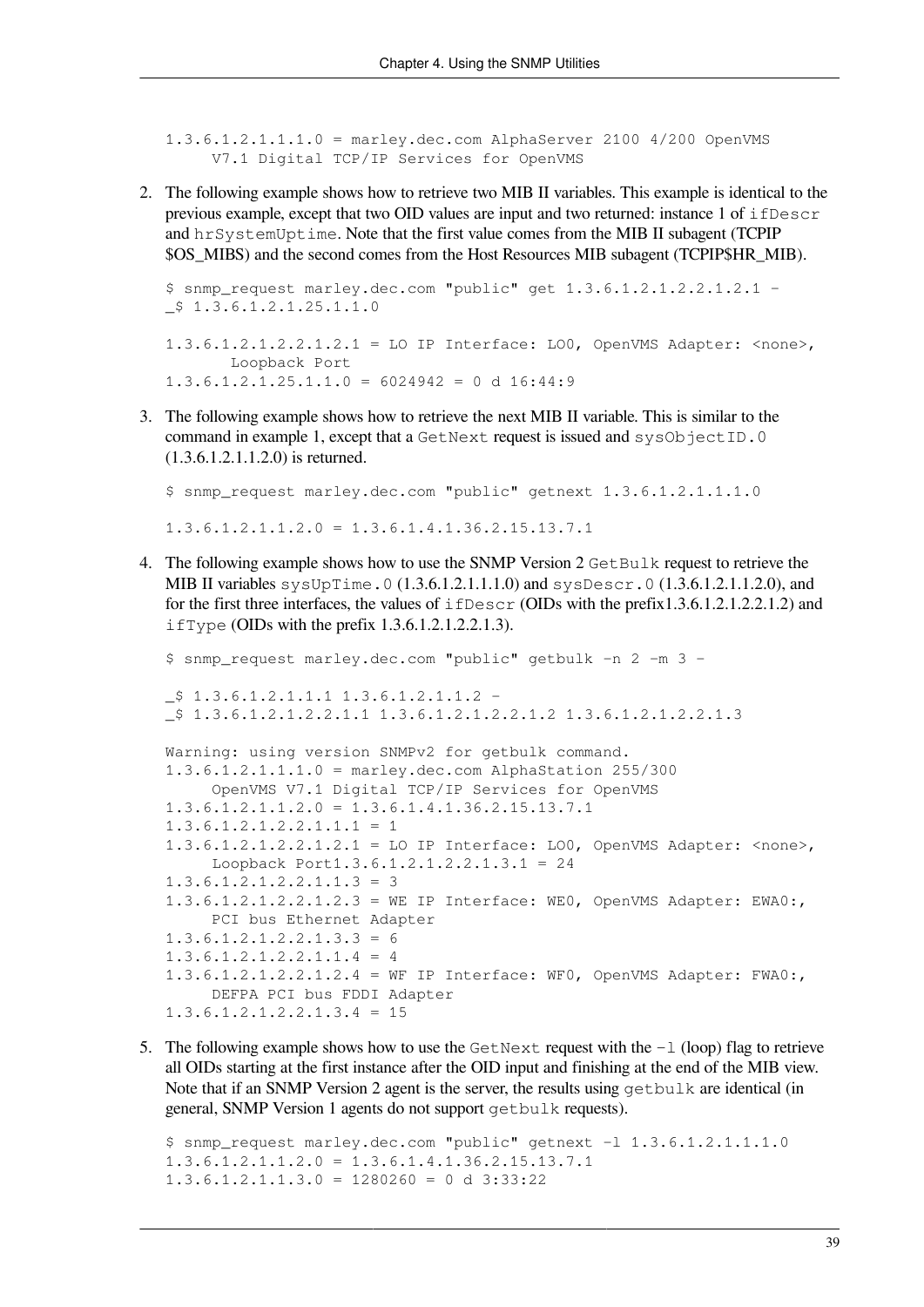```
1.3.6.1.2.1.1.1.0 = marley.dec.com AlphaServer 2100 4/200 OpenVMS
     V7.1 Digital TCP/IP Services for OpenVMS
```

2. The following example shows how to retrieve two MIB II variables. This example is identical to the previous example, except that two OID values are input and two returned: instance 1 of `ifDescr` and `hrSystemUptime`. Note that the first value comes from the MIB II subagent (TCPIP $OS_MIBS) and the second comes from the Host Resources MIB subagent (TCPIP$HR_MIB).

```
$ snmp_request marley.dec.com "public" get 1.3.6.1.2.1.2.2.1.2.1 -
_$ 1.3.6.1.2.1.25.1.1.0

1.3.6.1.2.1.2.2.1.2.1 = LO IP Interface: LO0, OpenVMS Adapter: <none>,
       Loopback Port
1.3.6.1.2.1.25.1.1.0 = 6024942 = 0 d 16:44:9
```

3. The following example shows how to retrieve the next MIB II variable. This is similar to the command in example 1, except that a `GetNext` request is issued and `sysObjectID.0` (1.3.6.1.2.1.1.2.0) is returned.

```
$ snmp_request marley.dec.com "public" getnext 1.3.6.1.2.1.1.1.0

1.3.6.1.2.1.1.2.0 = 1.3.6.1.4.1.36.2.15.13.7.1
```

4. The following example shows how to use the SNMP Version 2 `GetBulk` request to retrieve the MIB II variables `sysUpTime.0` (1.3.6.1.2.1.1.1.0) and `sysDescr.0` (1.3.6.1.2.1.1.2.0), and for the first three interfaces, the values of `ifDescr` (OIDs with the prefix1.3.6.1.2.1.2.2.1.2) and `ifType` (OIDs with the prefix 1.3.6.1.2.1.2.2.1.3).

```
$ snmp_request marley.dec.com "public" getbulk -n 2 -m 3 -

_$ 1.3.6.1.2.1.1.1 1.3.6.1.2.1.1.2 -
_$ 1.3.6.1.2.1.2.2.1.1 1.3.6.1.2.1.2.2.1.2 1.3.6.1.2.1.2.2.1.3

Warning: using version SNMPv2 for getbulk command.
1.3.6.1.2.1.1.1.0 = marley.dec.com AlphaStation 255/300
     OpenVMS V7.1 Digital TCP/IP Services for OpenVMS
1.3.6.1.2.1.1.2.0 = 1.3.6.1.4.1.36.2.15.13.7.1
1.3.6.1.2.1.2.2.1.1.1 = 1
1.3.6.1.2.1.2.2.1.2.1 = LO IP Interface: LO0, OpenVMS Adapter: <none>,
     Loopback Port1.3.6.1.2.1.2.2.1.3.1 = 24
1.3.6.1.2.1.2.2.1.1.3 = 3
1.3.6.1.2.1.2.2.1.2.3 = WE IP Interface: WE0, OpenVMS Adapter: EWA0:,
     PCI bus Ethernet Adapter
1.3.6.1.2.1.2.2.1.3.3 = 6
1.3.6.1.2.1.2.2.1.1.4 = 4
1.3.6.1.2.1.2.2.1.2.4 = WF IP Interface: WF0, OpenVMS Adapter: FWA0:,
     DEFPA PCI bus FDDI Adapter
1.3.6.1.2.1.2.2.1.3.4 = 15
```

5. The following example shows how to use the `GetNext` request with the `-l` (loop) flag to retrieve all OIDs starting at the first instance after the OID input and finishing at the end of the MIB view. Note that if an SNMP Version 2 agent is the server, the results using `getbulk` are identical (in general, SNMP Version 1 agents do not support `getbulk` requests).

```
$ snmp_request marley.dec.com "public" getnext -l 1.3.6.1.2.1.1.1.0
1.3.6.1.2.1.1.2.0 = 1.3.6.1.4.1.36.2.15.13.7.1
1.3.6.1.2.1.1.3.0 = 1280260 = 0 d 3:33:22
```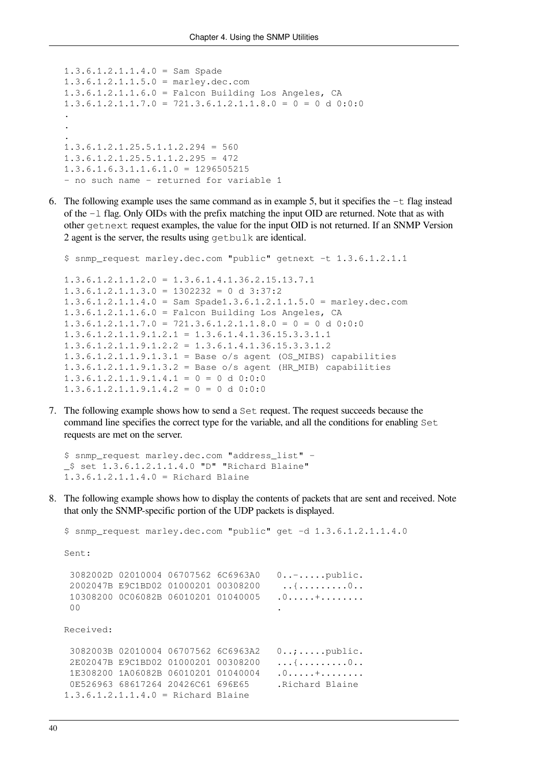```
1.3.6.1.2.1.1.4.0 = Sam Spade
1.3.6.1.2.1.1.5.0 = marley.dec.com
1.3.6.1.2.1.1.6.0 = Falcon Building Los Angeles, CA
1.3.6.1.2.1.1.7.0 = 721.3.6.1.2.1.1.8.0 = 0 = 0 d 0:0:0
.
.
.
1.3.6.1.2.1.25.5.1.1.2.294 = 560
1.3.6.1.2.1.25.5.1.1.2.295 = 472
1.3.6.1.6.3.1.1.6.1.0 = 1296505215
- no such name - returned for variable 1
```

6. The following example uses the same command as in example 5, but it specifies the -t flag instead of the -l flag. Only OIDs with the prefix matching the input OID are returned. Note that as with other getnext request examples, the value for the input OID is not returned. If an SNMP Version 2 agent is the server, the results using getbulk are identical.

```
$ snmp_request marley.dec.com "public" getnext -t 1.3.6.1.2.1.1

1.3.6.1.2.1.1.2.0 = 1.3.6.1.4.1.36.2.15.13.7.1
1.3.6.1.2.1.1.3.0 = 1302232 = 0 d 3:37:2
1.3.6.1.2.1.1.4.0 = Sam Spade1.3.6.1.2.1.1.5.0 = marley.dec.com
1.3.6.1.2.1.1.6.0 = Falcon Building Los Angeles, CA
1.3.6.1.2.1.1.7.0 = 721.3.6.1.2.1.1.8.0 = 0 = 0 d 0:0:0
1.3.6.1.2.1.1.9.1.2.1 = 1.3.6.1.4.1.36.15.3.3.1.1
1.3.6.1.2.1.1.9.1.2.2 = 1.3.6.1.4.1.36.15.3.3.1.2
1.3.6.1.2.1.1.9.1.3.1 = Base o/s agent (OS_MIBS) capabilities
1.3.6.1.2.1.1.9.1.3.2 = Base o/s agent (HR_MIB) capabilities
1.3.6.1.2.1.1.9.1.4.1 = 0 = 0 d 0:0:0
1.3.6.1.2.1.1.9.1.4.2 = 0 = 0 d 0:0:0
```

7. The following example shows how to send a Set request. The request succeeds because the command line specifies the correct type for the variable, and all the conditions for enabling Set requests are met on the server.

```
$ snmp_request marley.dec.com "address_list" -
_$ set 1.3.6.1.2.1.1.4.0 "D" "Richard Blaine"
1.3.6.1.2.1.1.4.0 = Richard Blaine
```

8. The following example shows how to display the contents of packets that are sent and received. Note that only the SNMP-specific portion of the UDP packets is displayed.

```
$ snmp_request marley.dec.com "public" get -d 1.3.6.1.2.1.1.4.0

Sent:

 3082002D 02010004 06707562 6C6963A0   0..-.....public.
 2002047B E9C1BD02 01000201 00308200    ..{.........0..
 10308200 0C06082B 06010201 01040005   .0.....+........
 00                                    .

Received:

 3082003B 02010004 06707562 6C6963A2   0..;.....public.
 2E02047B E9C1BD02 01000201 00308200   ...{.........0..
 1E308200 1A06082B 06010201 01040004   .0.....+........
 0E526963 68617264 20426C61 696E65     .Richard Blaine
1.3.6.1.2.1.1.4.0 = Richard Blaine
```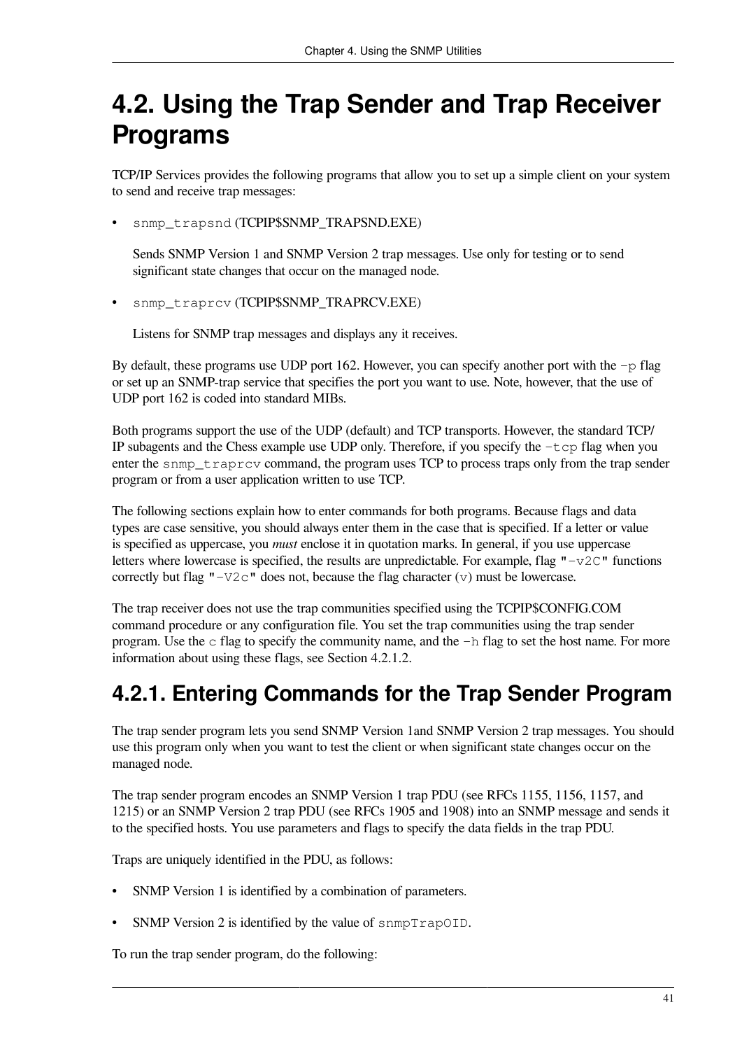# 4.2. Using the Trap Sender and Trap Receiver Programs

TCP/IP Services provides the following programs that allow you to set up a simple client on your system to send and receive trap messages:

- `snmp_trapsnd` (TCPIP$SNMP_TRAPSND.EXE)

  Sends SNMP Version 1 and SNMP Version 2 trap messages. Use only for testing or to send significant state changes that occur on the managed node.

- `snmp_traprcv` (TCPIP$SNMP_TRAPRCV.EXE)

  Listens for SNMP trap messages and displays any it receives.

By default, these programs use UDP port 162. However, you can specify another port with the `-p` flag or set up an SNMP-trap service that specifies the port you want to use. Note, however, that the use of UDP port 162 is coded into standard MIBs.

Both programs support the use of the UDP (default) and TCP transports. However, the standard TCP/IP subagents and the Chess example use UDP only. Therefore, if you specify the `-tcp` flag when you enter the `snmp_traprcv` command, the program uses TCP to process traps only from the trap sender program or from a user application written to use TCP.

The following sections explain how to enter commands for both programs. Because flags and data types are case sensitive, you should always enter them in the case that is specified. If a letter or value is specified as uppercase, you *must* enclose it in quotation marks. In general, if you use uppercase letters where lowercase is specified, the results are unpredictable. For example, flag `"-v2C"` functions correctly but flag `"-V2c"` does not, because the flag character (`v`) must be lowercase.

The trap receiver does not use the trap communities specified using the TCPIP$CONFIG.COM command procedure or any configuration file. You set the trap communities using the trap sender program. Use the `c` flag to specify the community name, and the `-h` flag to set the host name. For more information about using these flags, see Section 4.2.1.2.

## 4.2.1. Entering Commands for the Trap Sender Program

The trap sender program lets you send SNMP Version 1and SNMP Version 2 trap messages. You should use this program only when you want to test the client or when significant state changes occur on the managed node.

The trap sender program encodes an SNMP Version 1 trap PDU (see RFCs 1155, 1156, 1157, and 1215) or an SNMP Version 2 trap PDU (see RFCs 1905 and 1908) into an SNMP message and sends it to the specified hosts. You use parameters and flags to specify the data fields in the trap PDU.

Traps are uniquely identified in the PDU, as follows:

- SNMP Version 1 is identified by a combination of parameters.
- SNMP Version 2 is identified by the value of `snmpTrapOID`.

To run the trap sender program, do the following: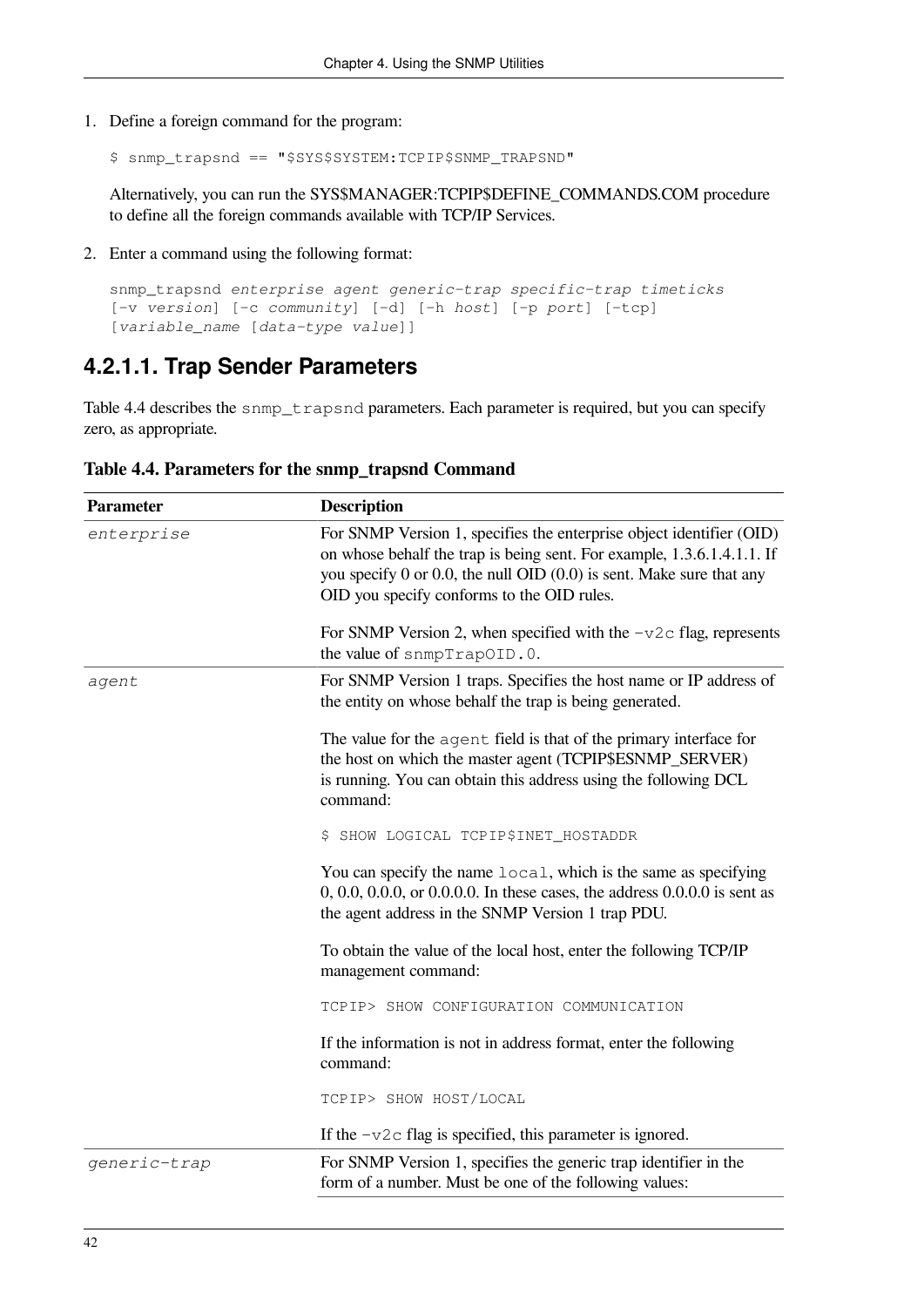1. Define a foreign command for the program:

   ```
   $ snmp_trapsnd == "$SYS$SYSTEM:TCPIP$SNMP_TRAPSND"
   ```

   Alternatively, you can run the SYS$MANAGER:TCPIP$DEFINE_COMMANDS.COM procedure to define all the foreign commands available with TCP/IP Services.

2. Enter a command using the following format:

   ```
   snmp_trapsnd enterprise agent generic-trap specific-trap timeticks
   [-v version] [-c community] [-d] [-h host] [-p port] [-tcp]
   [variable_name [data-type value]]
   ```

### 4.2.1.1. Trap Sender Parameters

Table 4.4 describes the `snmp_trapsnd` parameters. Each parameter is required, but you can specify zero, as appropriate.

**Table 4.4. Parameters for the snmp_trapsnd Command**

| Parameter | Description |
|---|---|
| *enterprise* | For SNMP Version 1, specifies the enterprise object identifier (OID) on whose behalf the trap is being sent. For example, 1.3.6.1.4.1.1. If you specify 0 or 0.0, the null OID (0.0) is sent. Make sure that any OID you specify conforms to the OID rules.<br><br>For SNMP Version 2, when specified with the `-v2c` flag, represents the value of `snmpTrapOID.0`. |
| *agent* | For SNMP Version 1 traps. Specifies the host name or IP address of the entity on whose behalf the trap is being generated.<br><br>The value for the `agent` field is that of the primary interface for the host on which the master agent (TCPIP$ESNMP_SERVER) is running. You can obtain this address using the following DCL command:<br><br>`$ SHOW LOGICAL TCPIP$INET_HOSTADDR`<br><br>You can specify the name `local`, which is the same as specifying 0, 0.0, 0.0.0, or 0.0.0.0. In these cases, the address 0.0.0.0 is sent as the agent address in the SNMP Version 1 trap PDU.<br><br>To obtain the value of the local host, enter the following TCP/IP management command:<br><br>`TCPIP> SHOW CONFIGURATION COMMUNICATION`<br><br>If the information is not in address format, enter the following command:<br><br>`TCPIP> SHOW HOST/LOCAL`<br><br>If the `-v2c` flag is specified, this parameter is ignored. |
| *generic-trap* | For SNMP Version 1, specifies the generic trap identifier in the form of a number. Must be one of the following values: |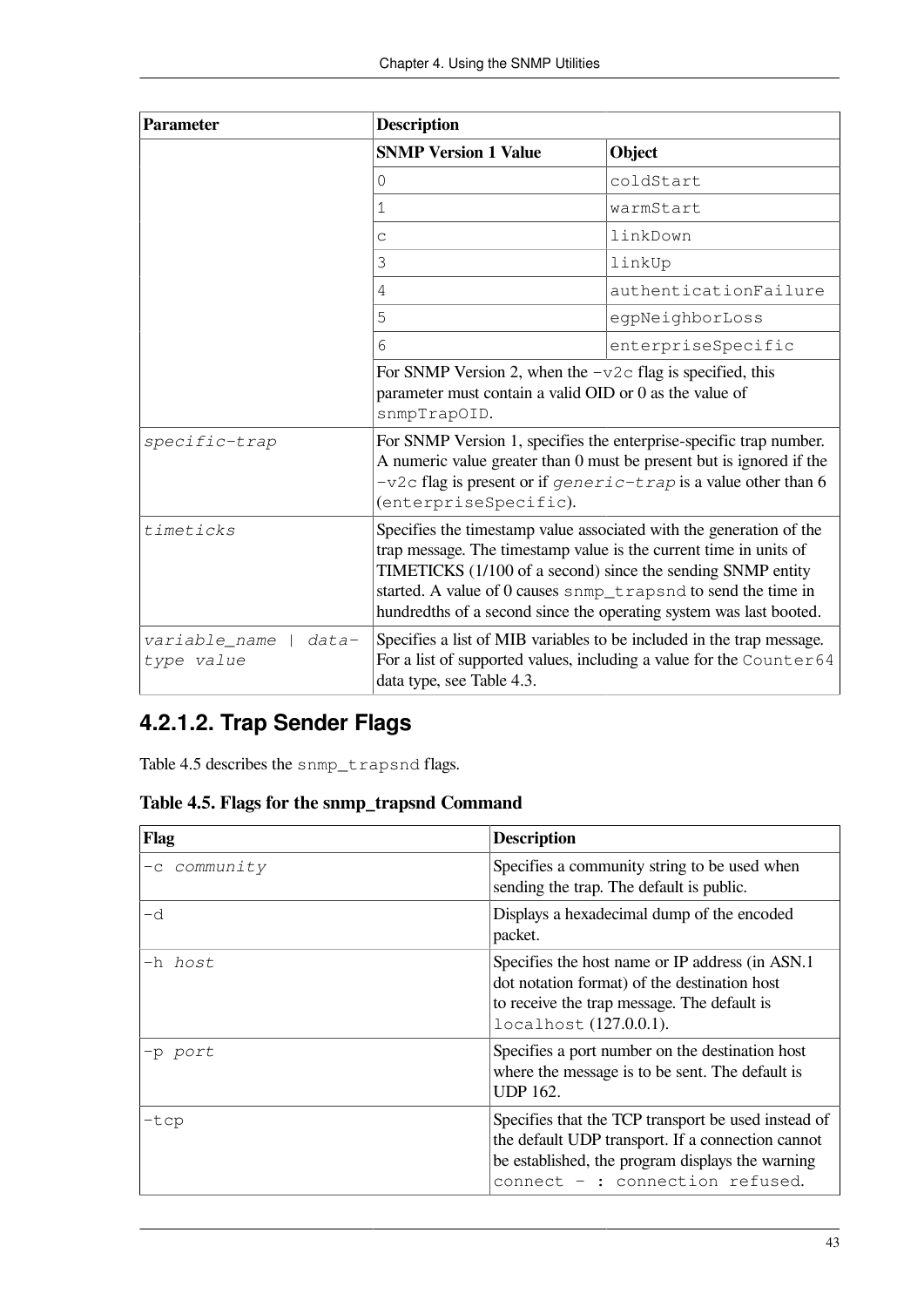| Parameter | Description | |
|---|---|---|
| | **SNMP Version 1 Value** | **Object** |
| | 0 | coldStart |
| | 1 | warmStart |
| | c | linkDown |
| | 3 | linkUp |
| | 4 | authenticationFailure |
| | 5 | egpNeighborLoss |
| | 6 | enterpriseSpecific |
| | For SNMP Version 2, when the -v2c flag is specified, this parameter must contain a valid OID or 0 as the value of snmpTrapOID. | |
| *specific-trap* | For SNMP Version 1, specifies the enterprise-specific trap number. A numeric value greater than 0 must be present but is ignored if the -v2c flag is present or if *generic-trap* is a value other than 6 (enterpriseSpecific). | |
| *timeticks* | Specifies the timestamp value associated with the generation of the trap message. The timestamp value is the current time in units of TIMETICKS (1/100 of a second) since the sending SNMP entity started. A value of 0 causes snmp_trapsnd to send the time in hundredths of a second since the operating system was last booted. | |
| *variable_name \| data-type value* | Specifies a list of MIB variables to be included in the trap message. For a list of supported values, including a value for the Counter64 data type, see Table 4.3. | |

## 4.2.1.2. Trap Sender Flags

Table 4.5 describes the snmp_trapsnd flags.

**Table 4.5. Flags for the snmp_trapsnd Command**

| Flag | Description |
|---|---|
| -c *community* | Specifies a community string to be used when sending the trap. The default is public. |
| -d | Displays a hexadecimal dump of the encoded packet. |
| -h *host* | Specifies the host name or IP address (in ASN.1 dot notation format) of the destination host to receive the trap message. The default is localhost (127.0.0.1). |
| -p *port* | Specifies a port number on the destination host where the message is to be sent. The default is UDP 162. |
| -tcp | Specifies that the TCP transport be used instead of the default UDP transport. If a connection cannot be established, the program displays the warning connect - : connection refused. |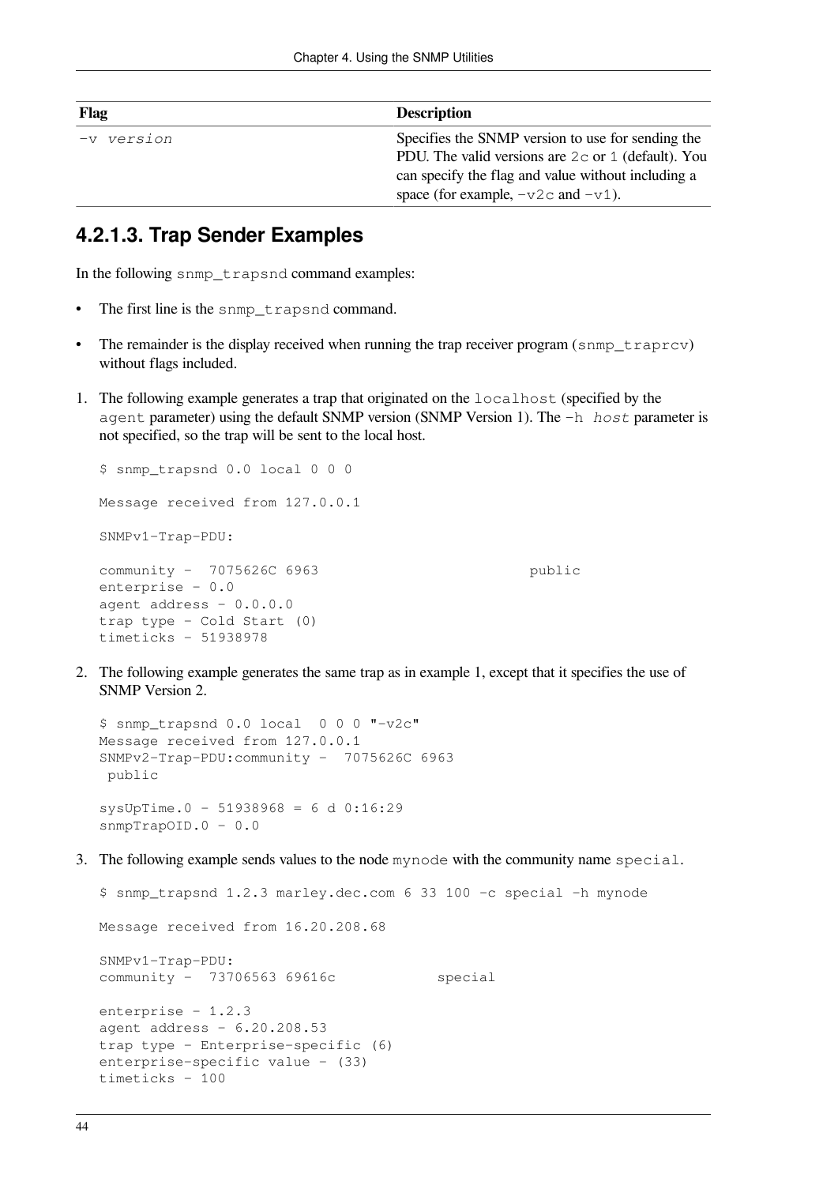| Flag | Description |
| --- | --- |
| `-v` *version* | Specifies the SNMP version to use for sending the PDU. The valid versions are `2c` or `1` (default). You can specify the flag and value without including a space (for example, `-v2c` and `-v1`). |

### 4.2.1.3. Trap Sender Examples

In the following `snmp_trapsnd` command examples:

- The first line is the `snmp_trapsnd` command.
- The remainder is the display received when running the trap receiver program (`snmp_traprcv`) without flags included.

1. The following example generates a trap that originated on the `localhost` (specified by the `agent` parameter) using the default SNMP version (SNMP Version 1). The `-h` *host* parameter is not specified, so the trap will be sent to the local host.

   ```
   $ snmp_trapsnd 0.0 local 0 0 0

   Message received from 127.0.0.1

   SNMPv1-Trap-PDU:

   community -  7075626C 6963                         public
   enterprise - 0.0
   agent address - 0.0.0.0
   trap type - Cold Start (0)
   timeticks - 51938978
   ```

2. The following example generates the same trap as in example 1, except that it specifies the use of SNMP Version 2.

   ```
   $ snmp_trapsnd 0.0 local  0 0 0 "-v2c"
   Message received from 127.0.0.1
   SNMPv2-Trap-PDU:community -  7075626C 6963
    public

   sysUpTime.0 - 51938968 = 6 d 0:16:29
   snmpTrapOID.0 - 0.0
   ```

3. The following example sends values to the node `mynode` with the community name `special`.

   ```
   $ snmp_trapsnd 1.2.3 marley.dec.com 6 33 100 -c special -h mynode

   Message received from 16.20.208.68

   SNMPv1-Trap-PDU:
   community -  73706563 69616c            special

   enterprise - 1.2.3
   agent address - 6.20.208.53
   trap type - Enterprise-specific (6)
   enterprise-specific value - (33)
   timeticks - 100
   ```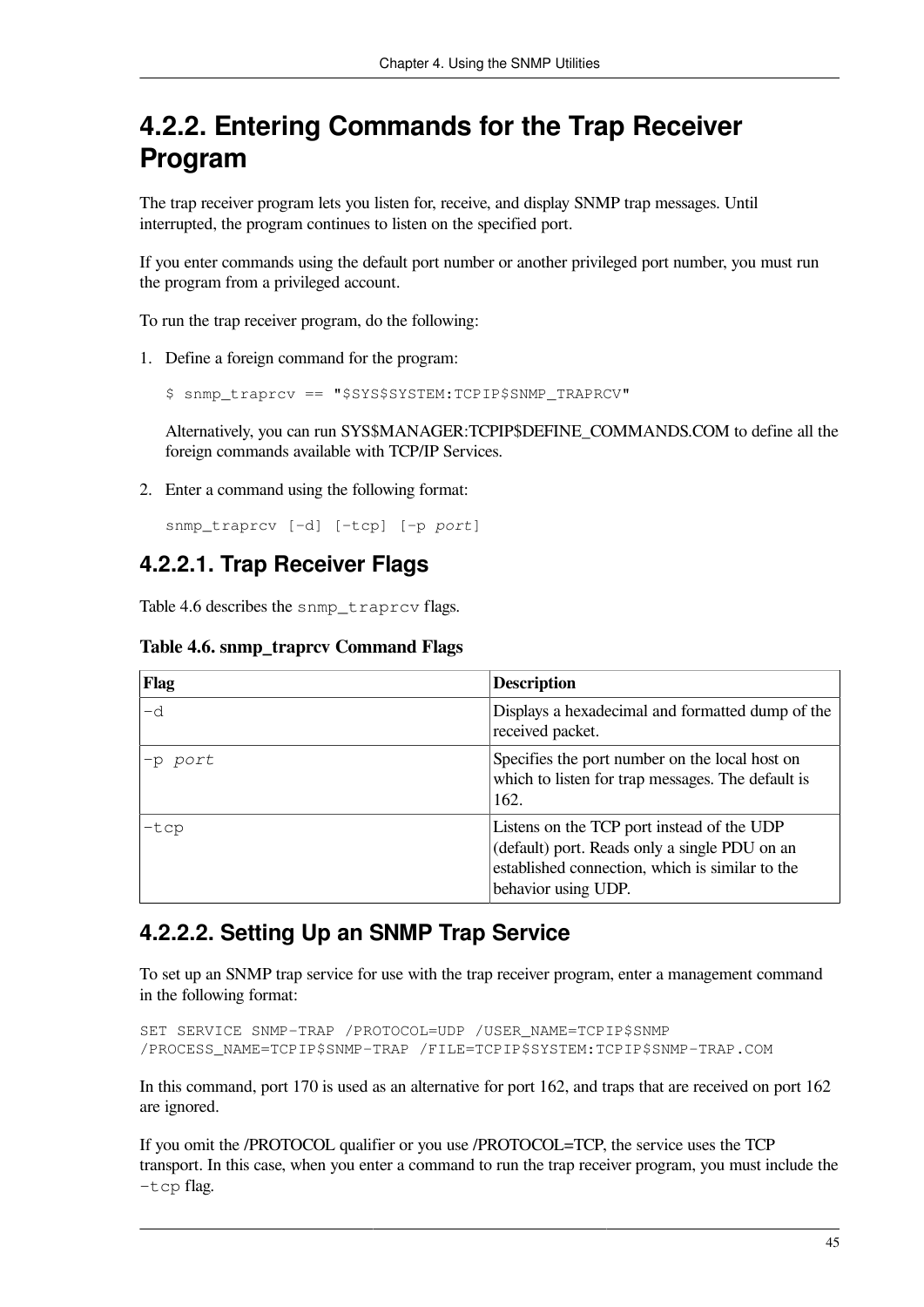## 4.2.2. Entering Commands for the Trap Receiver Program

The trap receiver program lets you listen for, receive, and display SNMP trap messages. Until interrupted, the program continues to listen on the specified port.

If you enter commands using the default port number or another privileged port number, you must run the program from a privileged account.

To run the trap receiver program, do the following:

1. Define a foreign command for the program:

   ```
   $ snmp_traprcv == "$SYS$SYSTEM:TCPIP$SNMP_TRAPRCV"
   ```

   Alternatively, you can run SYS$MANAGER:TCPIP$DEFINE_COMMANDS.COM to define all the foreign commands available with TCP/IP Services.

2. Enter a command using the following format:

   ```
   snmp_traprcv [-d] [-tcp] [-p port]
   ```

### 4.2.2.1. Trap Receiver Flags

Table 4.6 describes the `snmp_traprcv` flags.

**Table 4.6. snmp_traprcv Command Flags**

| Flag | Description |
|---|---|
| `-d` | Displays a hexadecimal and formatted dump of the received packet. |
| `-p` *port* | Specifies the port number on the local host on which to listen for trap messages. The default is 162. |
| `-tcp` | Listens on the TCP port instead of the UDP (default) port. Reads only a single PDU on an established connection, which is similar to the behavior using UDP. |

### 4.2.2.2. Setting Up an SNMP Trap Service

To set up an SNMP trap service for use with the trap receiver program, enter a management command in the following format:

```
SET SERVICE SNMP-TRAP /PROTOCOL=UDP /USER_NAME=TCPIP$SNMP
/PROCESS_NAME=TCPIP$SNMP-TRAP /FILE=TCPIP$SYSTEM:TCPIP$SNMP-TRAP.COM
```

In this command, port 170 is used as an alternative for port 162, and traps that are received on port 162 are ignored.

If you omit the /PROTOCOL qualifier or you use /PROTOCOL=TCP, the service uses the TCP transport. In this case, when you enter a command to run the trap receiver program, you must include the `-tcp` flag.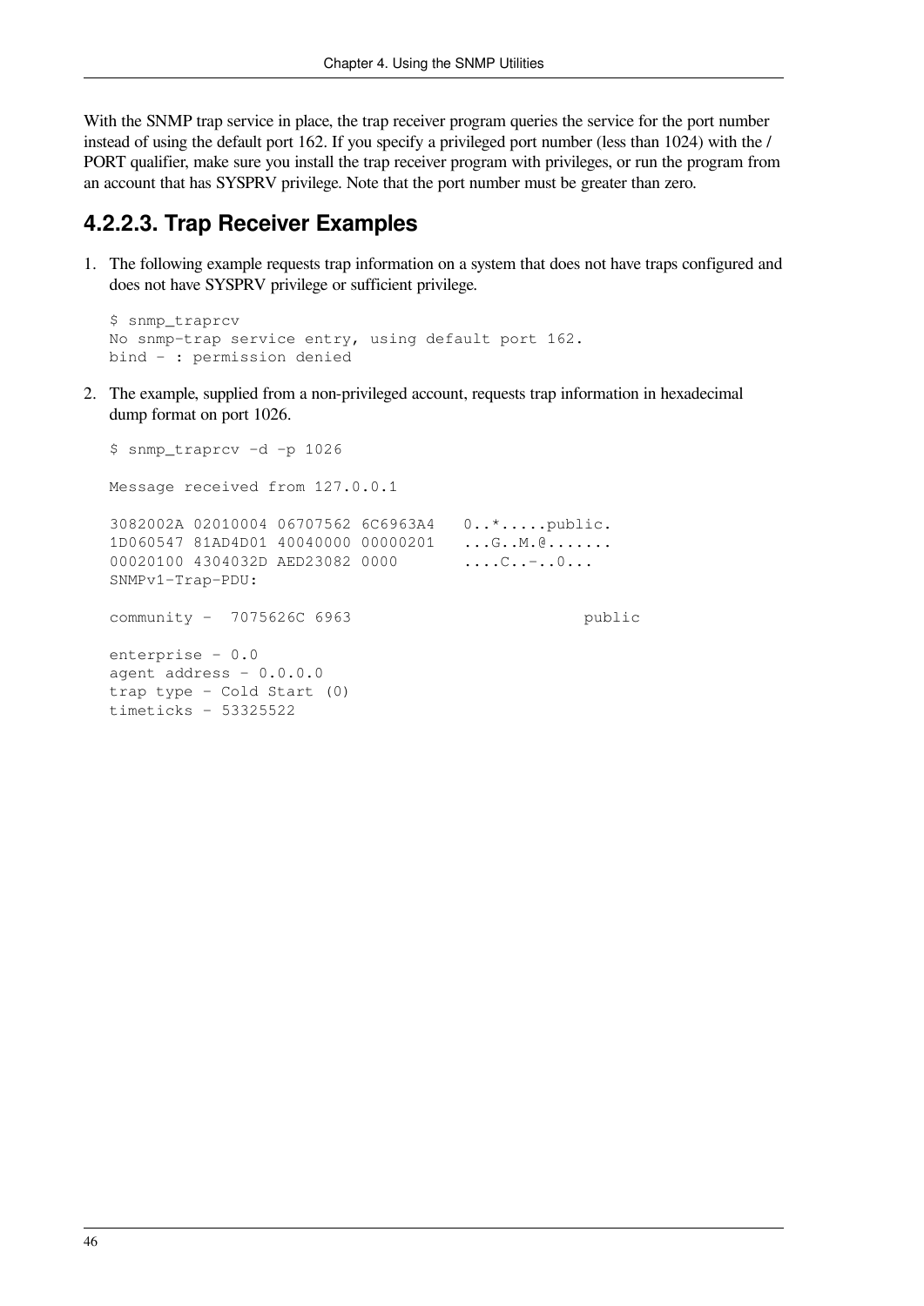With the SNMP trap service in place, the trap receiver program queries the service for the port number instead of using the default port 162. If you specify a privileged port number (less than 1024) with the /PORT qualifier, make sure you install the trap receiver program with privileges, or run the program from an account that has SYSPRV privilege. Note that the port number must be greater than zero.

### 4.2.2.3. Trap Receiver Examples

1. The following example requests trap information on a system that does not have traps configured and does not have SYSPRV privilege or sufficient privilege.

   ```
   $ snmp_traprcv
   No snmp-trap service entry, using default port 162.
   bind - : permission denied
   ```

2. The example, supplied from a non-privileged account, requests trap information in hexadecimal dump format on port 1026.

   ```
   $ snmp_traprcv -d -p 1026

   Message received from 127.0.0.1

   3082002A 02010004 06707562 6C6963A4   0..*.....public.
   1D060547 81AD4D01 40040000 00000201   ...G..M.@.......
   00020100 4304032D AED23082 0000       ....C..-..0...
   SNMPv1-Trap-PDU:

   community -  7075626C 6963                        public

   enterprise - 0.0
   agent address - 0.0.0.0
   trap type - Cold Start (0)
   timeticks - 53325522
   ```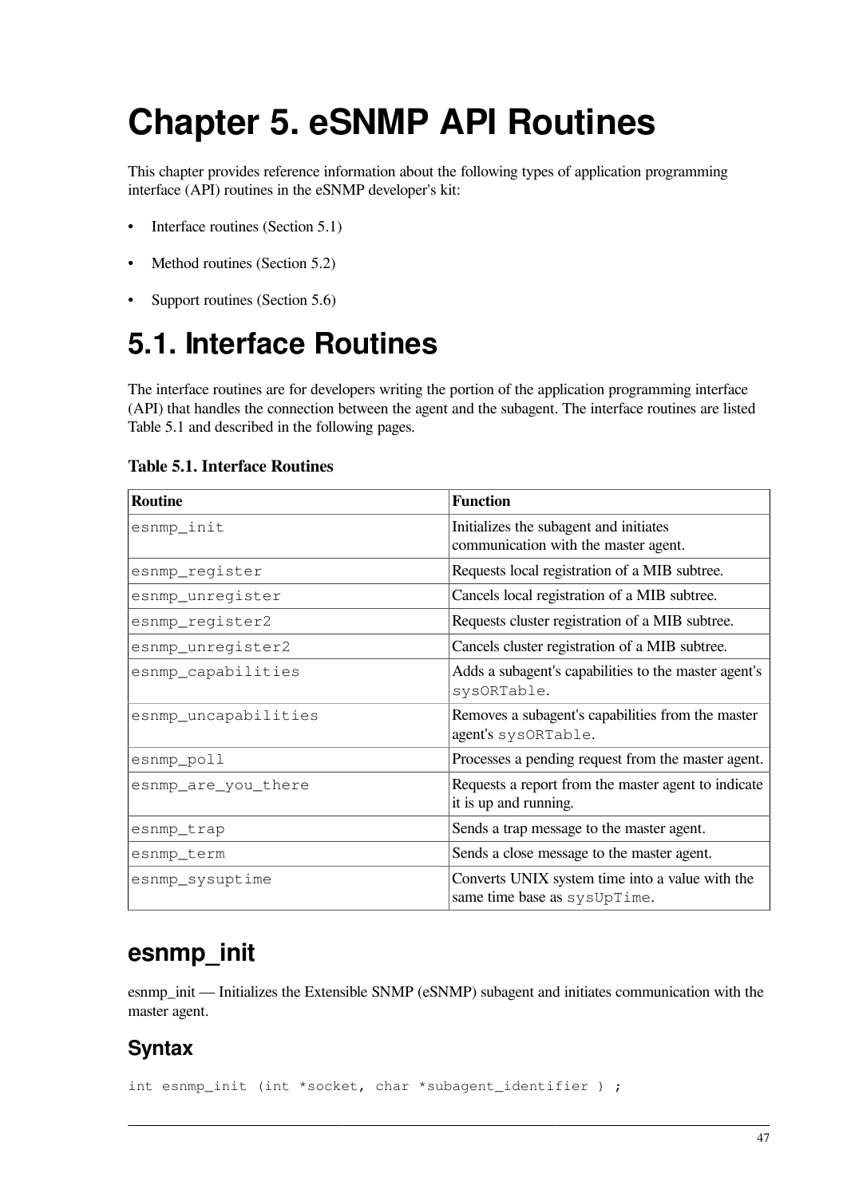# Chapter 5. eSNMP API Routines

This chapter provides reference information about the following types of application programming interface (API) routines in the eSNMP developer's kit:

- Interface routines (Section 5.1)
- Method routines (Section 5.2)
- Support routines (Section 5.6)

# 5.1. Interface Routines

The interface routines are for developers writing the portion of the application programming interface (API) that handles the connection between the agent and the subagent. The interface routines are listed Table 5.1 and described in the following pages.

**Table 5.1. Interface Routines**

| Routine | Function |
|---|---|
| `esnmp_init` | Initializes the subagent and initiates communication with the master agent. |
| `esnmp_register` | Requests local registration of a MIB subtree. |
| `esnmp_unregister` | Cancels local registration of a MIB subtree. |
| `esnmp_register2` | Requests cluster registration of a MIB subtree. |
| `esnmp_unregister2` | Cancels cluster registration of a MIB subtree. |
| `esnmp_capabilities` | Adds a subagent's capabilities to the master agent's `sysORTable`. |
| `esnmp_uncapabilities` | Removes a subagent's capabilities from the master agent's `sysORTable`. |
| `esnmp_poll` | Processes a pending request from the master agent. |
| `esnmp_are_you_there` | Requests a report from the master agent to indicate it is up and running. |
| `esnmp_trap` | Sends a trap message to the master agent. |
| `esnmp_term` | Sends a close message to the master agent. |
| `esnmp_sysuptime` | Converts UNIX system time into a value with the same time base as `sysUpTime`. |

## esnmp_init

esnmp_init — Initializes the Extensible SNMP (eSNMP) subagent and initiates communication with the master agent.

### Syntax

```
int esnmp_init (int *socket, char *subagent_identifier ) ;
```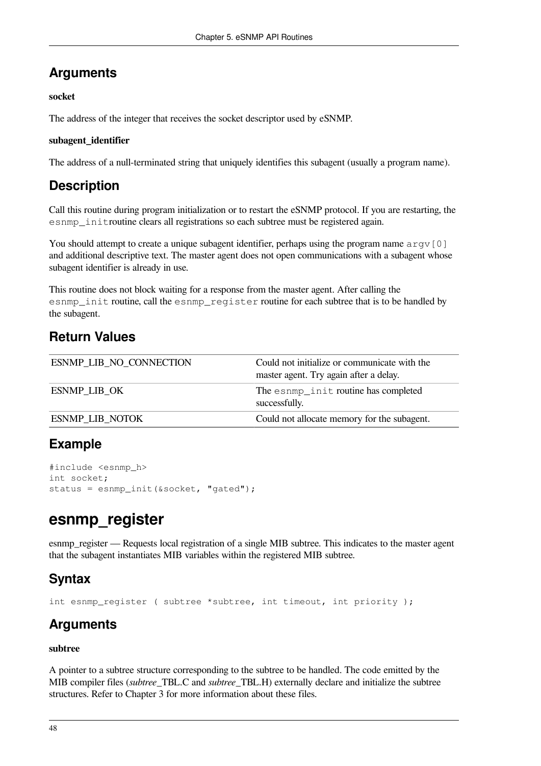## Arguments

**socket**

The address of the integer that receives the socket descriptor used by eSNMP.

**subagent_identifier**

The address of a null-terminated string that uniquely identifies this subagent (usually a program name).

## Description

Call this routine during program initialization or to restart the eSNMP protocol. If you are restarting, the `esnmp_init`routine clears all registrations so each subtree must be registered again.

You should attempt to create a unique subagent identifier, perhaps using the program name `argv[0]` and additional descriptive text. The master agent does not open communications with a subagent whose subagent identifier is already in use.

This routine does not block waiting for a response from the master agent. After calling the `esnmp_init` routine, call the `esnmp_register` routine for each subtree that is to be handled by the subagent.

## Return Values

| | |
|---|---|
| ESNMP_LIB_NO_CONNECTION | Could not initialize or communicate with the master agent. Try again after a delay. |
| ESNMP_LIB_OK | The `esnmp_init` routine has completed successfully. |
| ESNMP_LIB_NOTOK | Could not allocate memory for the subagent. |

## Example

```
#include <esnmp_h>
int socket;
status = esnmp_init(&socket, "gated");
```

# esnmp_register

esnmp_register — Requests local registration of a single MIB subtree. This indicates to the master agent that the subagent instantiates MIB variables within the registered MIB subtree.

## Syntax

```
int esnmp_register ( subtree *subtree, int timeout, int priority );
```

## Arguments

**subtree**

A pointer to a subtree structure corresponding to the subtree to be handled. The code emitted by the MIB compiler files (*subtree*_TBL.C and *subtree*_TBL.H) externally declare and initialize the subtree structures. Refer to Chapter 3 for more information about these files.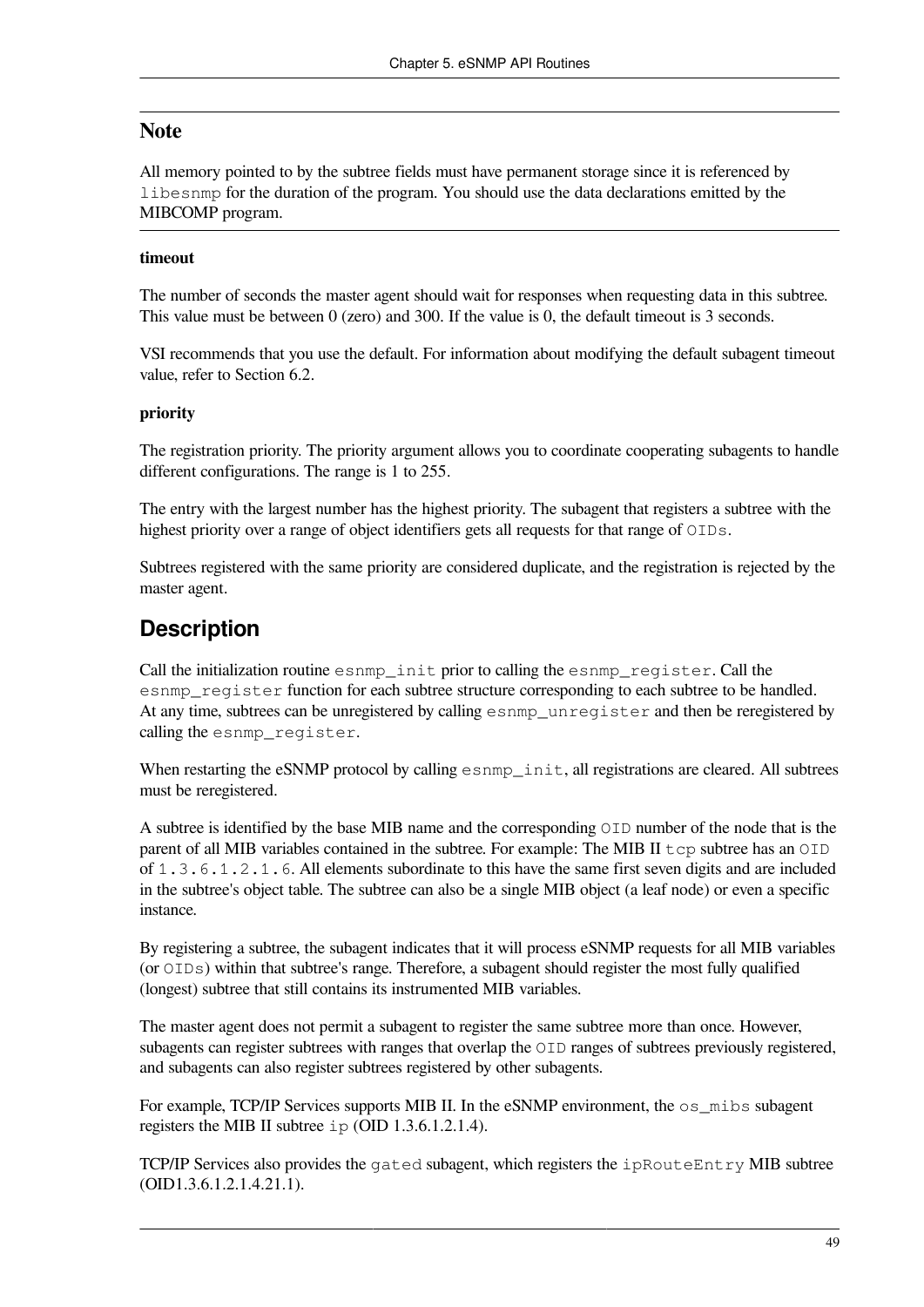### Note

All memory pointed to by the subtree fields must have permanent storage since it is referenced by `libesnmp` for the duration of the program. You should use the data declarations emitted by the MIBCOMP program.

**timeout**

The number of seconds the master agent should wait for responses when requesting data in this subtree. This value must be between 0 (zero) and 300. If the value is 0, the default timeout is 3 seconds.

VSI recommends that you use the default. For information about modifying the default subagent timeout value, refer to Section 6.2.

**priority**

The registration priority. The priority argument allows you to coordinate cooperating subagents to handle different configurations. The range is 1 to 255.

The entry with the largest number has the highest priority. The subagent that registers a subtree with the highest priority over a range of object identifiers gets all requests for that range of `OIDs`.

Subtrees registered with the same priority are considered duplicate, and the registration is rejected by the master agent.

## Description

Call the initialization routine `esnmp_init` prior to calling the `esnmp_register`. Call the `esnmp_register` function for each subtree structure corresponding to each subtree to be handled. At any time, subtrees can be unregistered by calling `esnmp_unregister` and then be reregistered by calling the `esnmp_register`.

When restarting the eSNMP protocol by calling `esnmp_init`, all registrations are cleared. All subtrees must be reregistered.

A subtree is identified by the base MIB name and the corresponding `OID` number of the node that is the parent of all MIB variables contained in the subtree. For example: The MIB II `tcp` subtree has an `OID` of `1.3.6.1.2.1.6`. All elements subordinate to this have the same first seven digits and are included in the subtree's object table. The subtree can also be a single MIB object (a leaf node) or even a specific instance.

By registering a subtree, the subagent indicates that it will process eSNMP requests for all MIB variables (or `OIDs`) within that subtree's range. Therefore, a subagent should register the most fully qualified (longest) subtree that still contains its instrumented MIB variables.

The master agent does not permit a subagent to register the same subtree more than once. However, subagents can register subtrees with ranges that overlap the `OID` ranges of subtrees previously registered, and subagents can also register subtrees registered by other subagents.

For example, TCP/IP Services supports MIB II. In the eSNMP environment, the `os_mibs` subagent registers the MIB II subtree `ip` (OID 1.3.6.1.2.1.4).

TCP/IP Services also provides the `gated` subagent, which registers the `ipRouteEntry` MIB subtree (OID1.3.6.1.2.1.4.21.1).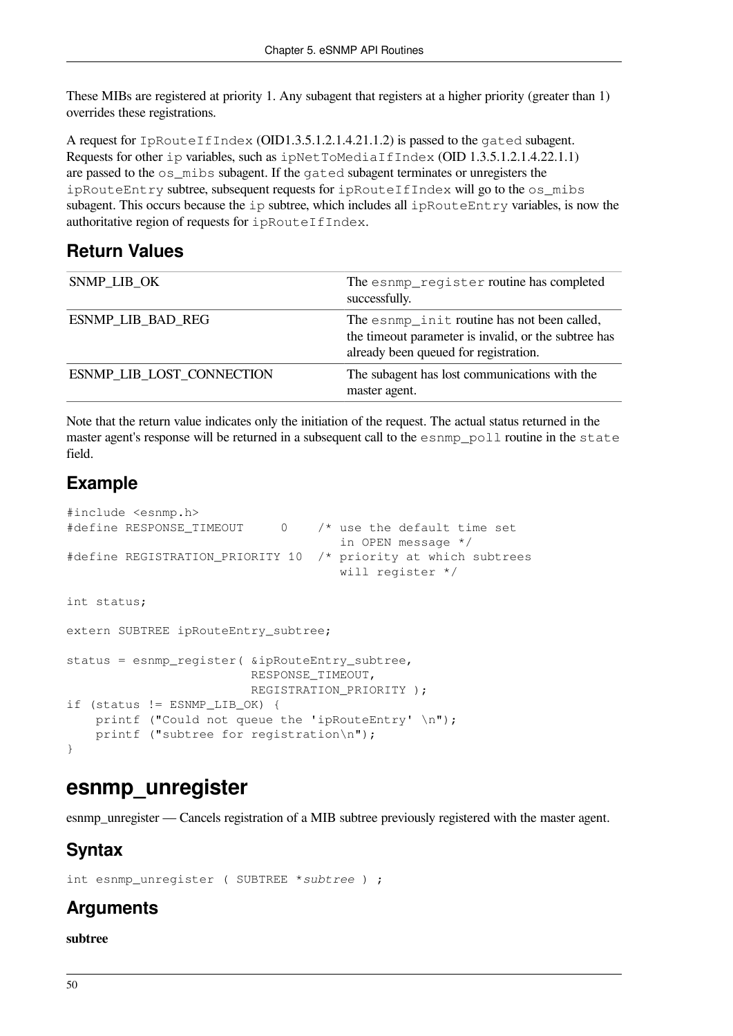These MIBs are registered at priority 1. Any subagent that registers at a higher priority (greater than 1) overrides these registrations.

A request for `IpRouteIfIndex` (OID1.3.5.1.2.1.4.21.1.2) is passed to the `gated` subagent. Requests for other `ip` variables, such as `ipNetToMediaIfIndex` (OID 1.3.5.1.2.1.4.22.1.1) are passed to the `os_mibs` subagent. If the `gated` subagent terminates or unregisters the `ipRouteEntry` subtree, subsequent requests for `ipRouteIfIndex` will go to the `os_mibs` subagent. This occurs because the `ip` subtree, which includes all `ipRouteEntry` variables, is now the authoritative region of requests for `ipRouteIfIndex`.

## Return Values

| | |
|---|---|
| SNMP_LIB_OK | The `esnmp_register` routine has completed successfully. |
| ESNMP_LIB_BAD_REG | The `esnmp_init` routine has not been called, the timeout parameter is invalid, or the subtree has already been queued for registration. |
| ESNMP_LIB_LOST_CONNECTION | The subagent has lost communications with the master agent. |

Note that the return value indicates only the initiation of the request. The actual status returned in the master agent's response will be returned in a subsequent call to the `esnmp_poll` routine in the `state` field.

## Example

```
#include <esnmp.h>
#define RESPONSE_TIMEOUT      0    /* use the default time set
                                      in OPEN message */
#define REGISTRATION_PRIORITY 10  /* priority at which subtrees
                                      will register */

int status;

extern SUBTREE ipRouteEntry_subtree;

status = esnmp_register( &ipRouteEntry_subtree,
                         RESPONSE_TIMEOUT,
                         REGISTRATION_PRIORITY );
if (status != ESNMP_LIB_OK) {
    printf ("Could not queue the 'ipRouteEntry' \n");
    printf ("subtree for registration\n");
}
```

# esnmp_unregister

esnmp_unregister — Cancels registration of a MIB subtree previously registered with the master agent.

## Syntax

```
int esnmp_unregister ( SUBTREE *subtree ) ;
```

## Arguments

**subtree**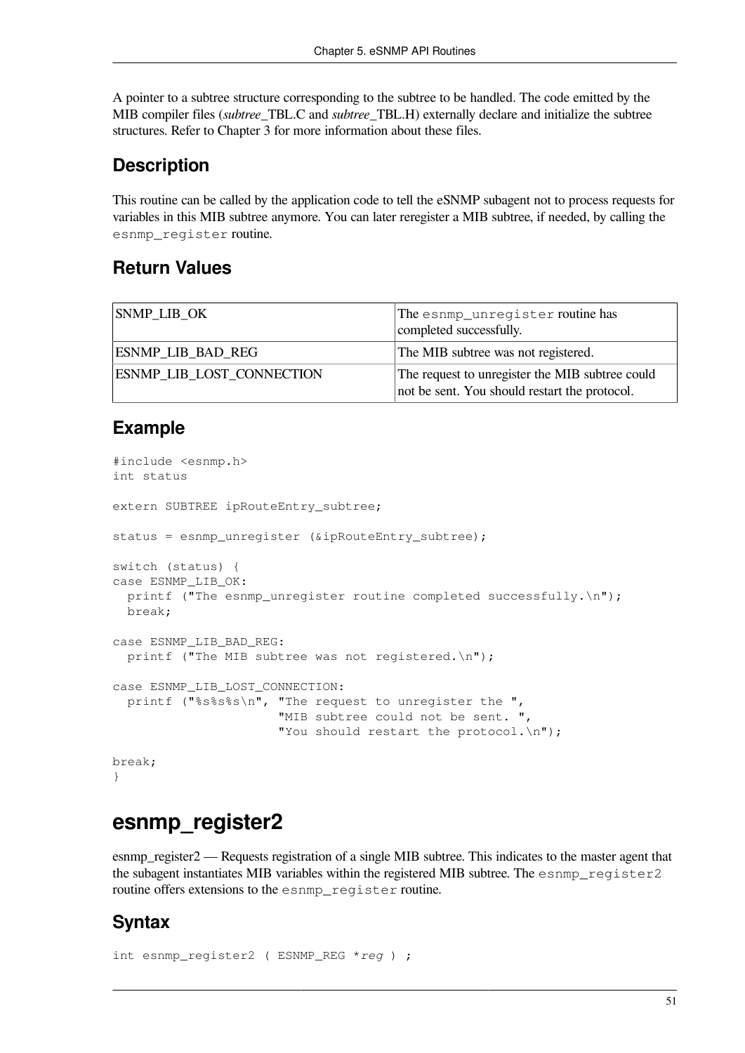A pointer to a subtree structure corresponding to the subtree to be handled. The code emitted by the MIB compiler files (*subtree*_TBL.C and *subtree*_TBL.H) externally declare and initialize the subtree structures. Refer to Chapter 3 for more information about these files.

## Description

This routine can be called by the application code to tell the eSNMP subagent not to process requests for variables in this MIB subtree anymore. You can later reregister a MIB subtree, if needed, by calling the `esnmp_register` routine.

## Return Values

| | |
|---|---|
| SNMP_LIB_OK | The `esnmp_unregister` routine has completed successfully. |
| ESNMP_LIB_BAD_REG | The MIB subtree was not registered. |
| ESNMP_LIB_LOST_CONNECTION | The request to unregister the MIB subtree could not be sent. You should restart the protocol. |

## Example

```
#include <esnmp.h>
int status

extern SUBTREE ipRouteEntry_subtree;

status = esnmp_unregister (&ipRouteEntry_subtree);

switch (status) {
case ESNMP_LIB_OK:
  printf ("The esnmp_unregister routine completed successfully.\n");
  break;

case ESNMP_LIB_BAD_REG:
  printf ("The MIB subtree was not registered.\n");

case ESNMP_LIB_LOST_CONNECTION:
  printf ("%s%s%s\n", "The request to unregister the ",
                      "MIB subtree could not be sent. ",
                      "You should restart the protocol.\n");

break;
}
```

# esnmp_register2

esnmp_register2 — Requests registration of a single MIB subtree. This indicates to the master agent that the subagent instantiates MIB variables within the registered MIB subtree. The `esnmp_register2` routine offers extensions to the `esnmp_register` routine.

## Syntax

```
int esnmp_register2 ( ESNMP_REG *reg ) ;
```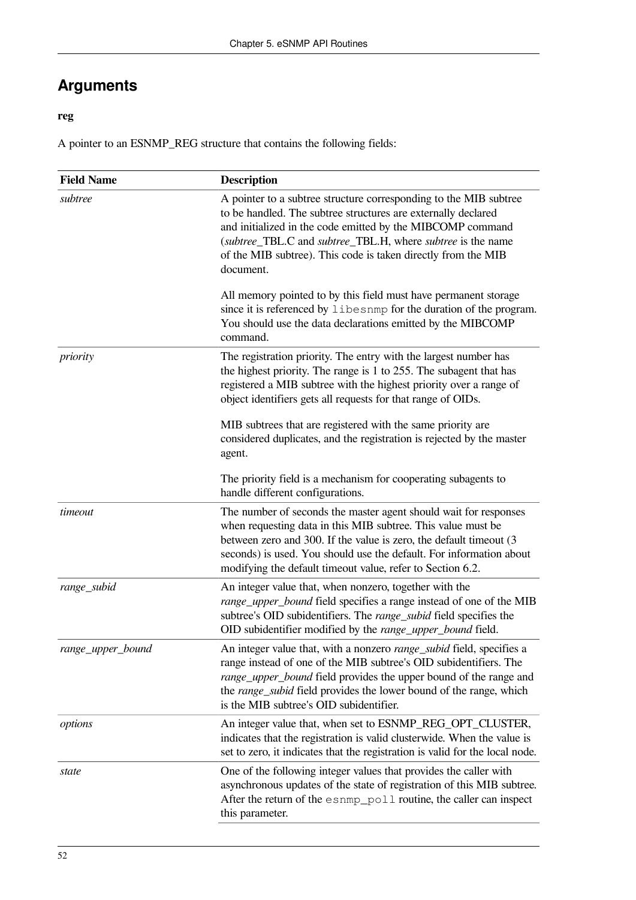## Arguments

**reg**

A pointer to an ESNMP_REG structure that contains the following fields:

| Field Name | Description |
|---|---|
| *subtree* | A pointer to a subtree structure corresponding to the MIB subtree to be handled. The subtree structures are externally declared and initialized in the code emitted by the MIBCOMP command (*subtree*_TBL.C and *subtree*_TBL.H, where *subtree* is the name of the MIB subtree). This code is taken directly from the MIB document.<br><br>All memory pointed to by this field must have permanent storage since it is referenced by `libesnmp` for the duration of the program. You should use the data declarations emitted by the MIBCOMP command. |
| *priority* | The registration priority. The entry with the largest number has the highest priority. The range is 1 to 255. The subagent that has registered a MIB subtree with the highest priority over a range of object identifiers gets all requests for that range of OIDs.<br><br>MIB subtrees that are registered with the same priority are considered duplicates, and the registration is rejected by the master agent.<br><br>The priority field is a mechanism for cooperating subagents to handle different configurations. |
| *timeout* | The number of seconds the master agent should wait for responses when requesting data in this MIB subtree. This value must be between zero and 300. If the value is zero, the default timeout (3 seconds) is used. You should use the default. For information about modifying the default timeout value, refer to Section 6.2. |
| *range_subid* | An integer value that, when nonzero, together with the *range_upper_bound* field specifies a range instead of one of the MIB subtree's OID subidentifiers. The *range_subid* field specifies the OID subidentifier modified by the *range_upper_bound* field. |
| *range_upper_bound* | An integer value that, with a nonzero *range_subid* field, specifies a range instead of one of the MIB subtree's OID subidentifiers. The *range_upper_bound* field provides the upper bound of the range and the *range_subid* field provides the lower bound of the range, which is the MIB subtree's OID subidentifier. |
| *options* | An integer value that, when set to ESNMP_REG_OPT_CLUSTER, indicates that the registration is valid clusterwide. When the value is set to zero, it indicates that the registration is valid for the local node. |
| *state* | One of the following integer values that provides the caller with asynchronous updates of the state of registration of this MIB subtree. After the return of the `esnmp_poll` routine, the caller can inspect this parameter. |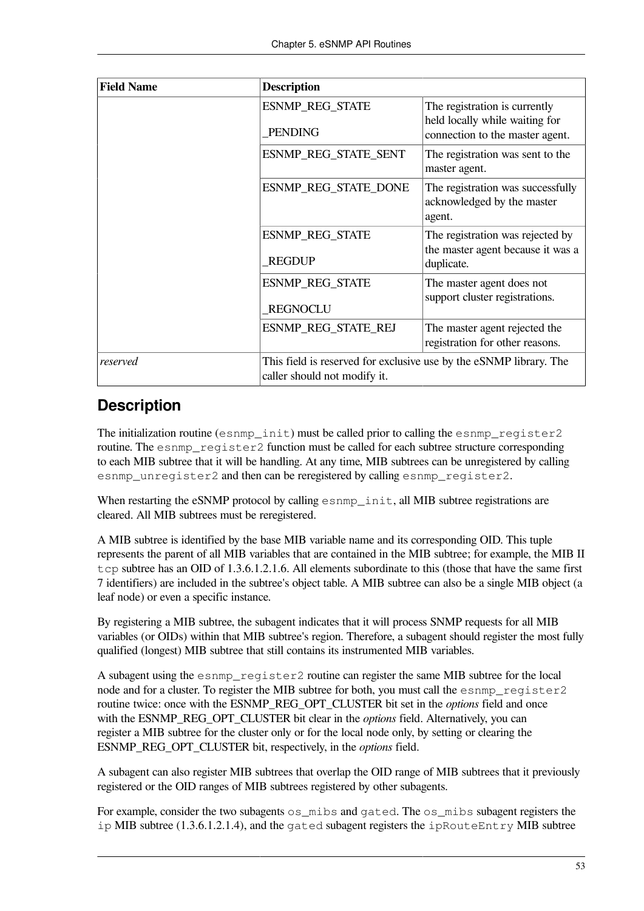| Field Name | Description | |
|---|---|---|
| | ESNMP_REG_STATE_PENDING | The registration is currently held locally while waiting for connection to the master agent. |
| | ESNMP_REG_STATE_SENT | The registration was sent to the master agent. |
| | ESNMP_REG_STATE_DONE | The registration was successfully acknowledged by the master agent. |
| | ESNMP_REG_STATE_REGDUP | The registration was rejected by the master agent because it was a duplicate. |
| | ESNMP_REG_STATE_REGNOCLU | The master agent does not support cluster registrations. |
| | ESNMP_REG_STATE_REJ | The master agent rejected the registration for other reasons. |
| *reserved* | This field is reserved for exclusive use by the eSNMP library. The caller should not modify it. | |

## Description

The initialization routine (`esnmp_init`) must be called prior to calling the `esnmp_register2` routine. The `esnmp_register2` function must be called for each subtree structure corresponding to each MIB subtree that it will be handling. At any time, MIB subtrees can be unregistered by calling `esnmp_unregister2` and then can be reregistered by calling `esnmp_register2`.

When restarting the eSNMP protocol by calling `esnmp_init`, all MIB subtree registrations are cleared. All MIB subtrees must be reregistered.

A MIB subtree is identified by the base MIB variable name and its corresponding OID. This tuple represents the parent of all MIB variables that are contained in the MIB subtree; for example, the MIB II `tcp` subtree has an OID of 1.3.6.1.2.1.6. All elements subordinate to this (those that have the same first 7 identifiers) are included in the subtree's object table. A MIB subtree can also be a single MIB object (a leaf node) or even a specific instance.

By registering a MIB subtree, the subagent indicates that it will process SNMP requests for all MIB variables (or OIDs) within that MIB subtree's region. Therefore, a subagent should register the most fully qualified (longest) MIB subtree that still contains its instrumented MIB variables.

A subagent using the `esnmp_register2` routine can register the same MIB subtree for the local node and for a cluster. To register the MIB subtree for both, you must call the `esnmp_register2` routine twice: once with the ESNMP_REG_OPT_CLUSTER bit set in the *options* field and once with the ESNMP_REG_OPT_CLUSTER bit clear in the *options* field. Alternatively, you can register a MIB subtree for the cluster only or for the local node only, by setting or clearing the ESNMP_REG_OPT_CLUSTER bit, respectively, in the *options* field.

A subagent can also register MIB subtrees that overlap the OID range of MIB subtrees that it previously registered or the OID ranges of MIB subtrees registered by other subagents.

For example, consider the two subagents `os_mibs` and `gated`. The `os_mibs` subagent registers the `ip` MIB subtree (1.3.6.1.2.1.4), and the `gated` subagent registers the `ipRouteEntry` MIB subtree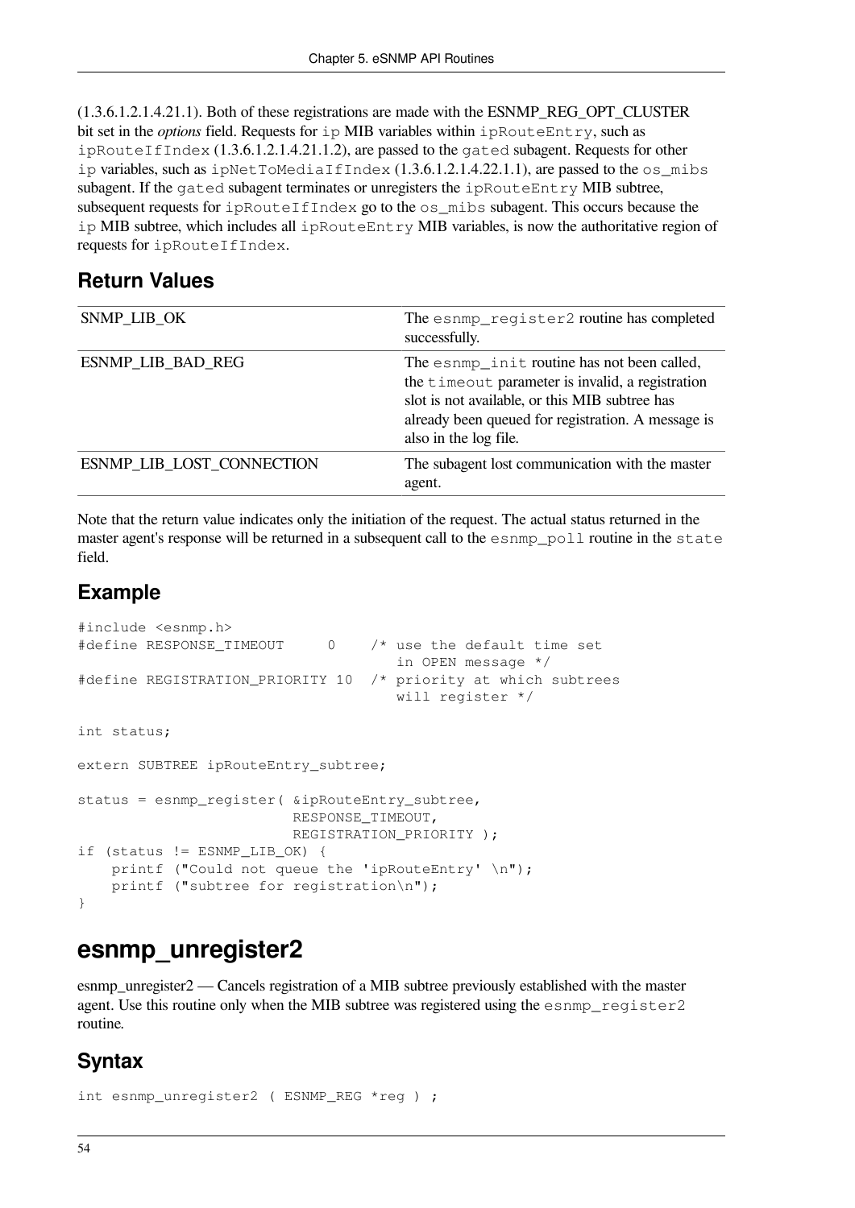(1.3.6.1.2.1.4.21.1). Both of these registrations are made with the ESNMP_REG_OPT_CLUSTER bit set in the *options* field. Requests for `ip` MIB variables within `ipRouteEntry`, such as `ipRouteIfIndex` (1.3.6.1.2.1.4.21.1.2), are passed to the `gated` subagent. Requests for other `ip` variables, such as `ipNetToMediaIfIndex` (1.3.6.1.2.1.4.22.1.1), are passed to the `os_mibs` subagent. If the `gated` subagent terminates or unregisters the `ipRouteEntry` MIB subtree, subsequent requests for `ipRouteIfIndex` go to the `os_mibs` subagent. This occurs because the `ip` MIB subtree, which includes all `ipRouteEntry` MIB variables, is now the authoritative region of requests for `ipRouteIfIndex`.

## Return Values

| | |
|---|---|
| SNMP_LIB_OK | The `esnmp_register2` routine has completed successfully. |
| ESNMP_LIB_BAD_REG | The `esnmp_init` routine has not been called, the `timeout` parameter is invalid, a registration slot is not available, or this MIB subtree has already been queued for registration. A message is also in the log file. |
| ESNMP_LIB_LOST_CONNECTION | The subagent lost communication with the master agent. |

Note that the return value indicates only the initiation of the request. The actual status returned in the master agent's response will be returned in a subsequent call to the `esnmp_poll` routine in the `state` field.

## Example

```
#include <esnmp.h>
#define RESPONSE_TIMEOUT     0    /* use the default time set
                                     in OPEN message */
#define REGISTRATION_PRIORITY 10  /* priority at which subtrees
                                     will register */

int status;

extern SUBTREE ipRouteEntry_subtree;

status = esnmp_register( &ipRouteEntry_subtree,
                         RESPONSE_TIMEOUT,
                         REGISTRATION_PRIORITY );
if (status != ESNMP_LIB_OK) {
    printf ("Could not queue the 'ipRouteEntry' \n");
    printf ("subtree for registration\n");
}
```

# esnmp_unregister2

esnmp_unregister2 — Cancels registration of a MIB subtree previously established with the master agent. Use this routine only when the MIB subtree was registered using the `esnmp_register2` routine.

## Syntax

```
int esnmp_unregister2 ( ESNMP_REG *reg ) ;
```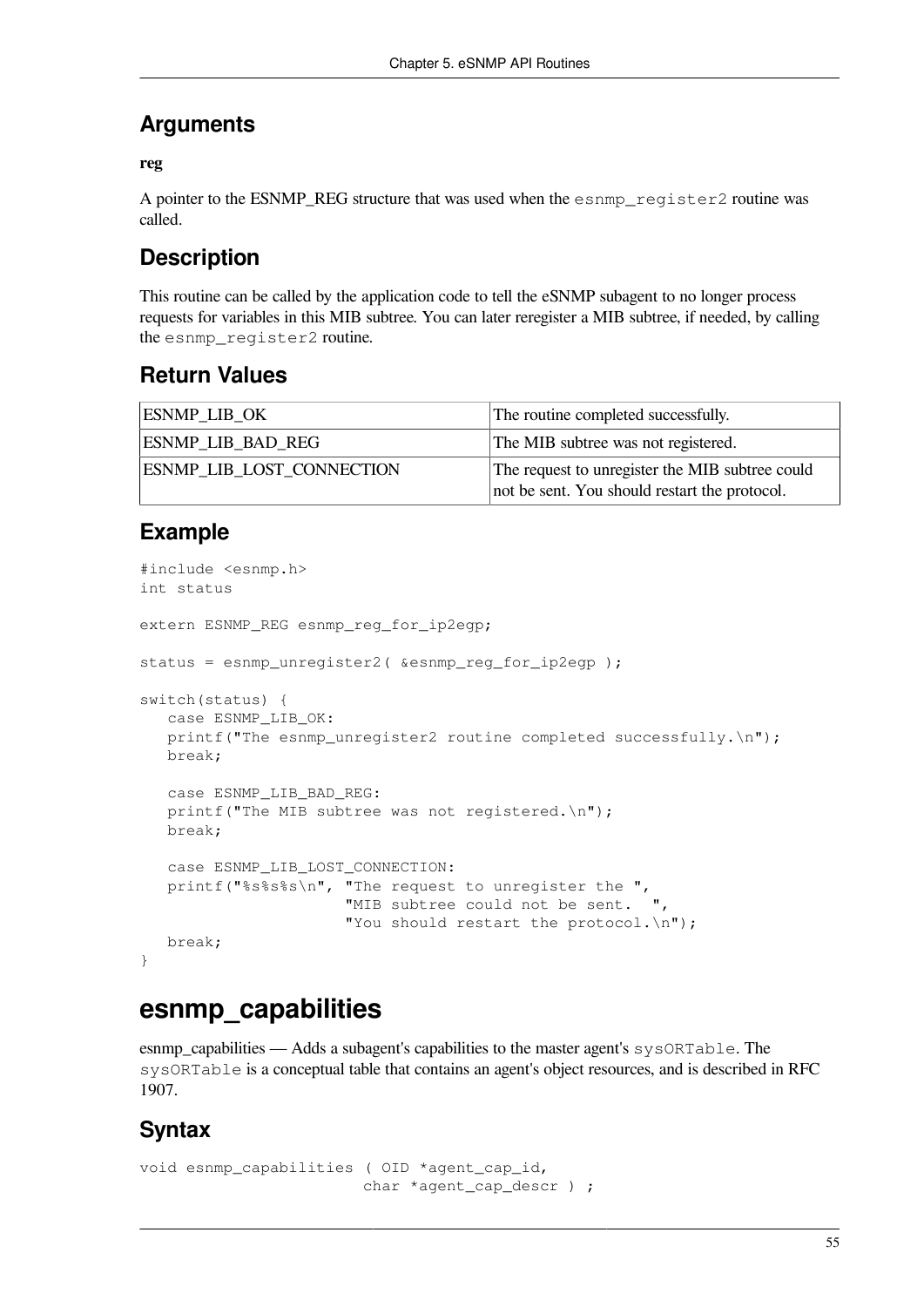## Arguments

**reg**

A pointer to the ESNMP_REG structure that was used when the `esnmp_register2` routine was called.

## Description

This routine can be called by the application code to tell the eSNMP subagent to no longer process requests for variables in this MIB subtree. You can later reregister a MIB subtree, if needed, by calling the `esnmp_register2` routine.

## Return Values

| | |
|---|---|
| ESNMP_LIB_OK | The routine completed successfully. |
| ESNMP_LIB_BAD_REG | The MIB subtree was not registered. |
| ESNMP_LIB_LOST_CONNECTION | The request to unregister the MIB subtree could not be sent. You should restart the protocol. |

## Example

```
#include <esnmp.h>
int status

extern ESNMP_REG esnmp_reg_for_ip2egp;

status = esnmp_unregister2( &esnmp_reg_for_ip2egp );

switch(status) {
   case ESNMP_LIB_OK:
   printf("The esnmp_unregister2 routine completed successfully.\n");
   break;

   case ESNMP_LIB_BAD_REG:
   printf("The MIB subtree was not registered.\n");
   break;

   case ESNMP_LIB_LOST_CONNECTION:
   printf("%s%s%s\n", "The request to unregister the ",
                      "MIB subtree could not be sent.  ",
                      "You should restart the protocol.\n");
   break;
}
```

# esnmp_capabilities

esnmp_capabilities — Adds a subagent's capabilities to the master agent's `sysORTable`. The `sysORTable` is a conceptual table that contains an agent's object resources, and is described in RFC 1907.

## Syntax

```
void esnmp_capabilities ( OID *agent_cap_id,
                          char *agent_cap_descr ) ;
```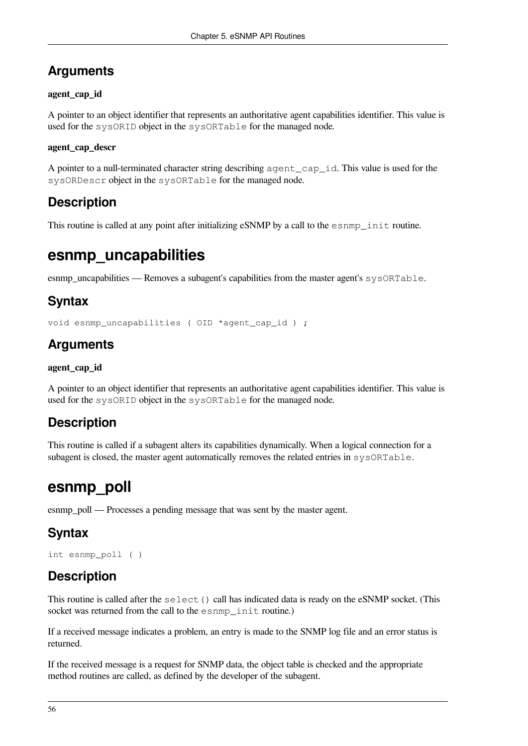## Arguments

**agent_cap_id**

A pointer to an object identifier that represents an authoritative agent capabilities identifier. This value is used for the `sysORID` object in the `sysORTable` for the managed node.

**agent_cap_descr**

A pointer to a null-terminated character string describing `agent_cap_id`. This value is used for the `sysORDescr` object in the `sysORTable` for the managed node.

## Description

This routine is called at any point after initializing eSNMP by a call to the `esnmp_init` routine.

# esnmp_uncapabilities

esnmp_uncapabilities — Removes a subagent's capabilities from the master agent's `sysORTable`.

## Syntax

```
void esnmp_uncapabilities ( OID *agent_cap_id ) ;
```

## Arguments

**agent_cap_id**

A pointer to an object identifier that represents an authoritative agent capabilities identifier. This value is used for the `sysORID` object in the `sysORTable` for the managed node.

## Description

This routine is called if a subagent alters its capabilities dynamically. When a logical connection for a subagent is closed, the master agent automatically removes the related entries in `sysORTable`.

# esnmp_poll

esnmp_poll — Processes a pending message that was sent by the master agent.

## Syntax

```
int esnmp_poll ( )
```

## Description

This routine is called after the `select()` call has indicated data is ready on the eSNMP socket. (This socket was returned from the call to the `esnmp_init` routine.)

If a received message indicates a problem, an entry is made to the SNMP log file and an error status is returned.

If the received message is a request for SNMP data, the object table is checked and the appropriate method routines are called, as defined by the developer of the subagent.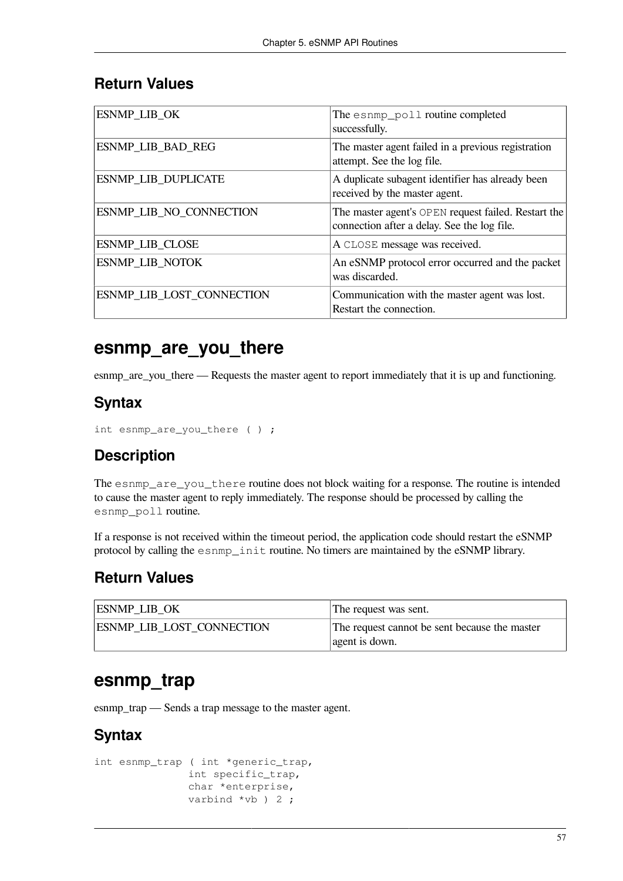### Return Values

| | |
|---|---|
| ESNMP_LIB_OK | The `esnmp_poll` routine completed successfully. |
| ESNMP_LIB_BAD_REG | The master agent failed in a previous registration attempt. See the log file. |
| ESNMP_LIB_DUPLICATE | A duplicate subagent identifier has already been received by the master agent. |
| ESNMP_LIB_NO_CONNECTION | The master agent's `OPEN` request failed. Restart the connection after a delay. See the log file. |
| ESNMP_LIB_CLOSE | A `CLOSE` message was received. |
| ESNMP_LIB_NOTOK | An eSNMP protocol error occurred and the packet was discarded. |
| ESNMP_LIB_LOST_CONNECTION | Communication with the master agent was lost. Restart the connection. |

## esnmp_are_you_there

esnmp_are_you_there — Requests the master agent to report immediately that it is up and functioning.

### Syntax

```
int esnmp_are_you_there ( ) ;
```

### Description

The `esnmp_are_you_there` routine does not block waiting for a response. The routine is intended to cause the master agent to reply immediately. The response should be processed by calling the `esnmp_poll` routine.

If a response is not received within the timeout period, the application code should restart the eSNMP protocol by calling the `esnmp_init` routine. No timers are maintained by the eSNMP library.

### Return Values

| | |
|---|---|
| ESNMP_LIB_OK | The request was sent. |
| ESNMP_LIB_LOST_CONNECTION | The request cannot be sent because the master agent is down. |

## esnmp_trap

esnmp_trap — Sends a trap message to the master agent.

### Syntax

```
int esnmp_trap ( int *generic_trap,
               int specific_trap,
               char *enterprise,
               varbind *vb ) 2 ;
```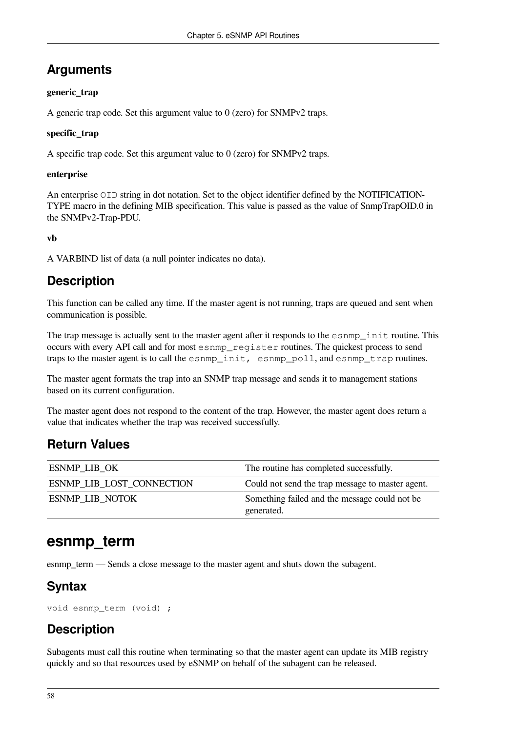## Arguments

**generic_trap**

A generic trap code. Set this argument value to 0 (zero) for SNMPv2 traps.

**specific_trap**

A specific trap code. Set this argument value to 0 (zero) for SNMPv2 traps.

**enterprise**

An enterprise `OID` string in dot notation. Set to the object identifier defined by the NOTIFICATION-TYPE macro in the defining MIB specification. This value is passed as the value of SnmpTrapOID.0 in the SNMPv2-Trap-PDU.

**vb**

A VARBIND list of data (a null pointer indicates no data).

## Description

This function can be called any time. If the master agent is not running, traps are queued and sent when communication is possible.

The trap message is actually sent to the master agent after it responds to the `esnmp_init` routine. This occurs with every API call and for most `esnmp_register` routines. The quickest process to send traps to the master agent is to call the `esnmp_init, esnmp_poll`, and `esnmp_trap` routines.

The master agent formats the trap into an SNMP trap message and sends it to management stations based on its current configuration.

The master agent does not respond to the content of the trap. However, the master agent does return a value that indicates whether the trap was received successfully.

## Return Values

| | |
|---|---|
| ESNMP_LIB_OK | The routine has completed successfully. |
| ESNMP_LIB_LOST_CONNECTION | Could not send the trap message to master agent. |
| ESNMP_LIB_NOTOK | Something failed and the message could not be generated. |

# esnmp_term

esnmp_term — Sends a close message to the master agent and shuts down the subagent.

## Syntax

```
void esnmp_term (void) ;
```

## Description

Subagents must call this routine when terminating so that the master agent can update its MIB registry quickly and so that resources used by eSNMP on behalf of the subagent can be released.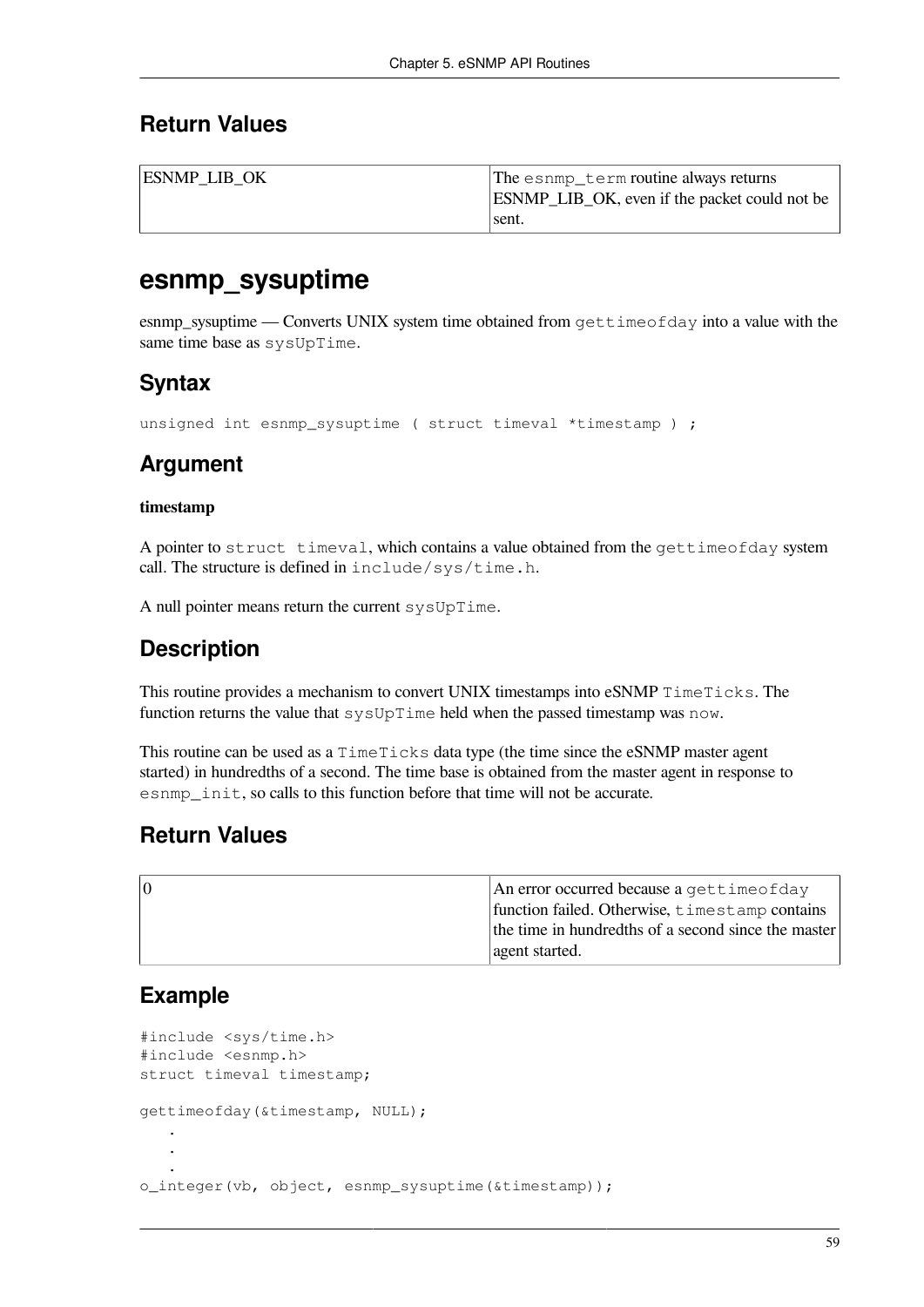## Return Values

| | |
|---|---|
| ESNMP_LIB_OK | The `esnmp_term` routine always returns ESNMP_LIB_OK, even if the packet could not be sent. |

# esnmp_sysuptime

esnmp_sysuptime — Converts UNIX system time obtained from `gettimeofday` into a value with the same time base as `sysUpTime`.

## Syntax

```
unsigned int esnmp_sysuptime ( struct timeval *timestamp ) ;
```

## Argument

**timestamp**

A pointer to `struct timeval`, which contains a value obtained from the `gettimeofday` system call. The structure is defined in `include/sys/time.h`.

A null pointer means return the current `sysUpTime`.

## Description

This routine provides a mechanism to convert UNIX timestamps into eSNMP `TimeTicks`. The function returns the value that `sysUpTime` held when the passed timestamp was `now`.

This routine can be used as a `TimeTicks` data type (the time since the eSNMP master agent started) in hundredths of a second. The time base is obtained from the master agent in response to `esnmp_init`, so calls to this function before that time will not be accurate.

## Return Values

| | |
|---|---|
| 0 | An error occurred because a `gettimeofday` function failed. Otherwise, `timestamp` contains the time in hundredths of a second since the master agent started. |

## Example

```
#include <sys/time.h>
#include <esnmp.h>
struct timeval timestamp;

gettimeofday(&timestamp, NULL);
    .
    .
    .
o_integer(vb, object, esnmp_sysuptime(&timestamp));
```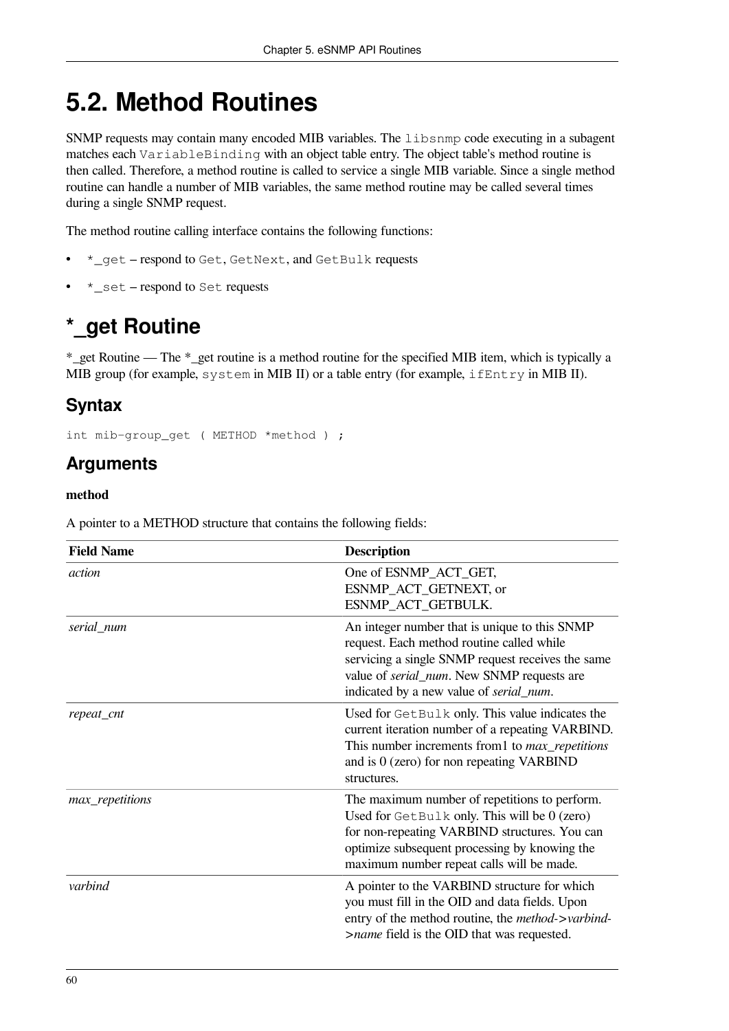# 5.2. Method Routines

SNMP requests may contain many encoded MIB variables. The `libsnmp` code executing in a subagent matches each `VariableBinding` with an object table entry. The object table's method routine is then called. Therefore, a method routine is called to service a single MIB variable. Since a single method routine can handle a number of MIB variables, the same method routine may be called several times during a single SNMP request.

The method routine calling interface contains the following functions:

- `*_get` – respond to `Get`, `GetNext`, and `GetBulk` requests
- `*_set` – respond to `Set` requests

## *_get Routine

*_get Routine — The *_get routine is a method routine for the specified MIB item, which is typically a MIB group (for example, `system` in MIB II) or a table entry (for example, `ifEntry` in MIB II).

### Syntax

```
int mib-group_get ( METHOD *method ) ;
```

### Arguments

**method**

A pointer to a METHOD structure that contains the following fields:

| Field Name | Description |
|---|---|
| *action* | One of ESNMP_ACT_GET, ESNMP_ACT_GETNEXT, or ESNMP_ACT_GETBULK. |
| *serial_num* | An integer number that is unique to this SNMP request. Each method routine called while servicing a single SNMP request receives the same value of *serial_num*. New SNMP requests are indicated by a new value of *serial_num*. |
| *repeat_cnt* | Used for `GetBulk` only. This value indicates the current iteration number of a repeating VARBIND. This number increments from1 to *max_repetitions* and is 0 (zero) for non repeating VARBIND structures. |
| *max_repetitions* | The maximum number of repetitions to perform. Used for `GetBulk` only. This will be 0 (zero) for non-repeating VARBIND structures. You can optimize subsequent processing by knowing the maximum number repeat calls will be made. |
| *varbind* | A pointer to the VARBIND structure for which you must fill in the OID and data fields. Upon entry of the method routine, the *method->varbind->name* field is the OID that was requested. |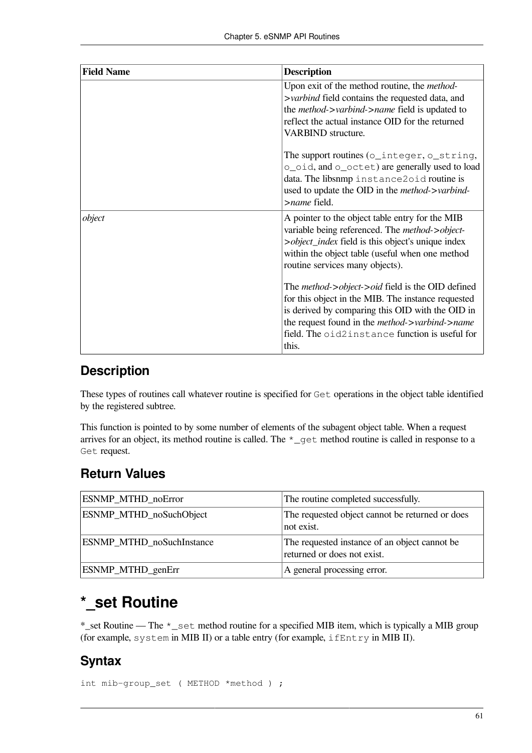| Field Name | Description |
| --- | --- |
| | Upon exit of the method routine, the *method->varbind* field contains the requested data, and the *method->varbind->name* field is updated to reflect the actual instance OID for the returned VARBIND structure.<br><br>The support routines (`o_integer`, `o_string`, `o_oid`, and `o_octet`) are generally used to load data. The libsnmp `instance2oid` routine is used to update the OID in the *method->varbind->name* field. |
| *object* | A pointer to the object table entry for the MIB variable being referenced. The *method->object->object_index* field is this object's unique index within the object table (useful when one method routine services many objects).<br><br>The *method->object->oid* field is the OID defined for this object in the MIB. The instance requested is derived by comparing this OID with the OID in the request found in the *method->varbind->name* field. The `oid2instance` function is useful for this. |

## Description

These types of routines call whatever routine is specified for `Get` operations in the object table identified by the registered subtree.

This function is pointed to by some number of elements of the subagent object table. When a request arrives for an object, its method routine is called. The `*_get` method routine is called in response to a `Get` request.

## Return Values

| | |
| --- | --- |
| ESNMP_MTHD_noError | The routine completed successfully. |
| ESNMP_MTHD_noSuchObject | The requested object cannot be returned or does not exist. |
| ESNMP_MTHD_noSuchInstance | The requested instance of an object cannot be returned or does not exist. |
| ESNMP_MTHD_genErr | A general processing error. |

# *_set Routine

*_set Routine — The `*_set` method routine for a specified MIB item, which is typically a MIB group (for example, `system` in MIB II) or a table entry (for example, `ifEntry` in MIB II).

## Syntax

```
int mib-group_set ( METHOD *method ) ;
```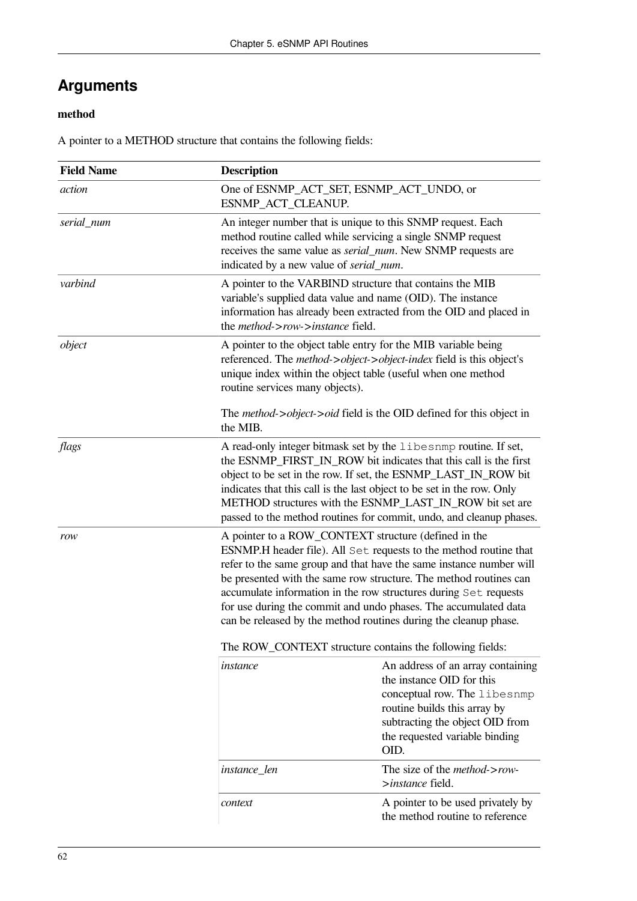## Arguments

**method**

A pointer to a METHOD structure that contains the following fields:

| Field Name | Description |
|---|---|
| *action* | One of ESNMP_ACT_SET, ESNMP_ACT_UNDO, or ESNMP_ACT_CLEANUP. |
| *serial_num* | An integer number that is unique to this SNMP request. Each method routine called while servicing a single SNMP request receives the same value as *serial_num*. New SNMP requests are indicated by a new value of *serial_num*. |
| *varbind* | A pointer to the VARBIND structure that contains the MIB variable's supplied data value and name (OID). The instance information has already been extracted from the OID and placed in the *method->row->instance* field. |
| *object* | A pointer to the object table entry for the MIB variable being referenced. The *method->object->object-index* field is this object's unique index within the object table (useful when one method routine services many objects).<br><br>The *method->object->oid* field is the OID defined for this object in the MIB. |
| *flags* | A read-only integer bitmask set by the `libesnmp` routine. If set, the ESNMP_FIRST_IN_ROW bit indicates that this call is the first object to be set in the row. If set, the ESNMP_LAST_IN_ROW bit indicates that this call is the last object to be set in the row. Only METHOD structures with the ESNMP_LAST_IN_ROW bit set are passed to the method routines for commit, undo, and cleanup phases. |
| *row* | A pointer to a ROW_CONTEXT structure (defined in the ESNMP.H header file). All `Set` requests to the method routine that refer to the same group and that have the same instance number will be presented with the same row structure. The method routines can accumulate information in the row structures during `Set` requests for use during the commit and undo phases. The accumulated data can be released by the method routines during the cleanup phase.<br><br>The ROW_CONTEXT structure contains the following fields:<br><br>*instance* — An address of an array containing the instance OID for this conceptual row. The `libesnmp` routine builds this array by subtracting the object OID from the requested variable binding OID.<br><br>*instance_len* — The size of the *method->row->instance* field.<br><br>*context* — A pointer to be used privately by the method routine to reference |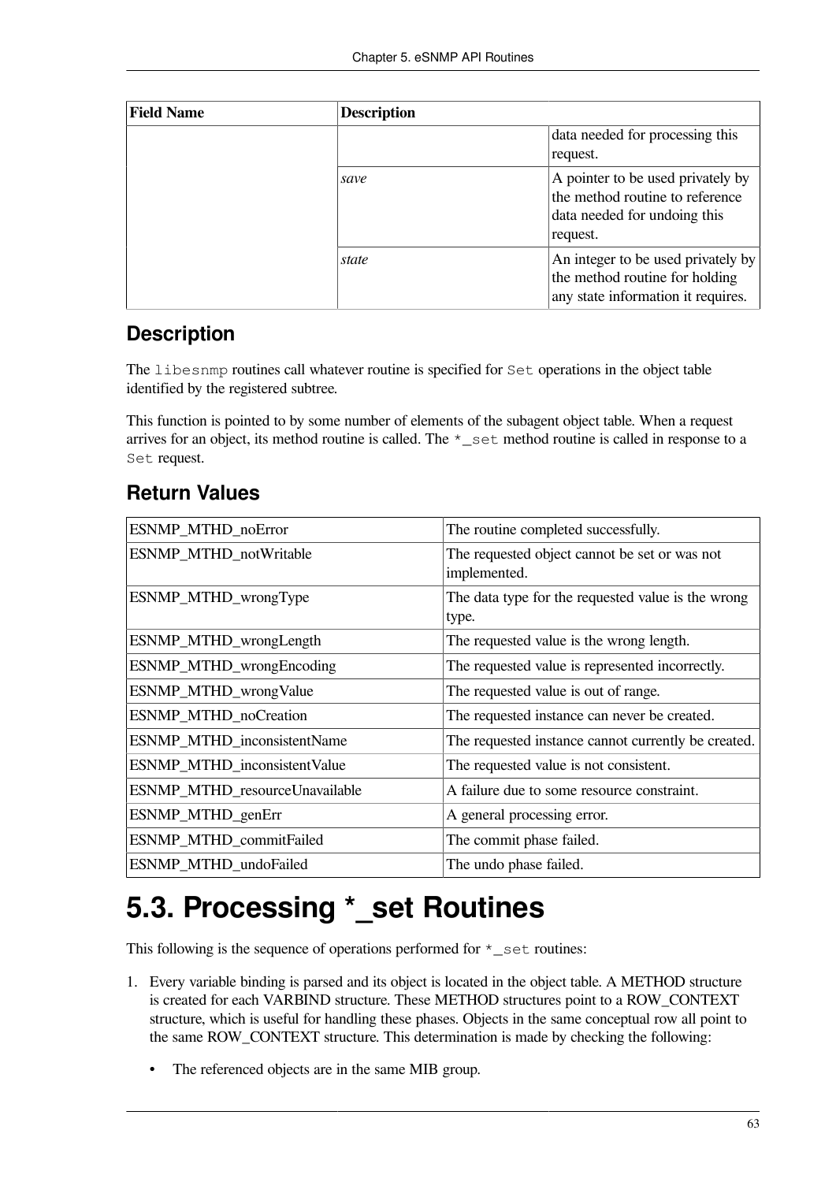| Field Name | Description | |
|---|---|---|
| | | data needed for processing this request. |
| | *save* | A pointer to be used privately by the method routine to reference data needed for undoing this request. |
| | *state* | An integer to be used privately by the method routine for holding any state information it requires. |

## Description

The `libesnmp` routines call whatever routine is specified for `Set` operations in the object table identified by the registered subtree.

This function is pointed to by some number of elements of the subagent object table. When a request arrives for an object, its method routine is called. The `*_set` method routine is called in response to a `Set` request.

## Return Values

| | |
|---|---|
| ESNMP_MTHD_noError | The routine completed successfully. |
| ESNMP_MTHD_notWritable | The requested object cannot be set or was not implemented. |
| ESNMP_MTHD_wrongType | The data type for the requested value is the wrong type. |
| ESNMP_MTHD_wrongLength | The requested value is the wrong length. |
| ESNMP_MTHD_wrongEncoding | The requested value is represented incorrectly. |
| ESNMP_MTHD_wrongValue | The requested value is out of range. |
| ESNMP_MTHD_noCreation | The requested instance can never be created. |
| ESNMP_MTHD_inconsistentName | The requested instance cannot currently be created. |
| ESNMP_MTHD_inconsistentValue | The requested value is not consistent. |
| ESNMP_MTHD_resourceUnavailable | A failure due to some resource constraint. |
| ESNMP_MTHD_genErr | A general processing error. |
| ESNMP_MTHD_commitFailed | The commit phase failed. |
| ESNMP_MTHD_undoFailed | The undo phase failed. |

# 5.3. Processing *_set Routines

This following is the sequence of operations performed for `*_set` routines:

1. Every variable binding is parsed and its object is located in the object table. A METHOD structure is created for each VARBIND structure. These METHOD structures point to a ROW_CONTEXT structure, which is useful for handling these phases. Objects in the same conceptual row all point to the same ROW_CONTEXT structure. This determination is made by checking the following:

   - The referenced objects are in the same MIB group.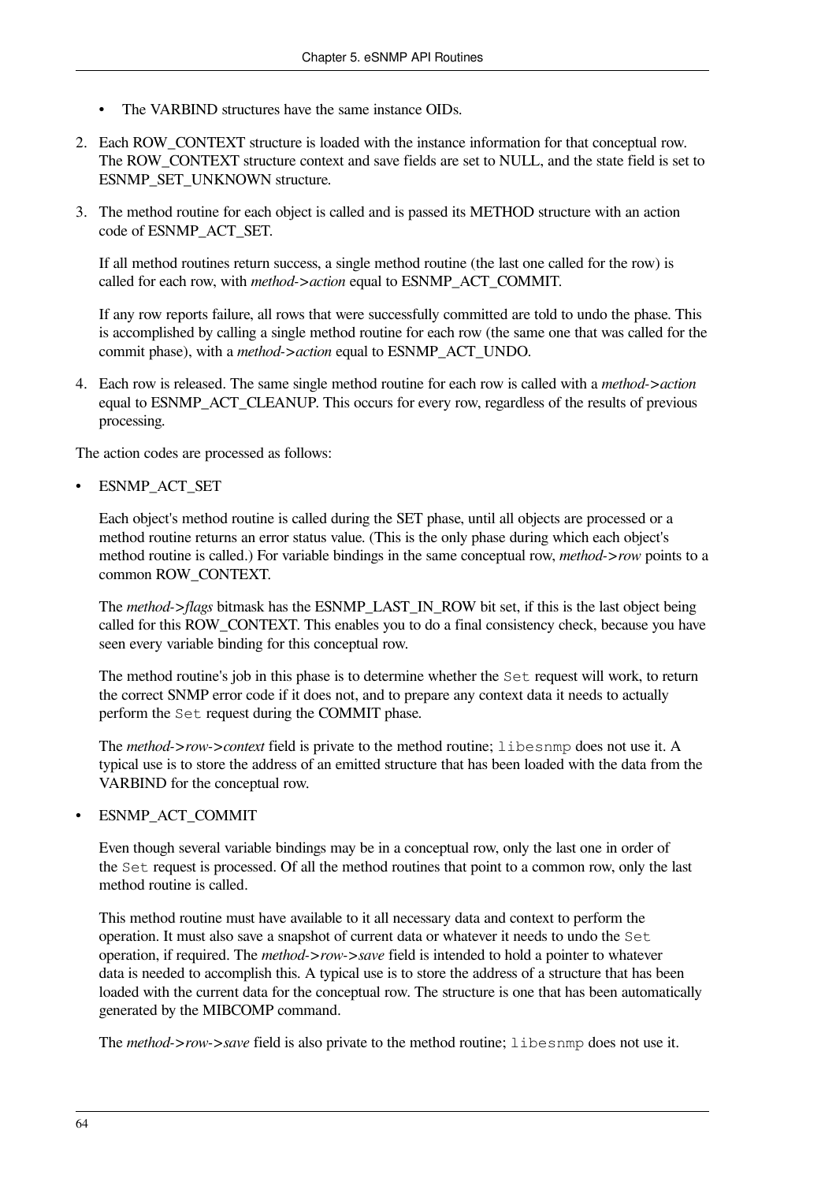- The VARBIND structures have the same instance OIDs.

2. Each ROW_CONTEXT structure is loaded with the instance information for that conceptual row. The ROW_CONTEXT structure context and save fields are set to NULL, and the state field is set to ESNMP_SET_UNKNOWN structure.

3. The method routine for each object is called and is passed its METHOD structure with an action code of ESNMP_ACT_SET.

   If all method routines return success, a single method routine (the last one called for the row) is called for each row, with *method->action* equal to ESNMP_ACT_COMMIT.

   If any row reports failure, all rows that were successfully committed are told to undo the phase. This is accomplished by calling a single method routine for each row (the same one that was called for the commit phase), with a *method->action* equal to ESNMP_ACT_UNDO.

4. Each row is released. The same single method routine for each row is called with a *method->action* equal to ESNMP_ACT_CLEANUP. This occurs for every row, regardless of the results of previous processing.

The action codes are processed as follows:

- ESNMP_ACT_SET

  Each object's method routine is called during the SET phase, until all objects are processed or a method routine returns an error status value. (This is the only phase during which each object's method routine is called.) For variable bindings in the same conceptual row, *method->row* points to a common ROW_CONTEXT.

  The *method->flags* bitmask has the ESNMP_LAST_IN_ROW bit set, if this is the last object being called for this ROW_CONTEXT. This enables you to do a final consistency check, because you have seen every variable binding for this conceptual row.

  The method routine's job in this phase is to determine whether the `Set` request will work, to return the correct SNMP error code if it does not, and to prepare any context data it needs to actually perform the `Set` request during the COMMIT phase.

  The *method->row->context* field is private to the method routine; `libesnmp` does not use it. A typical use is to store the address of an emitted structure that has been loaded with the data from the VARBIND for the conceptual row.

- ESNMP_ACT_COMMIT

  Even though several variable bindings may be in a conceptual row, only the last one in order of the `Set` request is processed. Of all the method routines that point to a common row, only the last method routine is called.

  This method routine must have available to it all necessary data and context to perform the operation. It must also save a snapshot of current data or whatever it needs to undo the `Set` operation, if required. The *method->row->save* field is intended to hold a pointer to whatever data is needed to accomplish this. A typical use is to store the address of a structure that has been loaded with the current data for the conceptual row. The structure is one that has been automatically generated by the MIBCOMP command.

  The *method->row->save* field is also private to the method routine; `libesnmp` does not use it.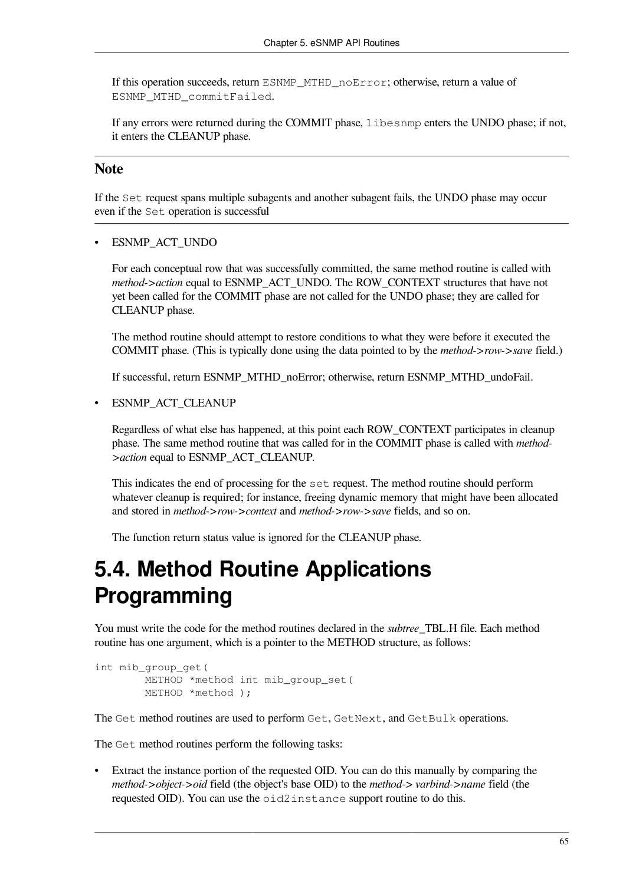If this operation succeeds, return `ESNMP_MTHD_noError`; otherwise, return a value of `ESNMP_MTHD_commitFailed`.

If any errors were returned during the COMMIT phase, `libesnmp` enters the UNDO phase; if not, it enters the CLEANUP phase.

---

**Note**

If the `Set` request spans multiple subagents and another subagent fails, the UNDO phase may occur even if the `Set` operation is successful

---

- ESNMP_ACT_UNDO

  For each conceptual row that was successfully committed, the same method routine is called with *method->action* equal to ESNMP_ACT_UNDO. The ROW_CONTEXT structures that have not yet been called for the COMMIT phase are not called for the UNDO phase; they are called for CLEANUP phase.

  The method routine should attempt to restore conditions to what they were before it executed the COMMIT phase. (This is typically done using the data pointed to by the *method->row->save* field.)

  If successful, return ESNMP_MTHD_noError; otherwise, return ESNMP_MTHD_undoFail.

- ESNMP_ACT_CLEANUP

  Regardless of what else has happened, at this point each ROW_CONTEXT participates in cleanup phase. The same method routine that was called for in the COMMIT phase is called with *method->action* equal to ESNMP_ACT_CLEANUP.

  This indicates the end of processing for the `set` request. The method routine should perform whatever cleanup is required; for instance, freeing dynamic memory that might have been allocated and stored in *method->row->context* and *method->row->save* fields, and so on.

  The function return status value is ignored for the CLEANUP phase.

# 5.4. Method Routine Applications Programming

You must write the code for the method routines declared in the *subtree*_TBL.H file. Each method routine has one argument, which is a pointer to the METHOD structure, as follows:

```
int mib_group_get(
        METHOD *method int mib_group_set(
        METHOD *method );
```

The `Get` method routines are used to perform `Get`, `GetNext`, and `GetBulk` operations.

The `Get` method routines perform the following tasks:

- Extract the instance portion of the requested OID. You can do this manually by comparing the *method->object->oid* field (the object's base OID) to the *method-> varbind->name* field (the requested OID). You can use the `oid2instance` support routine to do this.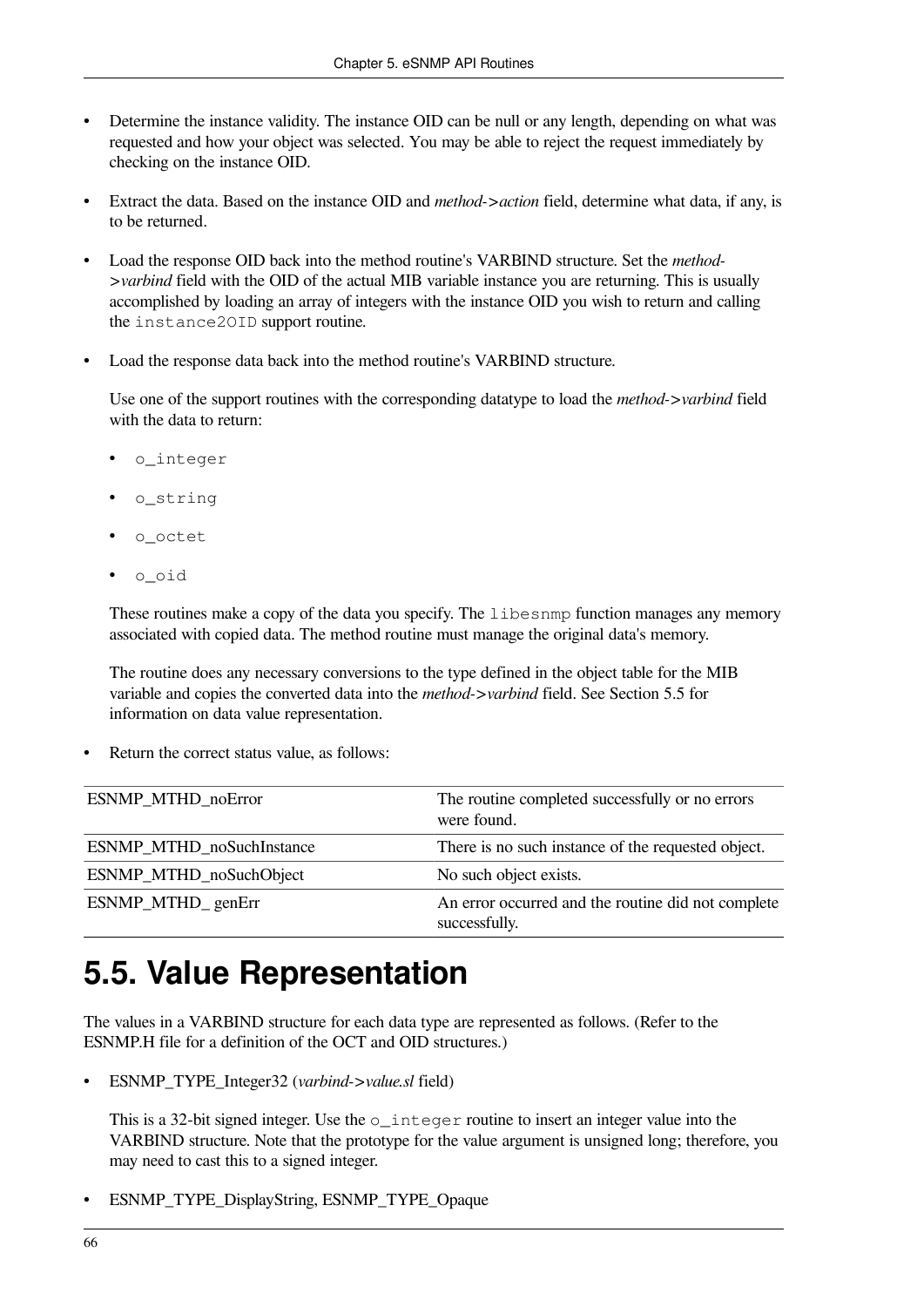- Determine the instance validity. The instance OID can be null or any length, depending on what was requested and how your object was selected. You may be able to reject the request immediately by checking on the instance OID.

- Extract the data. Based on the instance OID and *method->action* field, determine what data, if any, is to be returned.

- Load the response OID back into the method routine's VARBIND structure. Set the *method->varbind* field with the OID of the actual MIB variable instance you are returning. This is usually accomplished by loading an array of integers with the instance OID you wish to return and calling the `instance2OID` support routine.

- Load the response data back into the method routine's VARBIND structure.

  Use one of the support routines with the corresponding datatype to load the *method->varbind* field with the data to return:

  - `o_integer`
  - `o_string`
  - `o_octet`
  - `o_oid`

  These routines make a copy of the data you specify. The `libesnmp` function manages any memory associated with copied data. The method routine must manage the original data's memory.

  The routine does any necessary conversions to the type defined in the object table for the MIB variable and copies the converted data into the *method->varbind* field. See Section 5.5 for information on data value representation.

- Return the correct status value, as follows:

| | |
|---|---|
| ESNMP_MTHD_noError | The routine completed successfully or no errors were found. |
| ESNMP_MTHD_noSuchInstance | There is no such instance of the requested object. |
| ESNMP_MTHD_noSuchObject | No such object exists. |
| ESNMP_MTHD_ genErr | An error occurred and the routine did not complete successfully. |

# 5.5. Value Representation

The values in a VARBIND structure for each data type are represented as follows. (Refer to the ESNMP.H file for a definition of the OCT and OID structures.)

- ESNMP_TYPE_Integer32 (*varbind->value.sl* field)

  This is a 32-bit signed integer. Use the `o_integer` routine to insert an integer value into the VARBIND structure. Note that the prototype for the value argument is unsigned long; therefore, you may need to cast this to a signed integer.

- ESNMP_TYPE_DisplayString, ESNMP_TYPE_Opaque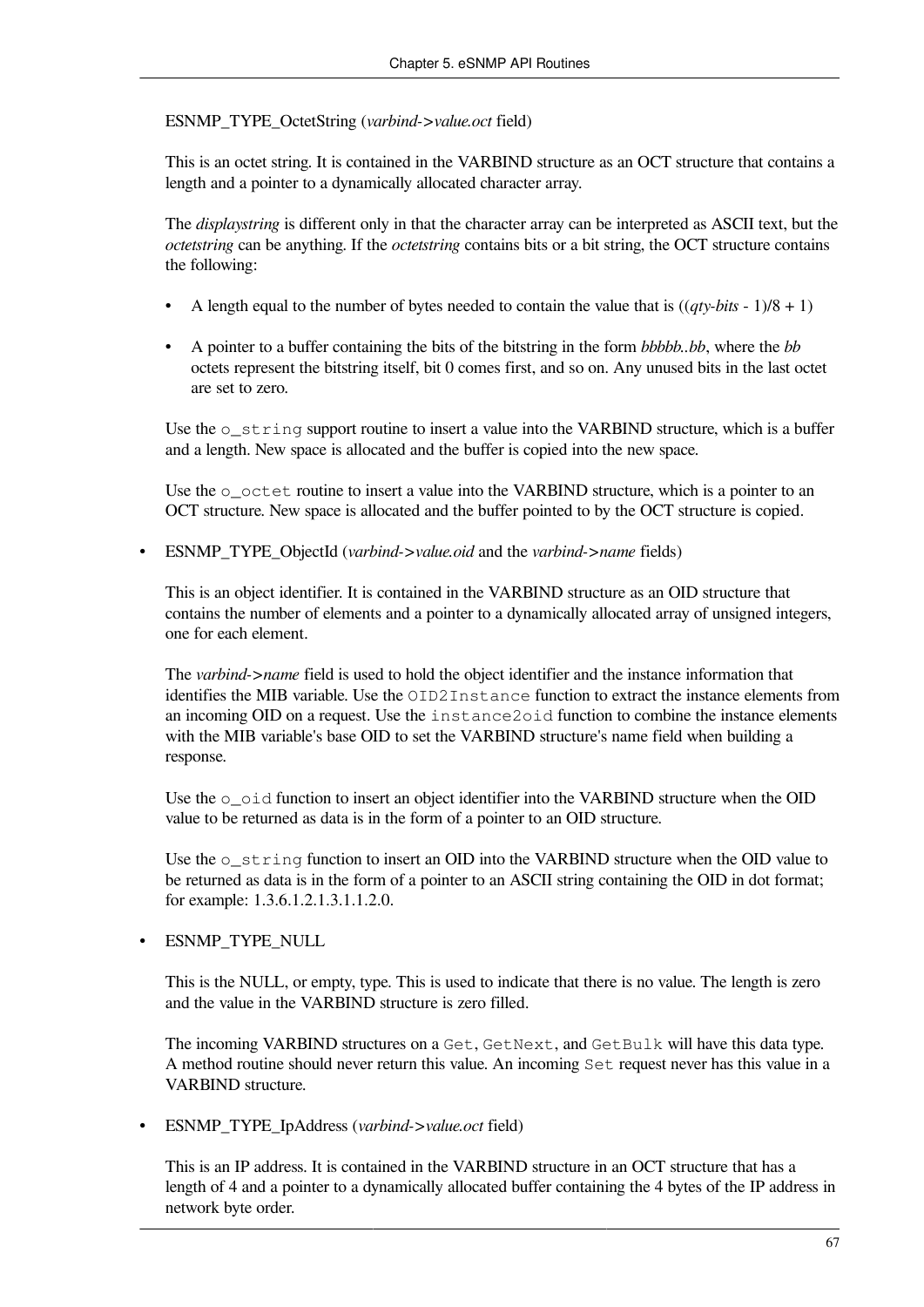ESNMP_TYPE_OctetString (*varbind->value.oct* field)

This is an octet string. It is contained in the VARBIND structure as an OCT structure that contains a length and a pointer to a dynamically allocated character array.

The *displaystring* is different only in that the character array can be interpreted as ASCII text, but the *octetstring* can be anything. If the *octetstring* contains bits or a bit string, the OCT structure contains the following:

- A length equal to the number of bytes needed to contain the value that is ((*qty-bits* - 1)/8 + 1)
- A pointer to a buffer containing the bits of the bitstring in the form *bbbbb..bb*, where the *bb* octets represent the bitstring itself, bit 0 comes first, and so on. Any unused bits in the last octet are set to zero.

Use the `o_string` support routine to insert a value into the VARBIND structure, which is a buffer and a length. New space is allocated and the buffer is copied into the new space.

Use the `o_octet` routine to insert a value into the VARBIND structure, which is a pointer to an OCT structure. New space is allocated and the buffer pointed to by the OCT structure is copied.

- ESNMP_TYPE_ObjectId (*varbind->value.oid* and the *varbind->name* fields)

  This is an object identifier. It is contained in the VARBIND structure as an OID structure that contains the number of elements and a pointer to a dynamically allocated array of unsigned integers, one for each element.

  The *varbind->name* field is used to hold the object identifier and the instance information that identifies the MIB variable. Use the `OID2Instance` function to extract the instance elements from an incoming OID on a request. Use the `instance2oid` function to combine the instance elements with the MIB variable's base OID to set the VARBIND structure's name field when building a response.

  Use the `o_oid` function to insert an object identifier into the VARBIND structure when the OID value to be returned as data is in the form of a pointer to an OID structure.

  Use the `o_string` function to insert an OID into the VARBIND structure when the OID value to be returned as data is in the form of a pointer to an ASCII string containing the OID in dot format; for example: 1.3.6.1.2.1.3.1.1.2.0.

- ESNMP_TYPE_NULL

  This is the NULL, or empty, type. This is used to indicate that there is no value. The length is zero and the value in the VARBIND structure is zero filled.

  The incoming VARBIND structures on a `Get`, `GetNext`, and `GetBulk` will have this data type. A method routine should never return this value. An incoming `Set` request never has this value in a VARBIND structure.

- ESNMP_TYPE_IpAddress (*varbind->value.oct* field)

  This is an IP address. It is contained in the VARBIND structure in an OCT structure that has a length of 4 and a pointer to a dynamically allocated buffer containing the 4 bytes of the IP address in network byte order.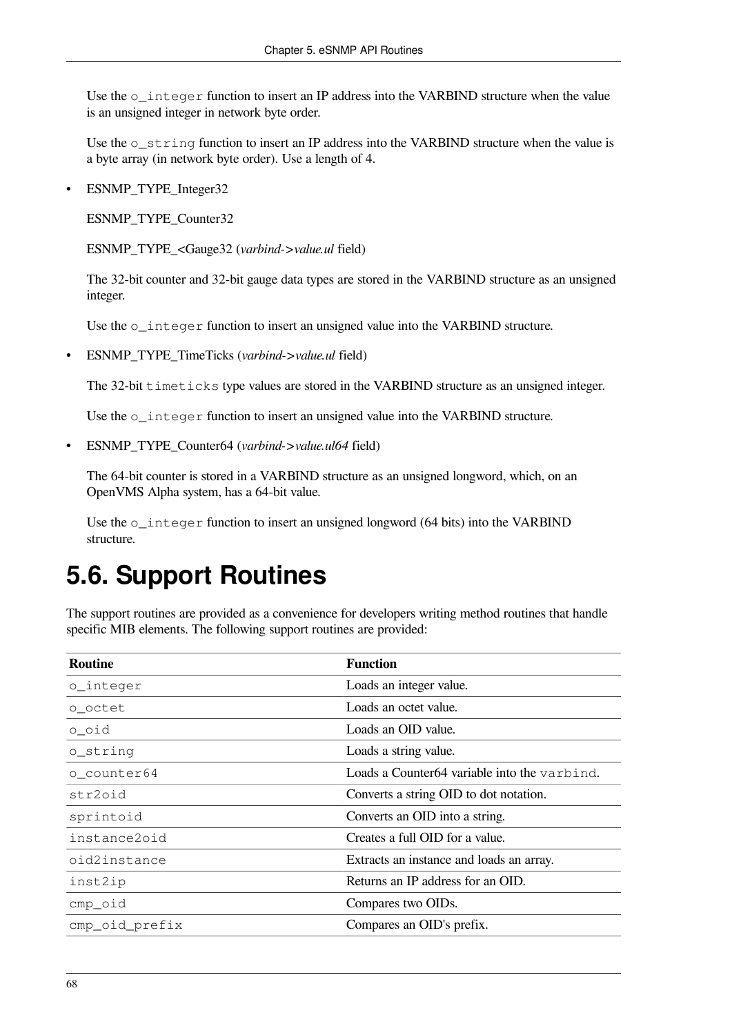Use the `o_integer` function to insert an IP address into the VARBIND structure when the value is an unsigned integer in network byte order.

Use the `o_string` function to insert an IP address into the VARBIND structure when the value is a byte array (in network byte order). Use a length of 4.

- ESNMP_TYPE_Integer32

  ESNMP_TYPE_Counter32

  ESNMP_TYPE_<Gauge32 (*varbind->value.ul* field)

  The 32-bit counter and 32-bit gauge data types are stored in the VARBIND structure as an unsigned integer.

  Use the `o_integer` function to insert an unsigned value into the VARBIND structure.

- ESNMP_TYPE_TimeTicks (*varbind->value.ul* field)

  The 32-bit `timeticks` type values are stored in the VARBIND structure as an unsigned integer.

  Use the `o_integer` function to insert an unsigned value into the VARBIND structure.

- ESNMP_TYPE_Counter64 (*varbind->value.ul64* field)

  The 64-bit counter is stored in a VARBIND structure as an unsigned longword, which, on an OpenVMS Alpha system, has a 64-bit value.

  Use the `o_integer` function to insert an unsigned longword (64 bits) into the VARBIND structure.

# 5.6. Support Routines

The support routines are provided as a convenience for developers writing method routines that handle specific MIB elements. The following support routines are provided:

| Routine | Function |
|---|---|
| `o_integer` | Loads an integer value. |
| `o_octet` | Loads an octet value. |
| `o_oid` | Loads an OID value. |
| `o_string` | Loads a string value. |
| `o_counter64` | Loads a Counter64 variable into the `varbind`. |
| `str2oid` | Converts a string OID to dot notation. |
| `sprintoid` | Converts an OID into a string. |
| `instance2oid` | Creates a full OID for a value. |
| `oid2instance` | Extracts an instance and loads an array. |
| `inst2ip` | Returns an IP address for an OID. |
| `cmp_oid` | Compares two OIDs. |
| `cmp_oid_prefix` | Compares an OID's prefix. |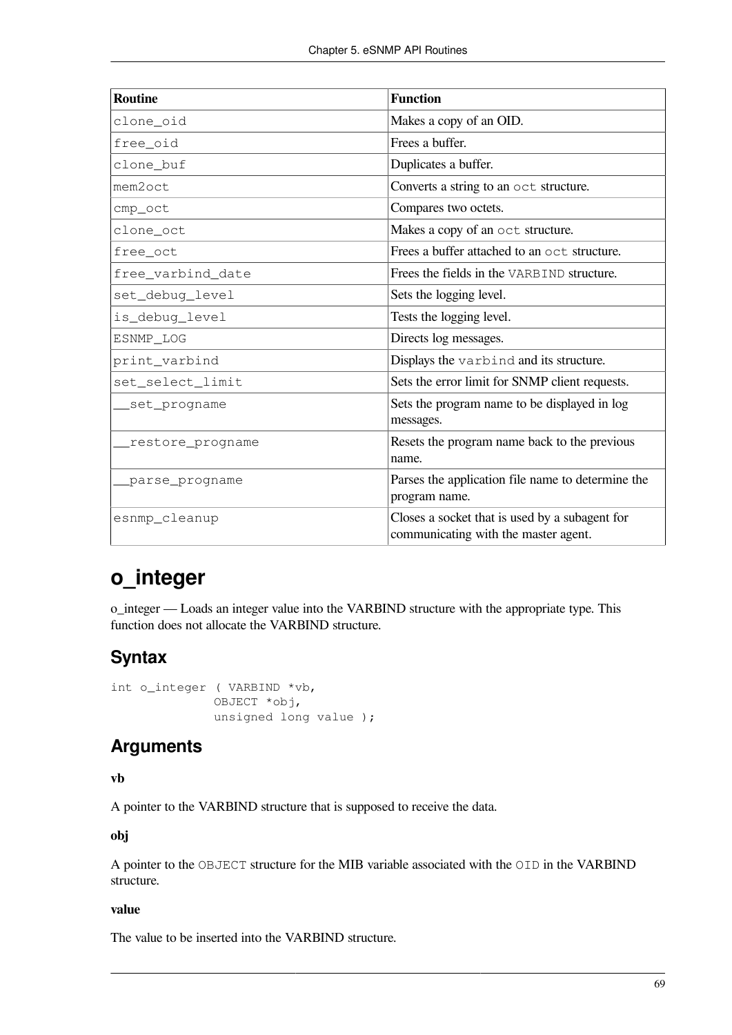| Routine | Function |
| --- | --- |
| `clone_oid` | Makes a copy of an OID. |
| `free_oid` | Frees a buffer. |
| `clone_buf` | Duplicates a buffer. |
| `mem2oct` | Converts a string to an `oct` structure. |
| `cmp_oct` | Compares two octets. |
| `clone_oct` | Makes a copy of an `oct` structure. |
| `free_oct` | Frees a buffer attached to an `oct` structure. |
| `free_varbind_date` | Frees the fields in the `VARBIND` structure. |
| `set_debug_level` | Sets the logging level. |
| `is_debug_level` | Tests the logging level. |
| `ESNMP_LOG` | Directs log messages. |
| `print_varbind` | Displays the `varbind` and its structure. |
| `set_select_limit` | Sets the error limit for SNMP client requests. |
| `__set_progname` | Sets the program name to be displayed in log messages. |
| `__restore_progname` | Resets the program name back to the previous name. |
| `__parse_progname` | Parses the application file name to determine the program name. |
| `esnmp_cleanup` | Closes a socket that is used by a subagent for communicating with the master agent. |

# o_integer

o_integer — Loads an integer value into the VARBIND structure with the appropriate type. This function does not allocate the VARBIND structure.

## Syntax

```
int o_integer ( VARBIND *vb,
             OBJECT *obj,
             unsigned long value );
```

## Arguments

**vb**

A pointer to the VARBIND structure that is supposed to receive the data.

**obj**

A pointer to the `OBJECT` structure for the MIB variable associated with the `OID` in the VARBIND structure.

**value**

The value to be inserted into the VARBIND structure.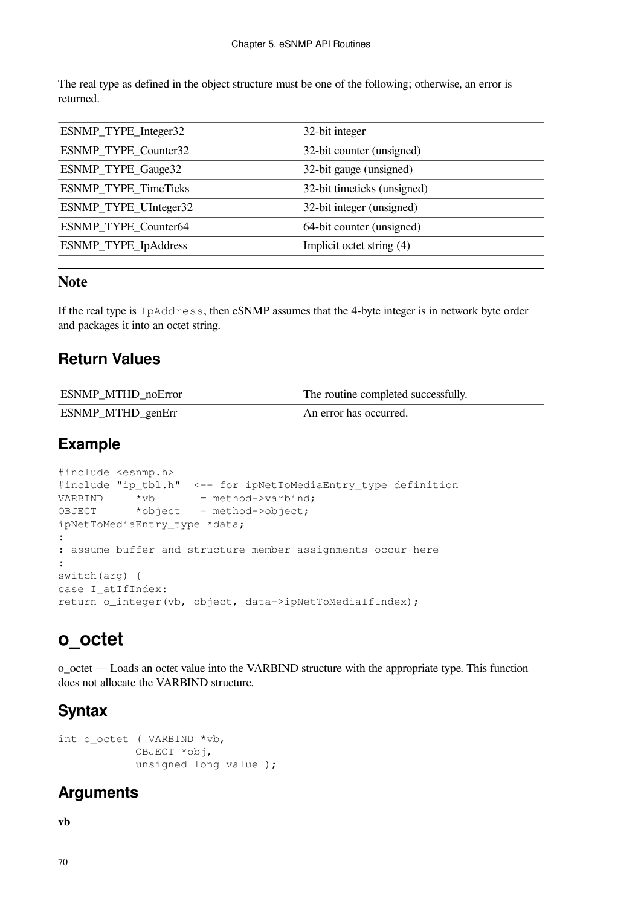The real type as defined in the object structure must be one of the following; otherwise, an error is returned.

| | |
|---|---|
| ESNMP_TYPE_Integer32 | 32-bit integer |
| ESNMP_TYPE_Counter32 | 32-bit counter (unsigned) |
| ESNMP_TYPE_Gauge32 | 32-bit gauge (unsigned) |
| ESNMP_TYPE_TimeTicks | 32-bit timeticks (unsigned) |
| ESNMP_TYPE_UInteger32 | 32-bit integer (unsigned) |
| ESNMP_TYPE_Counter64 | 64-bit counter (unsigned) |
| ESNMP_TYPE_IpAddress | Implicit octet string (4) |

### Note

If the real type is `IpAddress`, then eSNMP assumes that the 4-byte integer is in network byte order and packages it into an octet string.

## Return Values

| | |
|---|---|
| ESNMP_MTHD_noError | The routine completed successfully. |
| ESNMP_MTHD_genErr | An error has occurred. |

## Example

```
#include <esnmp.h>
#include "ip_tbl.h"  <-- for ipNetToMediaEntry_type definition
VARBIND     *vb       = method->varbind;
OBJECT      *object   = method->object;
ipNetToMediaEntry_type *data;
:
: assume buffer and structure member assignments occur here
:
switch(arg) {
case I_atIfIndex:
return o_integer(vb, object, data->ipNetToMediaIfIndex);
```

# o_octet

o_octet — Loads an octet value into the VARBIND structure with the appropriate type. This function does not allocate the VARBIND structure.

## Syntax

```
int o_octet ( VARBIND *vb,
            OBJECT *obj,
            unsigned long value );
```

## Arguments

**vb**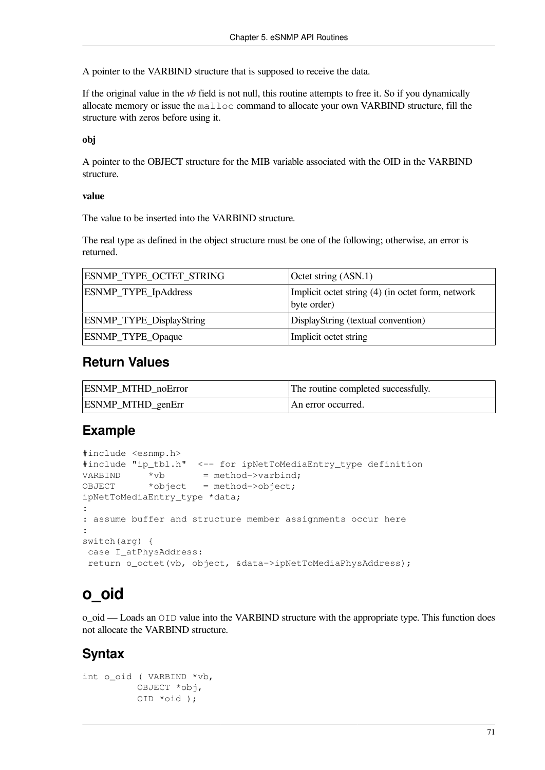A pointer to the VARBIND structure that is supposed to receive the data.

If the original value in the *vb* field is not null, this routine attempts to free it. So if you dynamically allocate memory or issue the `malloc` command to allocate your own VARBIND structure, fill the structure with zeros before using it.

**obj**

A pointer to the OBJECT structure for the MIB variable associated with the OID in the VARBIND structure.

**value**

The value to be inserted into the VARBIND structure.

The real type as defined in the object structure must be one of the following; otherwise, an error is returned.

| | |
|---|---|
| ESNMP_TYPE_OCTET_STRING | Octet string (ASN.1) |
| ESNMP_TYPE_IpAddress | Implicit octet string (4) (in octet form, network byte order) |
| ESNMP_TYPE_DisplayString | DisplayString (textual convention) |
| ESNMP_TYPE_Opaque | Implicit octet string |

## Return Values

| | |
|---|---|
| ESNMP_MTHD_noError | The routine completed successfully. |
| ESNMP_MTHD_genErr | An error occurred. |

## Example

```
#include <esnmp.h>
#include "ip_tbl.h"  <-- for ipNetToMediaEntry_type definition
VARBIND     *vb       = method->varbind;
OBJECT      *object   = method->object;
ipNetToMediaEntry_type *data;
:
: assume buffer and structure member assignments occur here
:
switch(arg) {
 case I_atPhysAddress:
 return o_octet(vb, object, &data->ipNetToMediaPhysAddress);
```

# o_oid

o_oid — Loads an `OID` value into the VARBIND structure with the appropriate type. This function does not allocate the VARBIND structure.

## Syntax

```
int o_oid ( VARBIND *vb,
          OBJECT *obj,
          OID *oid );
```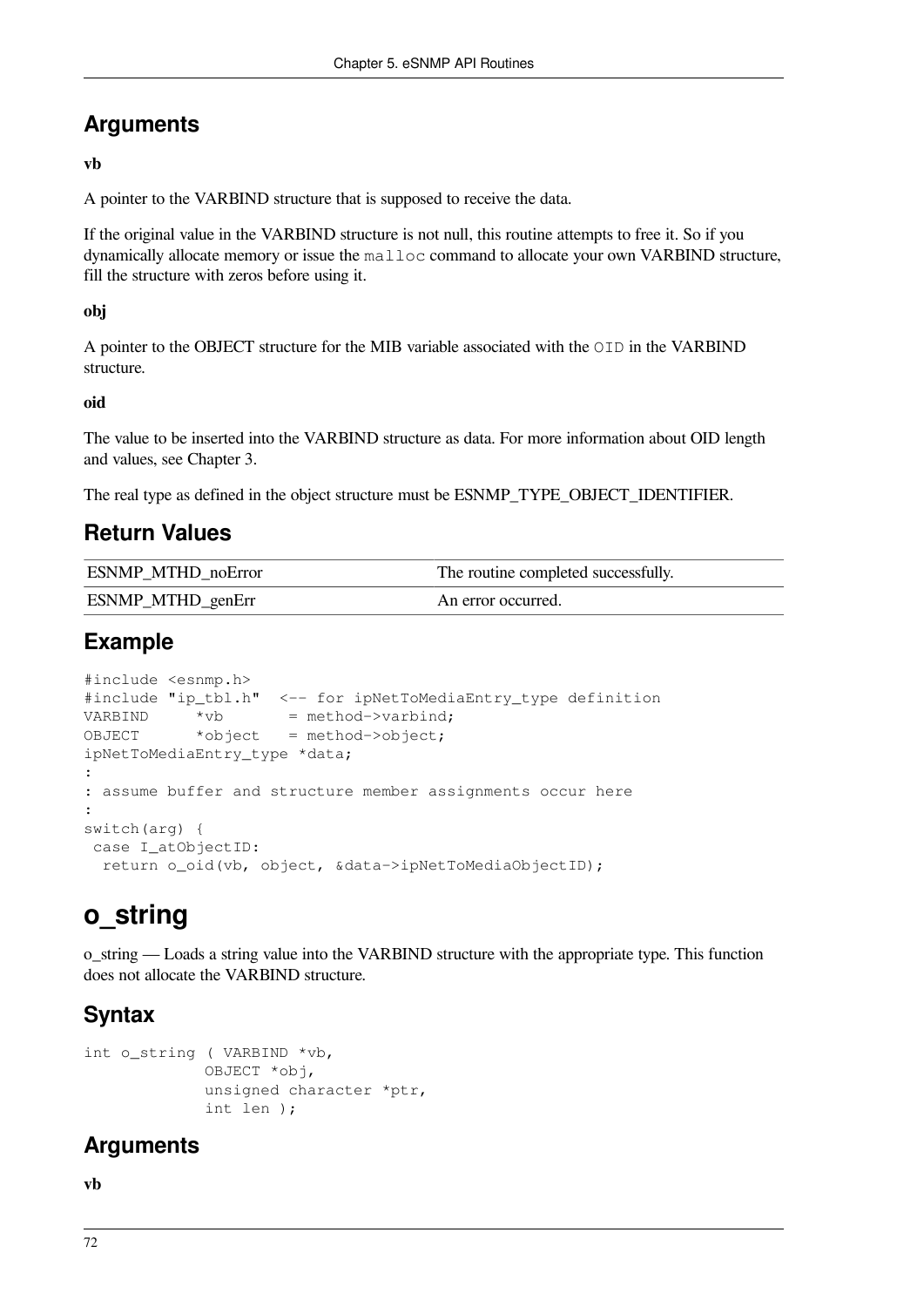## Arguments

**vb**

A pointer to the VARBIND structure that is supposed to receive the data.

If the original value in the VARBIND structure is not null, this routine attempts to free it. So if you dynamically allocate memory or issue the `malloc` command to allocate your own VARBIND structure, fill the structure with zeros before using it.

**obj**

A pointer to the OBJECT structure for the MIB variable associated with the `OID` in the VARBIND structure.

**oid**

The value to be inserted into the VARBIND structure as data. For more information about OID length and values, see Chapter 3.

The real type as defined in the object structure must be ESNMP_TYPE_OBJECT_IDENTIFIER.

## Return Values

| | |
|---|---|
| ESNMP_MTHD_noError | The routine completed successfully. |
| ESNMP_MTHD_genErr | An error occurred. |

## Example

```
#include <esnmp.h>
#include "ip_tbl.h"  <-- for ipNetToMediaEntry_type definition
VARBIND     *vb       = method->varbind;
OBJECT      *object   = method->object;
ipNetToMediaEntry_type *data;
:
: assume buffer and structure member assignments occur here
:
switch(arg) {
 case I_atObjectID:
  return o_oid(vb, object, &data->ipNetToMediaObjectID);
```

# o_string

o_string — Loads a string value into the VARBIND structure with the appropriate type. This function does not allocate the VARBIND structure.

## Syntax

```
int o_string ( VARBIND *vb,
             OBJECT *obj,
             unsigned character *ptr,
             int len );
```

## Arguments

**vb**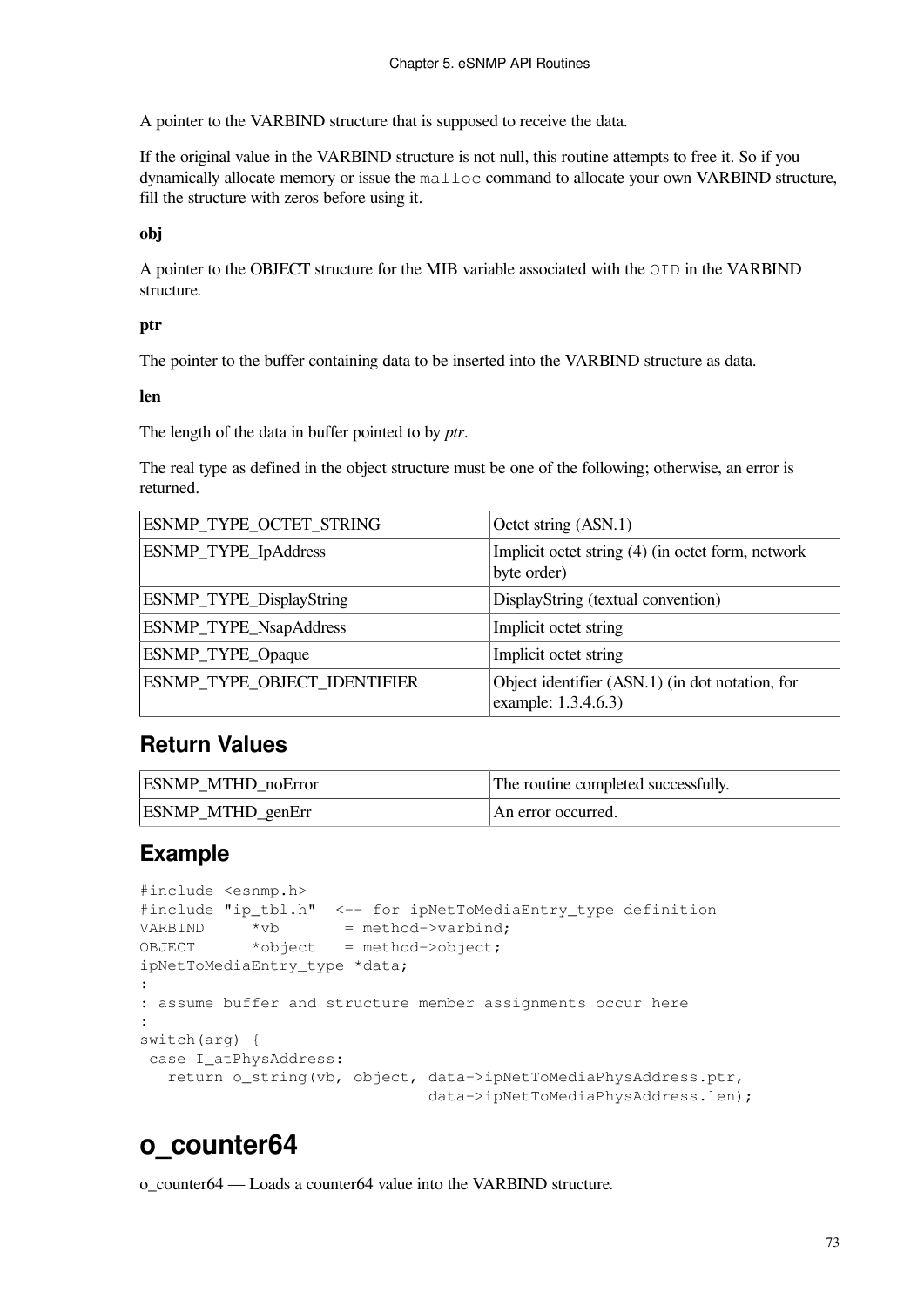A pointer to the VARBIND structure that is supposed to receive the data.

If the original value in the VARBIND structure is not null, this routine attempts to free it. So if you dynamically allocate memory or issue the `malloc` command to allocate your own VARBIND structure, fill the structure with zeros before using it.

**obj**

A pointer to the OBJECT structure for the MIB variable associated with the `OID` in the VARBIND structure.

**ptr**

The pointer to the buffer containing data to be inserted into the VARBIND structure as data.

**len**

The length of the data in buffer pointed to by *ptr*.

The real type as defined in the object structure must be one of the following; otherwise, an error is returned.

| | |
|---|---|
| ESNMP_TYPE_OCTET_STRING | Octet string (ASN.1) |
| ESNMP_TYPE_IpAddress | Implicit octet string (4) (in octet form, network byte order) |
| ESNMP_TYPE_DisplayString | DisplayString (textual convention) |
| ESNMP_TYPE_NsapAddress | Implicit octet string |
| ESNMP_TYPE_Opaque | Implicit octet string |
| ESNMP_TYPE_OBJECT_IDENTIFIER | Object identifier (ASN.1) (in dot notation, for example: 1.3.4.6.3) |

## Return Values

| | |
|---|---|
| ESNMP_MTHD_noError | The routine completed successfully. |
| ESNMP_MTHD_genErr | An error occurred. |

## Example

```
#include <esnmp.h>
#include "ip_tbl.h"  <-- for ipNetToMediaEntry_type definition
VARBIND     *vb       = method->varbind;
OBJECT      *object   = method->object;
ipNetToMediaEntry_type *data;
:
: assume buffer and structure member assignments occur here
:
switch(arg) {
 case I_atPhysAddress:
   return o_string(vb, object, data->ipNetToMediaPhysAddress.ptr,
                               data->ipNetToMediaPhysAddress.len);
```

# o_counter64

o_counter64 — Loads a counter64 value into the VARBIND structure.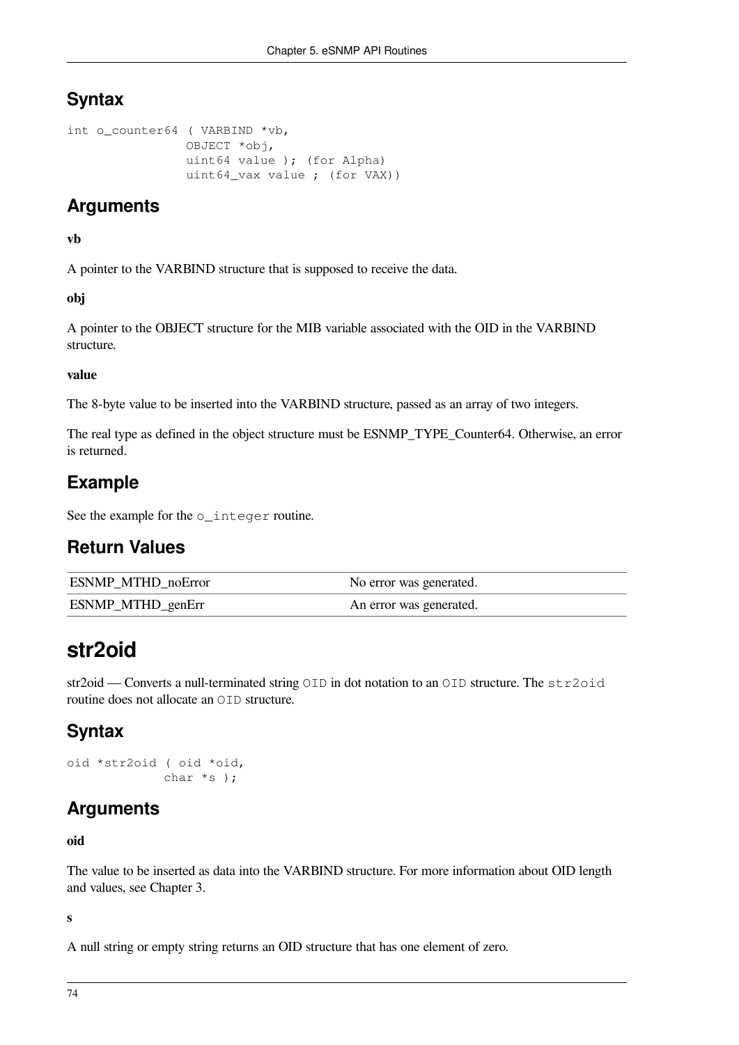## Syntax

```
int o_counter64 ( VARBIND *vb,
                OBJECT *obj,
                uint64 value ); (for Alpha)
                uint64_vax value ; (for VAX))
```

## Arguments

**vb**

A pointer to the VARBIND structure that is supposed to receive the data.

**obj**

A pointer to the OBJECT structure for the MIB variable associated with the OID in the VARBIND structure.

**value**

The 8-byte value to be inserted into the VARBIND structure, passed as an array of two integers.

The real type as defined in the object structure must be ESNMP_TYPE_Counter64. Otherwise, an error is returned.

## Example

See the example for the `o_integer` routine.

## Return Values

| | |
|---|---|
| ESNMP_MTHD_noError | No error was generated. |
| ESNMP_MTHD_genErr | An error was generated. |

# str2oid

str2oid — Converts a null-terminated string `OID` in dot notation to an `OID` structure. The `str2oid` routine does not allocate an `OID` structure.

## Syntax

```
oid *str2oid ( oid *oid,
             char *s );
```

## Arguments

**oid**

The value to be inserted as data into the VARBIND structure. For more information about OID length and values, see Chapter 3.

**s**

A null string or empty string returns an OID structure that has one element of zero.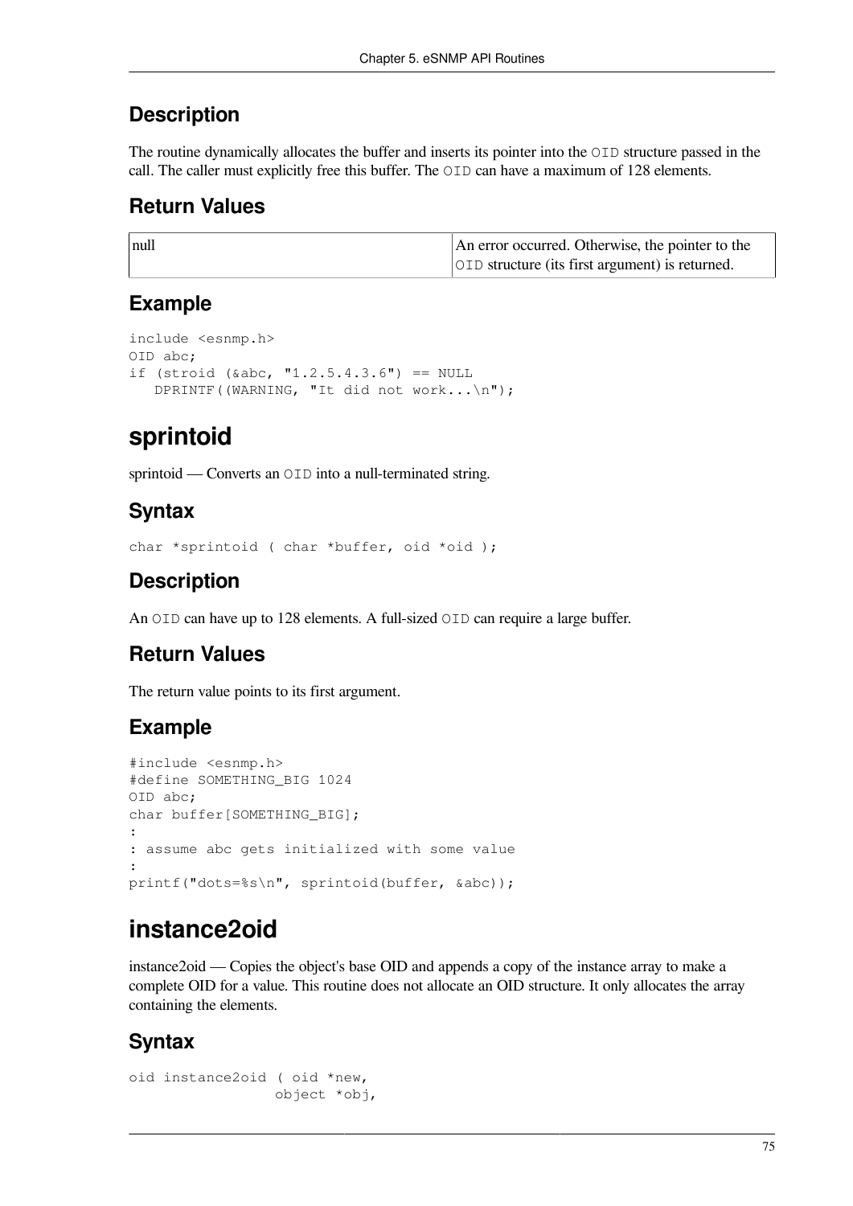## Description

The routine dynamically allocates the buffer and inserts its pointer into the `OID` structure passed in the call. The caller must explicitly free this buffer. The `OID` can have a maximum of 128 elements.

## Return Values

| null | An error occurred. Otherwise, the pointer to the `OID` structure (its first argument) is returned. |
|---|---|

## Example

```
include <esnmp.h>
OID abc;
if (stroid (&abc, "1.2.5.4.3.6") == NULL
   DPRINTF((WARNING, "It did not work...\n");
```

# sprintoid

sprintoid — Converts an `OID` into a null-terminated string.

## Syntax

```
char *sprintoid ( char *buffer, oid *oid );
```

## Description

An `OID` can have up to 128 elements. A full-sized `OID` can require a large buffer.

## Return Values

The return value points to its first argument.

## Example

```
#include <esnmp.h>
#define SOMETHING_BIG 1024
OID abc;
char buffer[SOMETHING_BIG];
:
: assume abc gets initialized with some value
:
printf("dots=%s\n", sprintoid(buffer, &abc));
```

# instance2oid

instance2oid — Copies the object's base OID and appends a copy of the instance array to make a complete OID for a value. This routine does not allocate an OID structure. It only allocates the array containing the elements.

## Syntax

```
oid instance2oid ( oid *new,
                  object *obj,
```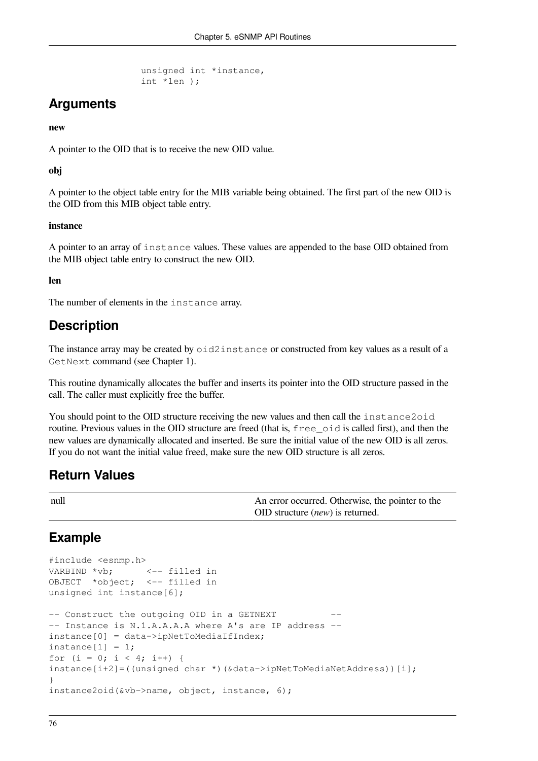```
                 unsigned int *instance,
                 int *len );
```

## Arguments

**new**

A pointer to the OID that is to receive the new OID value.

**obj**

A pointer to the object table entry for the MIB variable being obtained. The first part of the new OID is the OID from this MIB object table entry.

**instance**

A pointer to an array of `instance` values. These values are appended to the base OID obtained from the MIB object table entry to construct the new OID.

**len**

The number of elements in the `instance` array.

## Description

The instance array may be created by `oid2instance` or constructed from key values as a result of a `GetNext` command (see Chapter 1).

This routine dynamically allocates the buffer and inserts its pointer into the OID structure passed in the call. The caller must explicitly free the buffer.

You should point to the OID structure receiving the new values and then call the `instance2oid` routine. Previous values in the OID structure are freed (that is, `free_oid` is called first), and then the new values are dynamically allocated and inserted. Be sure the initial value of the new OID is all zeros. If you do not want the initial value freed, make sure the new OID structure is all zeros.

## Return Values

| | |
|---|---|
| null | An error occurred. Otherwise, the pointer to the OID structure (*new*) is returned. |

## Example

```
#include <esnmp.h>
VARBIND *vb;      <-- filled in
OBJECT  *object;  <-- filled in
unsigned int instance[6];

-- Construct the outgoing OID in a GETNEXT          --
-- Instance is N.1.A.A.A.A where A's are IP address --
instance[0] = data->ipNetToMediaIfIndex;
instance[1] = 1;
for (i = 0; i < 4; i++) {
instance[i+2]=((unsigned char *)(&data->ipNetToMediaNetAddress))[i];
}
instance2oid(&vb->name, object, instance, 6);
```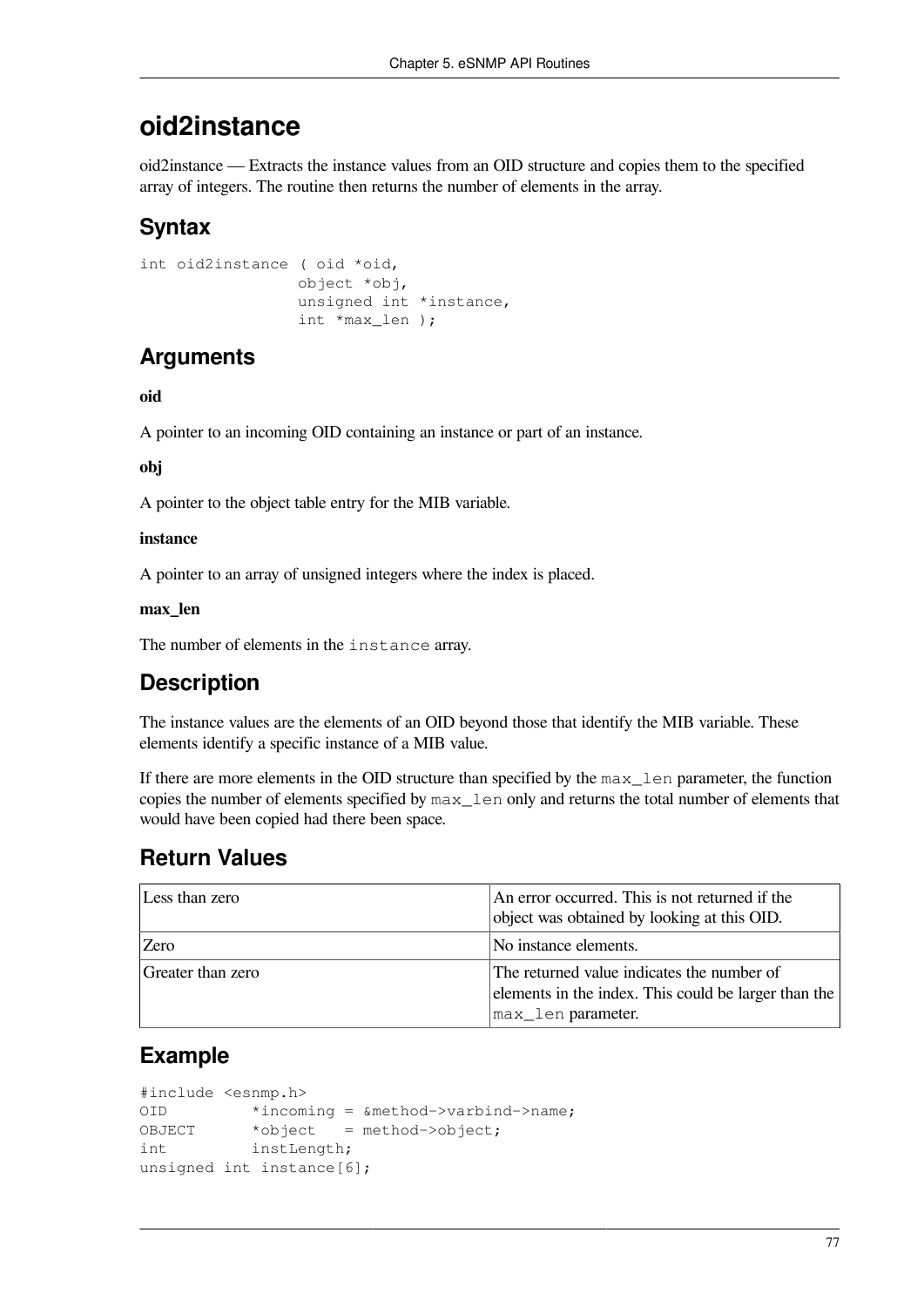# oid2instance

oid2instance — Extracts the instance values from an OID structure and copies them to the specified array of integers. The routine then returns the number of elements in the array.

## Syntax

```
int oid2instance ( oid *oid,
                   object *obj,
                   unsigned int *instance,
                   int *max_len );
```

## Arguments

**oid**

A pointer to an incoming OID containing an instance or part of an instance.

**obj**

A pointer to the object table entry for the MIB variable.

**instance**

A pointer to an array of unsigned integers where the index is placed.

**max_len**

The number of elements in the `instance` array.

## Description

The instance values are the elements of an OID beyond those that identify the MIB variable. These elements identify a specific instance of a MIB value.

If there are more elements in the OID structure than specified by the `max_len` parameter, the function copies the number of elements specified by `max_len` only and returns the total number of elements that would have been copied had there been space.

## Return Values

| | |
|---|---|
| Less than zero | An error occurred. This is not returned if the object was obtained by looking at this OID. |
| Zero | No instance elements. |
| Greater than zero | The returned value indicates the number of elements in the index. This could be larger than the `max_len` parameter. |

## Example

```
#include <esnmp.h>
OID          *incoming = &method->varbind->name;
OBJECT       *object   = method->object;
int          instLength;
unsigned int instance[6];
```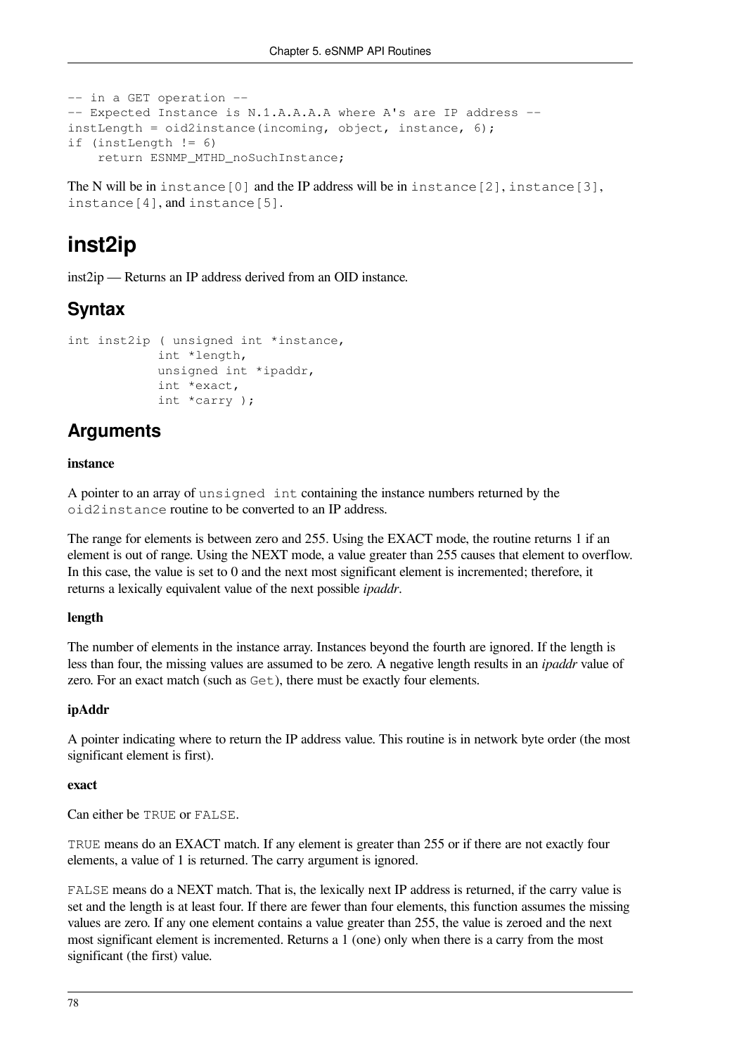```
-- in a GET operation --
-- Expected Instance is N.1.A.A.A.A where A's are IP address --
instLength = oid2instance(incoming, object, instance, 6);
if (instLength != 6)
    return ESNMP_MTHD_noSuchInstance;
```

The N will be in `instance[0]` and the IP address will be in `instance[2]`, `instance[3]`, `instance[4]`, and `instance[5]`.

# inst2ip

inst2ip — Returns an IP address derived from an OID instance.

## Syntax

```
int inst2ip ( unsigned int *instance,
            int *length,
            unsigned int *ipaddr,
            int *exact,
            int *carry );
```

## Arguments

**instance**

A pointer to an array of `unsigned int` containing the instance numbers returned by the `oid2instance` routine to be converted to an IP address.

The range for elements is between zero and 255. Using the EXACT mode, the routine returns 1 if an element is out of range. Using the NEXT mode, a value greater than 255 causes that element to overflow. In this case, the value is set to 0 and the next most significant element is incremented; therefore, it returns a lexically equivalent value of the next possible *ipaddr*.

**length**

The number of elements in the instance array. Instances beyond the fourth are ignored. If the length is less than four, the missing values are assumed to be zero. A negative length results in an *ipaddr* value of zero. For an exact match (such as `Get`), there must be exactly four elements.

**ipAddr**

A pointer indicating where to return the IP address value. This routine is in network byte order (the most significant element is first).

**exact**

Can either be `TRUE` or `FALSE`.

`TRUE` means do an EXACT match. If any element is greater than 255 or if there are not exactly four elements, a value of 1 is returned. The carry argument is ignored.

`FALSE` means do a NEXT match. That is, the lexically next IP address is returned, if the carry value is set and the length is at least four. If there are fewer than four elements, this function assumes the missing values are zero. If any one element contains a value greater than 255, the value is zeroed and the next most significant element is incremented. Returns a 1 (one) only when there is a carry from the most significant (the first) value.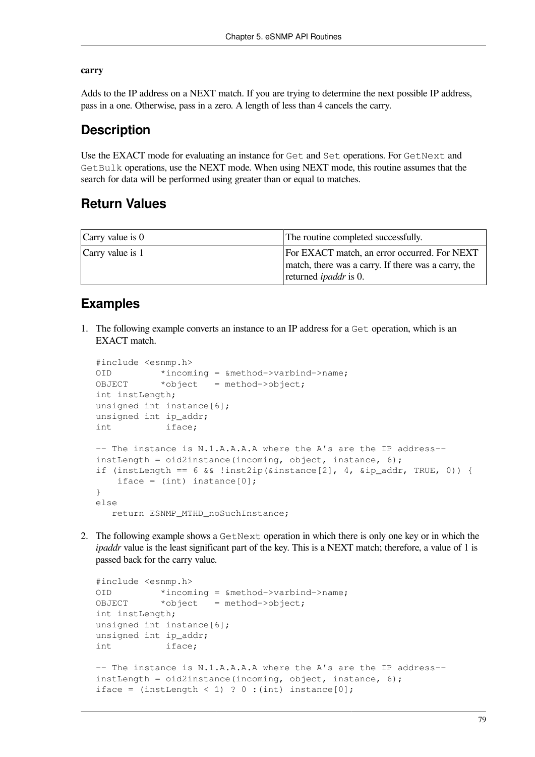**carry**

Adds to the IP address on a NEXT match. If you are trying to determine the next possible IP address, pass in a one. Otherwise, pass in a zero. A length of less than 4 cancels the carry.

## Description

Use the EXACT mode for evaluating an instance for `Get` and `Set` operations. For `GetNext` and `GetBulk` operations, use the NEXT mode. When using NEXT mode, this routine assumes that the search for data will be performed using greater than or equal to matches.

## Return Values

| | |
|---|---|
| Carry value is 0 | The routine completed successfully. |
| Carry value is 1 | For EXACT match, an error occurred. For NEXT match, there was a carry. If there was a carry, the returned *ipaddr* is 0. |

## Examples

1. The following example converts an instance to an IP address for a `Get` operation, which is an EXACT match.

```
#include <esnmp.h>
OID         *incoming = &method->varbind->name;
OBJECT      *object   = method->object;
int instLength;
unsigned int instance[6];
unsigned int ip_addr;
int          iface;

-- The instance is N.1.A.A.A.A where the A's are the IP address--
instLength = oid2instance(incoming, object, instance, 6);
if (instLength == 6 && !inst2ip(&instance[2], 4, &ip_addr, TRUE, 0)) {
     iface = (int) instance[0];
}
else
    return ESNMP_MTHD_noSuchInstance;
```

2. The following example shows a `GetNext` operation in which there is only one key or in which the *ipaddr* value is the least significant part of the key. This is a NEXT match; therefore, a value of 1 is passed back for the carry value.

```
#include <esnmp.h>
OID         *incoming = &method->varbind->name;
OBJECT      *object   = method->object;
int instLength;
unsigned int instance[6];
unsigned int ip_addr;
int          iface;

-- The instance is N.1.A.A.A.A where the A's are the IP address--
instLength = oid2instance(incoming, object, instance, 6);
iface = (instLength < 1) ? 0 :(int) instance[0];
```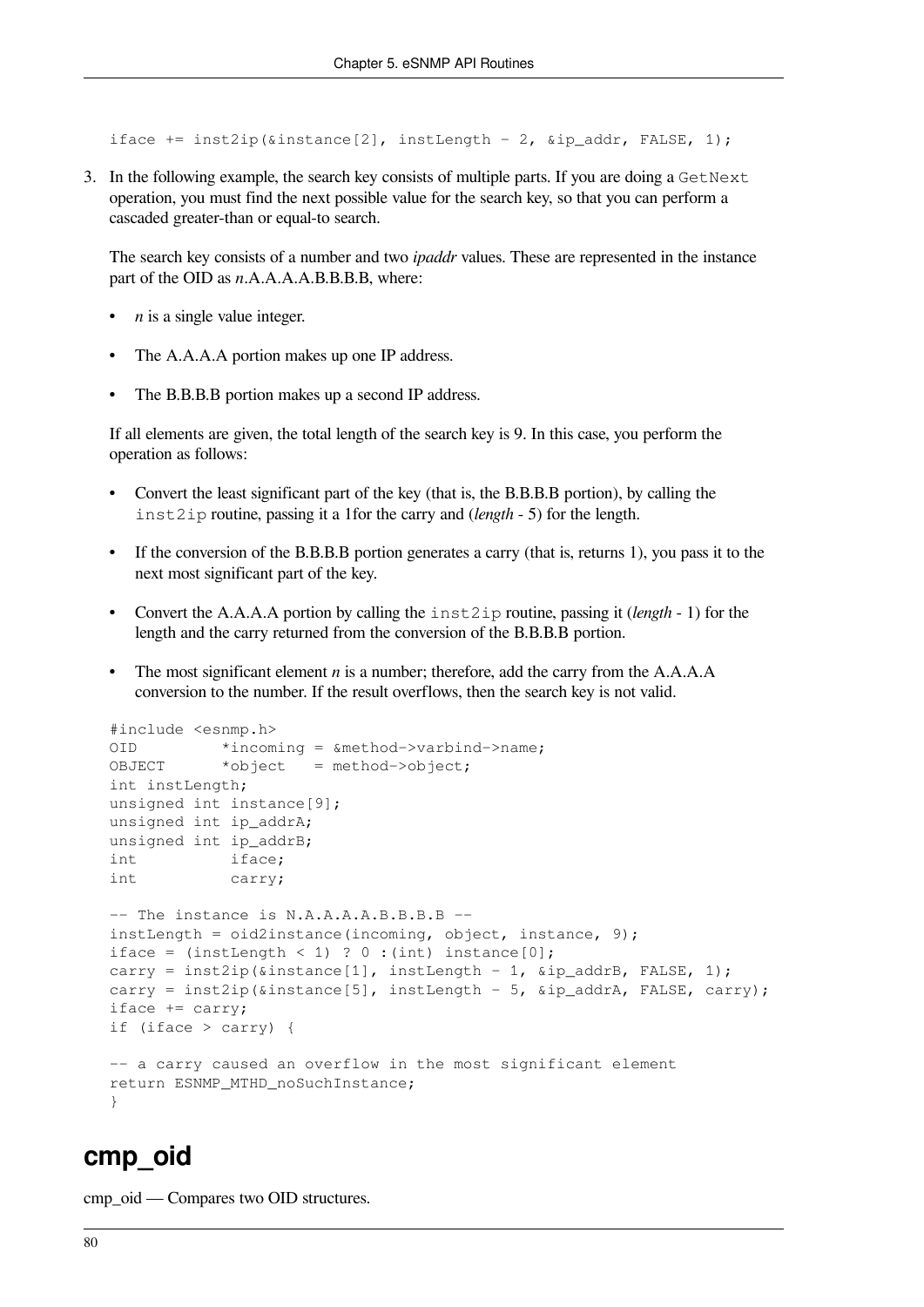```
iface += inst2ip(&instance[2], instLength - 2, &ip_addr, FALSE, 1);
```

3. In the following example, the search key consists of multiple parts. If you are doing a `GetNext` operation, you must find the next possible value for the search key, so that you can perform a cascaded greater-than or equal-to search.

   The search key consists of a number and two *ipaddr* values. These are represented in the instance part of the OID as *n*.A.A.A.A.B.B.B.B, where:

   - *n* is a single value integer.
   - The A.A.A.A portion makes up one IP address.
   - The B.B.B.B portion makes up a second IP address.

   If all elements are given, the total length of the search key is 9. In this case, you perform the operation as follows:

   - Convert the least significant part of the key (that is, the B.B.B.B portion), by calling the `inst2ip` routine, passing it a 1for the carry and (*length* - 5) for the length.
   - If the conversion of the B.B.B.B portion generates a carry (that is, returns 1), you pass it to the next most significant part of the key.
   - Convert the A.A.A.A portion by calling the `inst2ip` routine, passing it (*length* - 1) for the length and the carry returned from the conversion of the B.B.B.B portion.
   - The most significant element *n* is a number; therefore, add the carry from the A.A.A.A conversion to the number. If the result overflows, then the search key is not valid.

```
#include <esnmp.h>
OID          *incoming = &method->varbind->name;
OBJECT       *object   = method->object;
int instLength;
unsigned int instance[9];
unsigned int ip_addrA;
unsigned int ip_addrB;
int          iface;
int          carry;

-- The instance is N.A.A.A.A.B.B.B.B --
instLength = oid2instance(incoming, object, instance, 9);
iface = (instLength < 1) ? 0 :(int) instance[0];
carry = inst2ip(&instance[1], instLength - 1, &ip_addrB, FALSE, 1);
carry = inst2ip(&instance[5], instLength - 5, &ip_addrA, FALSE, carry);
iface += carry;
if (iface > carry) {

-- a carry caused an overflow in the most significant element
return ESNMP_MTHD_noSuchInstance;
}
```

## cmp_oid

cmp_oid — Compares two OID structures.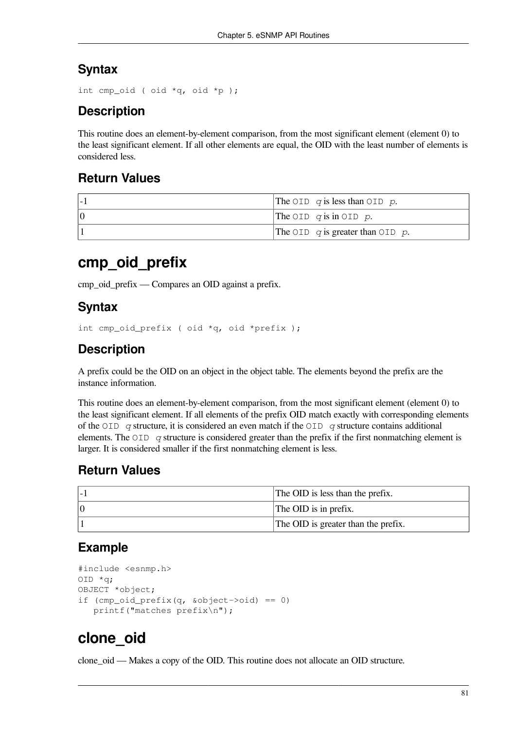### Syntax

```
int cmp_oid ( oid *q, oid *p );
```

### Description

This routine does an element-by-element comparison, from the most significant element (element 0) to the least significant element. If all other elements are equal, the OID with the least number of elements is considered less.

### Return Values

| | |
|---|---|
| -1 | The `OID q` is less than `OID p`. |
| 0 | The `OID q` is in `OID p`. |
| 1 | The `OID q` is greater than `OID p`. |

# cmp_oid_prefix

cmp_oid_prefix — Compares an OID against a prefix.

### Syntax

```
int cmp_oid_prefix ( oid *q, oid *prefix );
```

### Description

A prefix could be the OID on an object in the object table. The elements beyond the prefix are the instance information.

This routine does an element-by-element comparison, from the most significant element (element 0) to the least significant element. If all elements of the prefix OID match exactly with corresponding elements of the `OID q` structure, it is considered an even match if the `OID q` structure contains additional elements. The `OID q` structure is considered greater than the prefix if the first nonmatching element is larger. It is considered smaller if the first nonmatching element is less.

### Return Values

| | |
|---|---|
| -1 | The OID is less than the prefix. |
| 0 | The OID is in prefix. |
| 1 | The OID is greater than the prefix. |

### Example

```
#include <esnmp.h>
OID *q;
OBJECT *object;
if (cmp_oid_prefix(q, &object->oid) == 0)
   printf("matches prefix\n");
```

# clone_oid

clone_oid — Makes a copy of the OID. This routine does not allocate an OID structure.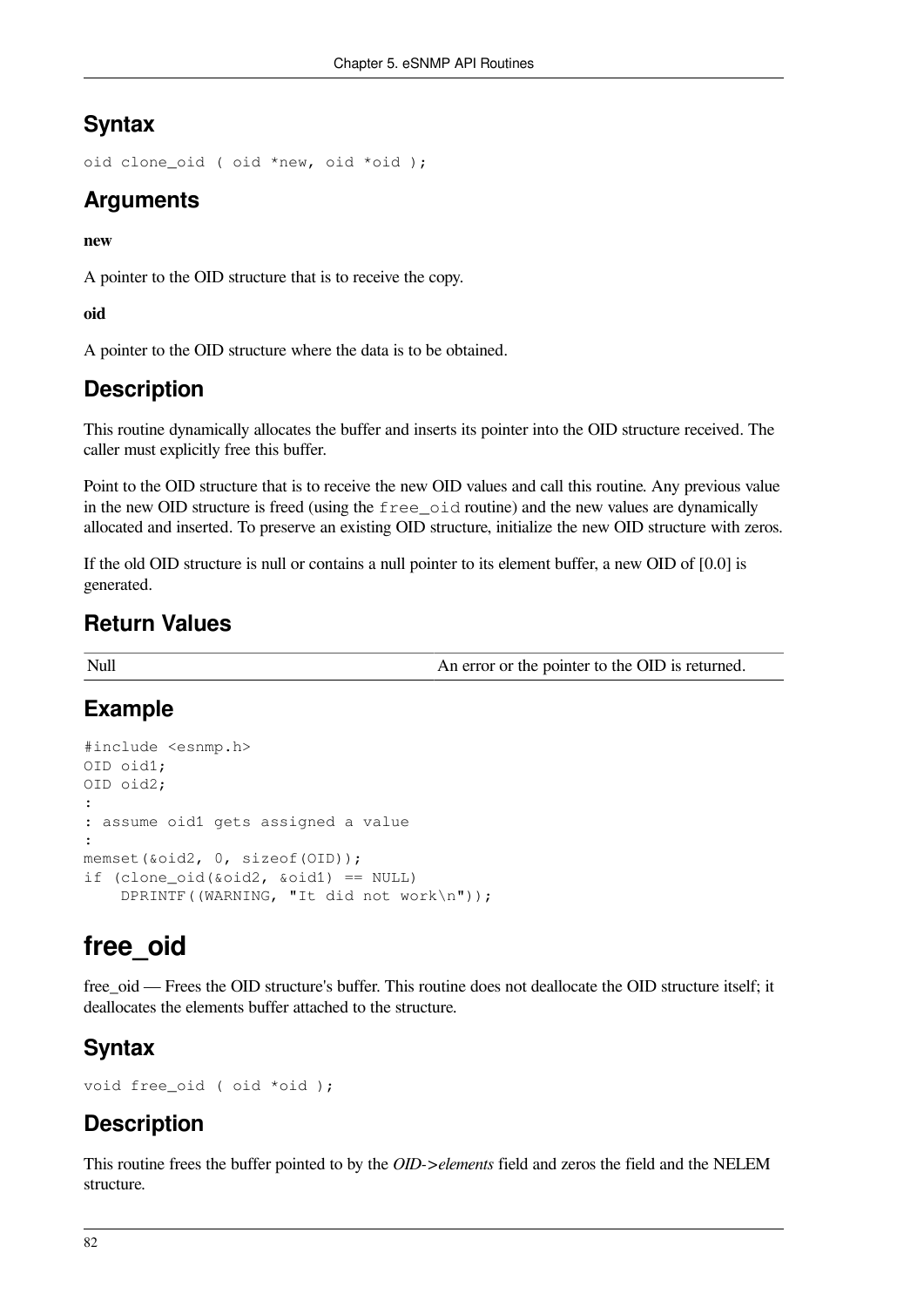## Syntax

```
oid clone_oid ( oid *new, oid *oid );
```

## Arguments

**new**

A pointer to the OID structure that is to receive the copy.

**oid**

A pointer to the OID structure where the data is to be obtained.

## Description

This routine dynamically allocates the buffer and inserts its pointer into the OID structure received. The caller must explicitly free this buffer.

Point to the OID structure that is to receive the new OID values and call this routine. Any previous value in the new OID structure is freed (using the `free_oid` routine) and the new values are dynamically allocated and inserted. To preserve an existing OID structure, initialize the new OID structure with zeros.

If the old OID structure is null or contains a null pointer to its element buffer, a new OID of [0.0] is generated.

## Return Values

| | |
|---|---|
| Null | An error or the pointer to the OID is returned. |

## Example

```
#include <esnmp.h>
OID oid1;
OID oid2;
:
: assume oid1 gets assigned a value
:
memset(&oid2, 0, sizeof(OID));
if (clone_oid(&oid2, &oid1) == NULL)
    DPRINTF((WARNING, "It did not work\n"));
```

# free_oid

free_oid — Frees the OID structure's buffer. This routine does not deallocate the OID structure itself; it deallocates the elements buffer attached to the structure.

## Syntax

```
void free_oid ( oid *oid );
```

## Description

This routine frees the buffer pointed to by the *OID->elements* field and zeros the field and the NELEM structure.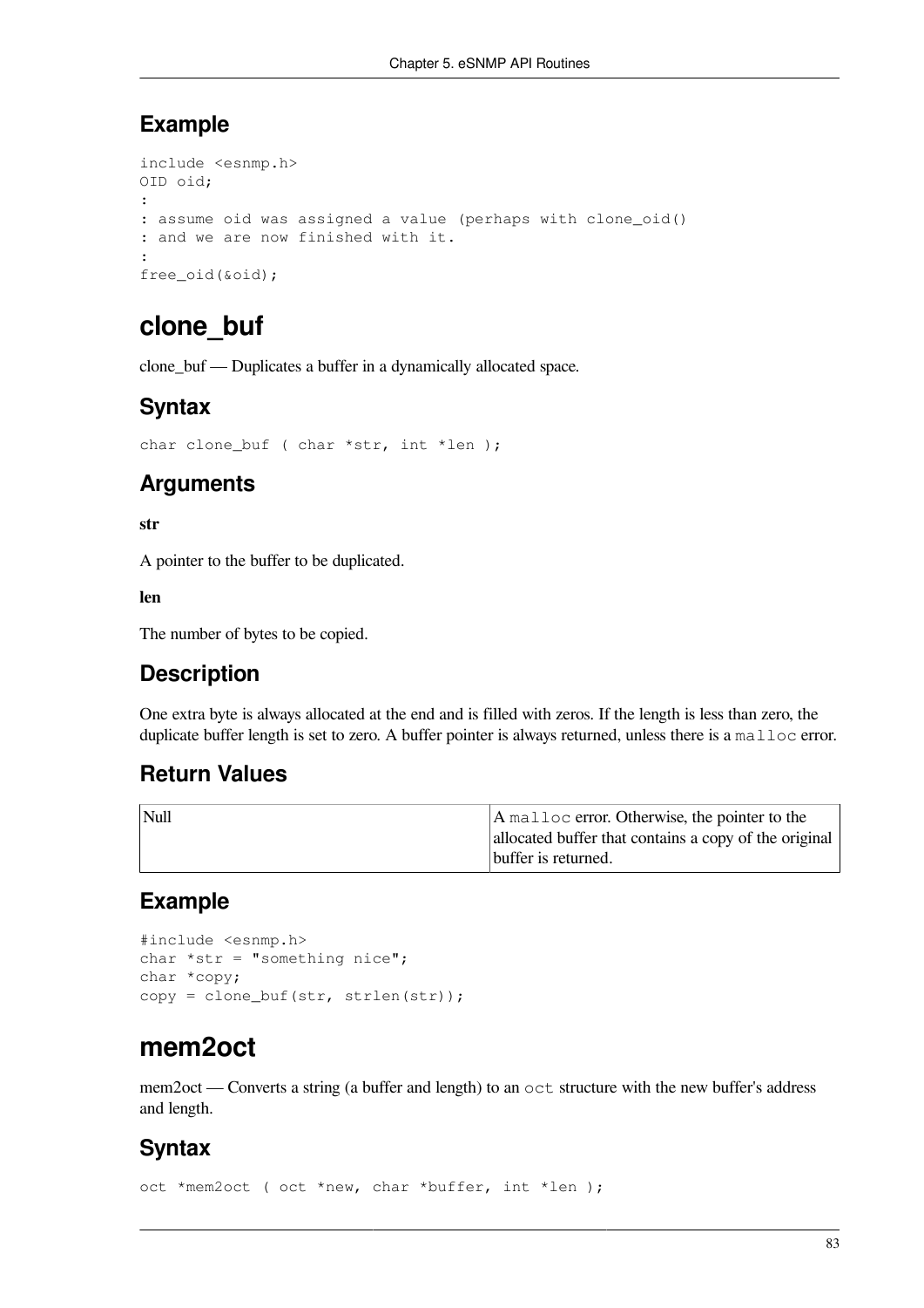## Example

```
include <esnmp.h>
OID oid;
:
: assume oid was assigned a value (perhaps with clone_oid()
: and we are now finished with it.
:
free_oid(&oid);
```

# clone_buf

clone_buf — Duplicates a buffer in a dynamically allocated space.

## Syntax

```
char clone_buf ( char *str, int *len );
```

## Arguments

**str**

A pointer to the buffer to be duplicated.

**len**

The number of bytes to be copied.

## Description

One extra byte is always allocated at the end and is filled with zeros. If the length is less than zero, the duplicate buffer length is set to zero. A buffer pointer is always returned, unless there is a `malloc` error.

## Return Values

| | |
|---|---|
| Null | A `malloc` error. Otherwise, the pointer to the allocated buffer that contains a copy of the original buffer is returned. |

## Example

```
#include <esnmp.h>
char *str = "something nice";
char *copy;
copy = clone_buf(str, strlen(str));
```

# mem2oct

mem2oct — Converts a string (a buffer and length) to an `oct` structure with the new buffer's address and length.

## Syntax

```
oct *mem2oct ( oct *new, char *buffer, int *len );
```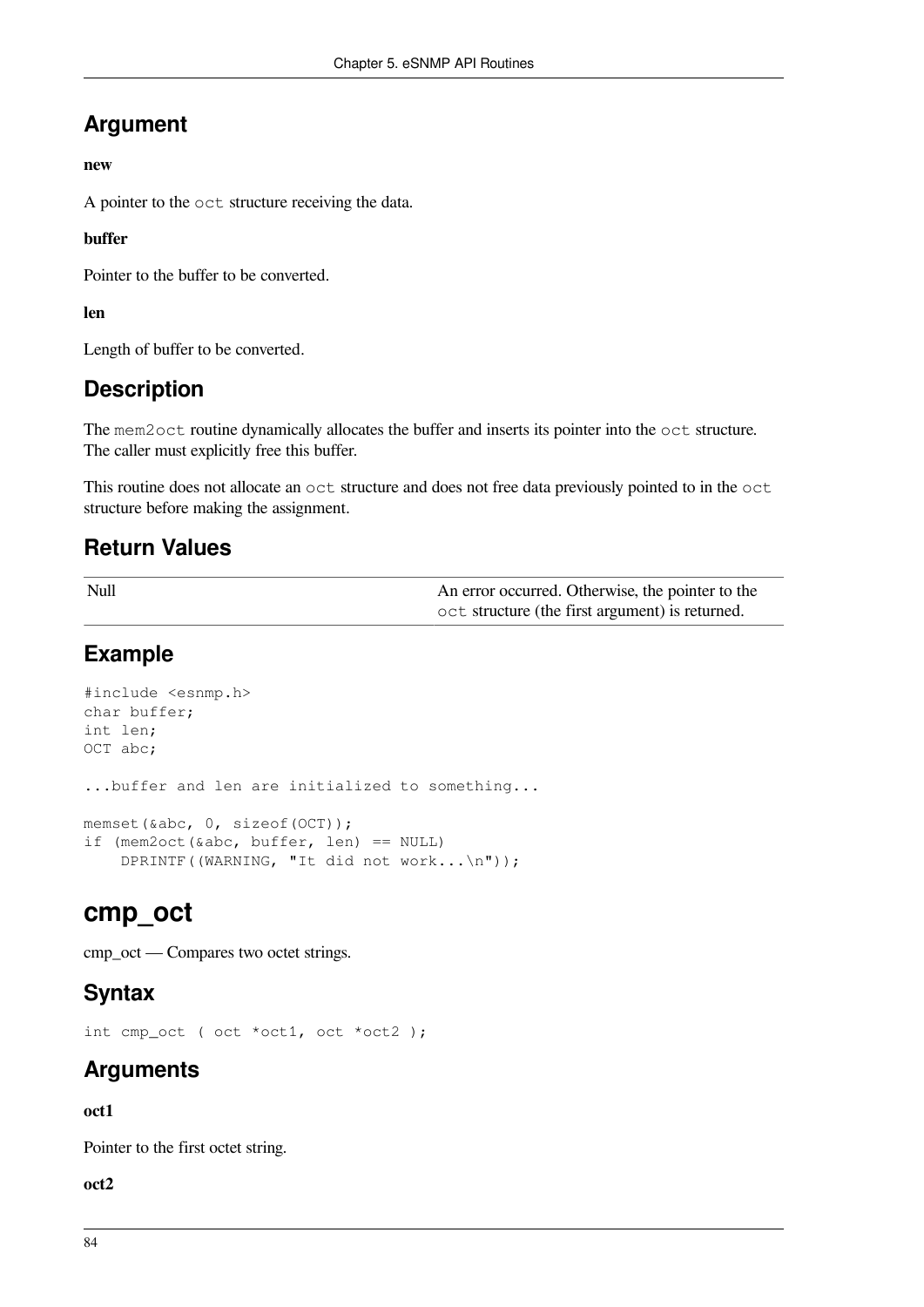## Argument

**new**

A pointer to the `oct` structure receiving the data.

**buffer**

Pointer to the buffer to be converted.

**len**

Length of buffer to be converted.

## Description

The `mem2oct` routine dynamically allocates the buffer and inserts its pointer into the `oct` structure. The caller must explicitly free this buffer.

This routine does not allocate an `oct` structure and does not free data previously pointed to in the `oct` structure before making the assignment.

## Return Values

| | |
|---|---|
| Null | An error occurred. Otherwise, the pointer to the `oct` structure (the first argument) is returned. |

## Example

```
#include <esnmp.h>
char buffer;
int len;
OCT abc;

...buffer and len are initialized to something...

memset(&abc, 0, sizeof(OCT));
if (mem2oct(&abc, buffer, len) == NULL)
    DPRINTF((WARNING, "It did not work...\n"));
```

# cmp_oct

cmp_oct — Compares two octet strings.

## Syntax

```
int cmp_oct ( oct *oct1, oct *oct2 );
```

## Arguments

**oct1**

Pointer to the first octet string.

**oct2**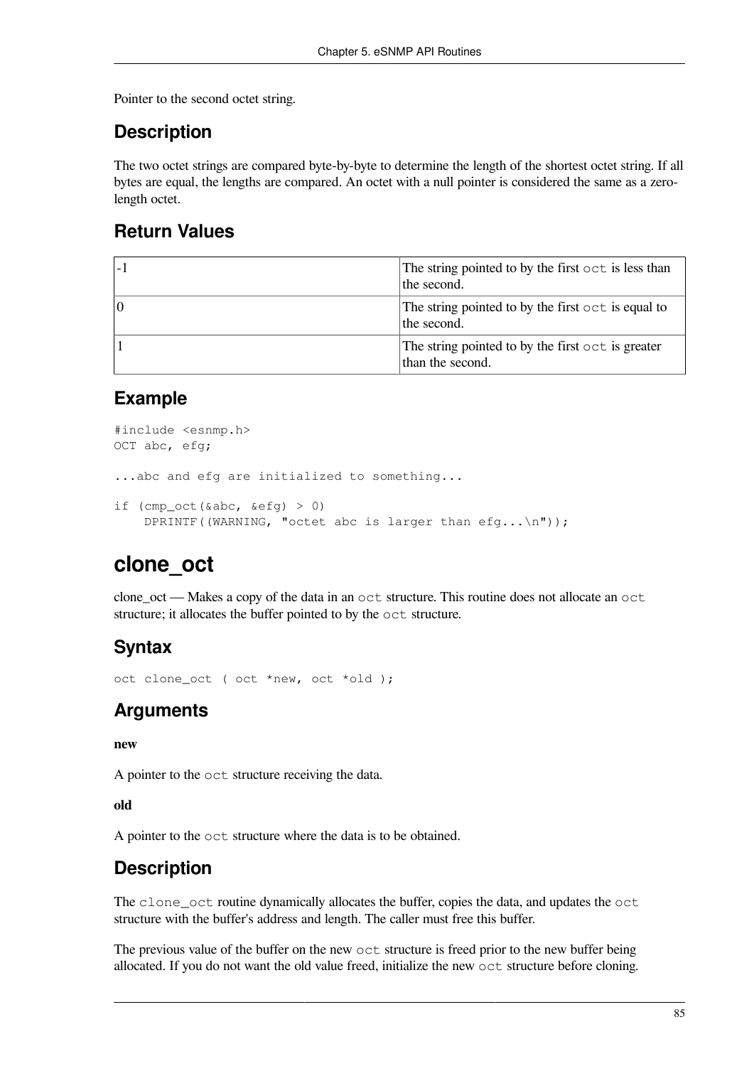Pointer to the second octet string.

## Description

The two octet strings are compared byte-by-byte to determine the length of the shortest octet string. If all bytes are equal, the lengths are compared. An octet with a null pointer is considered the same as a zero-length octet.

## Return Values

| | |
|---|---|
| -1 | The string pointed to by the first `oct` is less than the second. |
| 0 | The string pointed to by the first `oct` is equal to the second. |
| 1 | The string pointed to by the first `oct` is greater than the second. |

## Example

```
#include <esnmp.h>
OCT abc, efg;

...abc and efg are initialized to something...

if (cmp_oct(&abc, &efg) > 0)
    DPRINTF((WARNING, "octet abc is larger than efg...\n"));
```

# clone_oct

clone_oct — Makes a copy of the data in an `oct` structure. This routine does not allocate an `oct` structure; it allocates the buffer pointed to by the `oct` structure.

## Syntax

```
oct clone_oct ( oct *new, oct *old );
```

## Arguments

**new**

A pointer to the `oct` structure receiving the data.

**old**

A pointer to the `oct` structure where the data is to be obtained.

## Description

The `clone_oct` routine dynamically allocates the buffer, copies the data, and updates the `oct` structure with the buffer's address and length. The caller must free this buffer.

The previous value of the buffer on the new `oct` structure is freed prior to the new buffer being allocated. If you do not want the old value freed, initialize the new `oct` structure before cloning.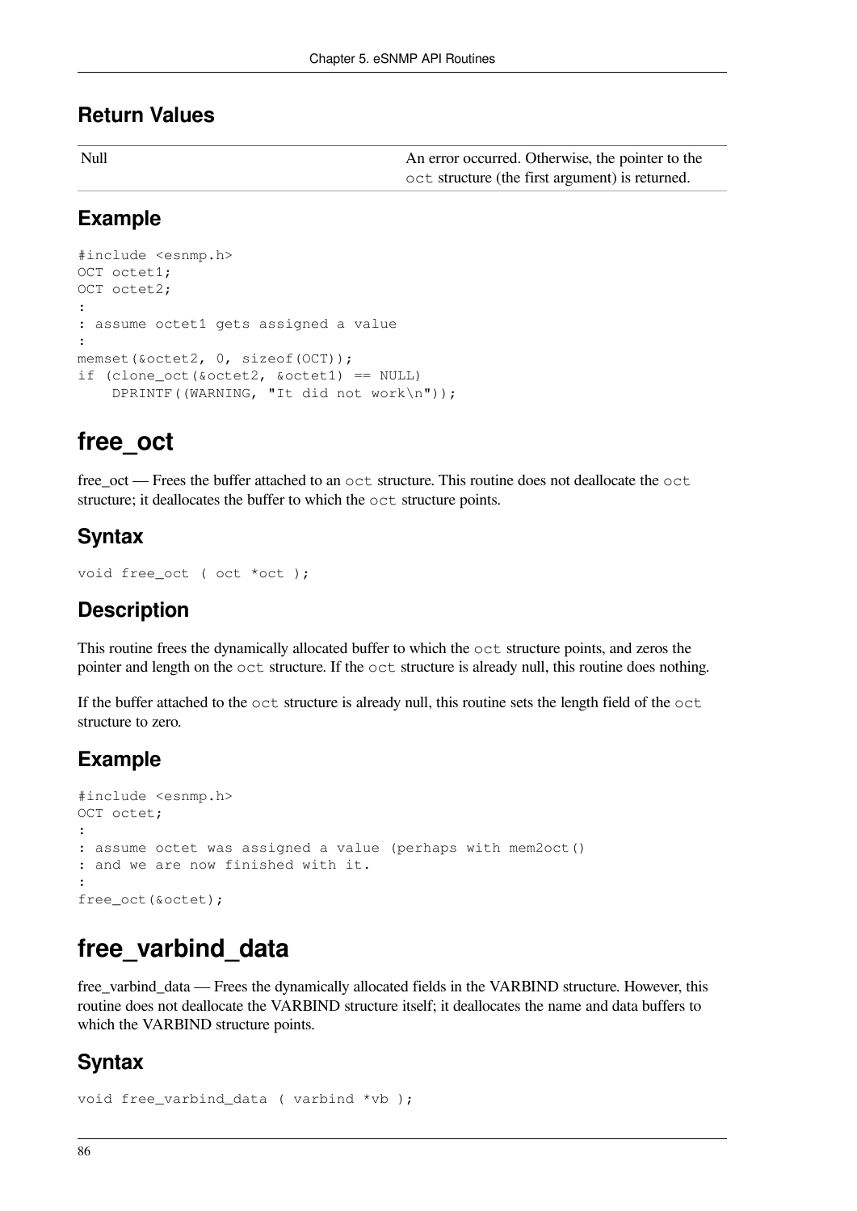### Return Values

| | |
|---|---|
| Null | An error occurred. Otherwise, the pointer to the `oct` structure (the first argument) is returned. |

### Example

```
#include <esnmp.h>
OCT octet1;
OCT octet2;
:
: assume octet1 gets assigned a value
:
memset(&octet2, 0, sizeof(OCT));
if (clone_oct(&octet2, &octet1) == NULL)
    DPRINTF((WARNING, "It did not work\n"));
```

## free_oct

free_oct — Frees the buffer attached to an `oct` structure. This routine does not deallocate the `oct` structure; it deallocates the buffer to which the `oct` structure points.

### Syntax

```
void free_oct ( oct *oct );
```

### Description

This routine frees the dynamically allocated buffer to which the `oct` structure points, and zeros the pointer and length on the `oct` structure. If the `oct` structure is already null, this routine does nothing.

If the buffer attached to the `oct` structure is already null, this routine sets the length field of the `oct` structure to zero.

### Example

```
#include <esnmp.h>
OCT octet;
:
: assume octet was assigned a value (perhaps with mem2oct()
: and we are now finished with it.
:
free_oct(&octet);
```

## free_varbind_data

free_varbind_data — Frees the dynamically allocated fields in the VARBIND structure. However, this routine does not deallocate the VARBIND structure itself; it deallocates the name and data buffers to which the VARBIND structure points.

### Syntax

```
void free_varbind_data ( varbind *vb );
```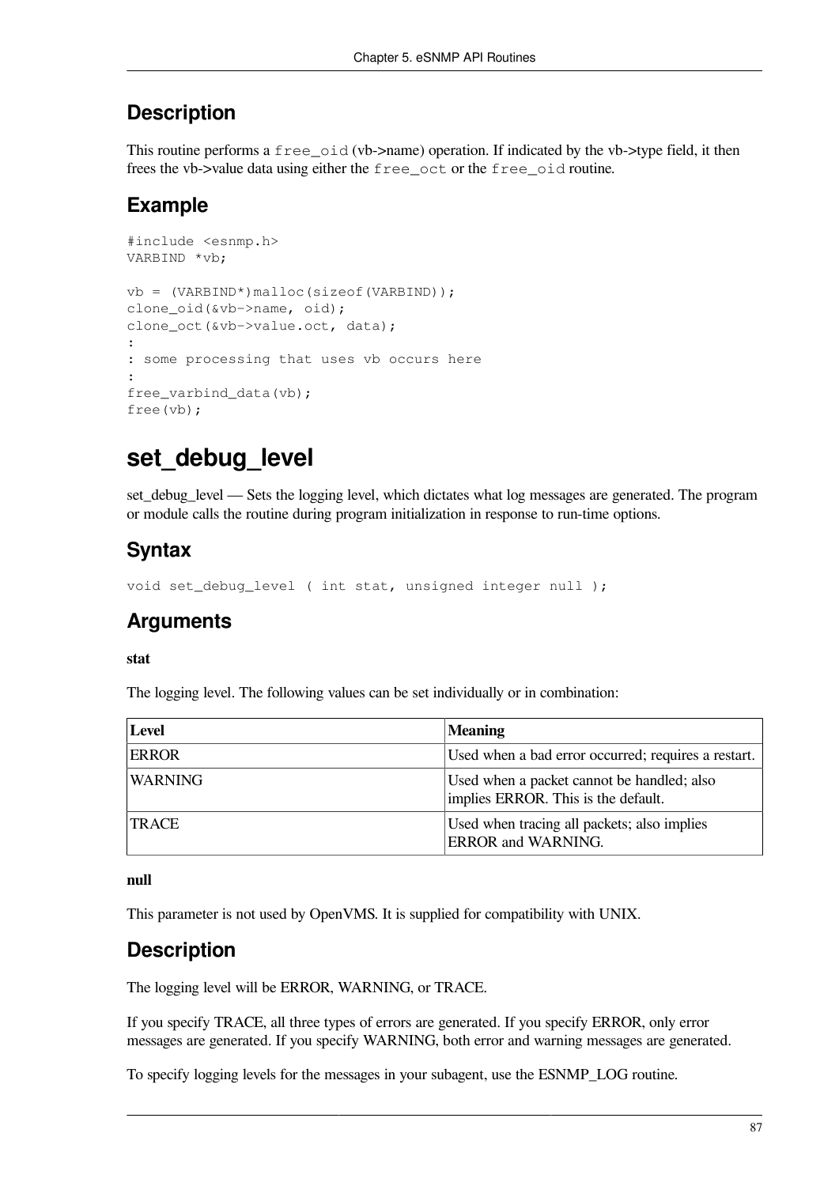## Description

This routine performs a `free_oid` (vb->name) operation. If indicated by the vb->type field, it then frees the vb->value data using either the `free_oct` or the `free_oid` routine.

## Example

```
#include <esnmp.h>
VARBIND *vb;

vb = (VARBIND*)malloc(sizeof(VARBIND));
clone_oid(&vb->name, oid);
clone_oct(&vb->value.oct, data);
:
: some processing that uses vb occurs here
:
free_varbind_data(vb);
free(vb);
```

# set_debug_level

set_debug_level — Sets the logging level, which dictates what log messages are generated. The program or module calls the routine during program initialization in response to run-time options.

## Syntax

```
void set_debug_level ( int stat, unsigned integer null );
```

## Arguments

**stat**

The logging level. The following values can be set individually or in combination:

| Level | Meaning |
|---|---|
| ERROR | Used when a bad error occurred; requires a restart. |
| WARNING | Used when a packet cannot be handled; also implies ERROR. This is the default. |
| TRACE | Used when tracing all packets; also implies ERROR and WARNING. |

**null**

This parameter is not used by OpenVMS. It is supplied for compatibility with UNIX.

## Description

The logging level will be ERROR, WARNING, or TRACE.

If you specify TRACE, all three types of errors are generated. If you specify ERROR, only error messages are generated. If you specify WARNING, both error and warning messages are generated.

To specify logging levels for the messages in your subagent, use the ESNMP_LOG routine.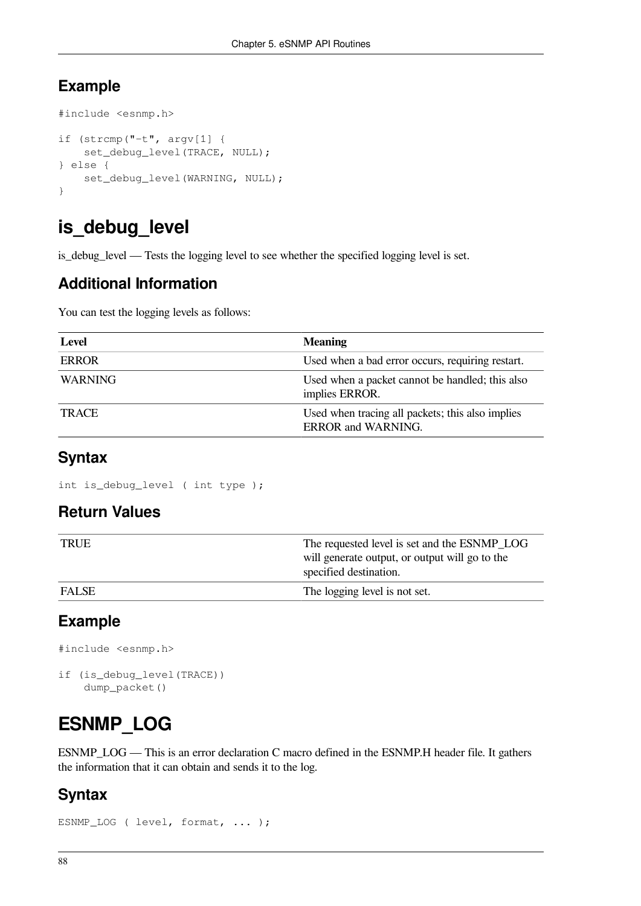## Example

```
#include <esnmp.h>

if (strcmp("-t", argv[1] {
    set_debug_level(TRACE, NULL);
} else {
    set_debug_level(WARNING, NULL);
}
```

# is_debug_level

is_debug_level — Tests the logging level to see whether the specified logging level is set.

## Additional Information

You can test the logging levels as follows:

| Level | Meaning |
|---|---|
| ERROR | Used when a bad error occurs, requiring restart. |
| WARNING | Used when a packet cannot be handled; this also implies ERROR. |
| TRACE | Used when tracing all packets; this also implies ERROR and WARNING. |

## Syntax

```
int is_debug_level ( int type );
```

## Return Values

| | |
|---|---|
| TRUE | The requested level is set and the ESNMP_LOG will generate output, or output will go to the specified destination. |
| FALSE | The logging level is not set. |

## Example

```
#include <esnmp.h>

if (is_debug_level(TRACE))
    dump_packet()
```

# ESNMP_LOG

ESNMP_LOG — This is an error declaration C macro defined in the ESNMP.H header file. It gathers the information that it can obtain and sends it to the log.

## Syntax

```
ESNMP_LOG ( level, format, ... );
```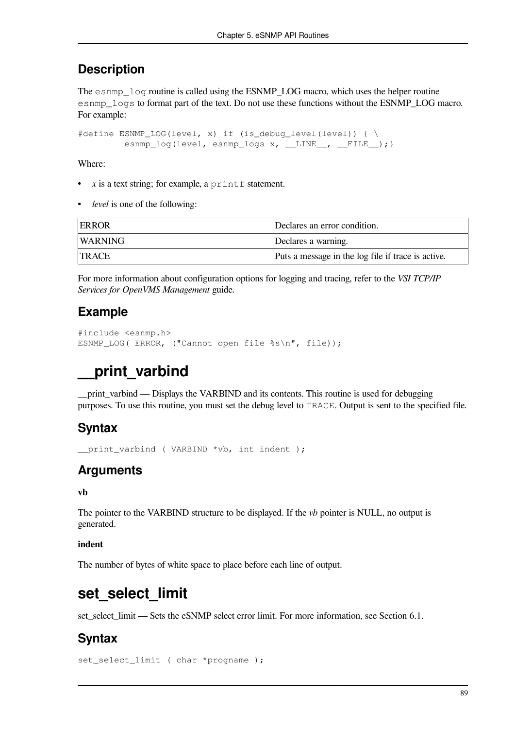## Description

The `esnmp_log` routine is called using the ESNMP_LOG macro, which uses the helper routine `esnmp_logs` to format part of the text. Do not use these functions without the ESNMP_LOG macro. For example:

```
#define ESNMP_LOG(level, x) if (is_debug_level(level)) { \
         esnmp_log(level, esnmp_logs x, __LINE__, __FILE__);}
```

Where:

- *x* is a text string; for example, a `printf` statement.
- *level* is one of the following:

| | |
|---|---|
| ERROR | Declares an error condition. |
| WARNING | Declares a warning. |
| TRACE | Puts a message in the log file if trace is active. |

For more information about configuration options for logging and tracing, refer to the *VSI TCP/IP Services for OpenVMS Management* guide.

## Example

```
#include <esnmp.h>
ESNMP_LOG( ERROR, ("Cannot open file %s\n", file));
```

# __print_varbind

__print_varbind — Displays the VARBIND and its contents. This routine is used for debugging purposes. To use this routine, you must set the debug level to `TRACE`. Output is sent to the specified file.

## Syntax

```
__print_varbind ( VARBIND *vb, int indent );
```

## Arguments

**vb**

The pointer to the VARBIND structure to be displayed. If the *vb* pointer is NULL, no output is generated.

**indent**

The number of bytes of white space to place before each line of output.

# set_select_limit

set_select_limit — Sets the eSNMP select error limit. For more information, see Section 6.1.

## Syntax

```
set_select_limit ( char *progname );
```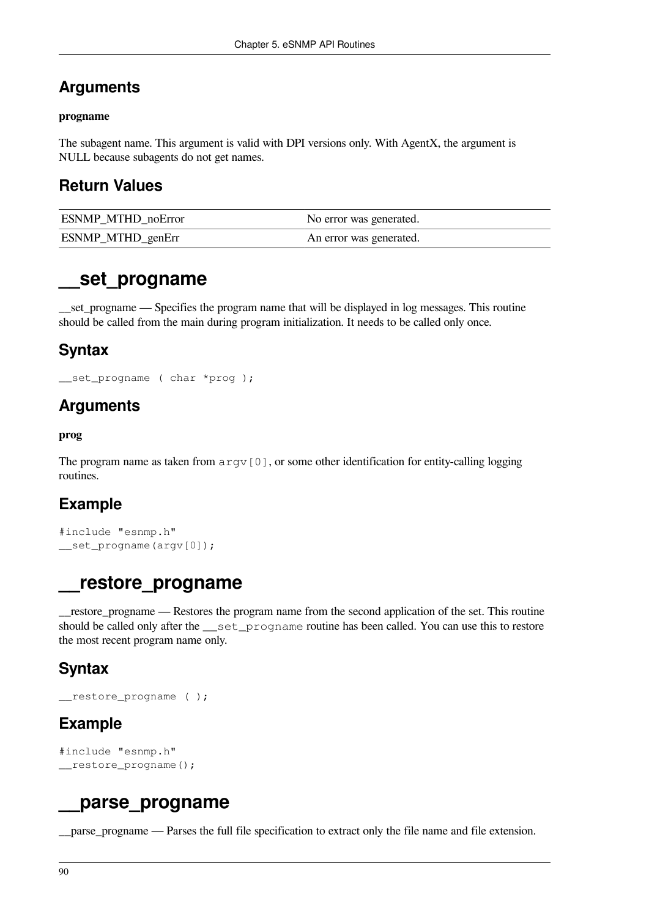## Arguments

**progname**

The subagent name. This argument is valid with DPI versions only. With AgentX, the argument is NULL because subagents do not get names.

## Return Values

| | |
|---|---|
| ESNMP_MTHD_noError | No error was generated. |
| ESNMP_MTHD_genErr | An error was generated. |

# __set_progname

__set_progname — Specifies the program name that will be displayed in log messages. This routine should be called from the main during program initialization. It needs to be called only once.

## Syntax

```
__set_progname ( char *prog );
```

## Arguments

**prog**

The program name as taken from `argv[0]`, or some other identification for entity-calling logging routines.

## Example

```
#include "esnmp.h"
__set_progname(argv[0]);
```

# __restore_progname

__restore_progname — Restores the program name from the second application of the set. This routine should be called only after the `__set_progname` routine has been called. You can use this to restore the most recent program name only.

## Syntax

```
__restore_progname ( );
```

## Example

```
#include "esnmp.h"
__restore_progname();
```

# __parse_progname

__parse_progname — Parses the full file specification to extract only the file name and file extension.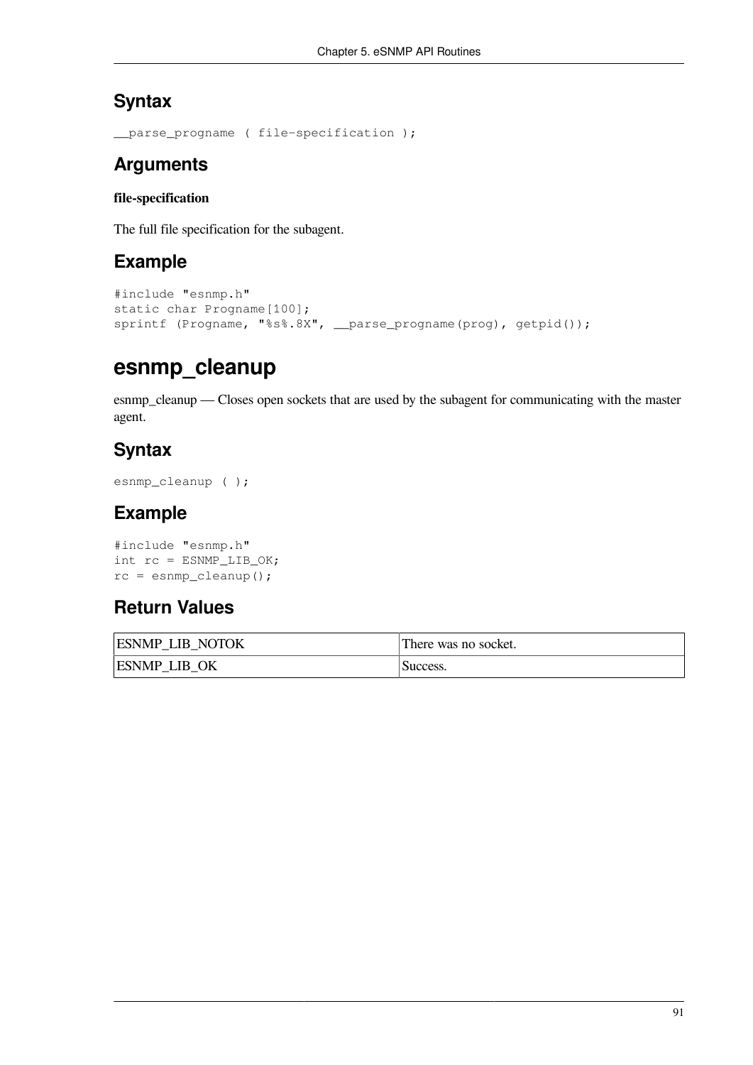### Syntax

```
__parse_progname ( file-specification );
```

### Arguments

**file-specification**

The full file specification for the subagent.

### Example

```
#include "esnmp.h"
static char Progname[100];
sprintf (Progname, "%s%.8X", __parse_progname(prog), getpid());
```

## esnmp_cleanup

esnmp_cleanup — Closes open sockets that are used by the subagent for communicating with the master agent.

### Syntax

```
esnmp_cleanup ( );
```

### Example

```
#include "esnmp.h"
int rc = ESNMP_LIB_OK;
rc = esnmp_cleanup();
```

### Return Values

| | |
|---|---|
| ESNMP_LIB_NOTOK | There was no socket. |
| ESNMP_LIB_OK | Success. |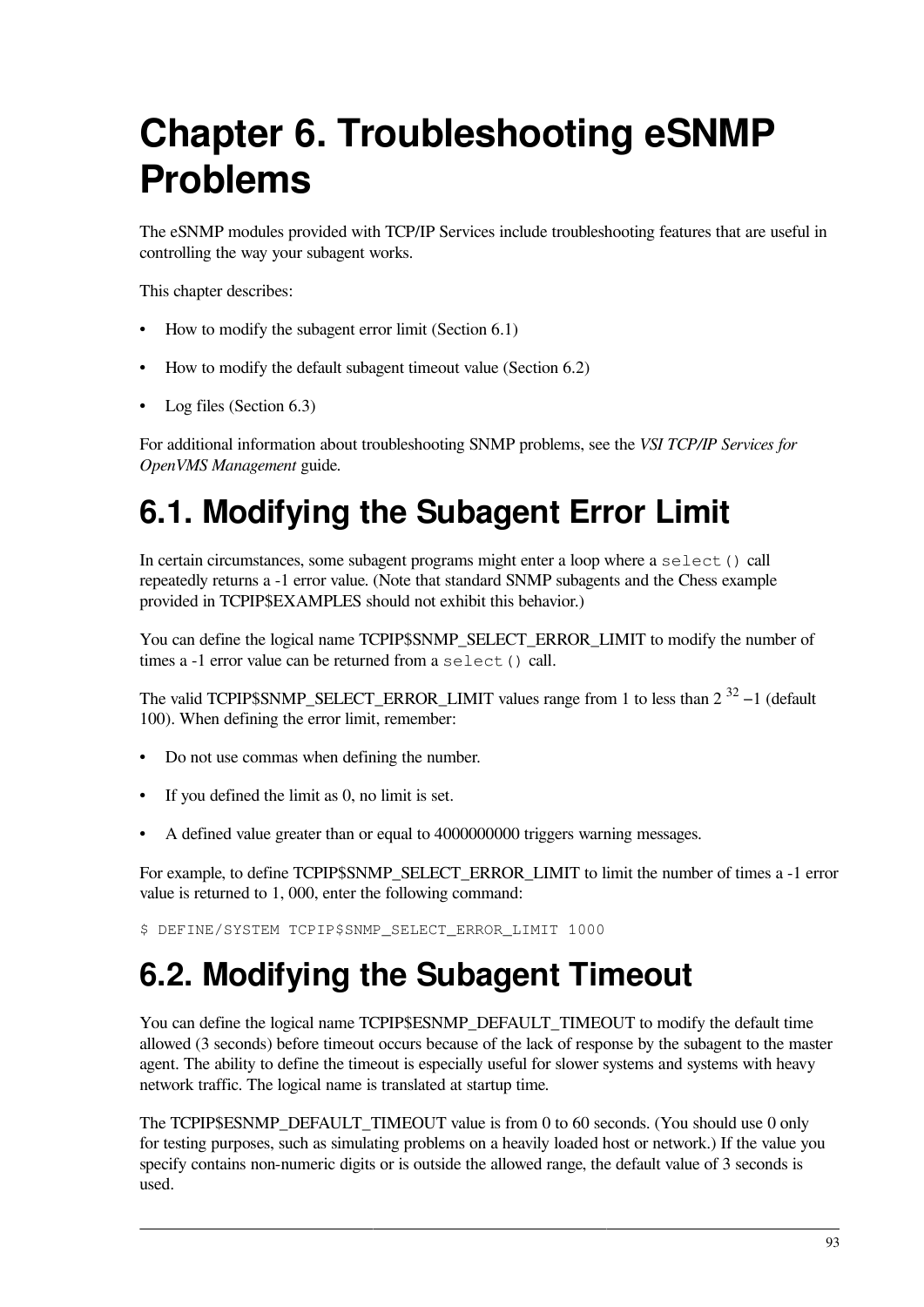# Chapter 6. Troubleshooting eSNMP Problems

The eSNMP modules provided with TCP/IP Services include troubleshooting features that are useful in controlling the way your subagent works.

This chapter describes:

- How to modify the subagent error limit (Section 6.1)
- How to modify the default subagent timeout value (Section 6.2)
- Log files (Section 6.3)

For additional information about troubleshooting SNMP problems, see the *VSI TCP/IP Services for OpenVMS Management* guide.

# 6.1. Modifying the Subagent Error Limit

In certain circumstances, some subagent programs might enter a loop where a `select()` call repeatedly returns a -1 error value. (Note that standard SNMP subagents and the Chess example provided in TCPIP$EXAMPLES should not exhibit this behavior.)

You can define the logical name TCPIP$SNMP_SELECT_ERROR_LIMIT to modify the number of times a -1 error value can be returned from a `select()` call.

The valid TCPIP$SNMP_SELECT_ERROR_LIMIT values range from 1 to less than $2^{32}-1$ (default 100). When defining the error limit, remember:

- Do not use commas when defining the number.
- If you defined the limit as 0, no limit is set.
- A defined value greater than or equal to 4000000000 triggers warning messages.

For example, to define TCPIP$SNMP_SELECT_ERROR_LIMIT to limit the number of times a -1 error value is returned to 1, 000, enter the following command:

```
$ DEFINE/SYSTEM TCPIP$SNMP_SELECT_ERROR_LIMIT 1000
```

# 6.2. Modifying the Subagent Timeout

You can define the logical name TCPIP$ESNMP_DEFAULT_TIMEOUT to modify the default time allowed (3 seconds) before timeout occurs because of the lack of response by the subagent to the master agent. The ability to define the timeout is especially useful for slower systems and systems with heavy network traffic. The logical name is translated at startup time.

The TCPIP$ESNMP_DEFAULT_TIMEOUT value is from 0 to 60 seconds. (You should use 0 only for testing purposes, such as simulating problems on a heavily loaded host or network.) If the value you specify contains non-numeric digits or is outside the allowed range, the default value of 3 seconds is used.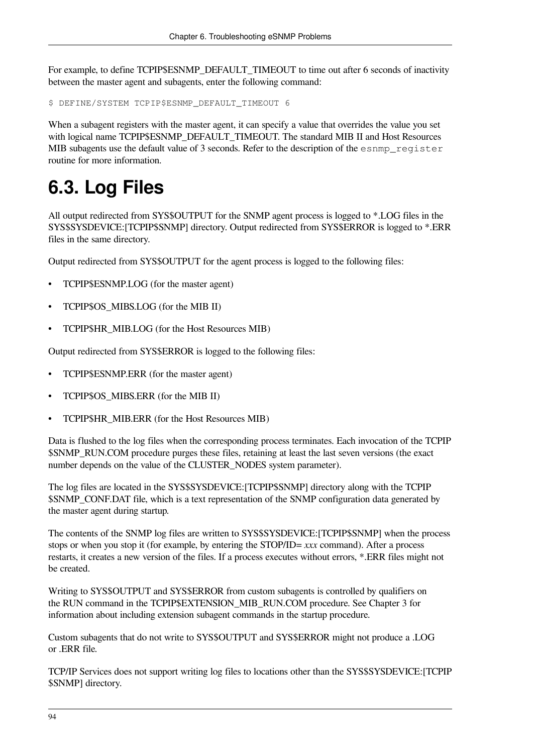For example, to define TCPIP$ESNMP_DEFAULT_TIMEOUT to time out after 6 seconds of inactivity between the master agent and subagents, enter the following command:

```
$ DEFINE/SYSTEM TCPIP$ESNMP_DEFAULT_TIMEOUT 6
```

When a subagent registers with the master agent, it can specify a value that overrides the value you set with logical name TCPIP$ESNMP_DEFAULT_TIMEOUT. The standard MIB II and Host Resources MIB subagents use the default value of 3 seconds. Refer to the description of the `esnmp_register` routine for more information.

# 6.3. Log Files

All output redirected from SYS$OUTPUT for the SNMP agent process is logged to *.LOG files in the SYS$SYSDEVICE:[TCPIP$SNMP] directory. Output redirected from SYS$ERROR is logged to *.ERR files in the same directory.

Output redirected from SYS$OUTPUT for the agent process is logged to the following files:

- TCPIP$ESNMP.LOG (for the master agent)
- TCPIP$OS_MIBS.LOG (for the MIB II)
- TCPIP$HR_MIB.LOG (for the Host Resources MIB)

Output redirected from SYS$ERROR is logged to the following files:

- TCPIP$ESNMP.ERR (for the master agent)
- TCPIP$OS_MIBS.ERR (for the MIB II)
- TCPIP$HR_MIB.ERR (for the Host Resources MIB)

Data is flushed to the log files when the corresponding process terminates. Each invocation of the TCPIP$SNMP_RUN.COM procedure purges these files, retaining at least the last seven versions (the exact number depends on the value of the CLUSTER_NODES system parameter).

The log files are located in the SYS$SYSDEVICE:[TCPIP$SNMP] directory along with the TCPIP$SNMP_CONF.DAT file, which is a text representation of the SNMP configuration data generated by the master agent during startup.

The contents of the SNMP log files are written to SYS$SYSDEVICE:[TCPIP$SNMP] when the process stops or when you stop it (for example, by entering the STOP/ID= *xxx* command). After a process restarts, it creates a new version of the files. If a process executes without errors, *.ERR files might not be created.

Writing to SYS$OUTPUT and SYS$ERROR from custom subagents is controlled by qualifiers on the RUN command in the TCPIP$EXTENSION_MIB_RUN.COM procedure. See Chapter 3 for information about including extension subagent commands in the startup procedure.

Custom subagents that do not write to SYS$OUTPUT and SYS$ERROR might not produce a .LOG or .ERR file.

TCP/IP Services does not support writing log files to locations other than the SYS$SYSDEVICE:[TCPIP$SNMP] directory.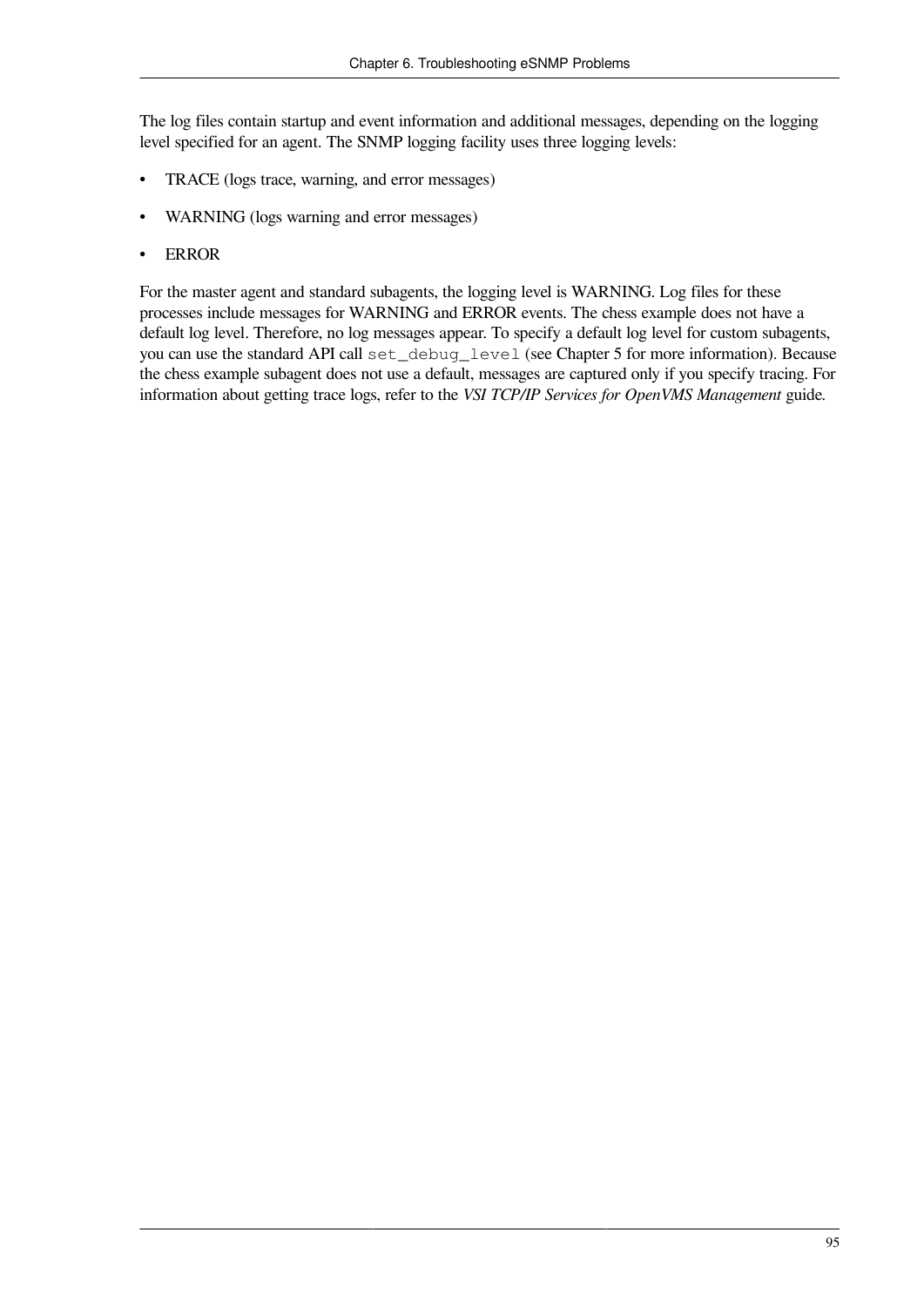The log files contain startup and event information and additional messages, depending on the logging level specified for an agent. The SNMP logging facility uses three logging levels:

- TRACE (logs trace, warning, and error messages)
- WARNING (logs warning and error messages)
- ERROR

For the master agent and standard subagents, the logging level is WARNING. Log files for these processes include messages for WARNING and ERROR events. The chess example does not have a default log level. Therefore, no log messages appear. To specify a default log level for custom subagents, you can use the standard API call `set_debug_level` (see Chapter 5 for more information). Because the chess example subagent does not use a default, messages are captured only if you specify tracing. For information about getting trace logs, refer to the *VSI TCP/IP Services for OpenVMS Management* guide.